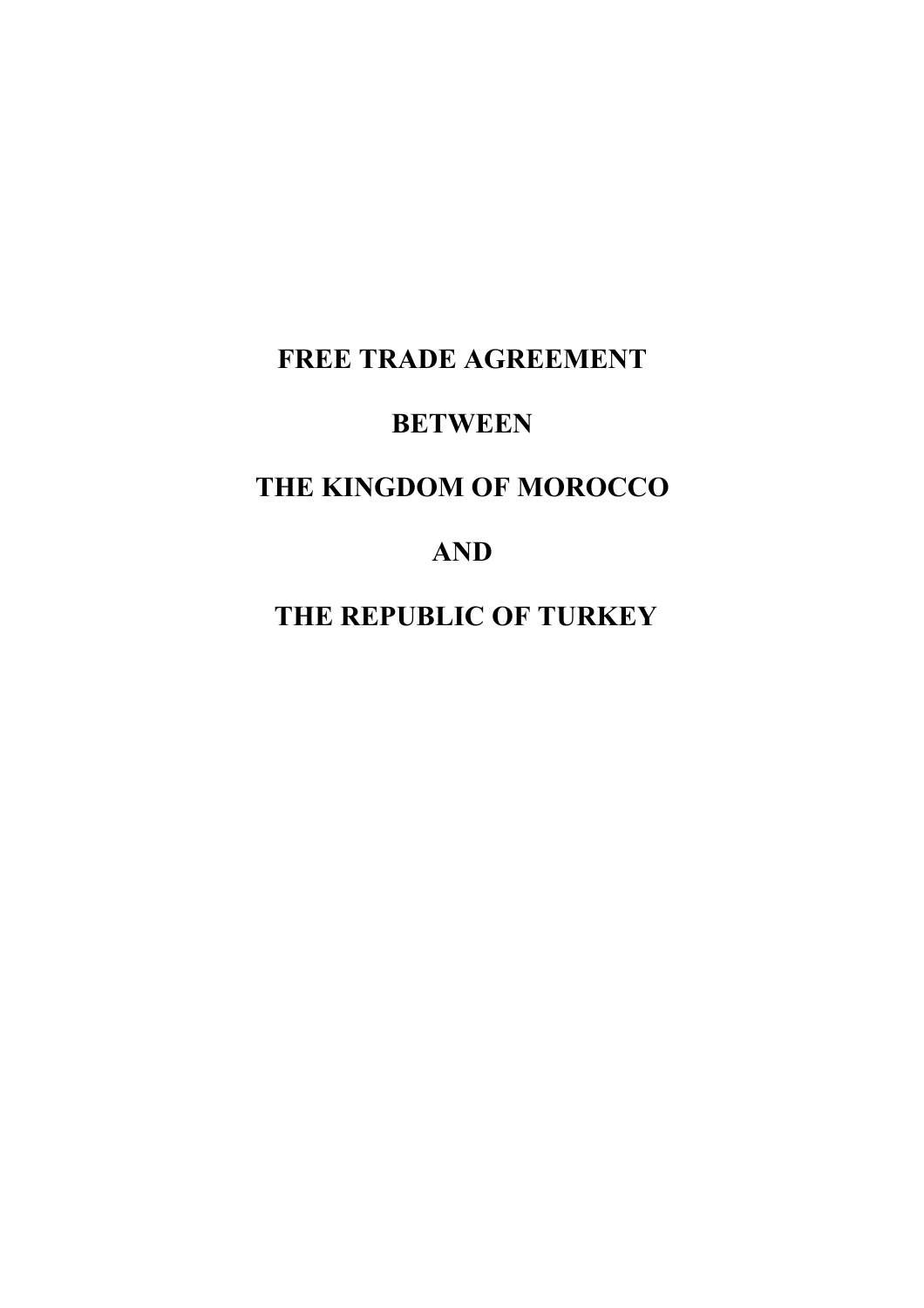# FREE TRADE AGREEMENT

# BETWEEN

# THE KINGDOM OF MOROCCO

# AND

# THE REPUBLIC OF TURKEY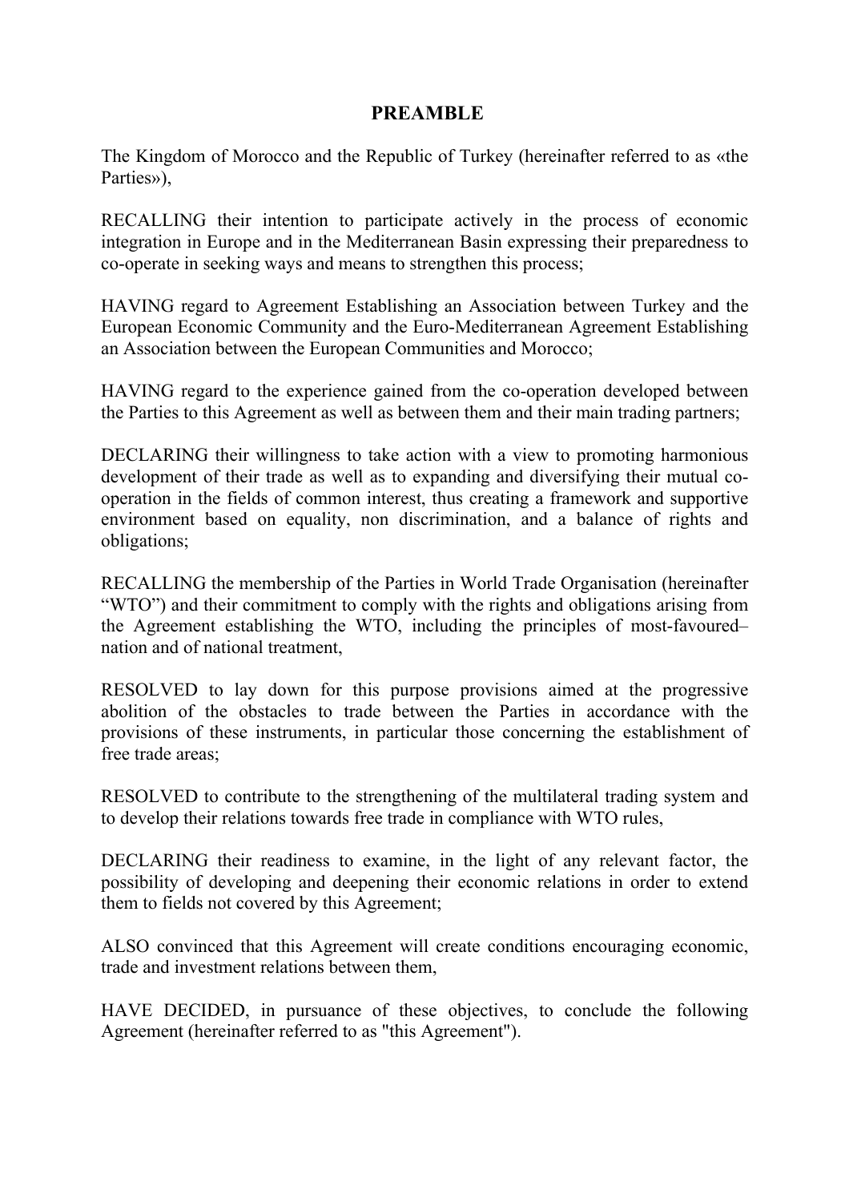# PREAMBLE

The Kingdom of Morocco and the Republic of Turkey (hereinafter referred to as «the Parties»),

RECALLING their intention to participate actively in the process of economic integration in Europe and in the Mediterranean Basin expressing their preparedness to co-operate in seeking ways and means to strengthen this process;

HAVING regard to Agreement Establishing an Association between Turkey and the European Economic Community and the Euro-Mediterranean Agreement Establishing an Association between the European Communities and Morocco;

HAVING regard to the experience gained from the co-operation developed between the Parties to this Agreement as well as between them and their main trading partners;

DECLARING their willingness to take action with a view to promoting harmonious development of their trade as well as to expanding and diversifying their mutual co-operation in the fields of common interest, thus creating a framework and supportive environment based on equality, non discrimination, and a balance of rights and obligations;

RECALLING the membership of the Parties in World Trade Organisation (hereinafter "WTO") and their commitment to comply with the rights and obligations arising from the Agreement establishing the WTO, including the principles of most-favoured–nation and of national treatment,

RESOLVED to lay down for this purpose provisions aimed at the progressive abolition of the obstacles to trade between the Parties in accordance with the provisions of these instruments, in particular those concerning the establishment of free trade areas;

RESOLVED to contribute to the strengthening of the multilateral trading system and to develop their relations towards free trade in compliance with WTO rules,

DECLARING their readiness to examine, in the light of any relevant factor, the possibility of developing and deepening their economic relations in order to extend them to fields not covered by this Agreement;

ALSO convinced that this Agreement will create conditions encouraging economic, trade and investment relations between them,

HAVE DECIDED, in pursuance of these objectives, to conclude the following Agreement (hereinafter referred to as "this Agreement").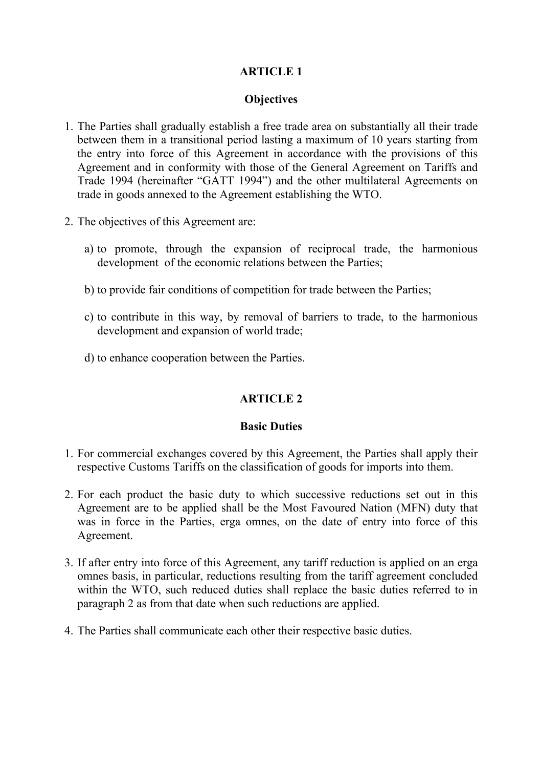## ARTICLE 1

### Objectives

1. The Parties shall gradually establish a free trade area on substantially all their trade between them in a transitional period lasting a maximum of 10 years starting from the entry into force of this Agreement in accordance with the provisions of this Agreement and in conformity with those of the General Agreement on Tariffs and Trade 1994 (hereinafter "GATT 1994") and the other multilateral Agreements on trade in goods annexed to the Agreement establishing the WTO.

2. The objectives of this Agreement are:

   a) to promote, through the expansion of reciprocal trade, the harmonious development of the economic relations between the Parties;

   b) to provide fair conditions of competition for trade between the Parties;

   c) to contribute in this way, by removal of barriers to trade, to the harmonious development and expansion of world trade;

   d) to enhance cooperation between the Parties.

## ARTICLE 2

### Basic Duties

1. For commercial exchanges covered by this Agreement, the Parties shall apply their respective Customs Tariffs on the classification of goods for imports into them.

2. For each product the basic duty to which successive reductions set out in this Agreement are to be applied shall be the Most Favoured Nation (MFN) duty that was in force in the Parties, erga omnes, on the date of entry into force of this Agreement.

3. If after entry into force of this Agreement, any tariff reduction is applied on an erga omnes basis, in particular, reductions resulting from the tariff agreement concluded within the WTO, such reduced duties shall replace the basic duties referred to in paragraph 2 as from that date when such reductions are applied.

4. The Parties shall communicate each other their respective basic duties.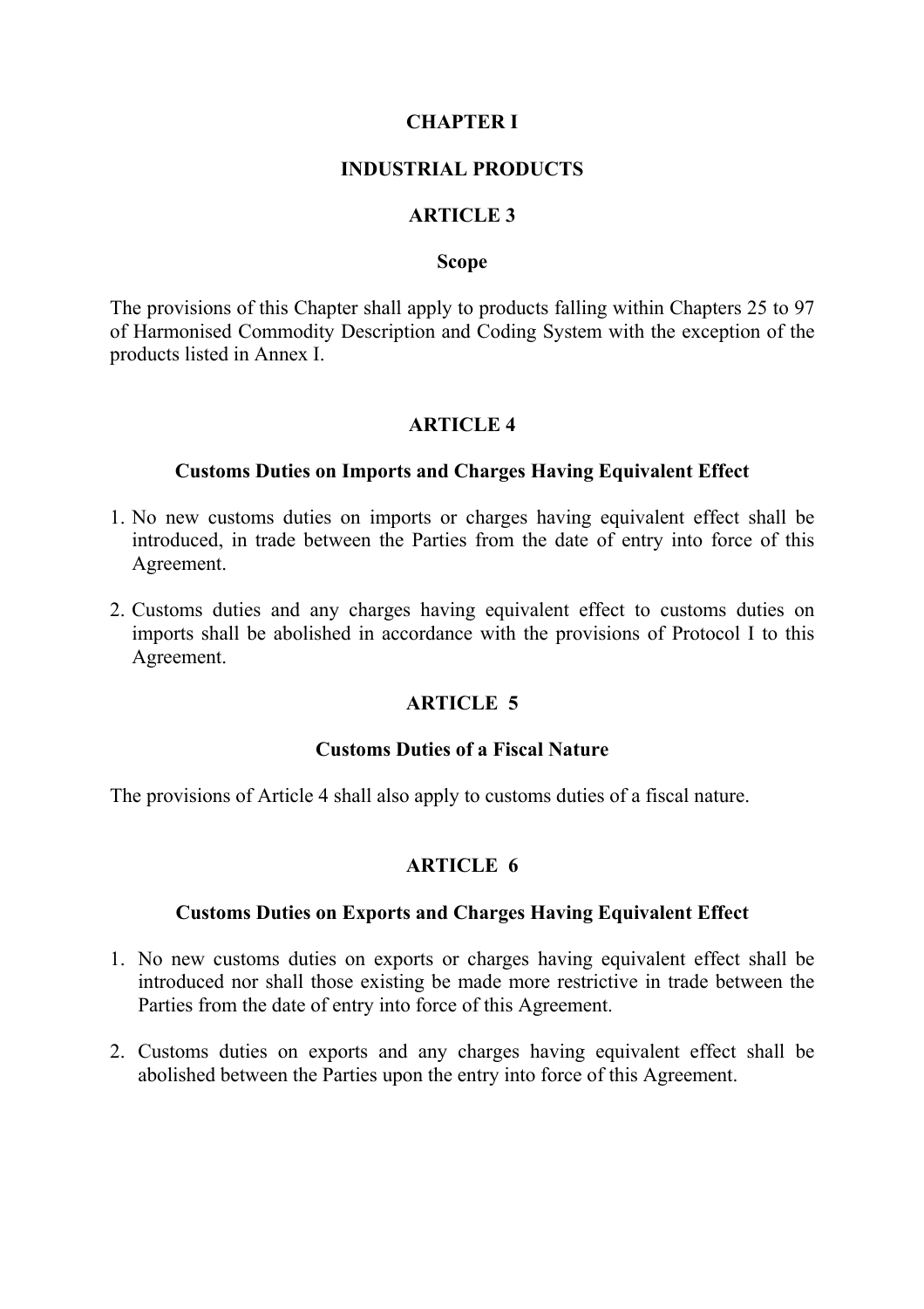# CHAPTER I

# INDUSTRIAL PRODUCTS

## ARTICLE 3

### Scope

The provisions of this Chapter shall apply to products falling within Chapters 25 to 97 of Harmonised Commodity Description and Coding System with the exception of the products listed in Annex I.

## ARTICLE 4

### Customs Duties on Imports and Charges Having Equivalent Effect

1. No new customs duties on imports or charges having equivalent effect shall be introduced, in trade between the Parties from the date of entry into force of this Agreement.
2. Customs duties and any charges having equivalent effect to customs duties on imports shall be abolished in accordance with the provisions of Protocol I to this Agreement.

## ARTICLE 5

### Customs Duties of a Fiscal Nature

The provisions of Article 4 shall also apply to customs duties of a fiscal nature.

## ARTICLE 6

### Customs Duties on Exports and Charges Having Equivalent Effect

1. No new customs duties on exports or charges having equivalent effect shall be introduced nor shall those existing be made more restrictive in trade between the Parties from the date of entry into force of this Agreement.
2. Customs duties on exports and any charges having equivalent effect shall be abolished between the Parties upon the entry into force of this Agreement.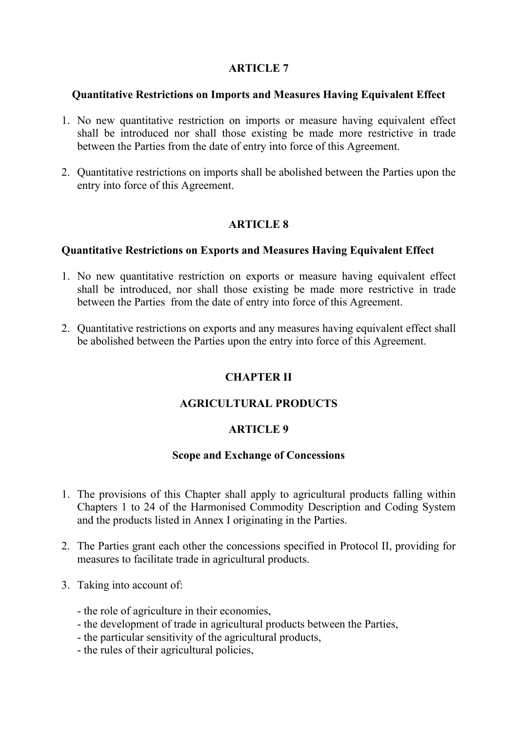## ARTICLE 7

### Quantitative Restrictions on Imports and Measures Having Equivalent Effect

1. No new quantitative restriction on imports or measure having equivalent effect shall be introduced nor shall those existing be made more restrictive in trade between the Parties from the date of entry into force of this Agreement.

2. Quantitative restrictions on imports shall be abolished between the Parties upon the entry into force of this Agreement.

## ARTICLE 8

### Quantitative Restrictions on Exports and Measures Having Equivalent Effect

1. No new quantitative restriction on exports or measure having equivalent effect shall be introduced, nor shall those existing be made more restrictive in trade between the Parties from the date of entry into force of this Agreement.

2. Quantitative restrictions on exports and any measures having equivalent effect shall be abolished between the Parties upon the entry into force of this Agreement.

# CHAPTER II

# AGRICULTURAL PRODUCTS

## ARTICLE 9

### Scope and Exchange of Concessions

1. The provisions of this Chapter shall apply to agricultural products falling within Chapters 1 to 24 of the Harmonised Commodity Description and Coding System and the products listed in Annex I originating in the Parties.

2. The Parties grant each other the concessions specified in Protocol II, providing for measures to facilitate trade in agricultural products.

3. Taking into account of:

   - the role of agriculture in their economies,
   - the development of trade in agricultural products between the Parties,
   - the particular sensitivity of the agricultural products,
   - the rules of their agricultural policies,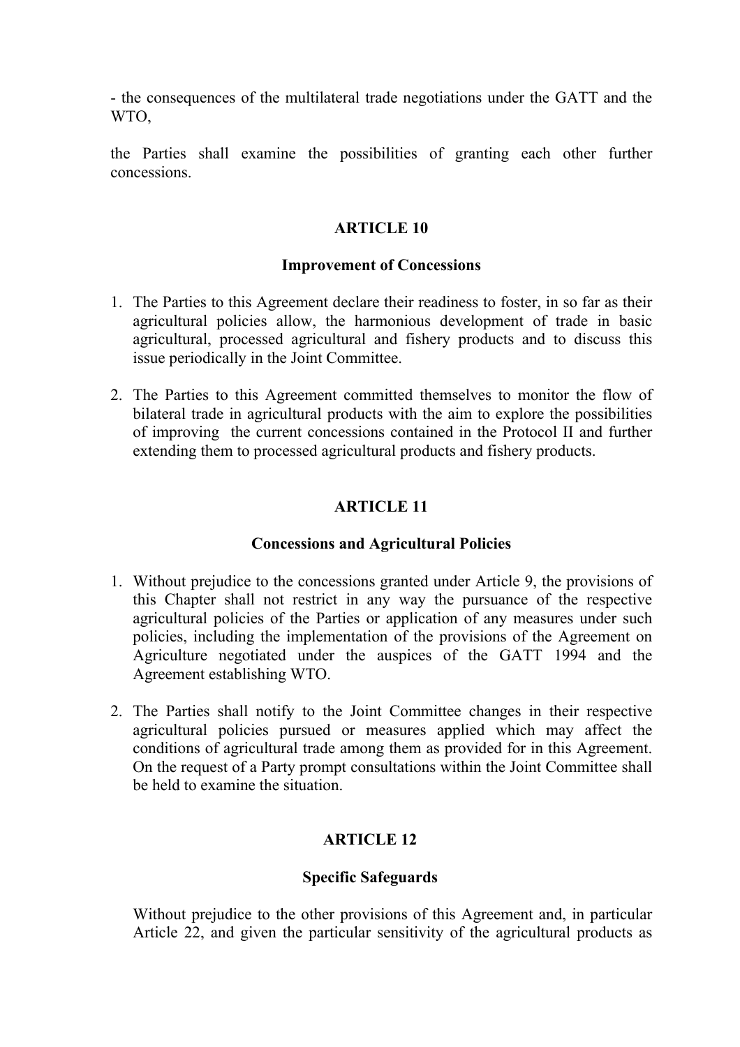- the consequences of the multilateral trade negotiations under the GATT and the WTO,

the Parties shall examine the possibilities of granting each other further concessions.

## ARTICLE 10

### Improvement of Concessions

1. The Parties to this Agreement declare their readiness to foster, in so far as their agricultural policies allow, the harmonious development of trade in basic agricultural, processed agricultural and fishery products and to discuss this issue periodically in the Joint Committee.

2. The Parties to this Agreement committed themselves to monitor the flow of bilateral trade in agricultural products with the aim to explore the possibilities of improving the current concessions contained in the Protocol II and further extending them to processed agricultural products and fishery products.

## ARTICLE 11

### Concessions and Agricultural Policies

1. Without prejudice to the concessions granted under Article 9, the provisions of this Chapter shall not restrict in any way the pursuance of the respective agricultural policies of the Parties or application of any measures under such policies, including the implementation of the provisions of the Agreement on Agriculture negotiated under the auspices of the GATT 1994 and the Agreement establishing WTO.

2. The Parties shall notify to the Joint Committee changes in their respective agricultural policies pursued or measures applied which may affect the conditions of agricultural trade among them as provided for in this Agreement. On the request of a Party prompt consultations within the Joint Committee shall be held to examine the situation.

## ARTICLE 12

### Specific Safeguards

Without prejudice to the other provisions of this Agreement and, in particular Article 22, and given the particular sensitivity of the agricultural products as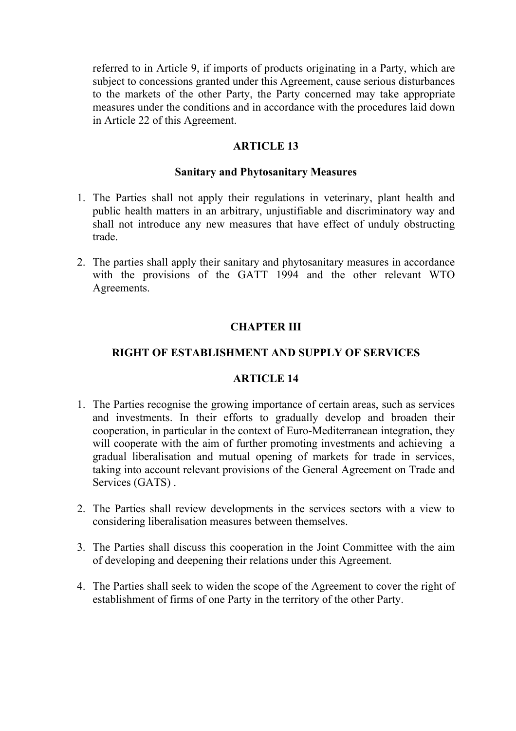referred to in Article 9, if imports of products originating in a Party, which are subject to concessions granted under this Agreement, cause serious disturbances to the markets of the other Party, the Party concerned may take appropriate measures under the conditions and in accordance with the procedures laid down in Article 22 of this Agreement.

## ARTICLE 13

### Sanitary and Phytosanitary Measures

1. The Parties shall not apply their regulations in veterinary, plant health and public health matters in an arbitrary, unjustifiable and discriminatory way and shall not introduce any new measures that have effect of unduly obstructing trade.

2. The parties shall apply their sanitary and phytosanitary measures in accordance with the provisions of the GATT 1994 and the other relevant WTO Agreements.

# CHAPTER III

## RIGHT OF ESTABLISHMENT AND SUPPLY OF SERVICES

## ARTICLE 14

1. The Parties recognise the growing importance of certain areas, such as services and investments. In their efforts to gradually develop and broaden their cooperation, in particular in the context of Euro-Mediterranean integration, they will cooperate with the aim of further promoting investments and achieving a gradual liberalisation and mutual opening of markets for trade in services, taking into account relevant provisions of the General Agreement on Trade and Services (GATS) .

2. The Parties shall review developments in the services sectors with a view to considering liberalisation measures between themselves.

3. The Parties shall discuss this cooperation in the Joint Committee with the aim of developing and deepening their relations under this Agreement.

4. The Parties shall seek to widen the scope of the Agreement to cover the right of establishment of firms of one Party in the territory of the other Party.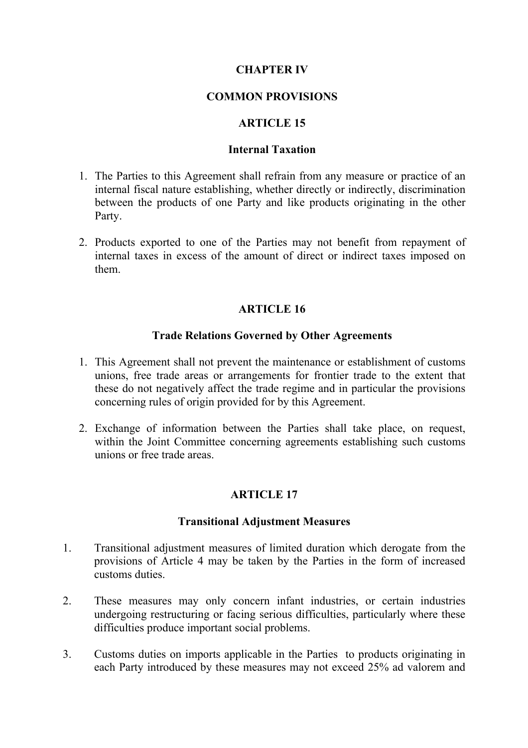## CHAPTER IV

## COMMON PROVISIONS

### ARTICLE 15

### Internal Taxation

1. The Parties to this Agreement shall refrain from any measure or practice of an internal fiscal nature establishing, whether directly or indirectly, discrimination between the products of one Party and like products originating in the other Party.

2. Products exported to one of the Parties may not benefit from repayment of internal taxes in excess of the amount of direct or indirect taxes imposed on them.

### ARTICLE 16

### Trade Relations Governed by Other Agreements

1. This Agreement shall not prevent the maintenance or establishment of customs unions, free trade areas or arrangements for frontier trade to the extent that these do not negatively affect the trade regime and in particular the provisions concerning rules of origin provided for by this Agreement.

2. Exchange of information between the Parties shall take place, on request, within the Joint Committee concerning agreements establishing such customs unions or free trade areas.

### ARTICLE 17

### Transitional Adjustment Measures

1. Transitional adjustment measures of limited duration which derogate from the provisions of Article 4 may be taken by the Parties in the form of increased customs duties.

2. These measures may only concern infant industries, or certain industries undergoing restructuring or facing serious difficulties, particularly where these difficulties produce important social problems.

3. Customs duties on imports applicable in the Parties to products originating in each Party introduced by these measures may not exceed 25% ad valorem and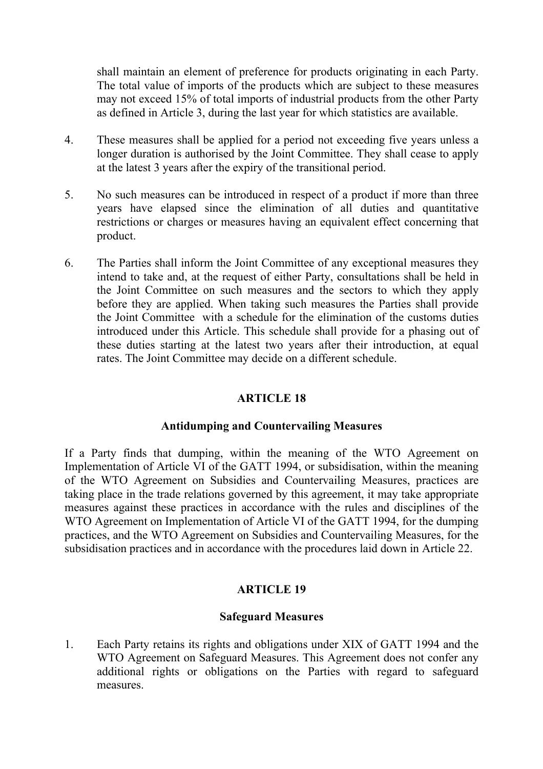shall maintain an element of preference for products originating in each Party. The total value of imports of the products which are subject to these measures may not exceed 15% of total imports of industrial products from the other Party as defined in Article 3, during the last year for which statistics are available.

4. These measures shall be applied for a period not exceeding five years unless a longer duration is authorised by the Joint Committee. They shall cease to apply at the latest 3 years after the expiry of the transitional period.

5. No such measures can be introduced in respect of a product if more than three years have elapsed since the elimination of all duties and quantitative restrictions or charges or measures having an equivalent effect concerning that product.

6. The Parties shall inform the Joint Committee of any exceptional measures they intend to take and, at the request of either Party, consultations shall be held in the Joint Committee on such measures and the sectors to which they apply before they are applied. When taking such measures the Parties shall provide the Joint Committee with a schedule for the elimination of the customs duties introduced under this Article. This schedule shall provide for a phasing out of these duties starting at the latest two years after their introduction, at equal rates. The Joint Committee may decide on a different schedule.

## ARTICLE 18

### Antidumping and Countervailing Measures

If a Party finds that dumping, within the meaning of the WTO Agreement on Implementation of Article VI of the GATT 1994, or subsidisation, within the meaning of the WTO Agreement on Subsidies and Countervailing Measures, practices are taking place in the trade relations governed by this agreement, it may take appropriate measures against these practices in accordance with the rules and disciplines of the WTO Agreement on Implementation of Article VI of the GATT 1994, for the dumping practices, and the WTO Agreement on Subsidies and Countervailing Measures, for the subsidisation practices and in accordance with the procedures laid down in Article 22.

## ARTICLE 19

### Safeguard Measures

1. Each Party retains its rights and obligations under XIX of GATT 1994 and the WTO Agreement on Safeguard Measures. This Agreement does not confer any additional rights or obligations on the Parties with regard to safeguard measures.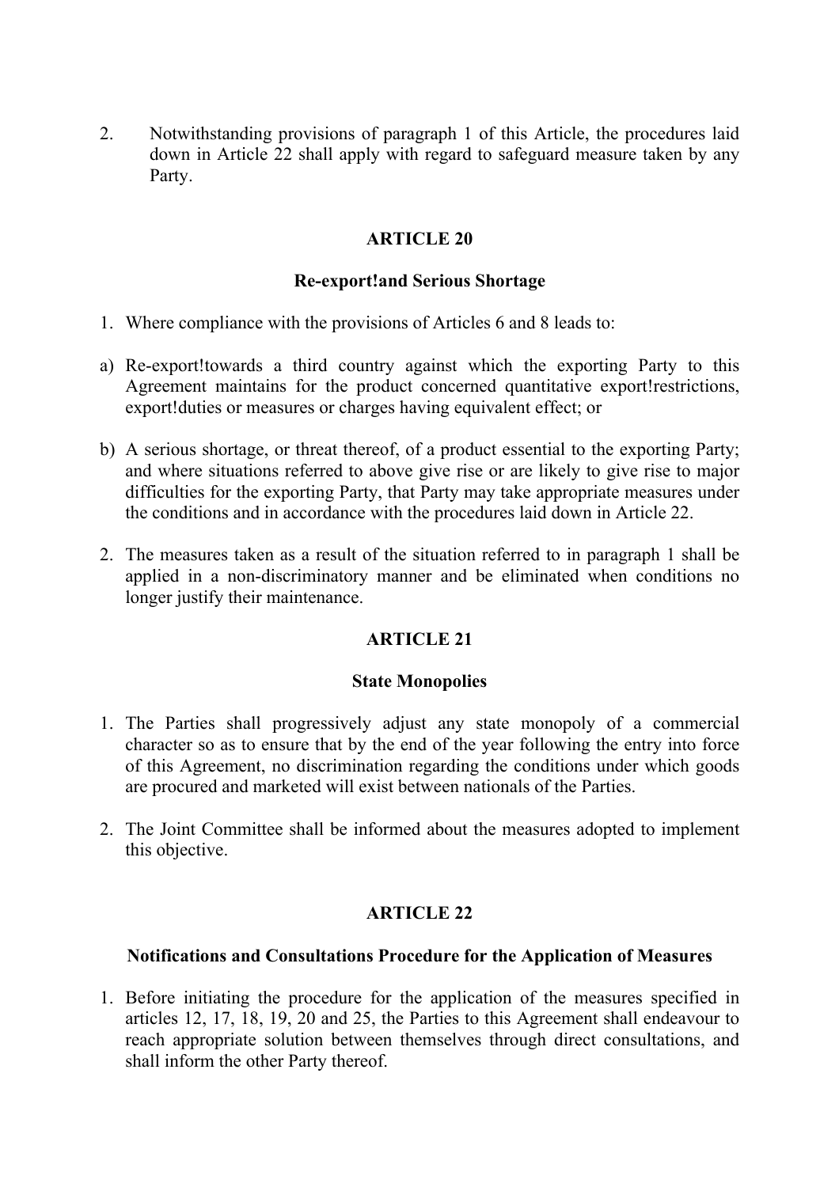2. Notwithstanding provisions of paragraph 1 of this Article, the procedures laid down in Article 22 shall apply with regard to safeguard measure taken by any Party.

## ARTICLE 20

### Re-export!and Serious Shortage

1. Where compliance with the provisions of Articles 6 and 8 leads to:

a) Re-export!towards a third country against which the exporting Party to this Agreement maintains for the product concerned quantitative export!restrictions, export!duties or measures or charges having equivalent effect; or

b) A serious shortage, or threat thereof, of a product essential to the exporting Party; and where situations referred to above give rise or are likely to give rise to major difficulties for the exporting Party, that Party may take appropriate measures under the conditions and in accordance with the procedures laid down in Article 22.

2. The measures taken as a result of the situation referred to in paragraph 1 shall be applied in a non-discriminatory manner and be eliminated when conditions no longer justify their maintenance.

## ARTICLE 21

### State Monopolies

1. The Parties shall progressively adjust any state monopoly of a commercial character so as to ensure that by the end of the year following the entry into force of this Agreement, no discrimination regarding the conditions under which goods are procured and marketed will exist between nationals of the Parties.

2. The Joint Committee shall be informed about the measures adopted to implement this objective.

## ARTICLE 22

### Notifications and Consultations Procedure for the Application of Measures

1. Before initiating the procedure for the application of the measures specified in articles 12, 17, 18, 19, 20 and 25, the Parties to this Agreement shall endeavour to reach appropriate solution between themselves through direct consultations, and shall inform the other Party thereof.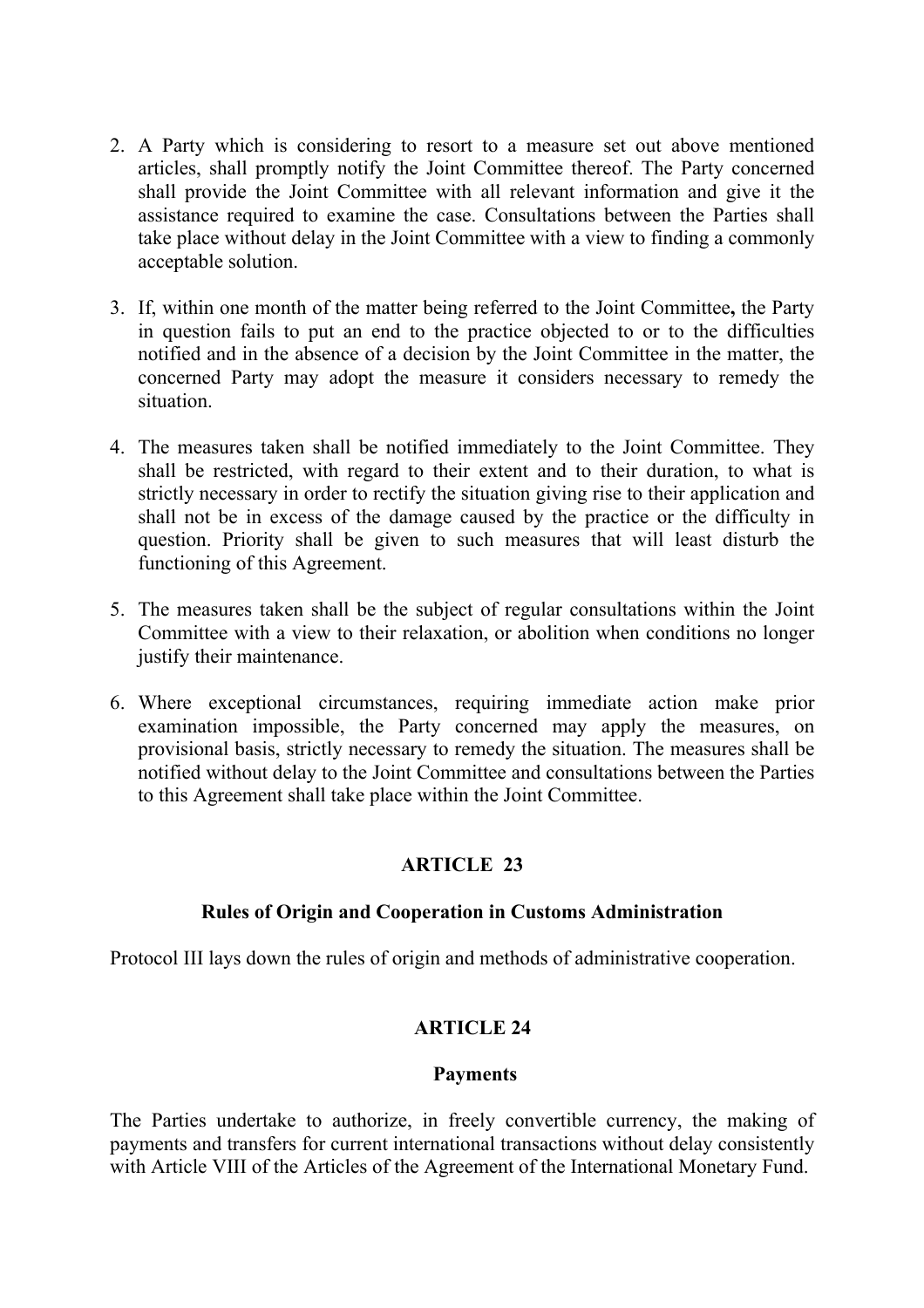2. A Party which is considering to resort to a measure set out above mentioned articles, shall promptly notify the Joint Committee thereof. The Party concerned shall provide the Joint Committee with all relevant information and give it the assistance required to examine the case. Consultations between the Parties shall take place without delay in the Joint Committee with a view to finding a commonly acceptable solution.

3. If, within one month of the matter being referred to the Joint Committee**,** the Party in question fails to put an end to the practice objected to or to the difficulties notified and in the absence of a decision by the Joint Committee in the matter, the concerned Party may adopt the measure it considers necessary to remedy the situation.

4. The measures taken shall be notified immediately to the Joint Committee. They shall be restricted, with regard to their extent and to their duration, to what is strictly necessary in order to rectify the situation giving rise to their application and shall not be in excess of the damage caused by the practice or the difficulty in question. Priority shall be given to such measures that will least disturb the functioning of this Agreement.

5. The measures taken shall be the subject of regular consultations within the Joint Committee with a view to their relaxation, or abolition when conditions no longer justify their maintenance.

6. Where exceptional circumstances, requiring immediate action make prior examination impossible, the Party concerned may apply the measures, on provisional basis, strictly necessary to remedy the situation. The measures shall be notified without delay to the Joint Committee and consultations between the Parties to this Agreement shall take place within the Joint Committee.

**ARTICLE 23**

**Rules of Origin and Cooperation in Customs Administration**

Protocol III lays down the rules of origin and methods of administrative cooperation.

**ARTICLE 24**

**Payments**

The Parties undertake to authorize, in freely convertible currency, the making of payments and transfers for current international transactions without delay consistently with Article VIII of the Articles of the Agreement of the International Monetary Fund.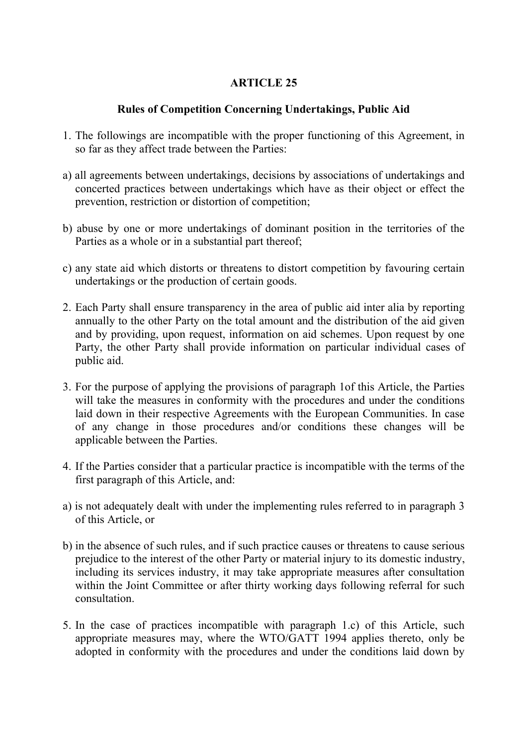# ARTICLE 25

## Rules of Competition Concerning Undertakings, Public Aid

1. The followings are incompatible with the proper functioning of this Agreement, in so far as they affect trade between the Parties:

a) all agreements between undertakings, decisions by associations of undertakings and concerted practices between undertakings which have as their object or effect the prevention, restriction or distortion of competition;

b) abuse by one or more undertakings of dominant position in the territories of the Parties as a whole or in a substantial part thereof;

c) any state aid which distorts or threatens to distort competition by favouring certain undertakings or the production of certain goods.

2. Each Party shall ensure transparency in the area of public aid inter alia by reporting annually to the other Party on the total amount and the distribution of the aid given and by providing, upon request, information on aid schemes. Upon request by one Party, the other Party shall provide information on particular individual cases of public aid.

3. For the purpose of applying the provisions of paragraph 1of this Article, the Parties will take the measures in conformity with the procedures and under the conditions laid down in their respective Agreements with the European Communities. In case of any change in those procedures and/or conditions these changes will be applicable between the Parties.

4. If the Parties consider that a particular practice is incompatible with the terms of the first paragraph of this Article, and:

a) is not adequately dealt with under the implementing rules referred to in paragraph 3 of this Article, or

b) in the absence of such rules, and if such practice causes or threatens to cause serious prejudice to the interest of the other Party or material injury to its domestic industry, including its services industry, it may take appropriate measures after consultation within the Joint Committee or after thirty working days following referral for such consultation.

5. In the case of practices incompatible with paragraph 1.c) of this Article, such appropriate measures may, where the WTO/GATT 1994 applies thereto, only be adopted in conformity with the procedures and under the conditions laid down by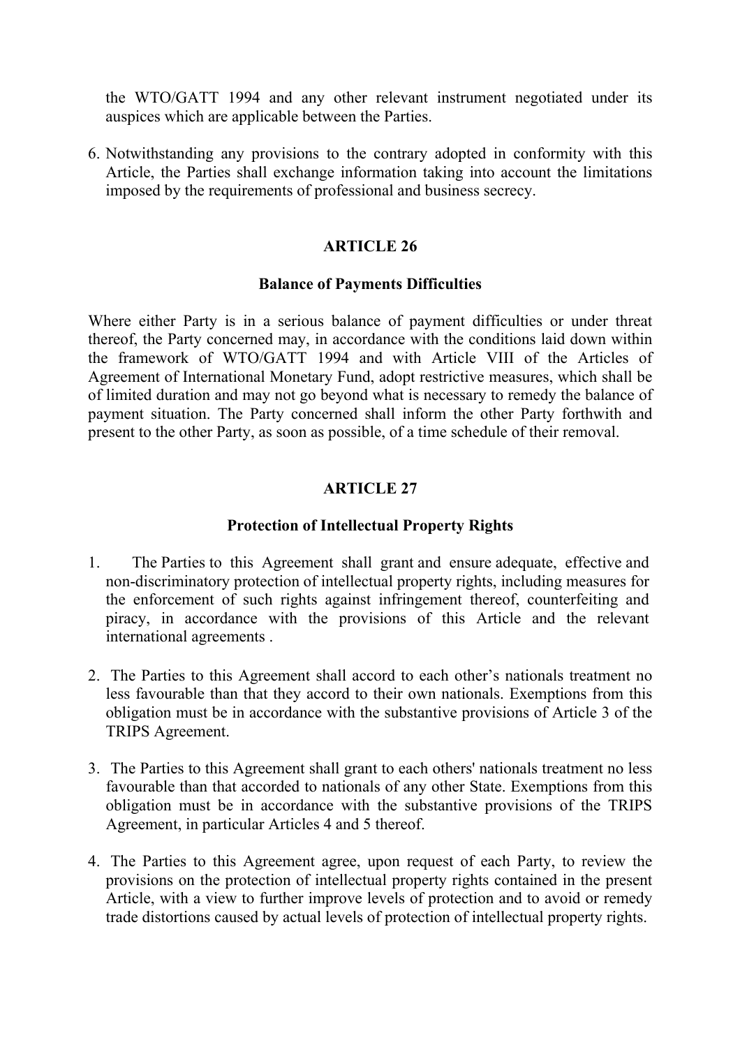the WTO/GATT 1994 and any other relevant instrument negotiated under its auspices which are applicable between the Parties.

6. Notwithstanding any provisions to the contrary adopted in conformity with this Article, the Parties shall exchange information taking into account the limitations imposed by the requirements of professional and business secrecy.

## ARTICLE 26

### Balance of Payments Difficulties

Where either Party is in a serious balance of payment difficulties or under threat thereof, the Party concerned may, in accordance with the conditions laid down within the framework of WTO/GATT 1994 and with Article VIII of the Articles of Agreement of International Monetary Fund, adopt restrictive measures, which shall be of limited duration and may not go beyond what is necessary to remedy the balance of payment situation. The Party concerned shall inform the other Party forthwith and present to the other Party, as soon as possible, of a time schedule of their removal.

## ARTICLE 27

### Protection of Intellectual Property Rights

1. The Parties to this Agreement shall grant and ensure adequate, effective and non-discriminatory protection of intellectual property rights, including measures for the enforcement of such rights against infringement thereof, counterfeiting and piracy, in accordance with the provisions of this Article and the relevant international agreements .

2. The Parties to this Agreement shall accord to each other's nationals treatment no less favourable than that they accord to their own nationals. Exemptions from this obligation must be in accordance with the substantive provisions of Article 3 of the TRIPS Agreement.

3. The Parties to this Agreement shall grant to each others' nationals treatment no less favourable than that accorded to nationals of any other State. Exemptions from this obligation must be in accordance with the substantive provisions of the TRIPS Agreement, in particular Articles 4 and 5 thereof.

4. The Parties to this Agreement agree, upon request of each Party, to review the provisions on the protection of intellectual property rights contained in the present Article, with a view to further improve levels of protection and to avoid or remedy trade distortions caused by actual levels of protection of intellectual property rights.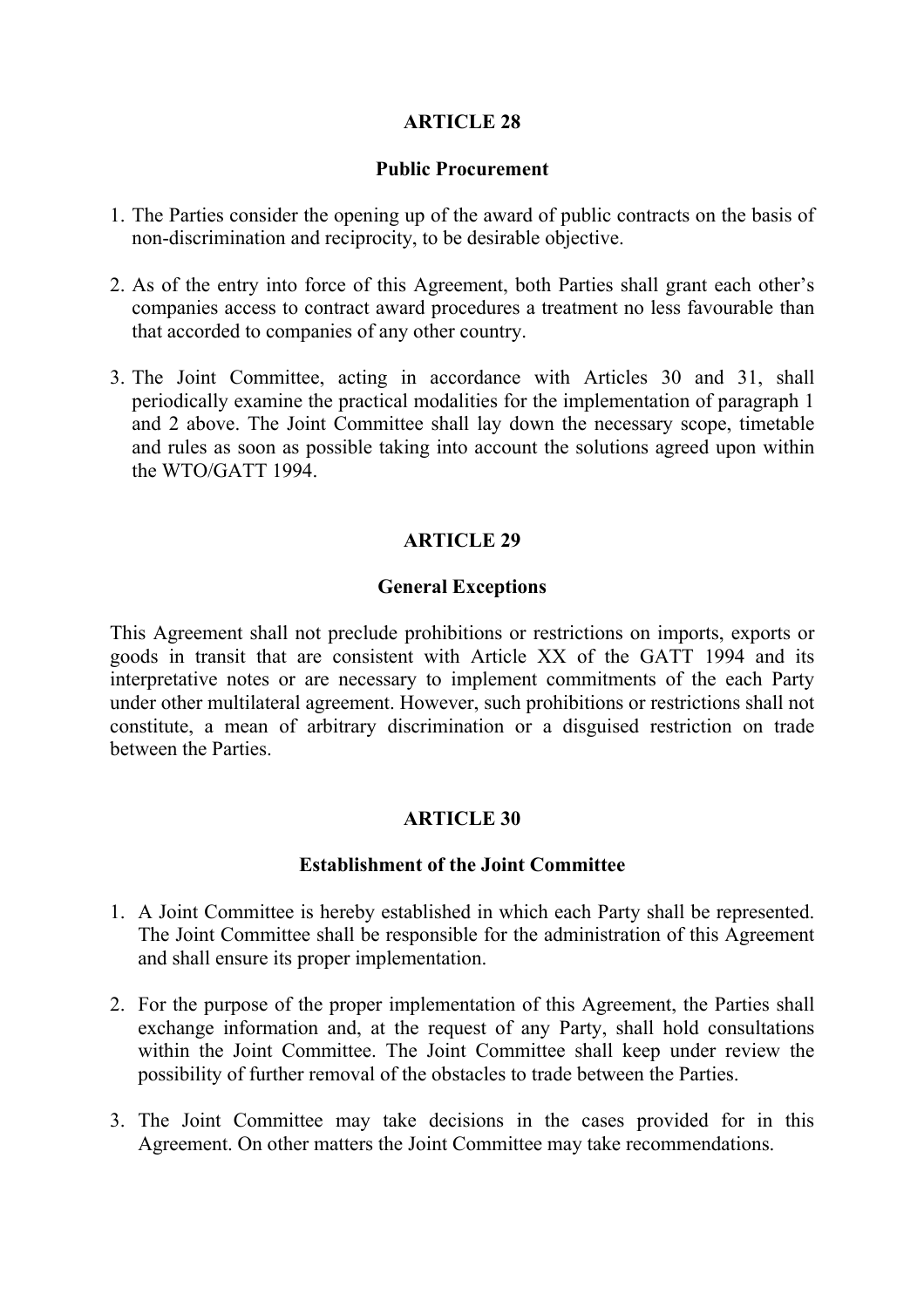## ARTICLE 28

### Public Procurement

1. The Parties consider the opening up of the award of public contracts on the basis of non-discrimination and reciprocity, to be desirable objective.

2. As of the entry into force of this Agreement, both Parties shall grant each other's companies access to contract award procedures a treatment no less favourable than that accorded to companies of any other country.

3. The Joint Committee, acting in accordance with Articles 30 and 31, shall periodically examine the practical modalities for the implementation of paragraph 1 and 2 above. The Joint Committee shall lay down the necessary scope, timetable and rules as soon as possible taking into account the solutions agreed upon within the WTO/GATT 1994.

## ARTICLE 29

### General Exceptions

This Agreement shall not preclude prohibitions or restrictions on imports, exports or goods in transit that are consistent with Article XX of the GATT 1994 and its interpretative notes or are necessary to implement commitments of the each Party under other multilateral agreement. However, such prohibitions or restrictions shall not constitute, a mean of arbitrary discrimination or a disguised restriction on trade between the Parties.

## ARTICLE 30

### Establishment of the Joint Committee

1. A Joint Committee is hereby established in which each Party shall be represented. The Joint Committee shall be responsible for the administration of this Agreement and shall ensure its proper implementation.

2. For the purpose of the proper implementation of this Agreement, the Parties shall exchange information and, at the request of any Party, shall hold consultations within the Joint Committee. The Joint Committee shall keep under review the possibility of further removal of the obstacles to trade between the Parties.

3. The Joint Committee may take decisions in the cases provided for in this Agreement. On other matters the Joint Committee may take recommendations.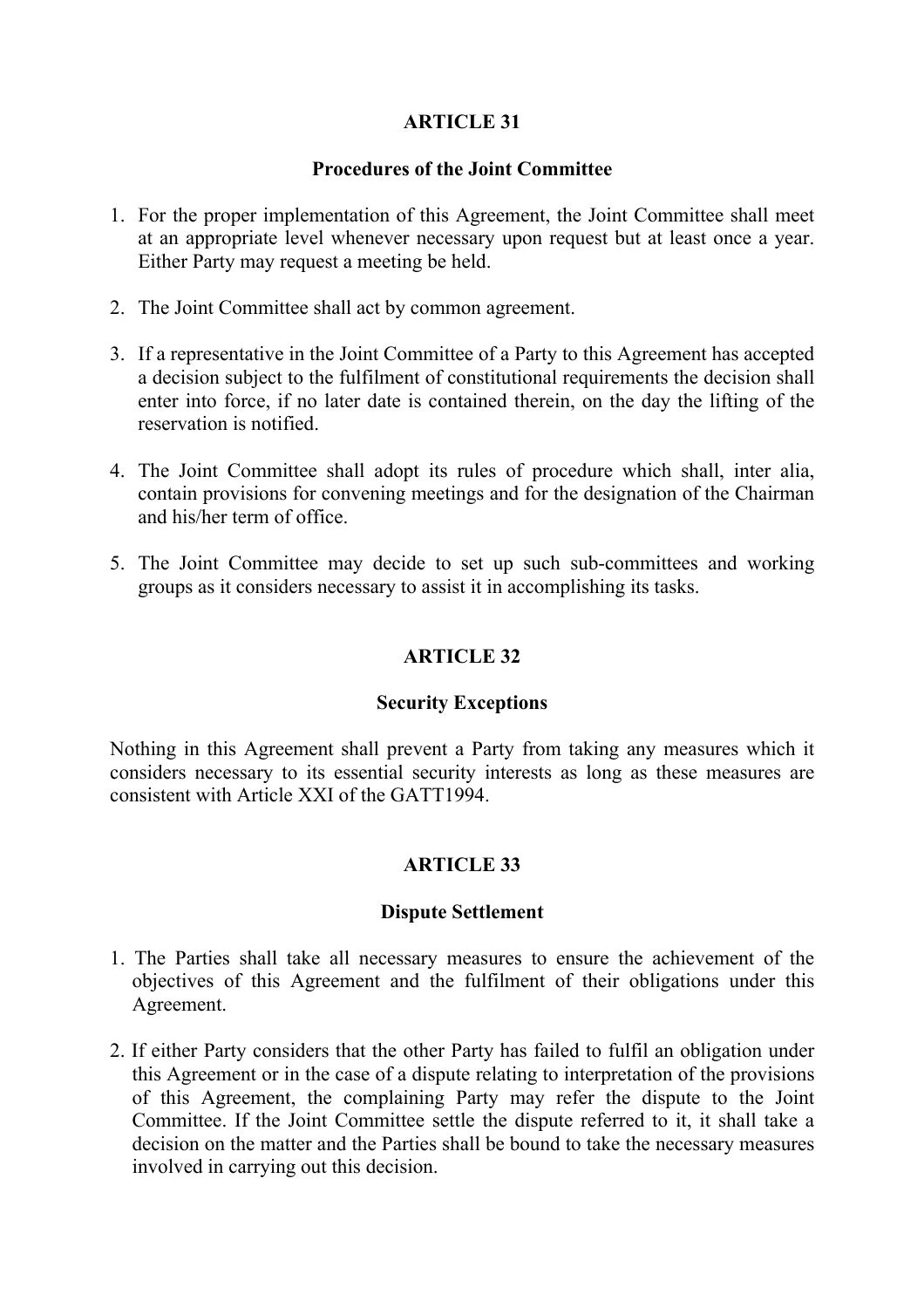## ARTICLE 31

### Procedures of the Joint Committee

1. For the proper implementation of this Agreement, the Joint Committee shall meet at an appropriate level whenever necessary upon request but at least once a year. Either Party may request a meeting be held.

2. The Joint Committee shall act by common agreement.

3. If a representative in the Joint Committee of a Party to this Agreement has accepted a decision subject to the fulfilment of constitutional requirements the decision shall enter into force, if no later date is contained therein, on the day the lifting of the reservation is notified.

4. The Joint Committee shall adopt its rules of procedure which shall, inter alia, contain provisions for convening meetings and for the designation of the Chairman and his/her term of office.

5. The Joint Committee may decide to set up such sub-committees and working groups as it considers necessary to assist it in accomplishing its tasks.

## ARTICLE 32

### Security Exceptions

Nothing in this Agreement shall prevent a Party from taking any measures which it considers necessary to its essential security interests as long as these measures are consistent with Article XXI of the GATT1994.

## ARTICLE 33

### Dispute Settlement

1. The Parties shall take all necessary measures to ensure the achievement of the objectives of this Agreement and the fulfilment of their obligations under this Agreement.

2. If either Party considers that the other Party has failed to fulfil an obligation under this Agreement or in the case of a dispute relating to interpretation of the provisions of this Agreement, the complaining Party may refer the dispute to the Joint Committee. If the Joint Committee settle the dispute referred to it, it shall take a decision on the matter and the Parties shall be bound to take the necessary measures involved in carrying out this decision.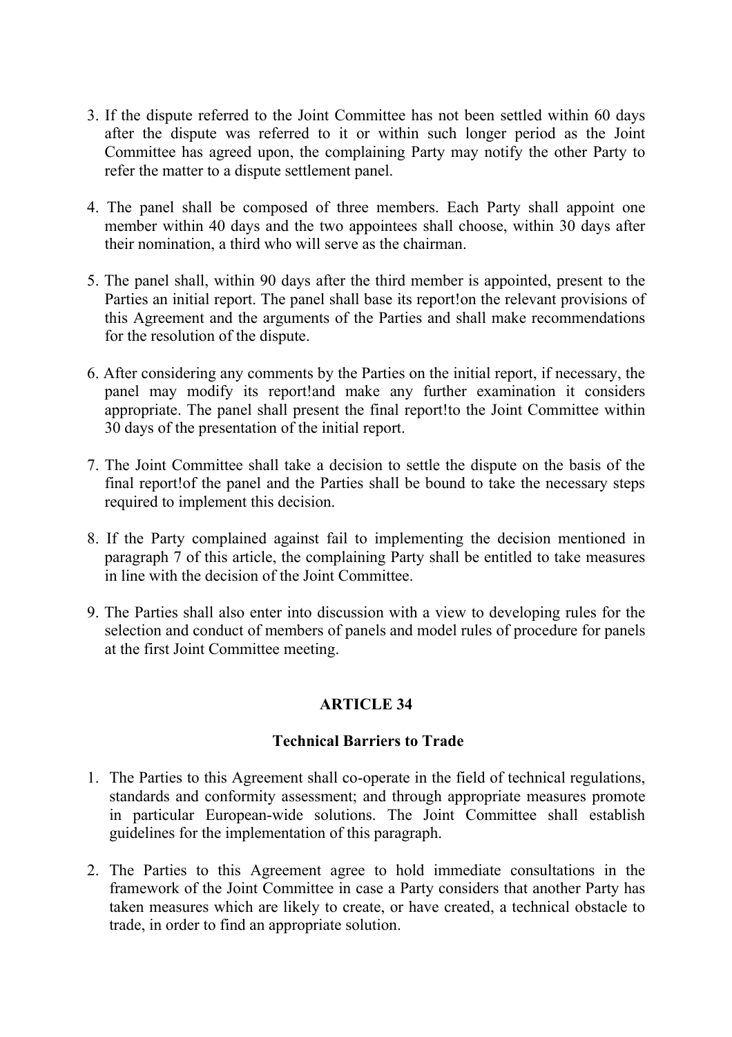3. If the dispute referred to the Joint Committee has not been settled within 60 days after the dispute was referred to it or within such longer period as the Joint Committee has agreed upon, the complaining Party may notify the other Party to refer the matter to a dispute settlement panel.

4. The panel shall be composed of three members. Each Party shall appoint one member within 40 days and the two appointees shall choose, within 30 days after their nomination, a third who will serve as the chairman.

5. The panel shall, within 90 days after the third member is appointed, present to the Parties an initial report. The panel shall base its report!on the relevant provisions of this Agreement and the arguments of the Parties and shall make recommendations for the resolution of the dispute.

6. After considering any comments by the Parties on the initial report, if necessary, the panel may modify its report!and make any further examination it considers appropriate. The panel shall present the final report!to the Joint Committee within 30 days of the presentation of the initial report.

7. The Joint Committee shall take a decision to settle the dispute on the basis of the final report!of the panel and the Parties shall be bound to take the necessary steps required to implement this decision.

8. If the Party complained against fail to implementing the decision mentioned in paragraph 7 of this article, the complaining Party shall be entitled to take measures in line with the decision of the Joint Committee.

9. The Parties shall also enter into discussion with a view to developing rules for the selection and conduct of members of panels and model rules of procedure for panels at the first Joint Committee meeting.

## ARTICLE 34

### Technical Barriers to Trade

1. The Parties to this Agreement shall co-operate in the field of technical regulations, standards and conformity assessment; and through appropriate measures promote in particular European-wide solutions. The Joint Committee shall establish guidelines for the implementation of this paragraph.

2. The Parties to this Agreement agree to hold immediate consultations in the framework of the Joint Committee in case a Party considers that another Party has taken measures which are likely to create, or have created, a technical obstacle to trade, in order to find an appropriate solution.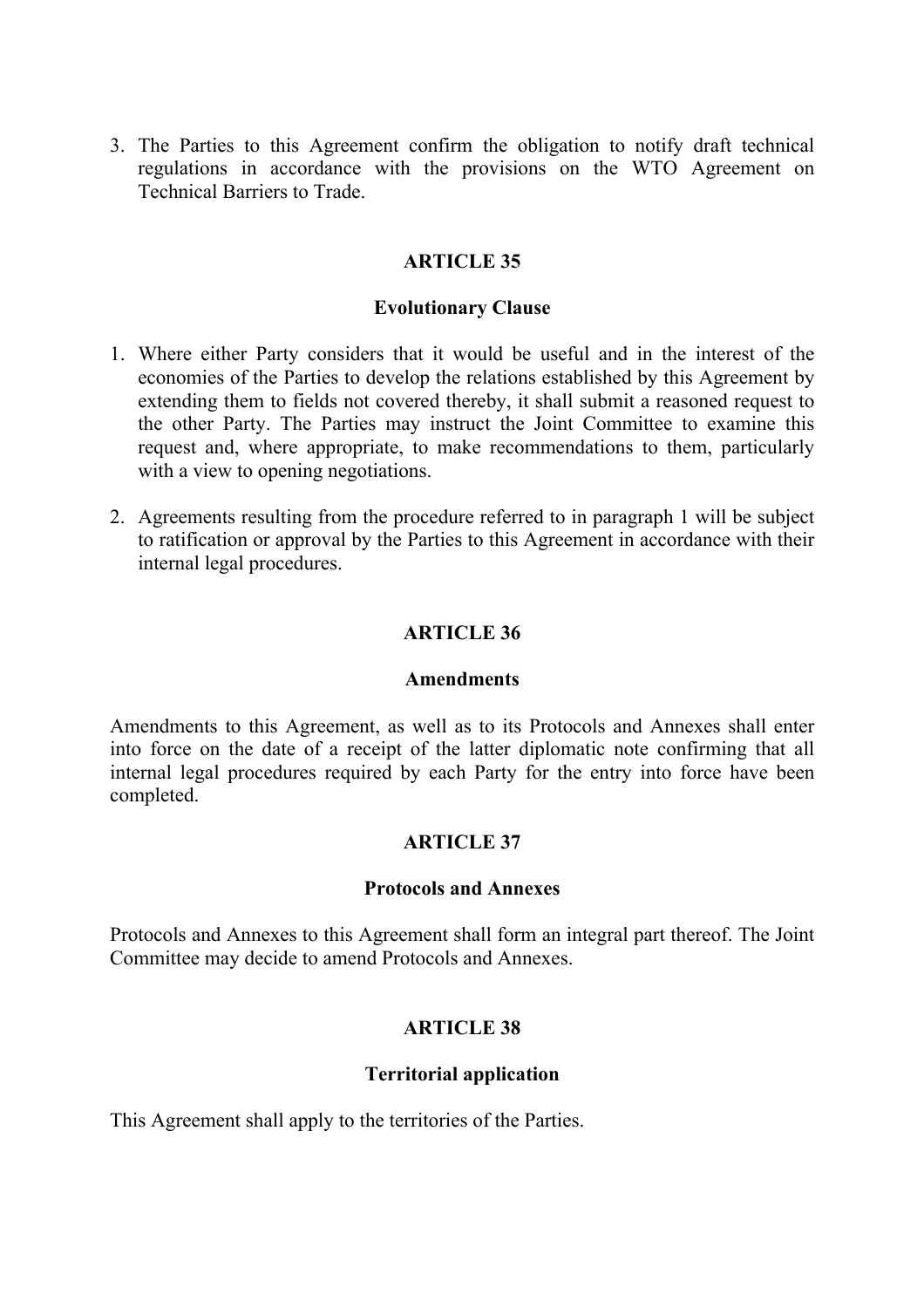3. The Parties to this Agreement confirm the obligation to notify draft technical regulations in accordance with the provisions on the WTO Agreement on Technical Barriers to Trade.

### ARTICLE 35

### Evolutionary Clause

1. Where either Party considers that it would be useful and in the interest of the economies of the Parties to develop the relations established by this Agreement by extending them to fields not covered thereby, it shall submit a reasoned request to the other Party. The Parties may instruct the Joint Committee to examine this request and, where appropriate, to make recommendations to them, particularly with a view to opening negotiations.

2. Agreements resulting from the procedure referred to in paragraph 1 will be subject to ratification or approval by the Parties to this Agreement in accordance with their internal legal procedures.

### ARTICLE 36

### Amendments

Amendments to this Agreement, as well as to its Protocols and Annexes shall enter into force on the date of a receipt of the latter diplomatic note confirming that all internal legal procedures required by each Party for the entry into force have been completed.

### ARTICLE 37

### Protocols and Annexes

Protocols and Annexes to this Agreement shall form an integral part thereof. The Joint Committee may decide to amend Protocols and Annexes.

### ARTICLE 38

### Territorial application

This Agreement shall apply to the territories of the Parties.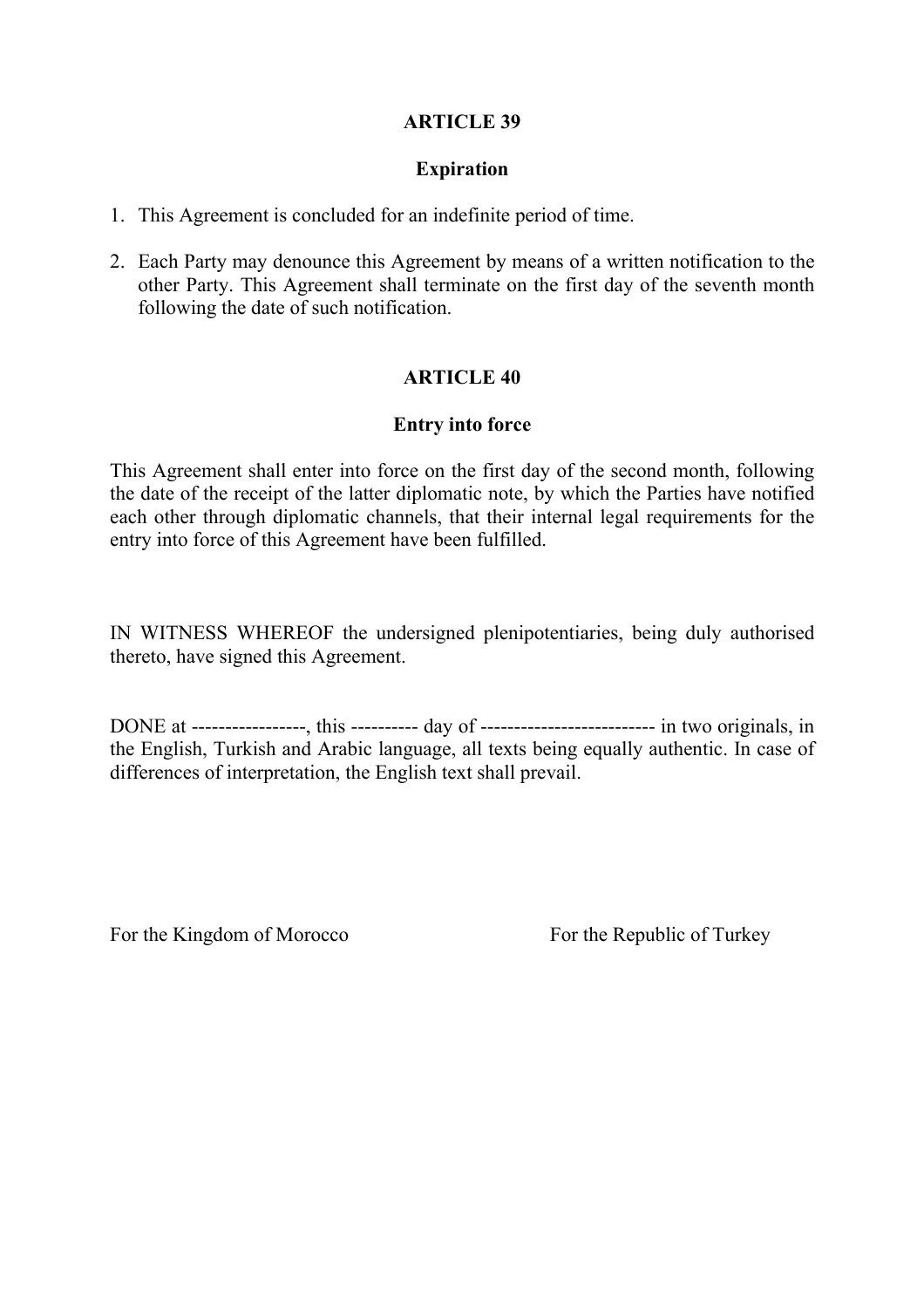## ARTICLE 39

### Expiration

1. This Agreement is concluded for an indefinite period of time.

2. Each Party may denounce this Agreement by means of a written notification to the other Party. This Agreement shall terminate on the first day of the seventh month following the date of such notification.

## ARTICLE 40

### Entry into force

This Agreement shall enter into force on the first day of the second month, following the date of the receipt of the latter diplomatic note, by which the Parties have notified each other through diplomatic channels, that their internal legal requirements for the entry into force of this Agreement have been fulfilled.

IN WITNESS WHEREOF the undersigned plenipotentiaries, being duly authorised thereto, have signed this Agreement.

DONE at -----------------, this ---------- day of -------------------------- in two originals, in the English, Turkish and Arabic language, all texts being equally authentic. In case of differences of interpretation, the English text shall prevail.

For the Kingdom of Morocco

For the Republic of Turkey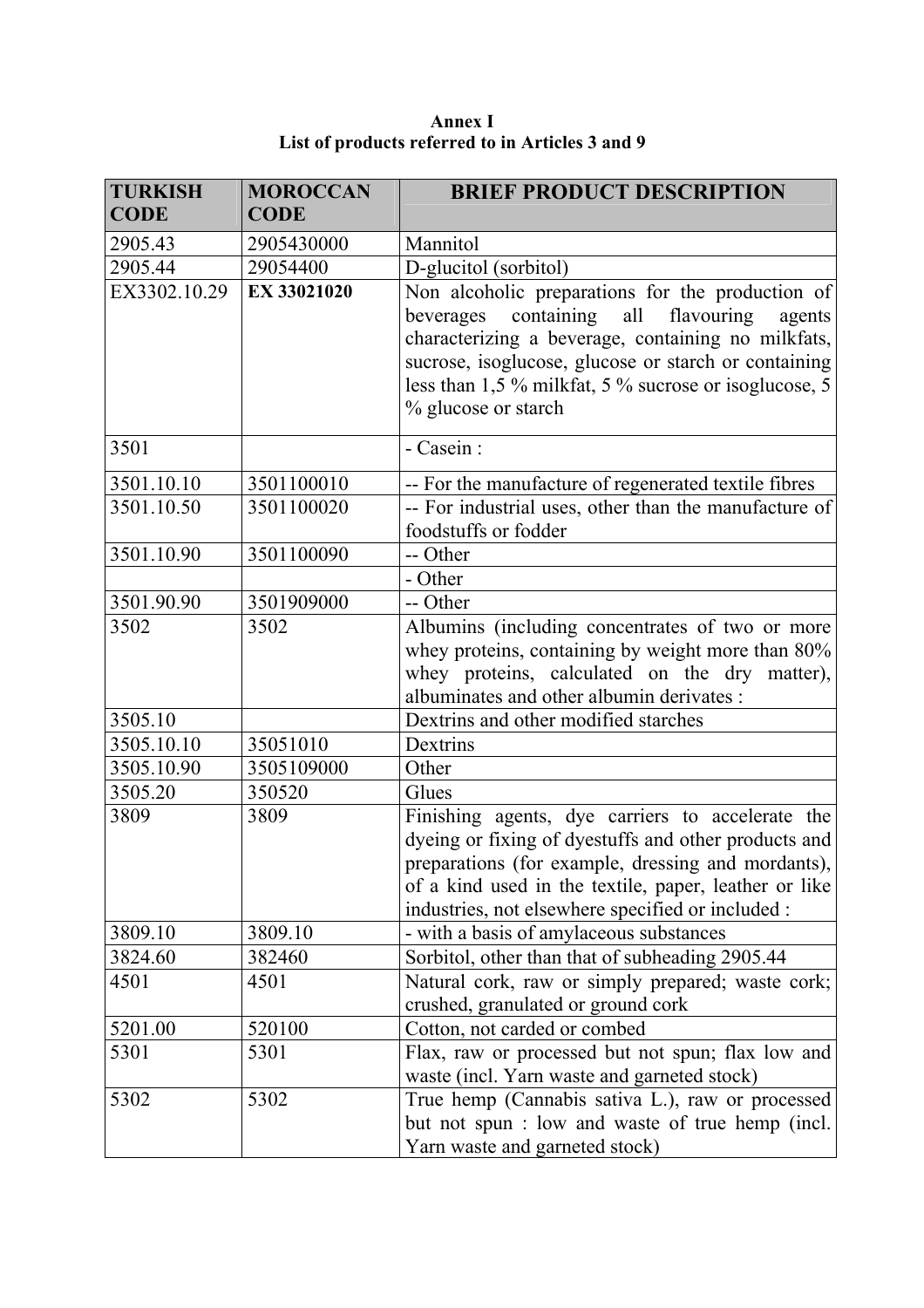**Annex I**
**List of products referred to in Articles 3 and 9**

| TURKISH CODE | MOROCCAN CODE | BRIEF PRODUCT DESCRIPTION |
|---|---|---|
| 2905.43 | 2905430000 | Mannitol |
| 2905.44 | 29054400 | D-glucitol (sorbitol) |
| EX3302.10.29 | **EX 33021020** | Non alcoholic preparations for the production of beverages containing all flavouring agents characterizing a beverage, containing no milkfats, sucrose, isoglucose, glucose or starch or containing less than 1,5 % milkfat, 5 % sucrose or isoglucose, 5 % glucose or starch |
| 3501 | | - Casein : |
| 3501.10.10 | 3501100010 | -- For the manufacture of regenerated textile fibres |
| 3501.10.50 | 3501100020 | -- For industrial uses, other than the manufacture of foodstuffs or fodder |
| 3501.10.90 | 3501100090 | -- Other |
| | | - Other |
| 3501.90.90 | 3501909000 | -- Other |
| 3502 | 3502 | Albumins (including concentrates of two or more whey proteins, containing by weight more than 80% whey proteins, calculated on the dry matter), albuminates and other albumin derivates : |
| 3505.10 | | Dextrins and other modified starches |
| 3505.10.10 | 35051010 | Dextrins |
| 3505.10.90 | 3505109000 | Other |
| 3505.20 | 350520 | Glues |
| 3809 | 3809 | Finishing agents, dye carriers to accelerate the dyeing or fixing of dyestuffs and other products and preparations (for example, dressing and mordants), of a kind used in the textile, paper, leather or like industries, not elsewhere specified or included : |
| 3809.10 | 3809.10 | - with a basis of amylaceous substances |
| 3824.60 | 382460 | Sorbitol, other than that of subheading 2905.44 |
| 4501 | 4501 | Natural cork, raw or simply prepared; waste cork; crushed, granulated or ground cork |
| 5201.00 | 520100 | Cotton, not carded or combed |
| 5301 | 5301 | Flax, raw or processed but not spun; flax low and waste (incl. Yarn waste and garneted stock) |
| 5302 | 5302 | True hemp (Cannabis sativa L.), raw or processed but not spun : low and waste of true hemp (incl. Yarn waste and garneted stock) |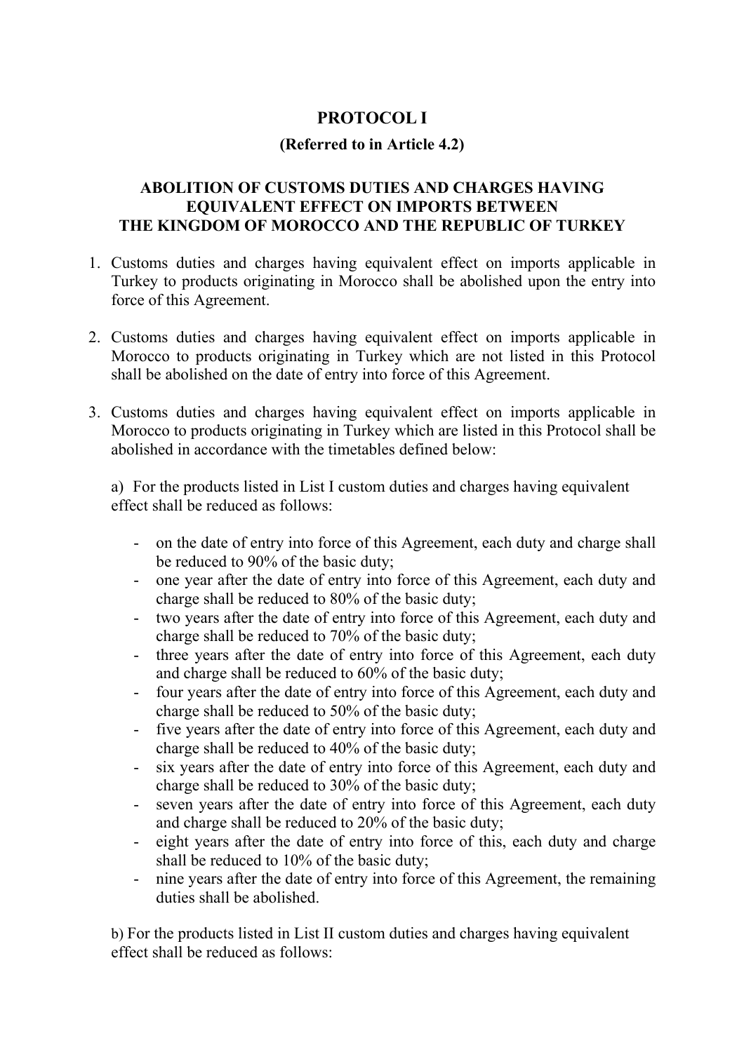# PROTOCOL I

## (Referred to in Article 4.2)

## ABOLITION OF CUSTOMS DUTIES AND CHARGES HAVING EQUIVALENT EFFECT ON IMPORTS BETWEEN THE KINGDOM OF MOROCCO AND THE REPUBLIC OF TURKEY

1. Customs duties and charges having equivalent effect on imports applicable in Turkey to products originating in Morocco shall be abolished upon the entry into force of this Agreement.

2. Customs duties and charges having equivalent effect on imports applicable in Morocco to products originating in Turkey which are not listed in this Protocol shall be abolished on the date of entry into force of this Agreement.

3. Customs duties and charges having equivalent effect on imports applicable in Morocco to products originating in Turkey which are listed in this Protocol shall be abolished in accordance with the timetables defined below:

   a) For the products listed in List I custom duties and charges having equivalent effect shall be reduced as follows:

   - on the date of entry into force of this Agreement, each duty and charge shall be reduced to 90% of the basic duty;
   - one year after the date of entry into force of this Agreement, each duty and charge shall be reduced to 80% of the basic duty;
   - two years after the date of entry into force of this Agreement, each duty and charge shall be reduced to 70% of the basic duty;
   - three years after the date of entry into force of this Agreement, each duty and charge shall be reduced to 60% of the basic duty;
   - four years after the date of entry into force of this Agreement, each duty and charge shall be reduced to 50% of the basic duty;
   - five years after the date of entry into force of this Agreement, each duty and charge shall be reduced to 40% of the basic duty;
   - six years after the date of entry into force of this Agreement, each duty and charge shall be reduced to 30% of the basic duty;
   - seven years after the date of entry into force of this Agreement, each duty and charge shall be reduced to 20% of the basic duty;
   - eight years after the date of entry into force of this, each duty and charge shall be reduced to 10% of the basic duty;
   - nine years after the date of entry into force of this Agreement, the remaining duties shall be abolished.

   b) For the products listed in List II custom duties and charges having equivalent effect shall be reduced as follows: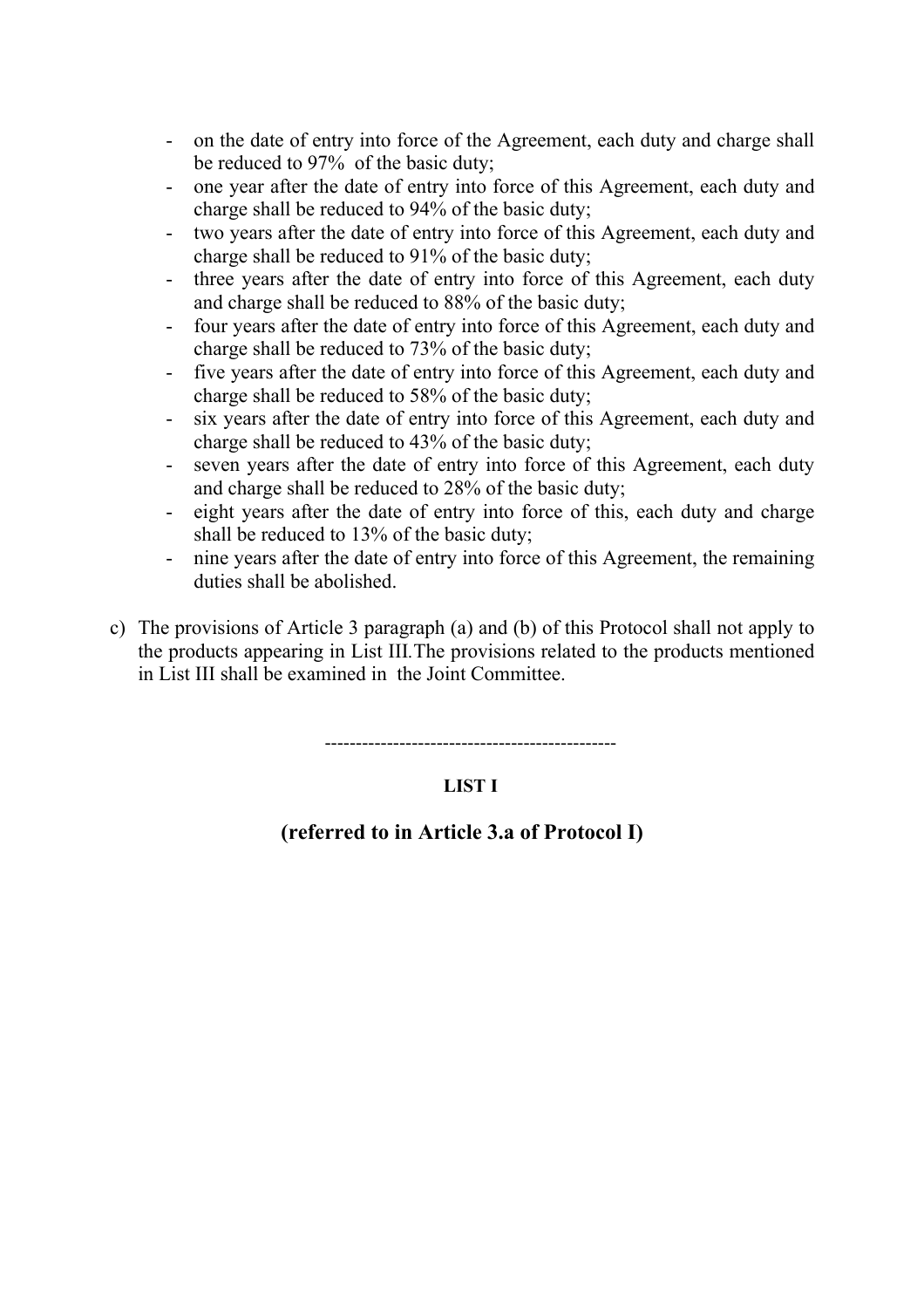- on the date of entry into force of the Agreement, each duty and charge shall be reduced to 97% of the basic duty;
- one year after the date of entry into force of this Agreement, each duty and charge shall be reduced to 94% of the basic duty;
- two years after the date of entry into force of this Agreement, each duty and charge shall be reduced to 91% of the basic duty;
- three years after the date of entry into force of this Agreement, each duty and charge shall be reduced to 88% of the basic duty;
- four years after the date of entry into force of this Agreement, each duty and charge shall be reduced to 73% of the basic duty;
- five years after the date of entry into force of this Agreement, each duty and charge shall be reduced to 58% of the basic duty;
- six years after the date of entry into force of this Agreement, each duty and charge shall be reduced to 43% of the basic duty;
- seven years after the date of entry into force of this Agreement, each duty and charge shall be reduced to 28% of the basic duty;
- eight years after the date of entry into force of this, each duty and charge shall be reduced to 13% of the basic duty;
- nine years after the date of entry into force of this Agreement, the remaining duties shall be abolished.

c) The provisions of Article 3 paragraph (a) and (b) of this Protocol shall not apply to the products appearing in List III.The provisions related to the products mentioned in List III shall be examined in the Joint Committee.

-----------------------------------------------

**LIST I**

## (referred to in Article 3.a of Protocol I)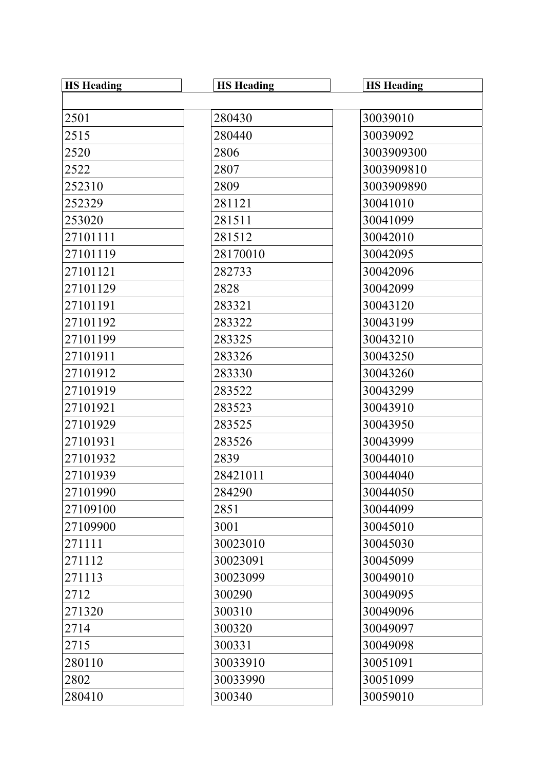| HS Heading | HS Heading | HS Heading |
|---|---|---|
| 2501 | 280430 | 30039010 |
| 2515 | 280440 | 30039092 |
| 2520 | 2806 | 3003909300 |
| 2522 | 2807 | 3003909810 |
| 252310 | 2809 | 3003909890 |
| 252329 | 281121 | 30041010 |
| 253020 | 281511 | 30041099 |
| 27101111 | 281512 | 30042010 |
| 27101119 | 28170010 | 30042095 |
| 27101121 | 282733 | 30042096 |
| 27101129 | 2828 | 30042099 |
| 27101191 | 283321 | 30043120 |
| 27101192 | 283322 | 30043199 |
| 27101199 | 283325 | 30043210 |
| 27101911 | 283326 | 30043250 |
| 27101912 | 283330 | 30043260 |
| 27101919 | 283522 | 30043299 |
| 27101921 | 283523 | 30043910 |
| 27101929 | 283525 | 30043950 |
| 27101931 | 283526 | 30043999 |
| 27101932 | 2839 | 30044010 |
| 27101939 | 28421011 | 30044040 |
| 27101990 | 284290 | 30044050 |
| 27109100 | 2851 | 30044099 |
| 27109900 | 3001 | 30045010 |
| 271111 | 30023010 | 30045030 |
| 271112 | 30023091 | 30045099 |
| 271113 | 30023099 | 30049010 |
| 2712 | 300290 | 30049095 |
| 271320 | 300310 | 30049096 |
| 2714 | 300320 | 30049097 |
| 2715 | 300331 | 30049098 |
| 280110 | 30033910 | 30051091 |
| 2802 | 30033990 | 30051099 |
| 280410 | 300340 | 30059010 |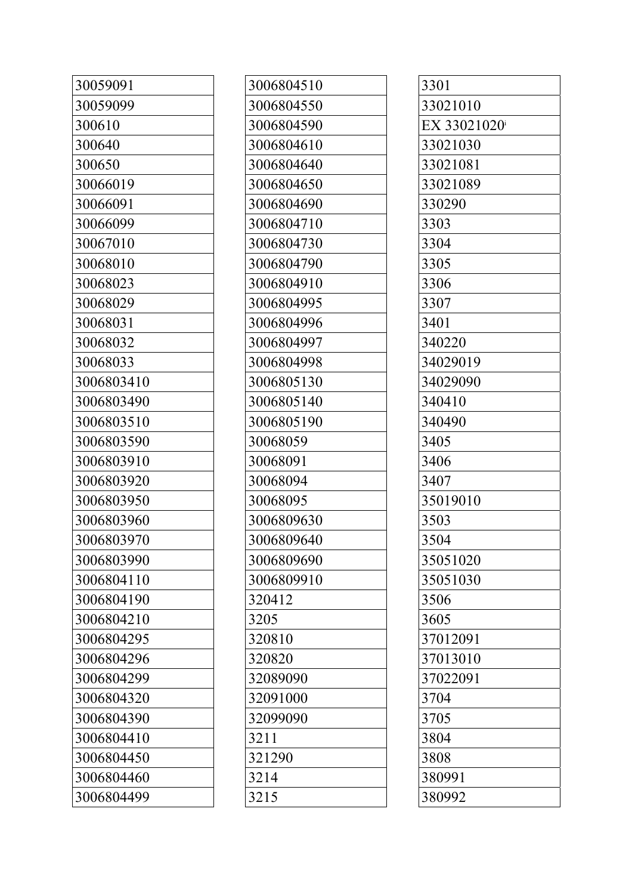| 30059091 |
| --- |
| 30059099 |
| 300610 |
| 300640 |
| 300650 |
| 30066019 |
| 30066091 |
| 30066099 |
| 30067010 |
| 30068010 |
| 30068023 |
| 30068029 |
| 30068031 |
| 30068032 |
| 30068033 |
| 3006803410 |
| 3006803490 |
| 3006803510 |
| 3006803590 |
| 3006803910 |
| 3006803920 |
| 3006803950 |
| 3006803960 |
| 3006803970 |
| 3006803990 |
| 3006804110 |
| 3006804190 |
| 3006804210 |
| 3006804295 |
| 3006804296 |
| 3006804299 |
| 3006804320 |
| 3006804390 |
| 3006804410 |
| 3006804450 |
| 3006804460 |
| 3006804499 |

| 3006804510 |
| --- |
| 3006804550 |
| 3006804590 |
| 3006804610 |
| 3006804640 |
| 3006804650 |
| 3006804690 |
| 3006804710 |
| 3006804730 |
| 3006804790 |
| 3006804910 |
| 3006804995 |
| 3006804996 |
| 3006804997 |
| 3006804998 |
| 3006805130 |
| 3006805140 |
| 3006805190 |
| 30068059 |
| 30068091 |
| 30068094 |
| 30068095 |
| 3006809630 |
| 3006809640 |
| 3006809690 |
| 3006809910 |
| 320412 |
| 3205 |
| 320810 |
| 320820 |
| 32089090 |
| 32091000 |
| 32099090 |
| 3211 |
| 321290 |
| 3214 |
| 3215 |

| 3301 |
| --- |
| 33021010 |
| EX 33021020[i] |
| 33021030 |
| 33021081 |
| 33021089 |
| 330290 |
| 3303 |
| 3304 |
| 3305 |
| 3306 |
| 3307 |
| 3401 |
| 340220 |
| 34029019 |
| 34029090 |
| 340410 |
| 340490 |
| 3405 |
| 3406 |
| 3407 |
| 35019010 |
| 3503 |
| 3504 |
| 35051020 |
| 35051030 |
| 3506 |
| 3605 |
| 37012091 |
| 37013010 |
| 37022091 |
| 3704 |
| 3705 |
| 3804 |
| 3808 |
| 380991 |
| 380992 |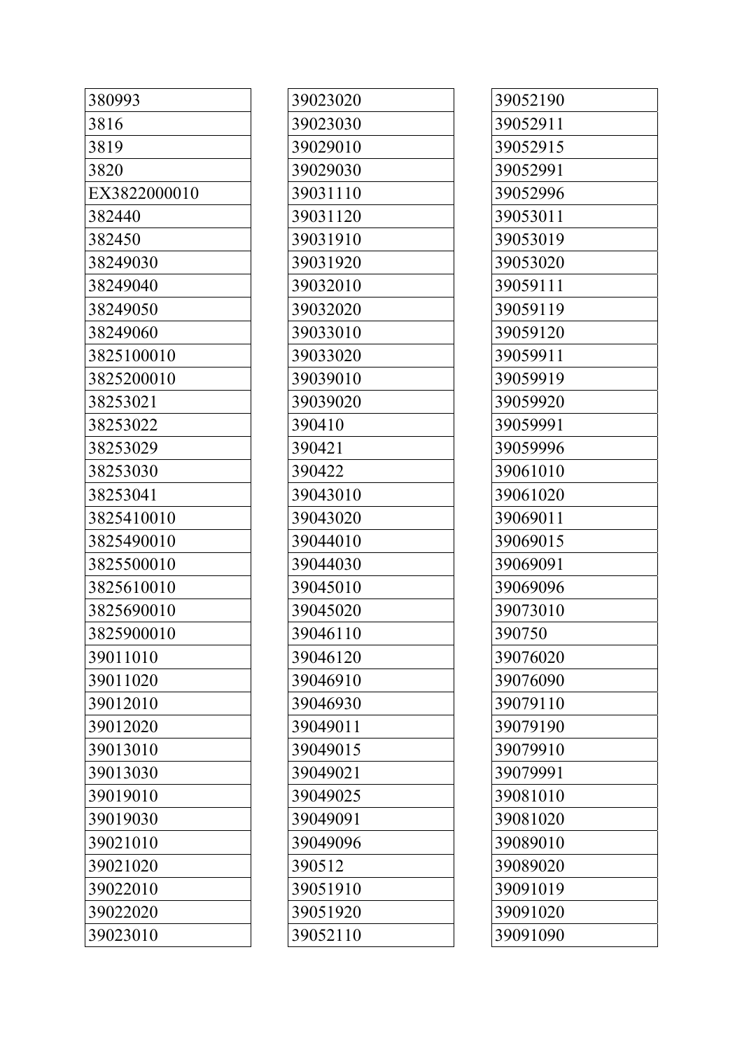| |
|---|
| 380993 |
| 3816 |
| 3819 |
| 3820 |
| EX3822000010 |
| 382440 |
| 382450 |
| 38249030 |
| 38249040 |
| 38249050 |
| 38249060 |
| 3825100010 |
| 3825200010 |
| 38253021 |
| 38253022 |
| 38253029 |
| 38253030 |
| 38253041 |
| 3825410010 |
| 3825490010 |
| 3825500010 |
| 3825610010 |
| 3825690010 |
| 3825900010 |
| 39011010 |
| 39011020 |
| 39012010 |
| 39012020 |
| 39013010 |
| 39013030 |
| 39019010 |
| 39019030 |
| 39021010 |
| 39021020 |
| 39022010 |
| 39022020 |
| 39023010 |

| |
|---|
| 39023020 |
| 39023030 |
| 39029010 |
| 39029030 |
| 39031110 |
| 39031120 |
| 39031910 |
| 39031920 |
| 39032010 |
| 39032020 |
| 39033010 |
| 39033020 |
| 39039010 |
| 39039020 |
| 390410 |
| 390421 |
| 390422 |
| 39043010 |
| 39043020 |
| 39044010 |
| 39044030 |
| 39045010 |
| 39045020 |
| 39046110 |
| 39046120 |
| 39046910 |
| 39046930 |
| 39049011 |
| 39049015 |
| 39049021 |
| 39049025 |
| 39049091 |
| 39049096 |
| 390512 |
| 39051910 |
| 39051920 |
| 39052110 |

| |
|---|
| 39052190 |
| 39052911 |
| 39052915 |
| 39052991 |
| 39052996 |
| 39053011 |
| 39053019 |
| 39053020 |
| 39059111 |
| 39059119 |
| 39059120 |
| 39059911 |
| 39059919 |
| 39059920 |
| 39059991 |
| 39059996 |
| 39061010 |
| 39061020 |
| 39069011 |
| 39069015 |
| 39069091 |
| 39069096 |
| 39073010 |
| 390750 |
| 39076020 |
| 39076090 |
| 39079110 |
| 39079190 |
| 39079910 |
| 39079991 |
| 39081010 |
| 39081020 |
| 39089010 |
| 39089020 |
| 39091019 |
| 39091020 |
| 39091090 |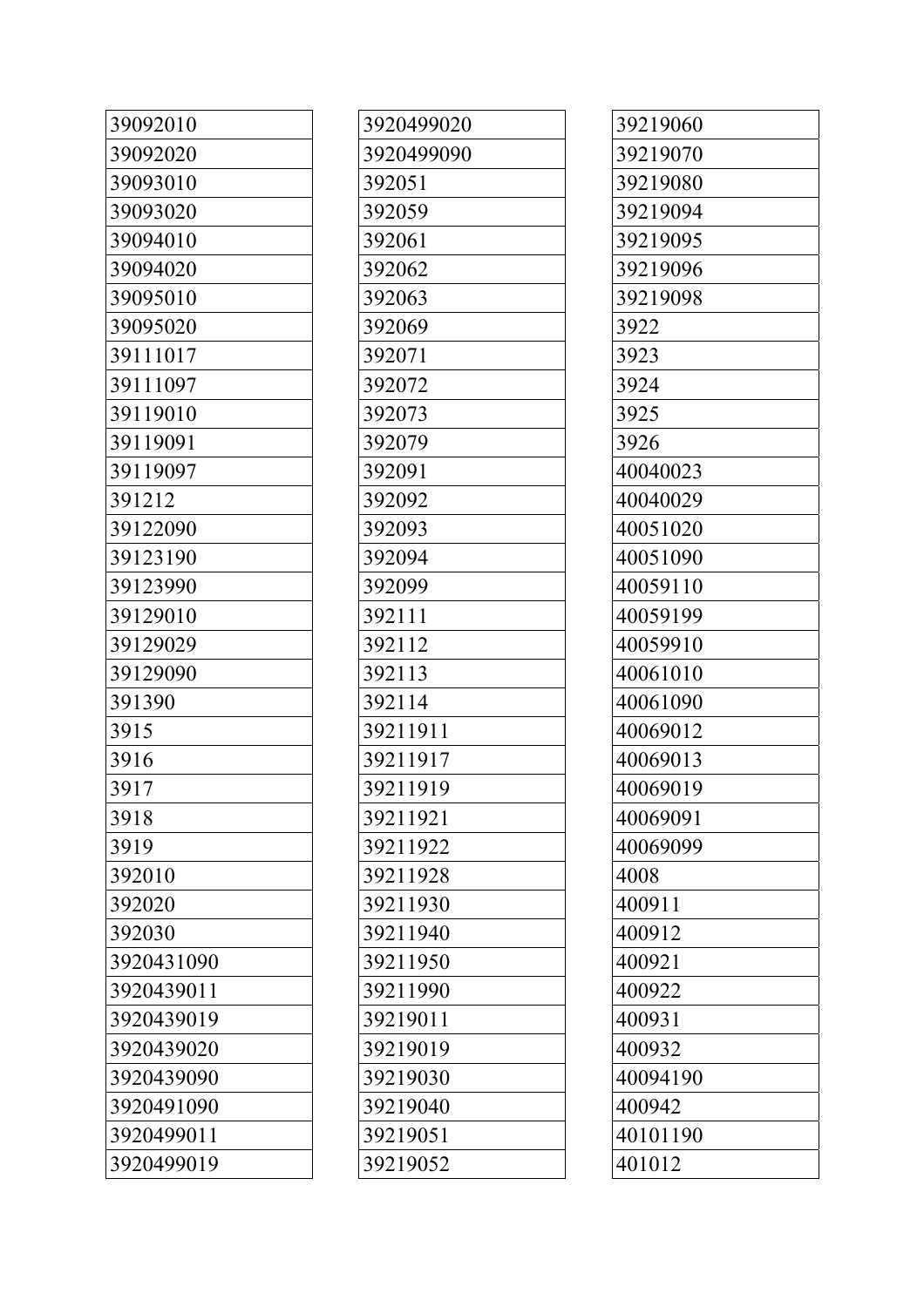| |
|---|
| 39092010 |
| 39092020 |
| 39093010 |
| 39093020 |
| 39094010 |
| 39094020 |
| 39095010 |
| 39095020 |
| 39111017 |
| 39111097 |
| 39119010 |
| 39119091 |
| 39119097 |
| 391212 |
| 39122090 |
| 39123190 |
| 39123990 |
| 39129010 |
| 39129029 |
| 39129090 |
| 391390 |
| 3915 |
| 3916 |
| 3917 |
| 3918 |
| 3919 |
| 392010 |
| 392020 |
| 392030 |
| 3920431090 |
| 3920439011 |
| 3920439019 |
| 3920439020 |
| 3920439090 |
| 3920491090 |
| 3920499011 |
| 3920499019 |

| |
|---|
| 3920499020 |
| 3920499090 |
| 392051 |
| 392059 |
| 392061 |
| 392062 |
| 392063 |
| 392069 |
| 392071 |
| 392072 |
| 392073 |
| 392079 |
| 392091 |
| 392092 |
| 392093 |
| 392094 |
| 392099 |
| 392111 |
| 392112 |
| 392113 |
| 392114 |
| 39211911 |
| 39211917 |
| 39211919 |
| 39211921 |
| 39211922 |
| 39211928 |
| 39211930 |
| 39211940 |
| 39211950 |
| 39211990 |
| 39219011 |
| 39219019 |
| 39219030 |
| 39219040 |
| 39219051 |
| 39219052 |

| |
|---|
| 39219060 |
| 39219070 |
| 39219080 |
| 39219094 |
| 39219095 |
| 39219096 |
| 39219098 |
| 3922 |
| 3923 |
| 3924 |
| 3925 |
| 3926 |
| 40040023 |
| 40040029 |
| 40051020 |
| 40051090 |
| 40059110 |
| 40059199 |
| 40059910 |
| 40061010 |
| 40061090 |
| 40069012 |
| 40069013 |
| 40069019 |
| 40069091 |
| 40069099 |
| 4008 |
| 400911 |
| 400912 |
| 400921 |
| 400922 |
| 400931 |
| 400932 |
| 40094190 |
| 400942 |
| 40101190 |
| 401012 |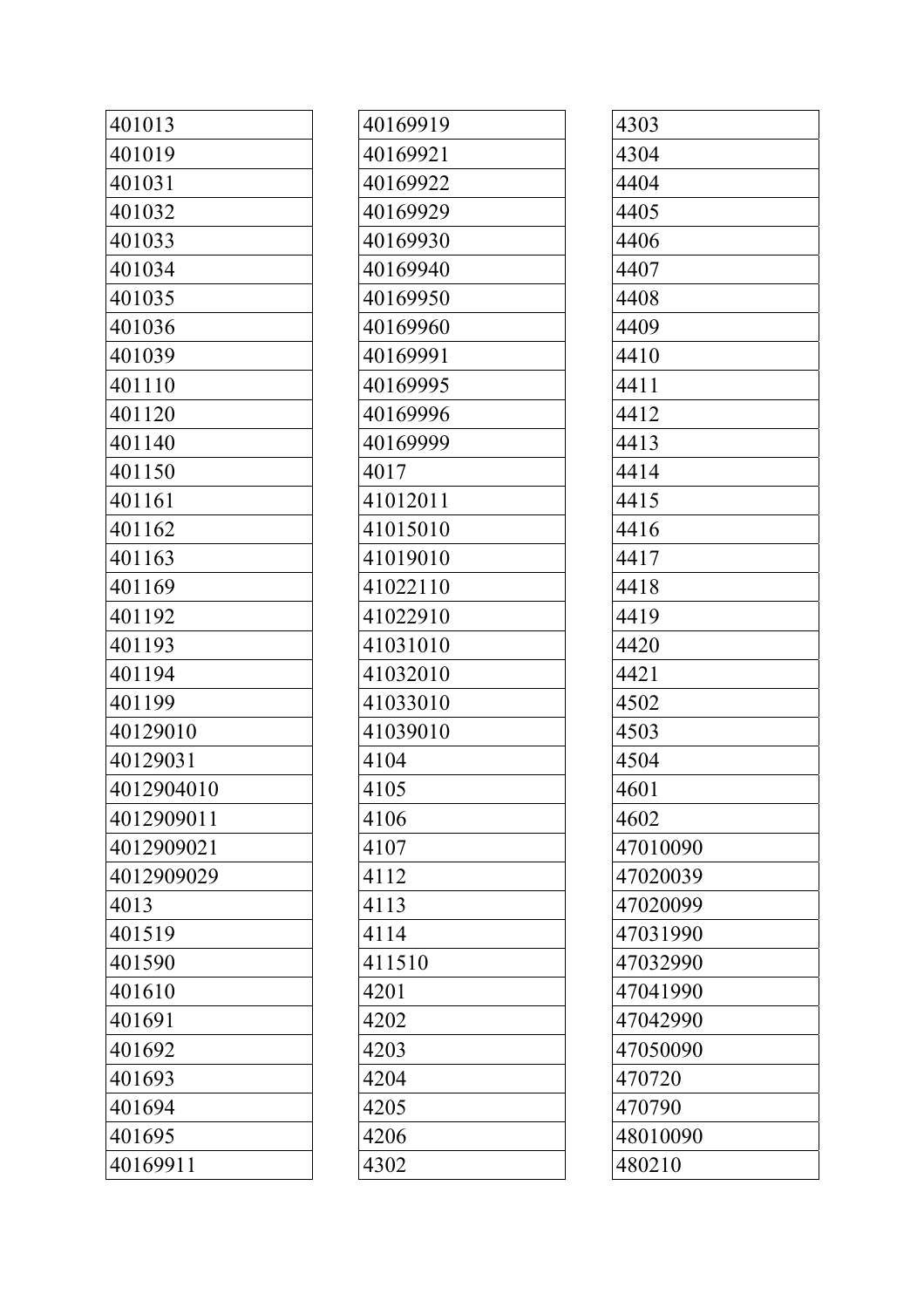| |
|---|
| 401013 |
| 401019 |
| 401031 |
| 401032 |
| 401033 |
| 401034 |
| 401035 |
| 401036 |
| 401039 |
| 401110 |
| 401120 |
| 401140 |
| 401150 |
| 401161 |
| 401162 |
| 401163 |
| 401169 |
| 401192 |
| 401193 |
| 401194 |
| 401199 |
| 40129010 |
| 40129031 |
| 4012904010 |
| 4012909011 |
| 4012909021 |
| 4012909029 |
| 4013 |
| 401519 |
| 401590 |
| 401610 |
| 401691 |
| 401692 |
| 401693 |
| 401694 |
| 401695 |
| 40169911 |
| 40169919 |
| 40169921 |
| 40169922 |
| 40169929 |
| 40169930 |
| 40169940 |
| 40169950 |
| 40169960 |
| 40169991 |
| 40169995 |
| 40169996 |
| 40169999 |
| 4017 |
| 41012011 |
| 41015010 |
| 41019010 |
| 41022110 |
| 41022910 |
| 41031010 |
| 41032010 |
| 41033010 |
| 41039010 |
| 4104 |
| 4105 |
| 4106 |
| 4107 |
| 4112 |
| 4113 |
| 4114 |
| 411510 |
| 4201 |
| 4202 |
| 4203 |
| 4204 |
| 4205 |
| 4206 |
| 4302 |
| 4303 |
| 4304 |
| 4404 |
| 4405 |
| 4406 |
| 4407 |
| 4408 |
| 4409 |
| 4410 |
| 4411 |
| 4412 |
| 4413 |
| 4414 |
| 4415 |
| 4416 |
| 4417 |
| 4418 |
| 4419 |
| 4420 |
| 4421 |
| 4502 |
| 4503 |
| 4504 |
| 4601 |
| 4602 |
| 47010090 |
| 47020039 |
| 47020099 |
| 47031990 |
| 47032990 |
| 47041990 |
| 47042990 |
| 47050090 |
| 470720 |
| 470790 |
| 48010090 |
| 480210 |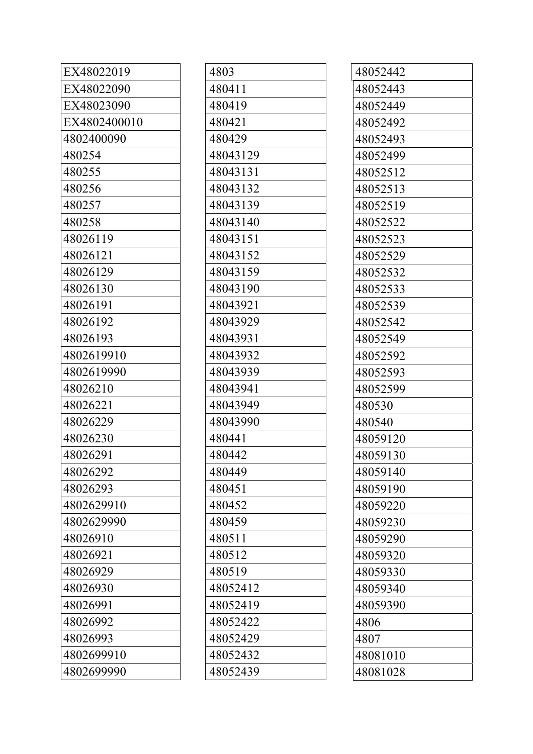| EX48022019 |
|---|
| EX48022090 |
| EX48023090 |
| EX4802400010 |
| 4802400090 |
| 480254 |
| 480255 |
| 480256 |
| 480257 |
| 480258 |
| 48026119 |
| 48026121 |
| 48026129 |
| 48026130 |
| 48026191 |
| 48026192 |
| 48026193 |
| 4802619910 |
| 4802619990 |
| 48026210 |
| 48026221 |
| 48026229 |
| 48026230 |
| 48026291 |
| 48026292 |
| 48026293 |
| 4802629910 |
| 4802629990 |
| 48026910 |
| 48026921 |
| 48026929 |
| 48026930 |
| 48026991 |
| 48026992 |
| 48026993 |
| 4802699910 |
| 4802699990 |

| 4803 |
|---|
| 480411 |
| 480419 |
| 480421 |
| 480429 |
| 48043129 |
| 48043131 |
| 48043132 |
| 48043139 |
| 48043140 |
| 48043151 |
| 48043152 |
| 48043159 |
| 48043190 |
| 48043921 |
| 48043929 |
| 48043931 |
| 48043932 |
| 48043939 |
| 48043941 |
| 48043949 |
| 48043990 |
| 480441 |
| 480442 |
| 480449 |
| 480451 |
| 480452 |
| 480459 |
| 480511 |
| 480512 |
| 480519 |
| 48052412 |
| 48052419 |
| 48052422 |
| 48052429 |
| 48052432 |
| 48052439 |

| 48052442 |
|---|
| 48052443 |
| 48052449 |
| 48052492 |
| 48052493 |
| 48052499 |
| 48052512 |
| 48052513 |
| 48052519 |
| 48052522 |
| 48052523 |
| 48052529 |
| 48052532 |
| 48052533 |
| 48052539 |
| 48052542 |
| 48052549 |
| 48052592 |
| 48052593 |
| 48052599 |
| 480530 |
| 480540 |
| 48059120 |
| 48059130 |
| 48059140 |
| 48059190 |
| 48059220 |
| 48059230 |
| 48059290 |
| 48059320 |
| 48059330 |
| 48059340 |
| 48059390 |
| 4806 |
| 4807 |
| 48081010 |
| 48081028 |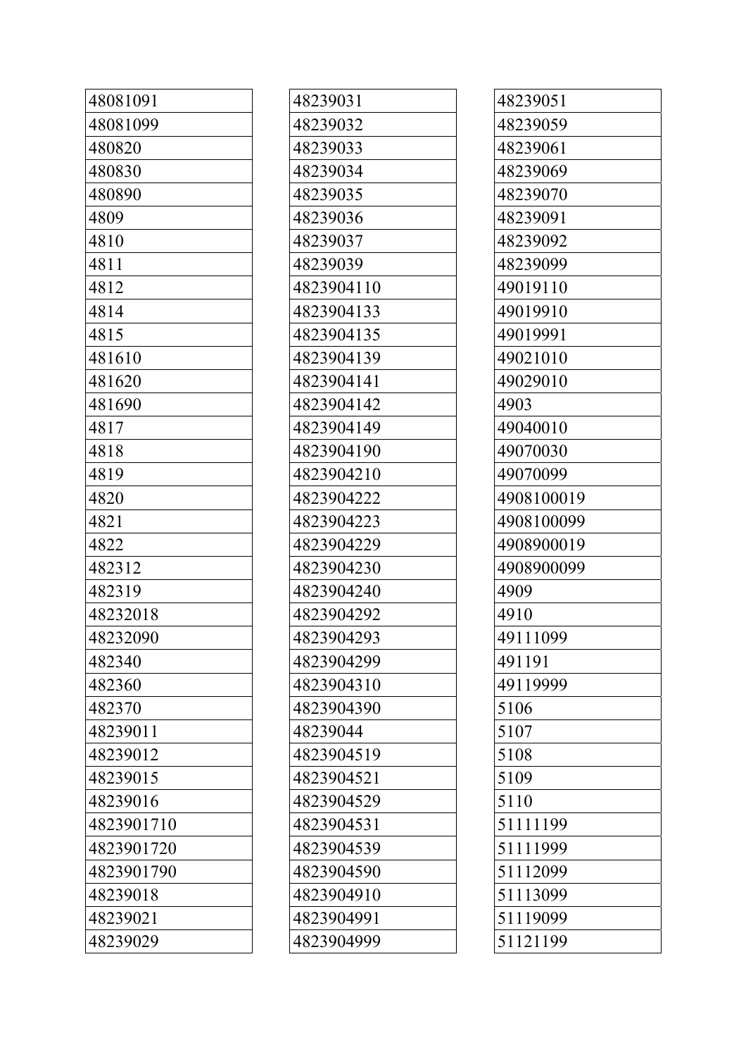| 48081091 |
|---|
| 48081099 |
| 480820 |
| 480830 |
| 480890 |
| 4809 |
| 4810 |
| 4811 |
| 4812 |
| 4814 |
| 4815 |
| 481610 |
| 481620 |
| 481690 |
| 4817 |
| 4818 |
| 4819 |
| 4820 |
| 4821 |
| 4822 |
| 482312 |
| 482319 |
| 48232018 |
| 48232090 |
| 482340 |
| 482360 |
| 482370 |
| 48239011 |
| 48239012 |
| 48239015 |
| 48239016 |
| 4823901710 |
| 4823901720 |
| 4823901790 |
| 48239018 |
| 48239021 |
| 48239029 |

| 48239031 |
|---|
| 48239032 |
| 48239033 |
| 48239034 |
| 48239035 |
| 48239036 |
| 48239037 |
| 48239039 |
| 4823904110 |
| 4823904133 |
| 4823904135 |
| 4823904139 |
| 4823904141 |
| 4823904142 |
| 4823904149 |
| 4823904190 |
| 4823904210 |
| 4823904222 |
| 4823904223 |
| 4823904229 |
| 4823904230 |
| 4823904240 |
| 4823904292 |
| 4823904293 |
| 4823904299 |
| 4823904310 |
| 4823904390 |
| 48239044 |
| 4823904519 |
| 4823904521 |
| 4823904529 |
| 4823904531 |
| 4823904539 |
| 4823904590 |
| 4823904910 |
| 4823904991 |
| 4823904999 |

| 48239051 |
|---|
| 48239059 |
| 48239061 |
| 48239069 |
| 48239070 |
| 48239091 |
| 48239092 |
| 48239099 |
| 49019110 |
| 49019910 |
| 49019991 |
| 49021010 |
| 49029010 |
| 4903 |
| 49040010 |
| 49070030 |
| 49070099 |
| 4908100019 |
| 4908100099 |
| 4908900019 |
| 4908900099 |
| 4909 |
| 4910 |
| 49111099 |
| 491191 |
| 49119999 |
| 5106 |
| 5107 |
| 5108 |
| 5109 |
| 5110 |
| 51111199 |
| 51111999 |
| 51112099 |
| 51113099 |
| 51119099 |
| 51121199 |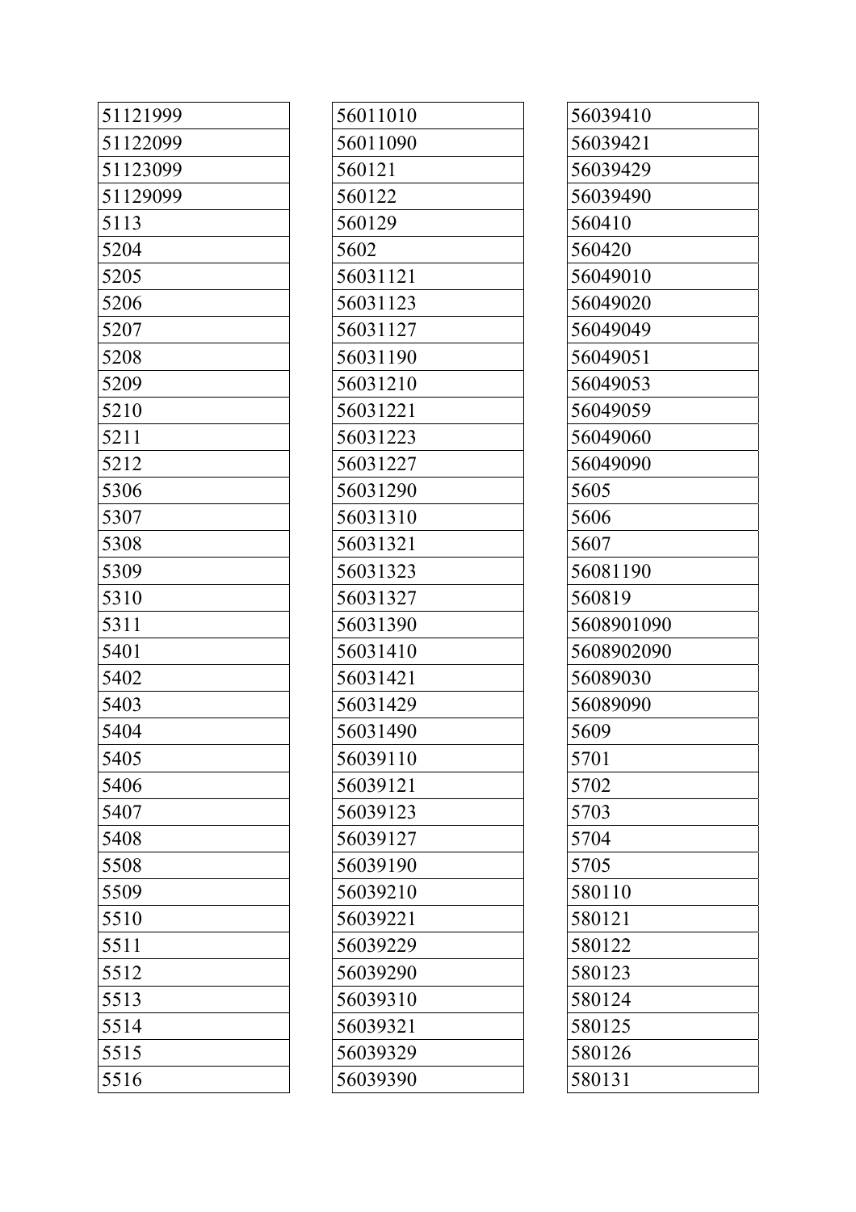| |
|---|
| 51121999 |
| 51122099 |
| 51123099 |
| 51129099 |
| 5113 |
| 5204 |
| 5205 |
| 5206 |
| 5207 |
| 5208 |
| 5209 |
| 5210 |
| 5211 |
| 5212 |
| 5306 |
| 5307 |
| 5308 |
| 5309 |
| 5310 |
| 5311 |
| 5401 |
| 5402 |
| 5403 |
| 5404 |
| 5405 |
| 5406 |
| 5407 |
| 5408 |
| 5508 |
| 5509 |
| 5510 |
| 5511 |
| 5512 |
| 5513 |
| 5514 |
| 5515 |
| 5516 |

| |
|---|
| 56011010 |
| 56011090 |
| 560121 |
| 560122 |
| 560129 |
| 5602 |
| 56031121 |
| 56031123 |
| 56031127 |
| 56031190 |
| 56031210 |
| 56031221 |
| 56031223 |
| 56031227 |
| 56031290 |
| 56031310 |
| 56031321 |
| 56031323 |
| 56031327 |
| 56031390 |
| 56031410 |
| 56031421 |
| 56031429 |
| 56031490 |
| 56039110 |
| 56039121 |
| 56039123 |
| 56039127 |
| 56039190 |
| 56039210 |
| 56039221 |
| 56039229 |
| 56039290 |
| 56039310 |
| 56039321 |
| 56039329 |
| 56039390 |

| |
|---|
| 56039410 |
| 56039421 |
| 56039429 |
| 56039490 |
| 560410 |
| 560420 |
| 56049010 |
| 56049020 |
| 56049049 |
| 56049051 |
| 56049053 |
| 56049059 |
| 56049060 |
| 56049090 |
| 5605 |
| 5606 |
| 5607 |
| 56081190 |
| 560819 |
| 5608901090 |
| 5608902090 |
| 56089030 |
| 56089090 |
| 5609 |
| 5701 |
| 5702 |
| 5703 |
| 5704 |
| 5705 |
| 580110 |
| 580121 |
| 580122 |
| 580123 |
| 580124 |
| 580125 |
| 580126 |
| 580131 |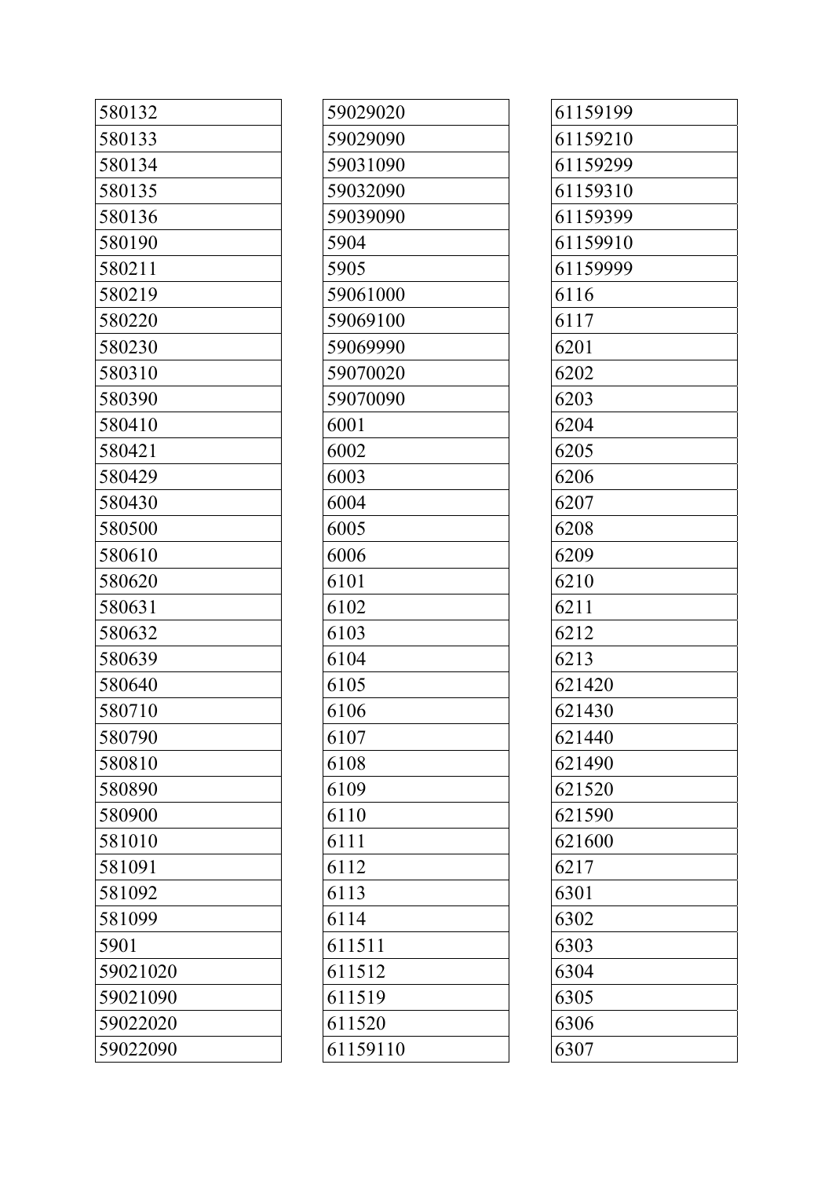| |
|---|
| 580132 |
| 580133 |
| 580134 |
| 580135 |
| 580136 |
| 580190 |
| 580211 |
| 580219 |
| 580220 |
| 580230 |
| 580310 |
| 580390 |
| 580410 |
| 580421 |
| 580429 |
| 580430 |
| 580500 |
| 580610 |
| 580620 |
| 580631 |
| 580632 |
| 580639 |
| 580640 |
| 580710 |
| 580790 |
| 580810 |
| 580890 |
| 580900 |
| 581010 |
| 581091 |
| 581092 |
| 581099 |
| 5901 |
| 59021020 |
| 59021090 |
| 59022020 |
| 59022090 |

| |
|---|
| 59029020 |
| 59029090 |
| 59031090 |
| 59032090 |
| 59039090 |
| 5904 |
| 5905 |
| 59061000 |
| 59069100 |
| 59069990 |
| 59070020 |
| 59070090 |
| 6001 |
| 6002 |
| 6003 |
| 6004 |
| 6005 |
| 6006 |
| 6101 |
| 6102 |
| 6103 |
| 6104 |
| 6105 |
| 6106 |
| 6107 |
| 6108 |
| 6109 |
| 6110 |
| 6111 |
| 6112 |
| 6113 |
| 6114 |
| 611511 |
| 611512 |
| 611519 |
| 611520 |
| 61159110 |

| |
|---|
| 61159199 |
| 61159210 |
| 61159299 |
| 61159310 |
| 61159399 |
| 61159910 |
| 61159999 |
| 6116 |
| 6117 |
| 6201 |
| 6202 |
| 6203 |
| 6204 |
| 6205 |
| 6206 |
| 6207 |
| 6208 |
| 6209 |
| 6210 |
| 6211 |
| 6212 |
| 6213 |
| 621420 |
| 621430 |
| 621440 |
| 621490 |
| 621520 |
| 621590 |
| 621600 |
| 6217 |
| 6301 |
| 6302 |
| 6303 |
| 6304 |
| 6305 |
| 6306 |
| 6307 |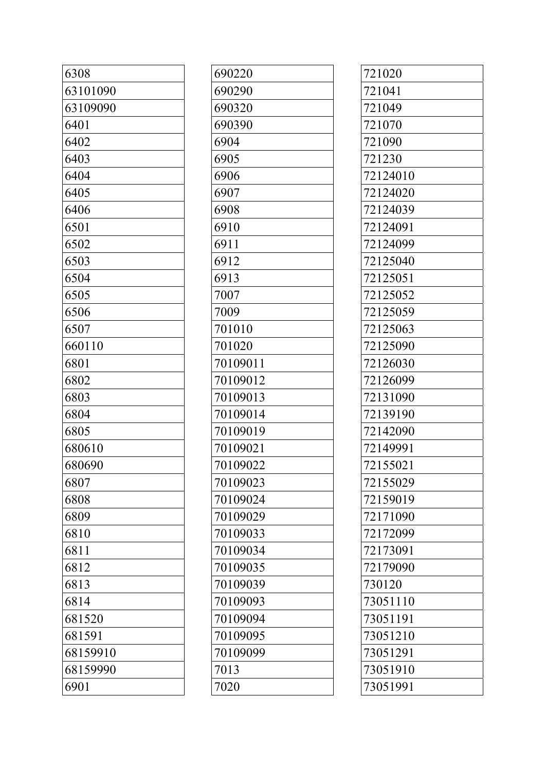| |
|---|
| 6308 |
| 63101090 |
| 63109090 |
| 6401 |
| 6402 |
| 6403 |
| 6404 |
| 6405 |
| 6406 |
| 6501 |
| 6502 |
| 6503 |
| 6504 |
| 6505 |
| 6506 |
| 6507 |
| 660110 |
| 6801 |
| 6802 |
| 6803 |
| 6804 |
| 6805 |
| 680610 |
| 680690 |
| 6807 |
| 6808 |
| 6809 |
| 6810 |
| 6811 |
| 6812 |
| 6813 |
| 6814 |
| 681520 |
| 681591 |
| 68159910 |
| 68159990 |
| 6901 |

| |
|---|
| 690220 |
| 690290 |
| 690320 |
| 690390 |
| 6904 |
| 6905 |
| 6906 |
| 6907 |
| 6908 |
| 6910 |
| 6911 |
| 6912 |
| 6913 |
| 7007 |
| 7009 |
| 701010 |
| 701020 |
| 70109011 |
| 70109012 |
| 70109013 |
| 70109014 |
| 70109019 |
| 70109021 |
| 70109022 |
| 70109023 |
| 70109024 |
| 70109029 |
| 70109033 |
| 70109034 |
| 70109035 |
| 70109039 |
| 70109093 |
| 70109094 |
| 70109095 |
| 70109099 |
| 7013 |
| 7020 |

| |
|---|
| 721020 |
| 721041 |
| 721049 |
| 721070 |
| 721090 |
| 721230 |
| 72124010 |
| 72124020 |
| 72124039 |
| 72124091 |
| 72124099 |
| 72125040 |
| 72125051 |
| 72125052 |
| 72125059 |
| 72125063 |
| 72125090 |
| 72126030 |
| 72126099 |
| 72131090 |
| 72139190 |
| 72142090 |
| 72149991 |
| 72155021 |
| 72155029 |
| 72159019 |
| 72171090 |
| 72172099 |
| 72173091 |
| 72179090 |
| 730120 |
| 73051110 |
| 73051191 |
| 73051210 |
| 73051291 |
| 73051910 |
| 73051991 |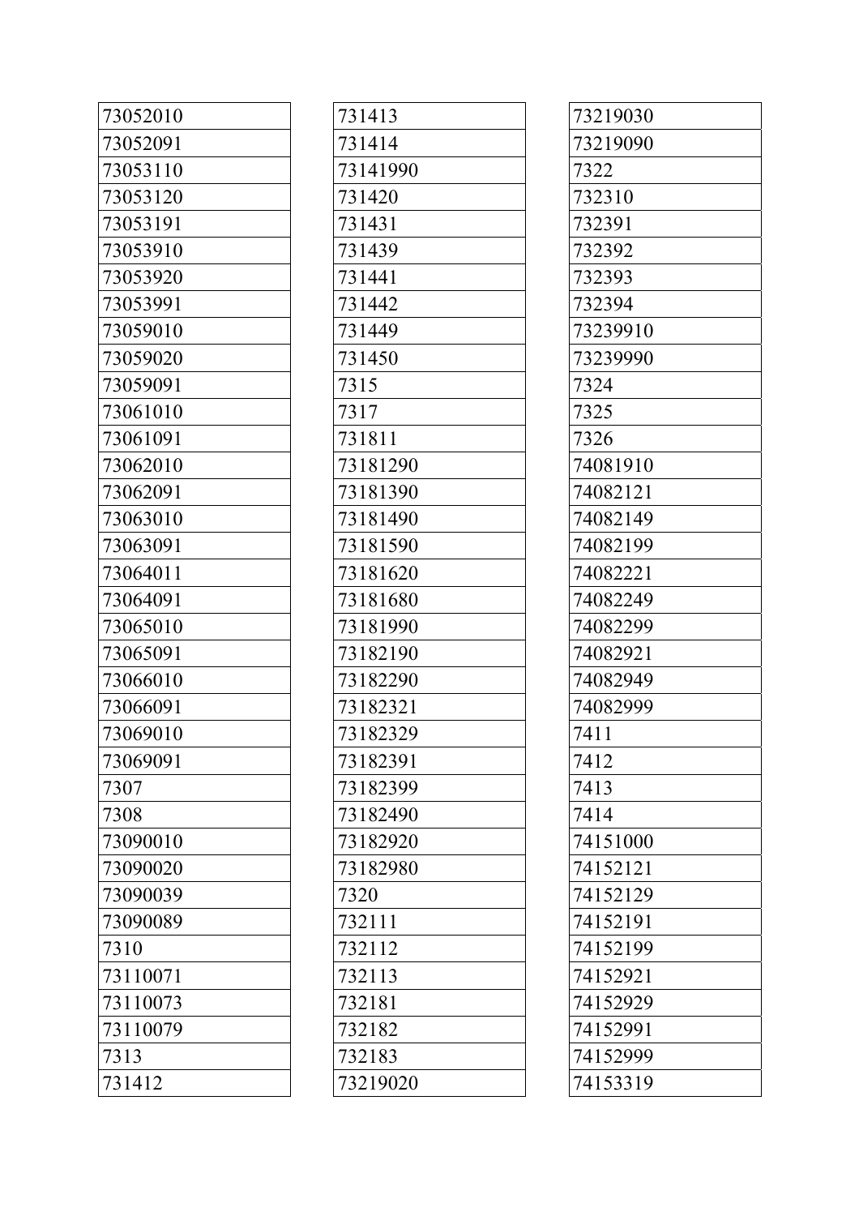| 73052010 |
|---|
| 73052091 |
| 73053110 |
| 73053120 |
| 73053191 |
| 73053910 |
| 73053920 |
| 73053991 |
| 73059010 |
| 73059020 |
| 73059091 |
| 73061010 |
| 73061091 |
| 73062010 |
| 73062091 |
| 73063010 |
| 73063091 |
| 73064011 |
| 73064091 |
| 73065010 |
| 73065091 |
| 73066010 |
| 73066091 |
| 73069010 |
| 73069091 |
| 7307 |
| 7308 |
| 73090010 |
| 73090020 |
| 73090039 |
| 73090089 |
| 7310 |
| 73110071 |
| 73110073 |
| 73110079 |
| 7313 |
| 731412 |

| 731413 |
|---|
| 731414 |
| 73141990 |
| 731420 |
| 731431 |
| 731439 |
| 731441 |
| 731442 |
| 731449 |
| 731450 |
| 7315 |
| 7317 |
| 731811 |
| 73181290 |
| 73181390 |
| 73181490 |
| 73181590 |
| 73181620 |
| 73181680 |
| 73181990 |
| 73182190 |
| 73182290 |
| 73182321 |
| 73182329 |
| 73182391 |
| 73182399 |
| 73182490 |
| 73182920 |
| 73182980 |
| 7320 |
| 732111 |
| 732112 |
| 732113 |
| 732181 |
| 732182 |
| 732183 |
| 73219020 |

| 73219030 |
|---|
| 73219090 |
| 7322 |
| 732310 |
| 732391 |
| 732392 |
| 732393 |
| 732394 |
| 73239910 |
| 73239990 |
| 7324 |
| 7325 |
| 7326 |
| 74081910 |
| 74082121 |
| 74082149 |
| 74082199 |
| 74082221 |
| 74082249 |
| 74082299 |
| 74082921 |
| 74082949 |
| 74082999 |
| 7411 |
| 7412 |
| 7413 |
| 7414 |
| 74151000 |
| 74152121 |
| 74152129 |
| 74152191 |
| 74152199 |
| 74152921 |
| 74152929 |
| 74152991 |
| 74152999 |
| 74153319 |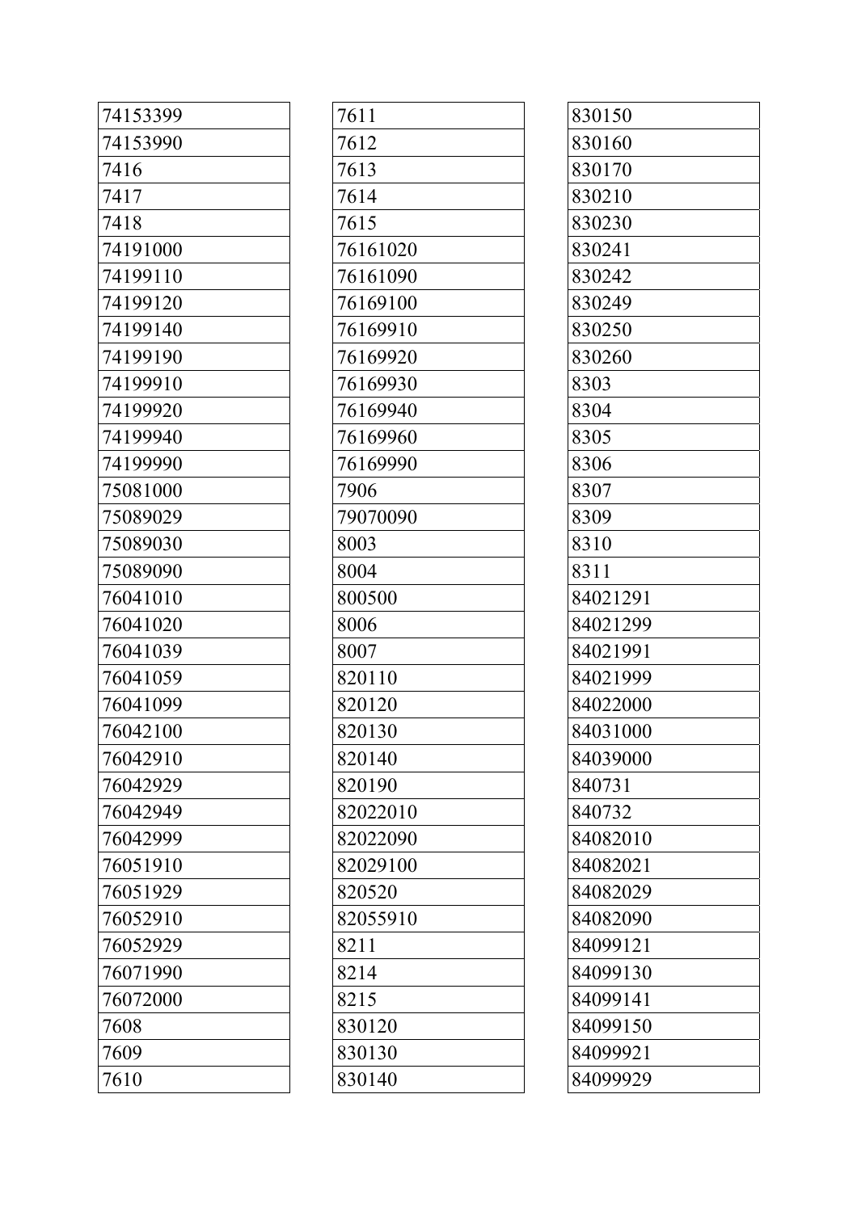| 74153399 |
|---|
| 74153990 |
| 7416 |
| 7417 |
| 7418 |
| 74191000 |
| 74199110 |
| 74199120 |
| 74199140 |
| 74199190 |
| 74199910 |
| 74199920 |
| 74199940 |
| 74199990 |
| 75081000 |
| 75089029 |
| 75089030 |
| 75089090 |
| 76041010 |
| 76041020 |
| 76041039 |
| 76041059 |
| 76041099 |
| 76042100 |
| 76042910 |
| 76042929 |
| 76042949 |
| 76042999 |
| 76051910 |
| 76051929 |
| 76052910 |
| 76052929 |
| 76071990 |
| 76072000 |
| 7608 |
| 7609 |
| 7610 |

| 7611 |
|---|
| 7612 |
| 7613 |
| 7614 |
| 7615 |
| 76161020 |
| 76161090 |
| 76169100 |
| 76169910 |
| 76169920 |
| 76169930 |
| 76169940 |
| 76169960 |
| 76169990 |
| 7906 |
| 79070090 |
| 8003 |
| 8004 |
| 800500 |
| 8006 |
| 8007 |
| 820110 |
| 820120 |
| 820130 |
| 820140 |
| 820190 |
| 82022010 |
| 82022090 |
| 82029100 |
| 820520 |
| 82055910 |
| 8211 |
| 8214 |
| 8215 |
| 830120 |
| 830130 |
| 830140 |

| 830150 |
|---|
| 830160 |
| 830170 |
| 830210 |
| 830230 |
| 830241 |
| 830242 |
| 830249 |
| 830250 |
| 830260 |
| 8303 |
| 8304 |
| 8305 |
| 8306 |
| 8307 |
| 8309 |
| 8310 |
| 8311 |
| 84021291 |
| 84021299 |
| 84021991 |
| 84021999 |
| 84022000 |
| 84031000 |
| 84039000 |
| 840731 |
| 840732 |
| 84082010 |
| 84082021 |
| 84082029 |
| 84082090 |
| 84099121 |
| 84099130 |
| 84099141 |
| 84099150 |
| 84099921 |
| 84099929 |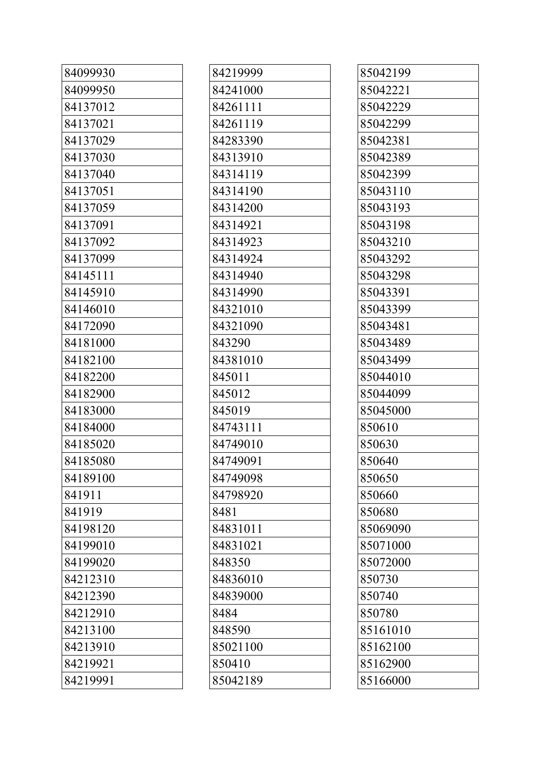| 84099930 |
| --- |
| 84099950 |
| 84137012 |
| 84137021 |
| 84137029 |
| 84137030 |
| 84137040 |
| 84137051 |
| 84137059 |
| 84137091 |
| 84137092 |
| 84137099 |
| 84145111 |
| 84145910 |
| 84146010 |
| 84172090 |
| 84181000 |
| 84182100 |
| 84182200 |
| 84182900 |
| 84183000 |
| 84184000 |
| 84185020 |
| 84185080 |
| 84189100 |
| 841911 |
| 841919 |
| 84198120 |
| 84199010 |
| 84199020 |
| 84212310 |
| 84212390 |
| 84212910 |
| 84213100 |
| 84213910 |
| 84219921 |
| 84219991 |

| 84219999 |
| --- |
| 84241000 |
| 84261111 |
| 84261119 |
| 84283390 |
| 84313910 |
| 84314119 |
| 84314190 |
| 84314200 |
| 84314921 |
| 84314923 |
| 84314924 |
| 84314940 |
| 84314990 |
| 84321010 |
| 84321090 |
| 843290 |
| 84381010 |
| 845011 |
| 845012 |
| 845019 |
| 84743111 |
| 84749010 |
| 84749091 |
| 84749098 |
| 84798920 |
| 8481 |
| 84831011 |
| 84831021 |
| 848350 |
| 84836010 |
| 84839000 |
| 8484 |
| 848590 |
| 85021100 |
| 850410 |
| 85042189 |

| 85042199 |
| --- |
| 85042221 |
| 85042229 |
| 85042299 |
| 85042381 |
| 85042389 |
| 85042399 |
| 85043110 |
| 85043193 |
| 85043198 |
| 85043210 |
| 85043292 |
| 85043298 |
| 85043391 |
| 85043399 |
| 85043481 |
| 85043489 |
| 85043499 |
| 85044010 |
| 85044099 |
| 85045000 |
| 850610 |
| 850630 |
| 850640 |
| 850650 |
| 850660 |
| 850680 |
| 85069090 |
| 85071000 |
| 85072000 |
| 850730 |
| 850740 |
| 850780 |
| 85161010 |
| 85162100 |
| 85162900 |
| 85166000 |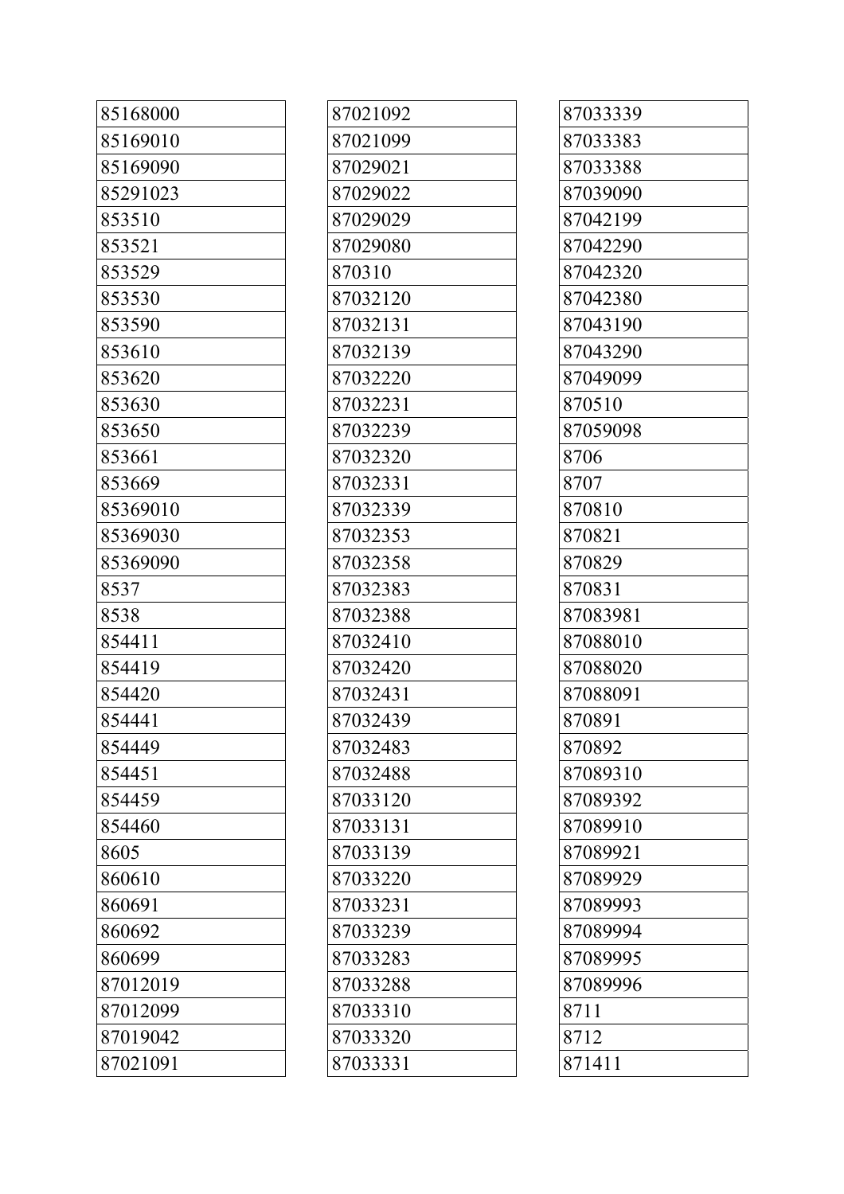| 85168000 |
|---|
| 85169010 |
| 85169090 |
| 85291023 |
| 853510 |
| 853521 |
| 853529 |
| 853530 |
| 853590 |
| 853610 |
| 853620 |
| 853630 |
| 853650 |
| 853661 |
| 853669 |
| 85369010 |
| 85369030 |
| 85369090 |
| 8537 |
| 8538 |
| 854411 |
| 854419 |
| 854420 |
| 854441 |
| 854449 |
| 854451 |
| 854459 |
| 854460 |
| 8605 |
| 860610 |
| 860691 |
| 860692 |
| 860699 |
| 87012019 |
| 87012099 |
| 87019042 |
| 87021091 |

| 87021092 |
|---|
| 87021099 |
| 87029021 |
| 87029022 |
| 87029029 |
| 87029080 |
| 870310 |
| 87032120 |
| 87032131 |
| 87032139 |
| 87032220 |
| 87032231 |
| 87032239 |
| 87032320 |
| 87032331 |
| 87032339 |
| 87032353 |
| 87032358 |
| 87032383 |
| 87032388 |
| 87032410 |
| 87032420 |
| 87032431 |
| 87032439 |
| 87032483 |
| 87032488 |
| 87033120 |
| 87033131 |
| 87033139 |
| 87033220 |
| 87033231 |
| 87033239 |
| 87033283 |
| 87033288 |
| 87033310 |
| 87033320 |
| 87033331 |

| 87033339 |
|---|
| 87033383 |
| 87033388 |
| 87039090 |
| 87042199 |
| 87042290 |
| 87042320 |
| 87042380 |
| 87043190 |
| 87043290 |
| 87049099 |
| 870510 |
| 87059098 |
| 8706 |
| 8707 |
| 870810 |
| 870821 |
| 870829 |
| 870831 |
| 87083981 |
| 87088010 |
| 87088020 |
| 87088091 |
| 870891 |
| 870892 |
| 87089310 |
| 87089392 |
| 87089910 |
| 87089921 |
| 87089929 |
| 87089993 |
| 87089994 |
| 87089995 |
| 87089996 |
| 8711 |
| 8712 |
| 871411 |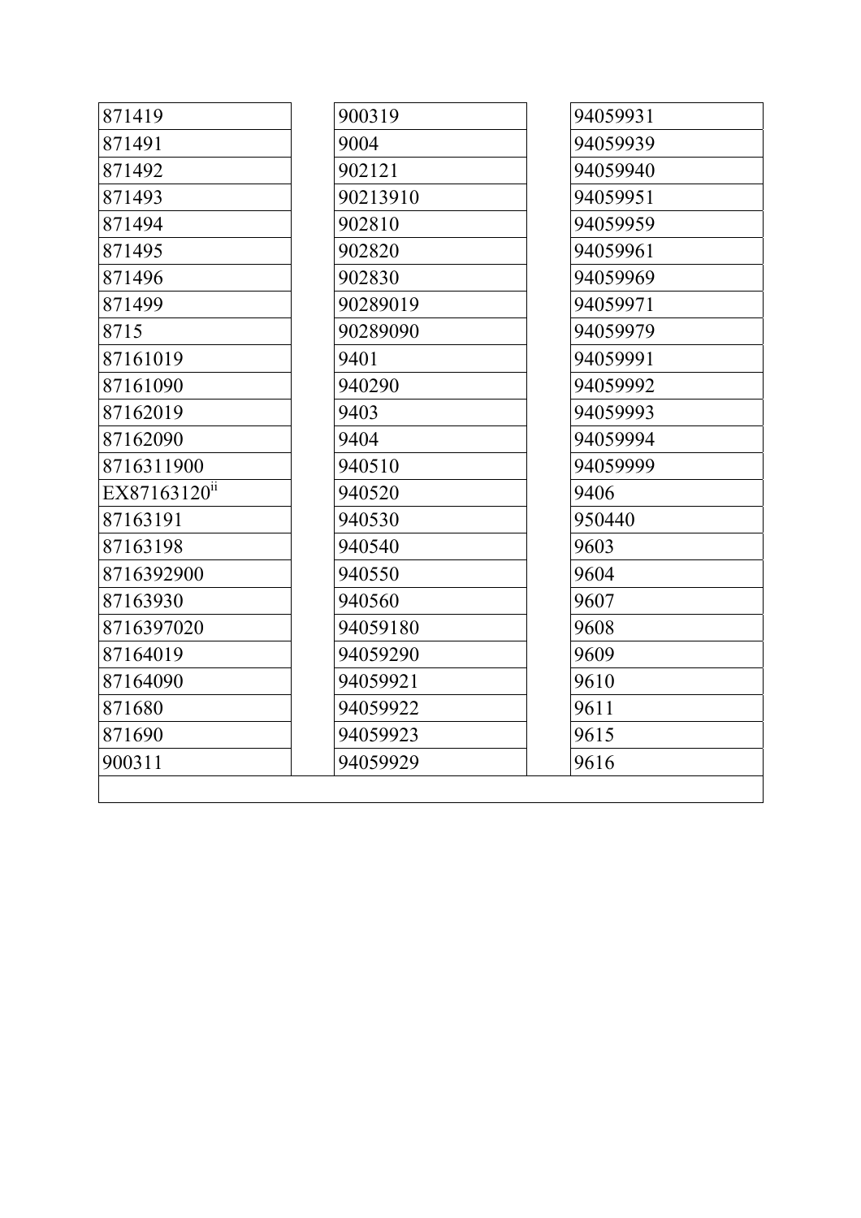| | | |
|---|---|---|
| 871419 | 900319 | 94059931 |
| 871491 | 9004 | 94059939 |
| 871492 | 902121 | 94059940 |
| 871493 | 90213910 | 94059951 |
| 871494 | 902810 | 94059959 |
| 871495 | 902820 | 94059961 |
| 871496 | 902830 | 94059969 |
| 871499 | 90289019 | 94059971 |
| 8715 | 90289090 | 94059979 |
| 87161019 | 9401 | 94059991 |
| 87161090 | 940290 | 94059992 |
| 87162019 | 9403 | 94059993 |
| 87162090 | 9404 | 94059994 |
| 8716311900 | 940510 | 94059999 |
| EX87163120[ii] | 940520 | 9406 |
| 87163191 | 940530 | 950440 |
| 87163198 | 940540 | 9603 |
| 8716392900 | 940550 | 9604 |
| 87163930 | 940560 | 9607 |
| 8716397020 | 94059180 | 9608 |
| 87164019 | 94059290 | 9609 |
| 87164090 | 94059921 | 9610 |
| 871680 | 94059922 | 9611 |
| 871690 | 94059923 | 9615 |
| 900311 | 94059929 | 9616 |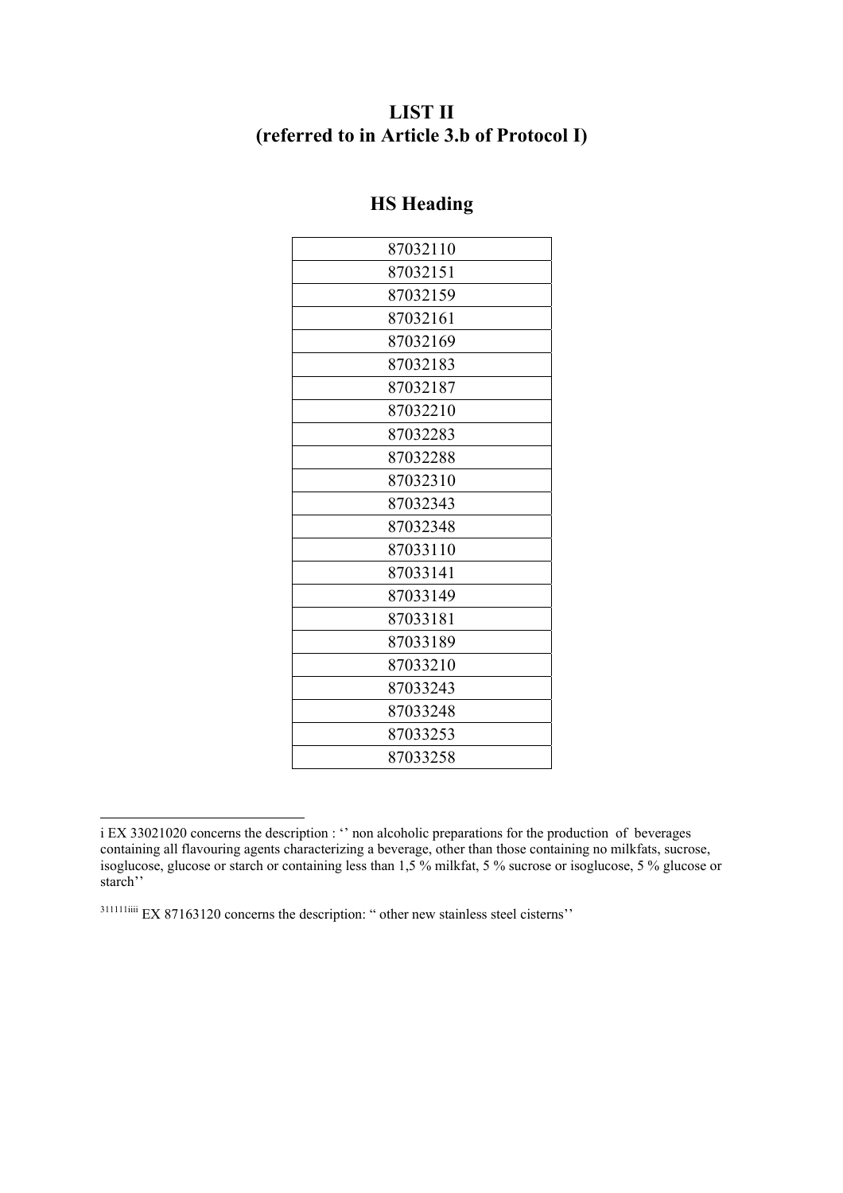# LIST II
# (referred to in Article 3.b of Protocol I)

## HS Heading

| HS Heading |
|---|
| 87032110 |
| 87032151 |
| 87032159 |
| 87032161 |
| 87032169 |
| 87032183 |
| 87032187 |
| 87032210 |
| 87032283 |
| 87032288 |
| 87032310 |
| 87032343 |
| 87032348 |
| 87033110 |
| 87033141 |
| 87033149 |
| 87033181 |
| 87033189 |
| 87033210 |
| 87033243 |
| 87033248 |
| 87033253 |
| 87033258 |

---

i EX 33021020 concerns the description : '' non alcoholic preparations for the production of beverages containing all flavouring agents characterizing a beverage, other than those containing no milkfats, sucrose, isoglucose, glucose or starch or containing less than 1,5 % milkfat, 5 % sucrose or isoglucose, 5 % glucose or starch''

[311111iiii] EX 87163120 concerns the description: " other new stainless steel cisterns''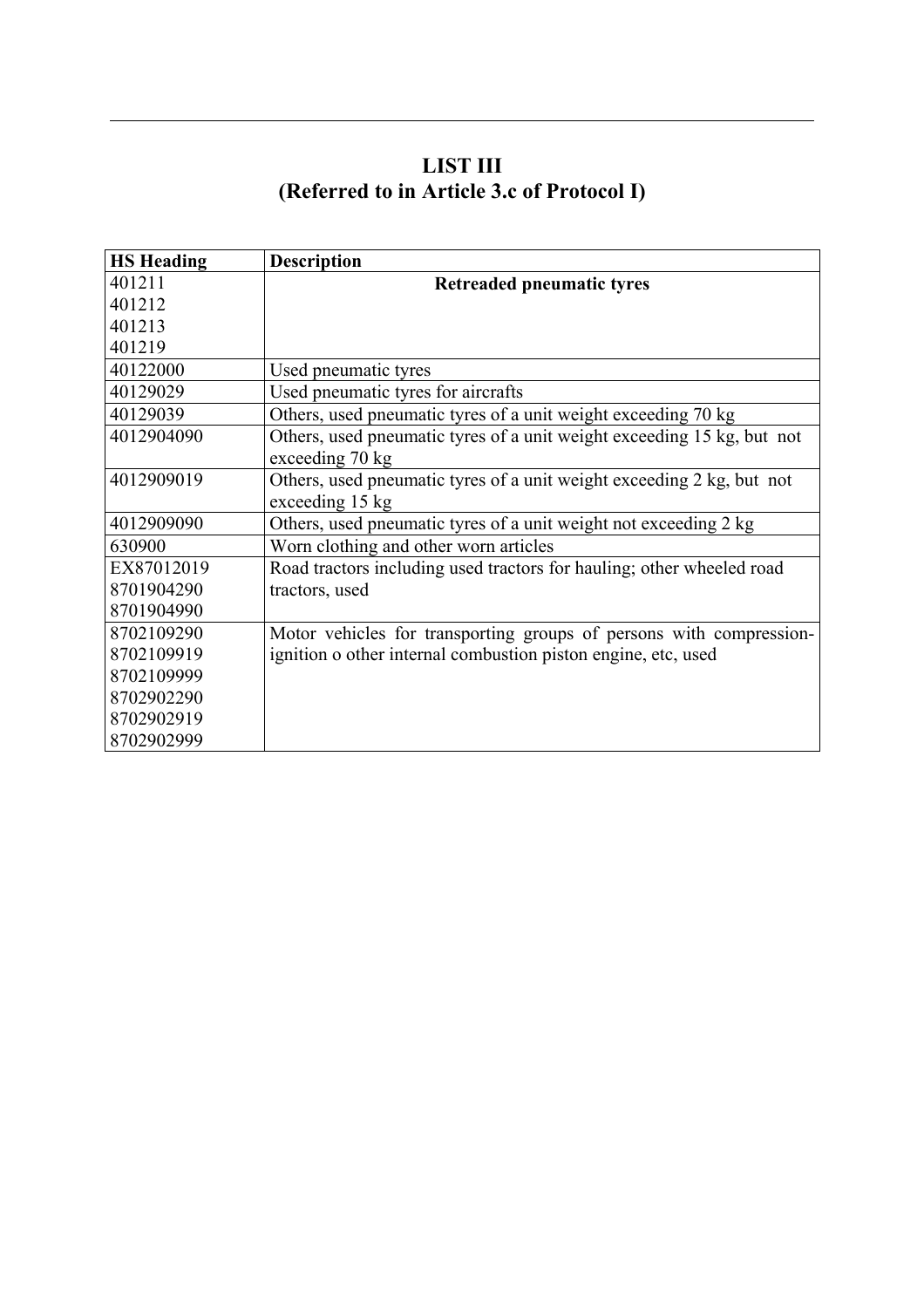# LIST III

## (Referred to in Article 3.c of Protocol I)

| HS Heading | Description |
|---|---|
| 401211<br>401212<br>401213<br>401219 | **Retreaded pneumatic tyres** |
| 40122000 | Used pneumatic tyres |
| 40129029 | Used pneumatic tyres for aircrafts |
| 40129039 | Others, used pneumatic tyres of a unit weight exceeding 70 kg |
| 4012904090 | Others, used pneumatic tyres of a unit weight exceeding 15 kg, but not exceeding 70 kg |
| 4012909019 | Others, used pneumatic tyres of a unit weight exceeding 2 kg, but not exceeding 15 kg |
| 4012909090 | Others, used pneumatic tyres of a unit weight not exceeding 2 kg |
| 630900 | Worn clothing and other worn articles |
| EX87012019<br>8701904290<br>8701904990 | Road tractors including used tractors for hauling; other wheeled road tractors, used |
| 8702109290<br>8702109919<br>8702109999<br>8702902290<br>8702902919<br>8702902999 | Motor vehicles for transporting groups of persons with compression-ignition o other internal combustion piston engine, etc, used |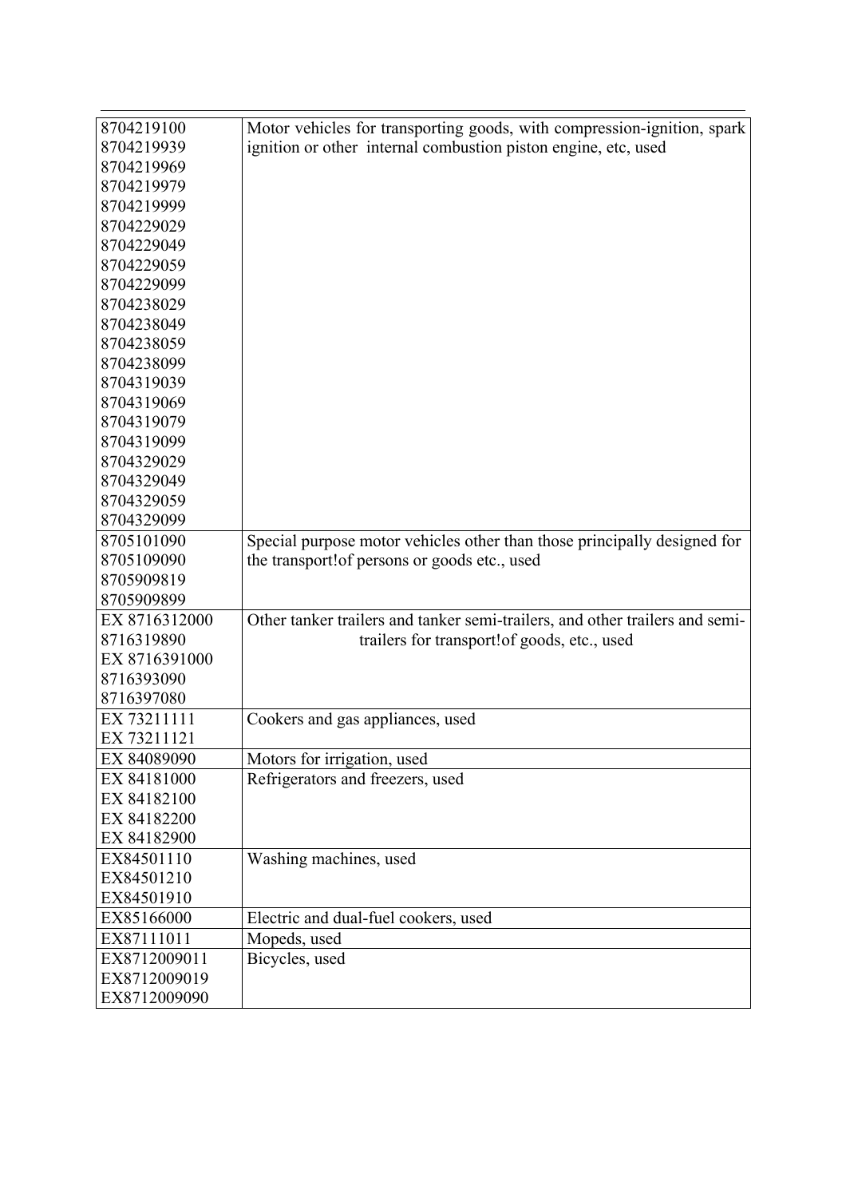| | |
|---|---|
| 8704219100<br>8704219939<br>8704219969<br>8704219979<br>8704219999<br>8704229029<br>8704229049<br>8704229059<br>8704229099<br>8704238029<br>8704238049<br>8704238059<br>8704238099<br>8704319039<br>8704319069<br>8704319079<br>8704319099<br>8704329029<br>8704329049<br>8704329059<br>8704329099 | Motor vehicles for transporting goods, with compression-ignition, spark ignition or other internal combustion piston engine, etc, used |
| 8705101090<br>8705109090<br>8705909819<br>8705909899 | Special purpose motor vehicles other than those principally designed for the transport!of persons or goods etc., used |
| EX 8716312000<br>8716319890<br>EX 8716391000<br>8716393090<br>8716397080 | Other tanker trailers and tanker semi-trailers, and other trailers and semi-trailers for transport!of goods, etc., used |
| EX 73211111<br>EX 73211121 | Cookers and gas appliances, used |
| EX 84089090 | Motors for irrigation, used |
| EX 84181000<br>EX 84182100<br>EX 84182200<br>EX 84182900 | Refrigerators and freezers, used |
| EX84501110<br>EX84501210<br>EX84501910 | Washing machines, used |
| EX85166000 | Electric and dual-fuel cookers, used |
| EX87111011 | Mopeds, used |
| EX8712009011<br>EX8712009019<br>EX8712009090 | Bicycles, used |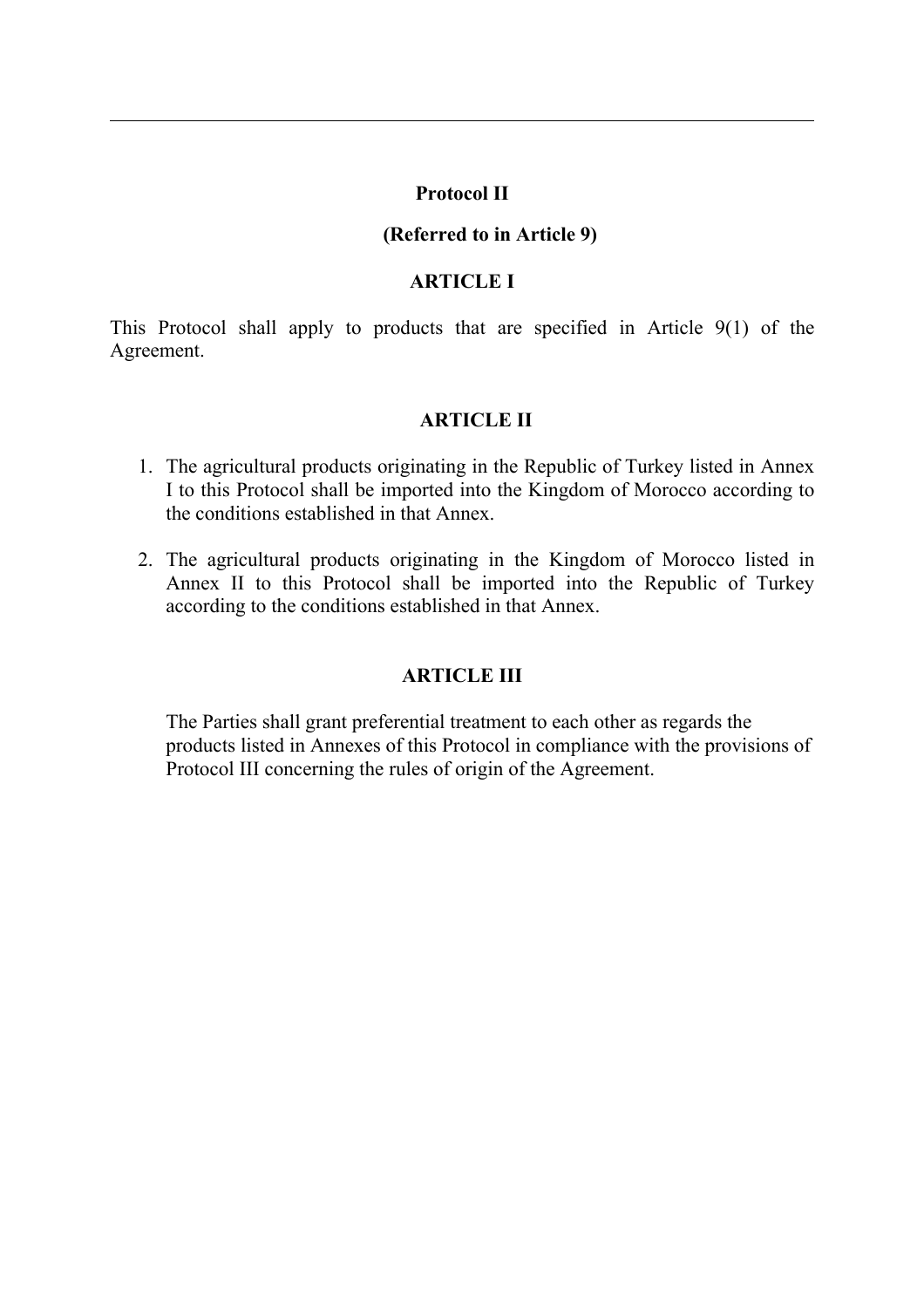## Protocol II

**(Referred to in Article 9)**

### ARTICLE I

This Protocol shall apply to products that are specified in Article 9(1) of the Agreement.

### ARTICLE II

1. The agricultural products originating in the Republic of Turkey listed in Annex I to this Protocol shall be imported into the Kingdom of Morocco according to the conditions established in that Annex.
2. The agricultural products originating in the Kingdom of Morocco listed in Annex II to this Protocol shall be imported into the Republic of Turkey according to the conditions established in that Annex.

### ARTICLE III

The Parties shall grant preferential treatment to each other as regards the products listed in Annexes of this Protocol in compliance with the provisions of Protocol III concerning the rules of origin of the Agreement.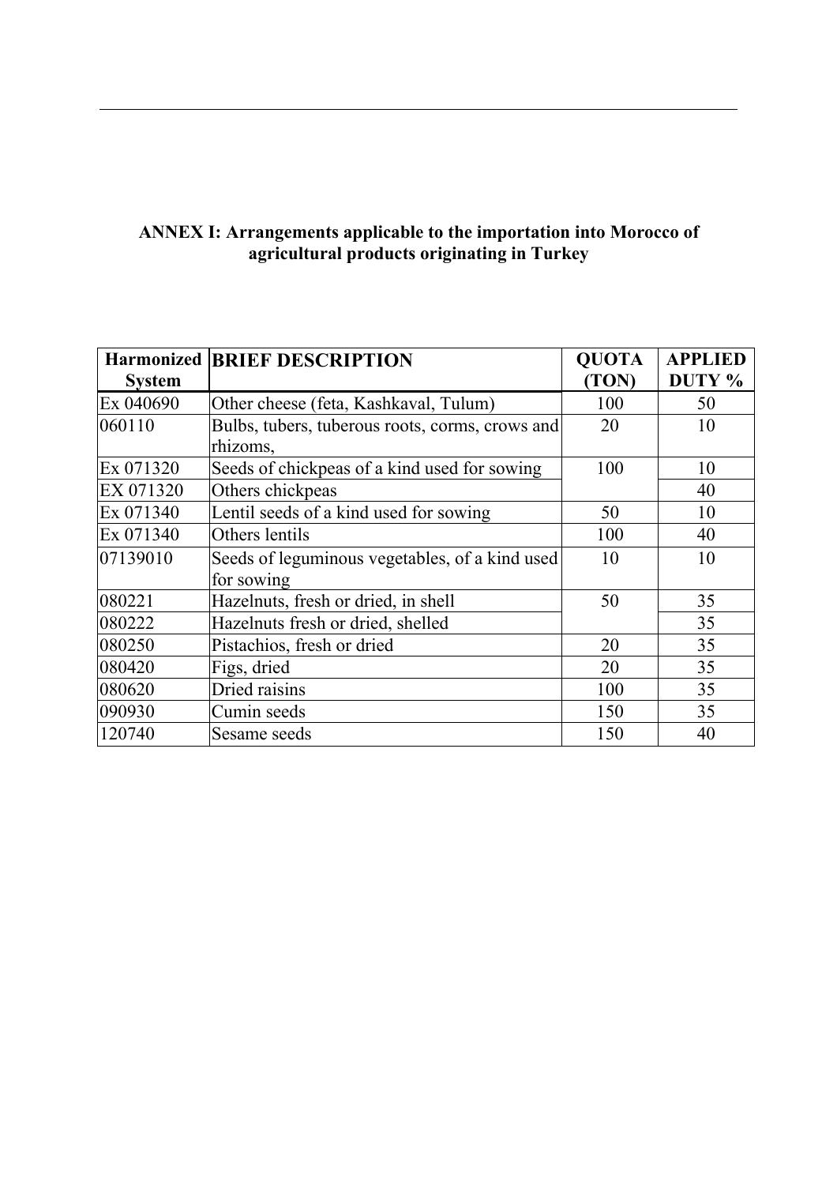**ANNEX I: Arrangements applicable to the importation into Morocco of agricultural products originating in Turkey**

| Harmonized System | BRIEF DESCRIPTION | QUOTA (TON) | APPLIED DUTY % |
|---|---|---|---|
| Ex 040690 | Other cheese (feta, Kashkaval, Tulum) | 100 | 50 |
| 060110 | Bulbs, tubers, tuberous roots, corms, crows and rhizoms, | 20 | 10 |
| Ex 071320 | Seeds of chickpeas of a kind used for sowing | 100 | 10 |
| EX 071320 | Others chickpeas | | 40 |
| Ex 071340 | Lentil seeds of a kind used for sowing | 50 | 10 |
| Ex 071340 | Others lentils | 100 | 40 |
| 07139010 | Seeds of leguminous vegetables, of a kind used for sowing | 10 | 10 |
| 080221 | Hazelnuts, fresh or dried, in shell | 50 | 35 |
| 080222 | Hazelnuts fresh or dried, shelled | | 35 |
| 080250 | Pistachios, fresh or dried | 20 | 35 |
| 080420 | Figs, dried | 20 | 35 |
| 080620 | Dried raisins | 100 | 35 |
| 090930 | Cumin seeds | 150 | 35 |
| 120740 | Sesame seeds | 150 | 40 |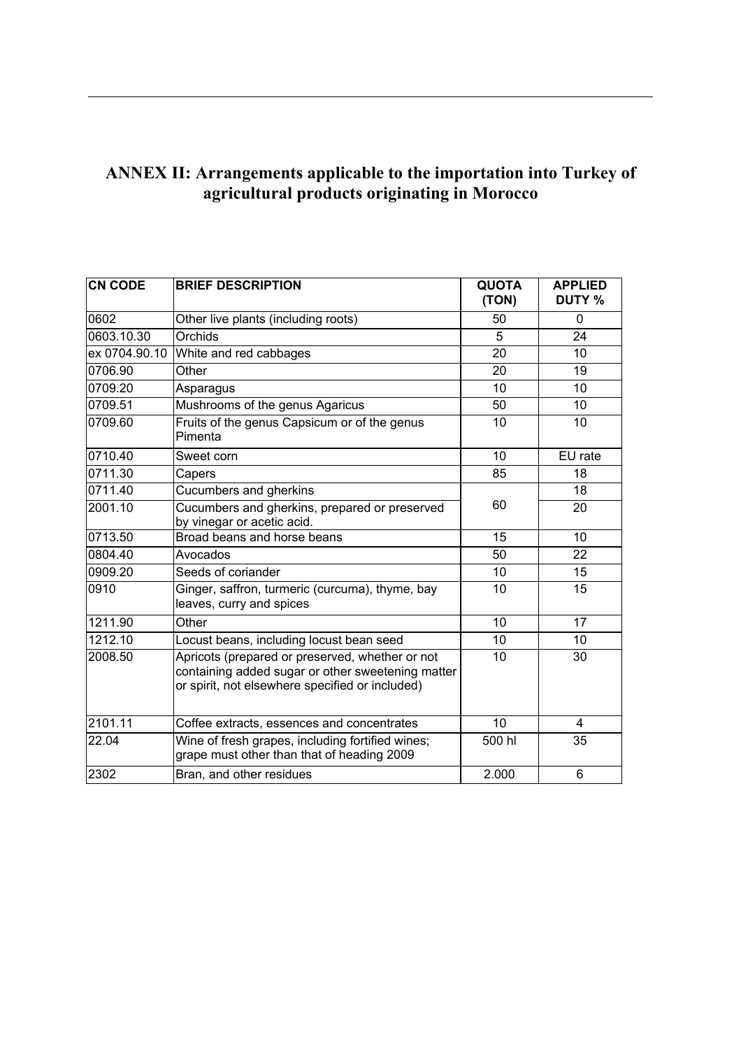## ANNEX II: Arrangements applicable to the importation into Turkey of agricultural products originating in Morocco

| CN CODE | BRIEF DESCRIPTION | QUOTA (TON) | APPLIED DUTY % |
|---|---|---|---|
| 0602 | Other live plants (including roots) | 50 | 0 |
| 0603.10.30 | Orchids | 5 | 24 |
| ex 0704.90.10 | White and red cabbages | 20 | 10 |
| 0706.90 | Other | 20 | 19 |
| 0709.20 | Asparagus | 10 | 10 |
| 0709.51 | Mushrooms of the genus Agaricus | 50 | 10 |
| 0709.60 | Fruits of the genus Capsicum or of the genus Pimenta | 10 | 10 |
| 0710.40 | Sweet corn | 10 | EU rate |
| 0711.30 | Capers | 85 | 18 |
| 0711.40 | Cucumbers and gherkins | 60 | 18 |
| 2001.10 | Cucumbers and gherkins, prepared or preserved by vinegar or acetic acid. | | 20 |
| 0713.50 | Broad beans and horse beans | 15 | 10 |
| 0804.40 | Avocados | 50 | 22 |
| 0909.20 | Seeds of coriander | 10 | 15 |
| 0910 | Ginger, saffron, turmeric (curcuma), thyme, bay leaves, curry and spices | 10 | 15 |
| 1211.90 | Other | 10 | 17 |
| 1212.10 | Locust beans, including locust bean seed | 10 | 10 |
| 2008.50 | Apricots (prepared or preserved, whether or not containing added sugar or other sweetening matter or spirit, not elsewhere specified or included) | 10 | 30 |
| 2101.11 | Coffee extracts, essences and concentrates | 10 | 4 |
| 22.04 | Wine of fresh grapes, including fortified wines; grape must other than that of heading 2009 | 500 hl | 35 |
| 2302 | Bran, and other residues | 2.000 | 6 |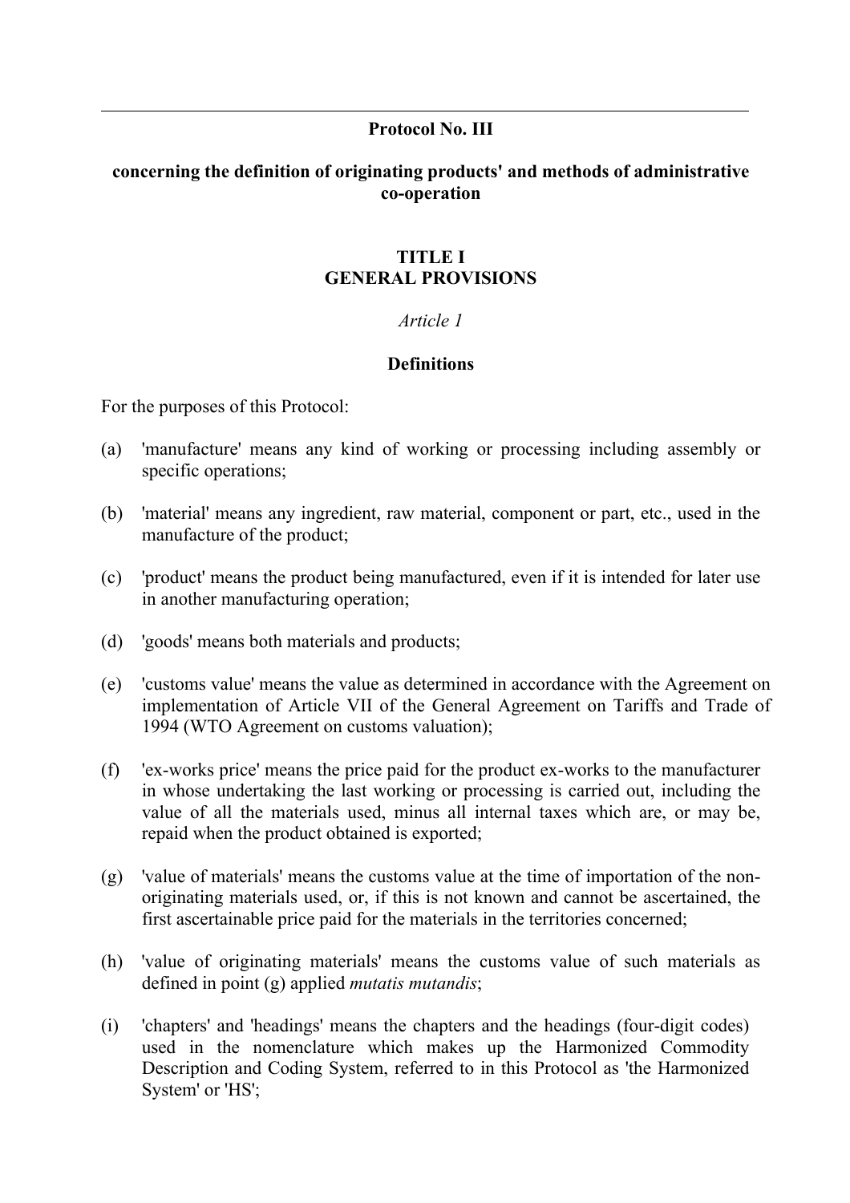## Protocol No. III

## concerning the definition of originating products' and methods of administrative co-operation

### TITLE I
### GENERAL PROVISIONS

*Article 1*

**Definitions**

For the purposes of this Protocol:

(a) 'manufacture' means any kind of working or processing including assembly or specific operations;

(b) 'material' means any ingredient, raw material, component or part, etc., used in the manufacture of the product;

(c) 'product' means the product being manufactured, even if it is intended for later use in another manufacturing operation;

(d) 'goods' means both materials and products;

(e) 'customs value' means the value as determined in accordance with the Agreement on implementation of Article VII of the General Agreement on Tariffs and Trade of 1994 (WTO Agreement on customs valuation);

(f) 'ex-works price' means the price paid for the product ex-works to the manufacturer in whose undertaking the last working or processing is carried out, including the value of all the materials used, minus all internal taxes which are, or may be, repaid when the product obtained is exported;

(g) 'value of materials' means the customs value at the time of importation of the non-originating materials used, or, if this is not known and cannot be ascertained, the first ascertainable price paid for the materials in the territories concerned;

(h) 'value of originating materials' means the customs value of such materials as defined in point (g) applied *mutatis mutandis*;

(i) 'chapters' and 'headings' means the chapters and the headings (four-digit codes) used in the nomenclature which makes up the Harmonized Commodity Description and Coding System, referred to in this Protocol as 'the Harmonized System' or 'HS';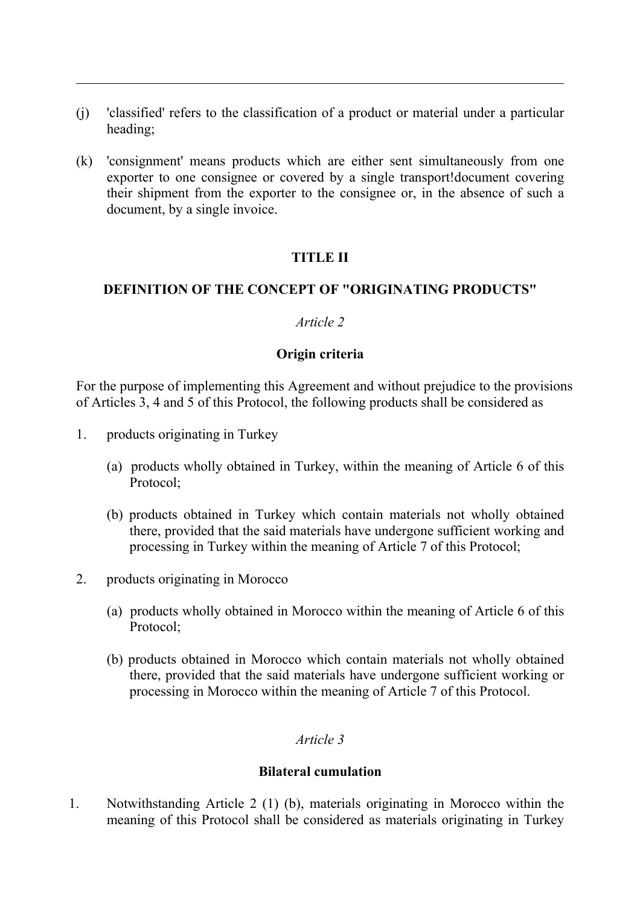(j) 'classified' refers to the classification of a product or material under a particular heading;

(k) 'consignment' means products which are either sent simultaneously from one exporter to one consignee or covered by a single transport!document covering their shipment from the exporter to the consignee or, in the absence of such a document, by a single invoice.

## TITLE II

## DEFINITION OF THE CONCEPT OF "ORIGINATING PRODUCTS"

*Article 2*

**Origin criteria**

For the purpose of implementing this Agreement and without prejudice to the provisions of Articles 3, 4 and 5 of this Protocol, the following products shall be considered as

1. products originating in Turkey

   (a) products wholly obtained in Turkey, within the meaning of Article 6 of this Protocol;

   (b) products obtained in Turkey which contain materials not wholly obtained there, provided that the said materials have undergone sufficient working and processing in Turkey within the meaning of Article 7 of this Protocol;

2. products originating in Morocco

   (a) products wholly obtained in Morocco within the meaning of Article 6 of this Protocol;

   (b) products obtained in Morocco which contain materials not wholly obtained there, provided that the said materials have undergone sufficient working or processing in Morocco within the meaning of Article 7 of this Protocol.

*Article 3*

**Bilateral cumulation**

1. Notwithstanding Article 2 (1) (b), materials originating in Morocco within the meaning of this Protocol shall be considered as materials originating in Turkey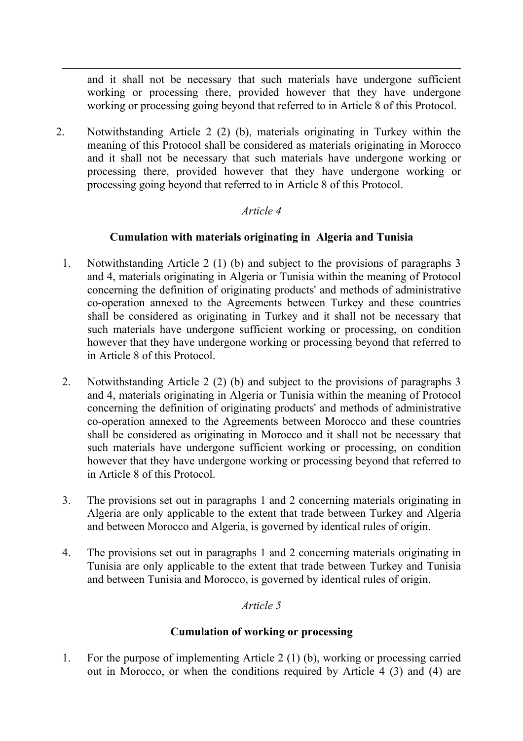and it shall not be necessary that such materials have undergone sufficient working or processing there, provided however that they have undergone working or processing going beyond that referred to in Article 8 of this Protocol.

2. Notwithstanding Article 2 (2) (b), materials originating in Turkey within the meaning of this Protocol shall be considered as materials originating in Morocco and it shall not be necessary that such materials have undergone working or processing there, provided however that they have undergone working or processing going beyond that referred to in Article 8 of this Protocol.

*Article 4*

**Cumulation with materials originating in Algeria and Tunisia**

1. Notwithstanding Article 2 (1) (b) and subject to the provisions of paragraphs 3 and 4, materials originating in Algeria or Tunisia within the meaning of Protocol concerning the definition of originating products' and methods of administrative co-operation annexed to the Agreements between Turkey and these countries shall be considered as originating in Turkey and it shall not be necessary that such materials have undergone sufficient working or processing, on condition however that they have undergone working or processing beyond that referred to in Article 8 of this Protocol.

2. Notwithstanding Article 2 (2) (b) and subject to the provisions of paragraphs 3 and 4, materials originating in Algeria or Tunisia within the meaning of Protocol concerning the definition of originating products' and methods of administrative co-operation annexed to the Agreements between Morocco and these countries shall be considered as originating in Morocco and it shall not be necessary that such materials have undergone sufficient working or processing, on condition however that they have undergone working or processing beyond that referred to in Article 8 of this Protocol.

3. The provisions set out in paragraphs 1 and 2 concerning materials originating in Algeria are only applicable to the extent that trade between Turkey and Algeria and between Morocco and Algeria, is governed by identical rules of origin.

4. The provisions set out in paragraphs 1 and 2 concerning materials originating in Tunisia are only applicable to the extent that trade between Turkey and Tunisia and between Tunisia and Morocco, is governed by identical rules of origin.

*Article 5*

**Cumulation of working or processing**

1. For the purpose of implementing Article 2 (1) (b), working or processing carried out in Morocco, or when the conditions required by Article 4 (3) and (4) are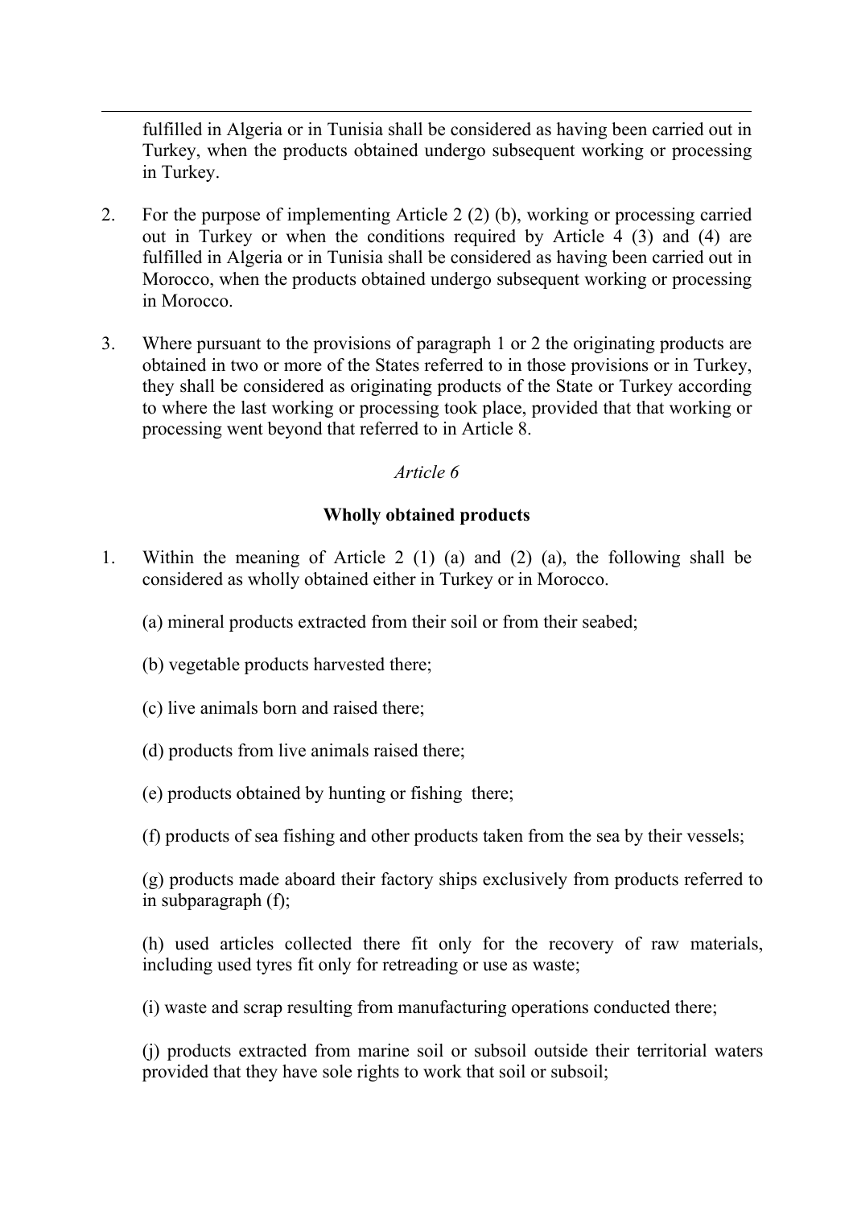fulfilled in Algeria or in Tunisia shall be considered as having been carried out in Turkey, when the products obtained undergo subsequent working or processing in Turkey.

2. For the purpose of implementing Article 2 (2) (b), working or processing carried out in Turkey or when the conditions required by Article 4 (3) and (4) are fulfilled in Algeria or in Tunisia shall be considered as having been carried out in Morocco, when the products obtained undergo subsequent working or processing in Morocco.

3. Where pursuant to the provisions of paragraph 1 or 2 the originating products are obtained in two or more of the States referred to in those provisions or in Turkey, they shall be considered as originating products of the State or Turkey according to where the last working or processing took place, provided that that working or processing went beyond that referred to in Article 8.

*Article 6*

**Wholly obtained products**

1. Within the meaning of Article 2 (1) (a) and (2) (a), the following shall be considered as wholly obtained either in Turkey or in Morocco.

   (a) mineral products extracted from their soil or from their seabed;

   (b) vegetable products harvested there;

   (c) live animals born and raised there;

   (d) products from live animals raised there;

   (e) products obtained by hunting or fishing there;

   (f) products of sea fishing and other products taken from the sea by their vessels;

   (g) products made aboard their factory ships exclusively from products referred to in subparagraph (f);

   (h) used articles collected there fit only for the recovery of raw materials, including used tyres fit only for retreading or use as waste;

   (i) waste and scrap resulting from manufacturing operations conducted there;

   (j) products extracted from marine soil or subsoil outside their territorial waters provided that they have sole rights to work that soil or subsoil;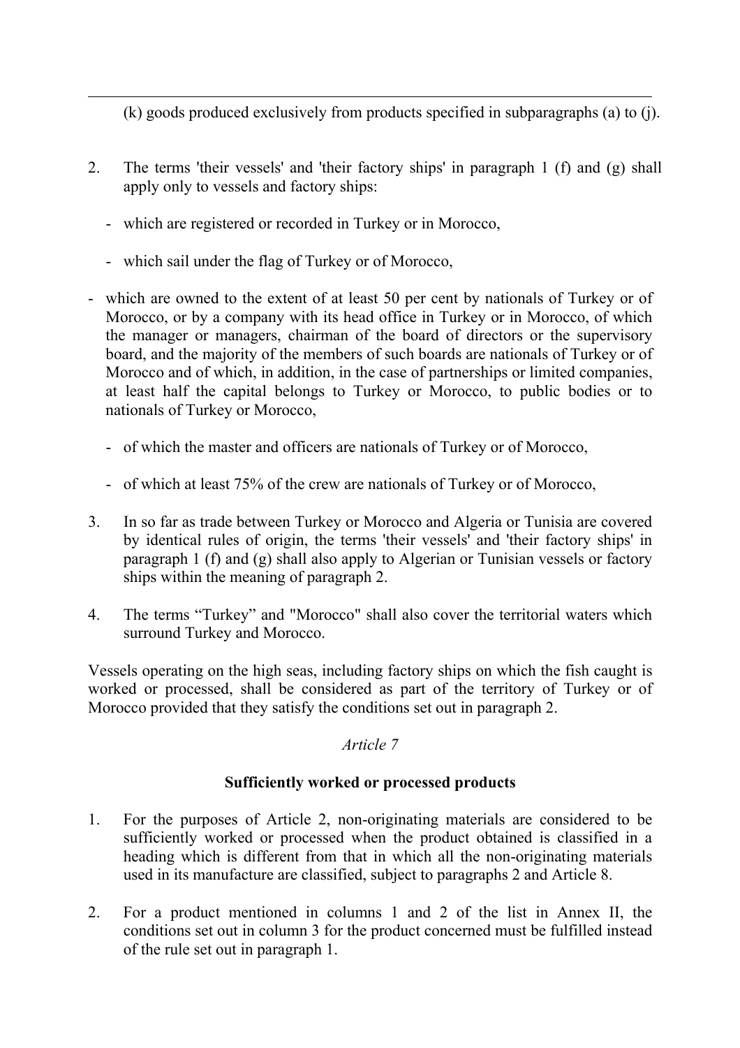(k) goods produced exclusively from products specified in subparagraphs (a) to (j).

2. The terms 'their vessels' and 'their factory ships' in paragraph 1 (f) and (g) shall apply only to vessels and factory ships:

   - which are registered or recorded in Turkey or in Morocco,

   - which sail under the flag of Turkey or of Morocco,

   - which are owned to the extent of at least 50 per cent by nationals of Turkey or of Morocco, or by a company with its head office in Turkey or in Morocco, of which the manager or managers, chairman of the board of directors or the supervisory board, and the majority of the members of such boards are nationals of Turkey or of Morocco and of which, in addition, in the case of partnerships or limited companies, at least half the capital belongs to Turkey or Morocco, to public bodies or to nationals of Turkey or Morocco,

   - of which the master and officers are nationals of Turkey or of Morocco,

   - of which at least 75% of the crew are nationals of Turkey or of Morocco,

3. In so far as trade between Turkey or Morocco and Algeria or Tunisia are covered by identical rules of origin, the terms 'their vessels' and 'their factory ships' in paragraph 1 (f) and (g) shall also apply to Algerian or Tunisian vessels or factory ships within the meaning of paragraph 2.

4. The terms “Turkey” and "Morocco" shall also cover the territorial waters which surround Turkey and Morocco.

Vessels operating on the high seas, including factory ships on which the fish caught is worked or processed, shall be considered as part of the territory of Turkey or of Morocco provided that they satisfy the conditions set out in paragraph 2.

*Article 7*

**Sufficiently worked or processed products**

1. For the purposes of Article 2, non-originating materials are considered to be sufficiently worked or processed when the product obtained is classified in a heading which is different from that in which all the non-originating materials used in its manufacture are classified, subject to paragraphs 2 and Article 8.

2. For a product mentioned in columns 1 and 2 of the list in Annex II, the conditions set out in column 3 for the product concerned must be fulfilled instead of the rule set out in paragraph 1.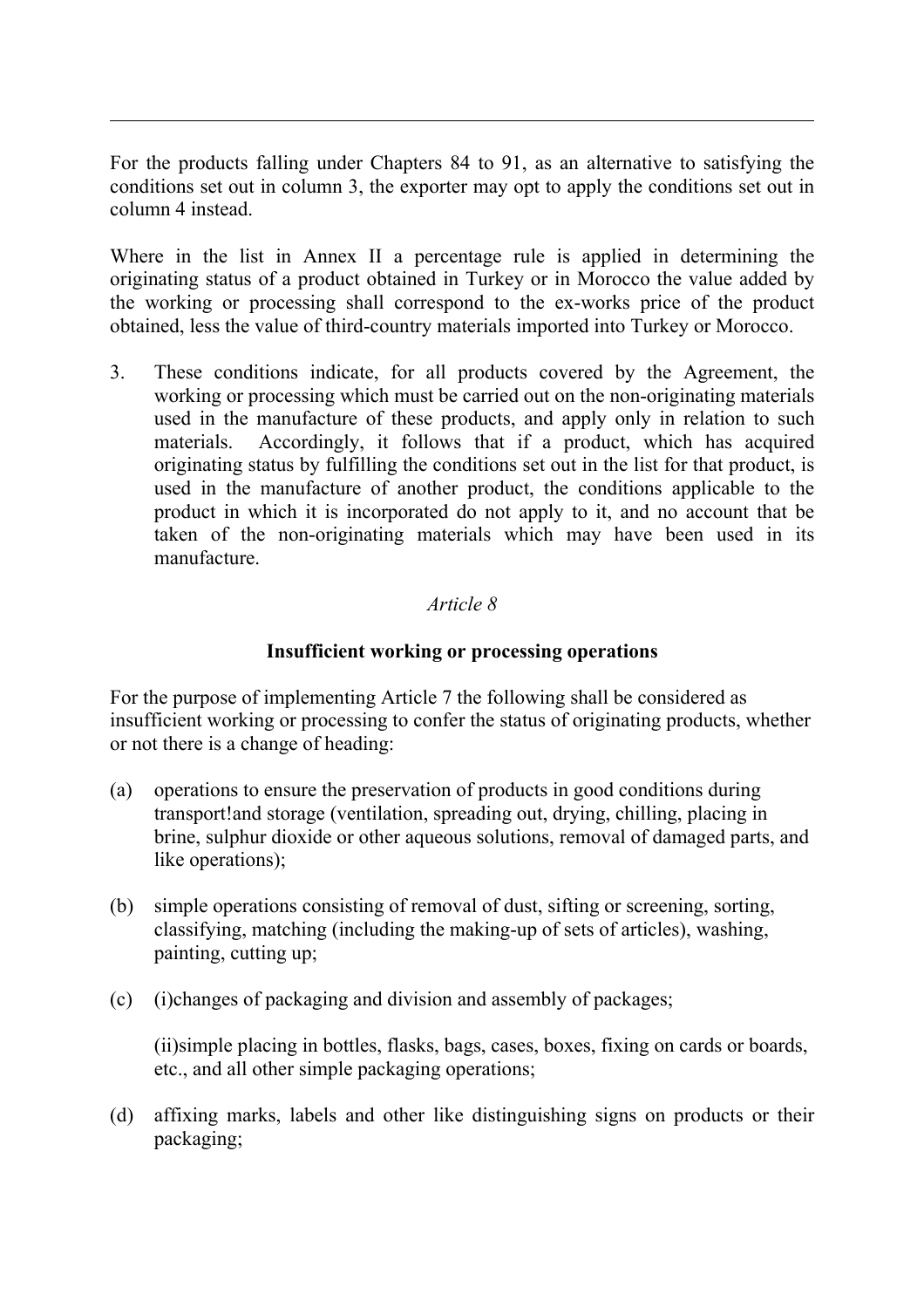For the products falling under Chapters 84 to 91, as an alternative to satisfying the conditions set out in column 3, the exporter may opt to apply the conditions set out in column 4 instead.

Where in the list in Annex II a percentage rule is applied in determining the originating status of a product obtained in Turkey or in Morocco the value added by the working or processing shall correspond to the ex-works price of the product obtained, less the value of third-country materials imported into Turkey or Morocco.

3. These conditions indicate, for all products covered by the Agreement, the working or processing which must be carried out on the non-originating materials used in the manufacture of these products, and apply only in relation to such materials. Accordingly, it follows that if a product, which has acquired originating status by fulfilling the conditions set out in the list for that product, is used in the manufacture of another product, the conditions applicable to the product in which it is incorporated do not apply to it, and no account that be taken of the non-originating materials which may have been used in its manufacture.

*Article 8*

**Insufficient working or processing operations**

For the purpose of implementing Article 7 the following shall be considered as insufficient working or processing to confer the status of originating products, whether or not there is a change of heading:

(a) operations to ensure the preservation of products in good conditions during transport!and storage (ventilation, spreading out, drying, chilling, placing in brine, sulphur dioxide or other aqueous solutions, removal of damaged parts, and like operations);

(b) simple operations consisting of removal of dust, sifting or screening, sorting, classifying, matching (including the making-up of sets of articles), washing, painting, cutting up;

(c) (i)changes of packaging and division and assembly of packages;

(ii)simple placing in bottles, flasks, bags, cases, boxes, fixing on cards or boards, etc., and all other simple packaging operations;

(d) affixing marks, labels and other like distinguishing signs on products or their packaging;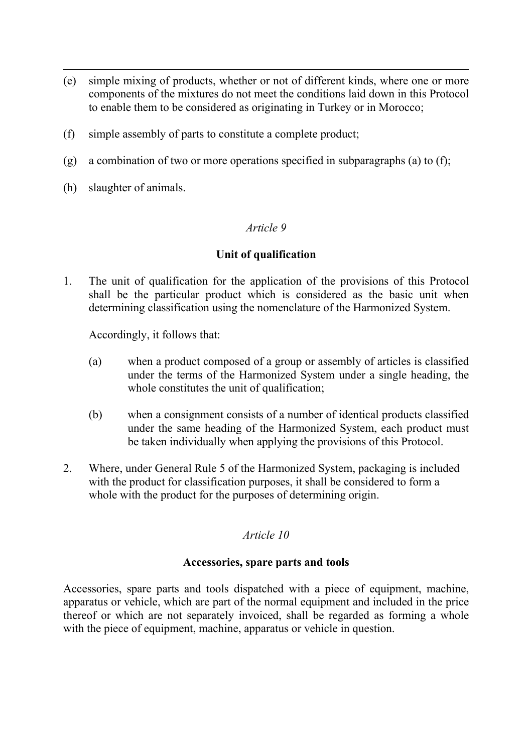(e) simple mixing of products, whether or not of different kinds, where one or more components of the mixtures do not meet the conditions laid down in this Protocol to enable them to be considered as originating in Turkey or in Morocco;

(f) simple assembly of parts to constitute a complete product;

(g) a combination of two or more operations specified in subparagraphs (a) to (f);

(h) slaughter of animals.

*Article 9*

**Unit of qualification**

1. The unit of qualification for the application of the provisions of this Protocol shall be the particular product which is considered as the basic unit when determining classification using the nomenclature of the Harmonized System.

   Accordingly, it follows that:

   (a) when a product composed of a group or assembly of articles is classified under the terms of the Harmonized System under a single heading, the whole constitutes the unit of qualification;

   (b) when a consignment consists of a number of identical products classified under the same heading of the Harmonized System, each product must be taken individually when applying the provisions of this Protocol.

2. Where, under General Rule 5 of the Harmonized System, packaging is included with the product for classification purposes, it shall be considered to form a whole with the product for the purposes of determining origin.

*Article 10*

**Accessories, spare parts and tools**

Accessories, spare parts and tools dispatched with a piece of equipment, machine, apparatus or vehicle, which are part of the normal equipment and included in the price thereof or which are not separately invoiced, shall be regarded as forming a whole with the piece of equipment, machine, apparatus or vehicle in question.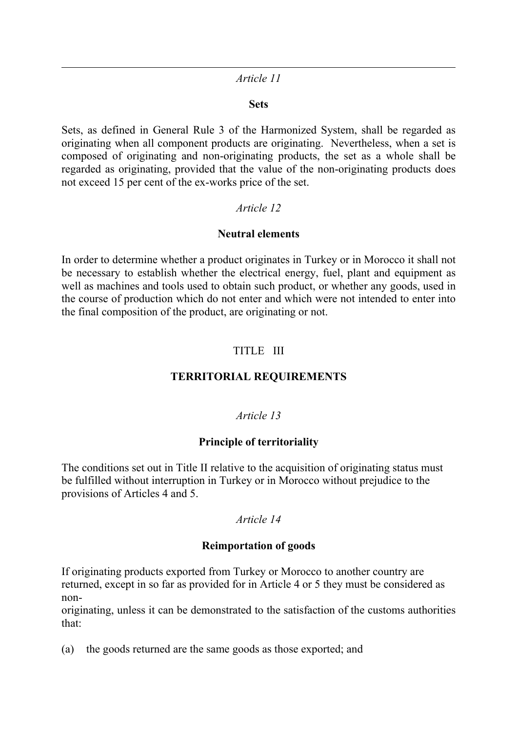*Article 11*

**Sets**

Sets, as defined in General Rule 3 of the Harmonized System, shall be regarded as originating when all component products are originating. Nevertheless, when a set is composed of originating and non-originating products, the set as a whole shall be regarded as originating, provided that the value of the non-originating products does not exceed 15 per cent of the ex-works price of the set.

*Article 12*

**Neutral elements**

In order to determine whether a product originates in Turkey or in Morocco it shall not be necessary to establish whether the electrical energy, fuel, plant and equipment as well as machines and tools used to obtain such product, or whether any goods, used in the course of production which do not enter and which were not intended to enter into the final composition of the product, are originating or not.

TITLE III

**TERRITORIAL REQUIREMENTS**

*Article 13*

**Principle of territoriality**

The conditions set out in Title II relative to the acquisition of originating status must be fulfilled without interruption in Turkey or in Morocco without prejudice to the provisions of Articles 4 and 5.

*Article 14*

**Reimportation of goods**

If originating products exported from Turkey or Morocco to another country are returned, except in so far as provided for in Article 4 or 5 they must be considered as non-originating, unless it can be demonstrated to the satisfaction of the customs authorities that:

(a) the goods returned are the same goods as those exported; and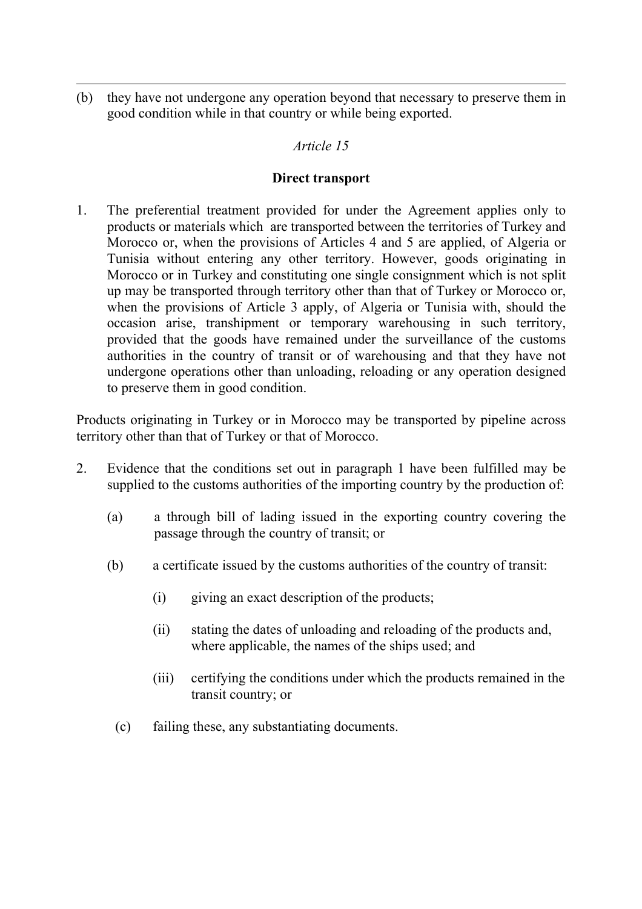(b) they have not undergone any operation beyond that necessary to preserve them in good condition while in that country or while being exported.

*Article 15*

**Direct transport**

1. The preferential treatment provided for under the Agreement applies only to products or materials which are transported between the territories of Turkey and Morocco or, when the provisions of Articles 4 and 5 are applied, of Algeria or Tunisia without entering any other territory. However, goods originating in Morocco or in Turkey and constituting one single consignment which is not split up may be transported through territory other than that of Turkey or Morocco or, when the provisions of Article 3 apply, of Algeria or Tunisia with, should the occasion arise, transhipment or temporary warehousing in such territory, provided that the goods have remained under the surveillance of the customs authorities in the country of transit or of warehousing and that they have not undergone operations other than unloading, reloading or any operation designed to preserve them in good condition.

Products originating in Turkey or in Morocco may be transported by pipeline across territory other than that of Turkey or that of Morocco.

2. Evidence that the conditions set out in paragraph 1 have been fulfilled may be supplied to the customs authorities of the importing country by the production of:

   (a) a through bill of lading issued in the exporting country covering the passage through the country of transit; or

   (b) a certificate issued by the customs authorities of the country of transit:

      (i) giving an exact description of the products;

      (ii) stating the dates of unloading and reloading of the products and, where applicable, the names of the ships used; and

      (iii) certifying the conditions under which the products remained in the transit country; or

   (c) failing these, any substantiating documents.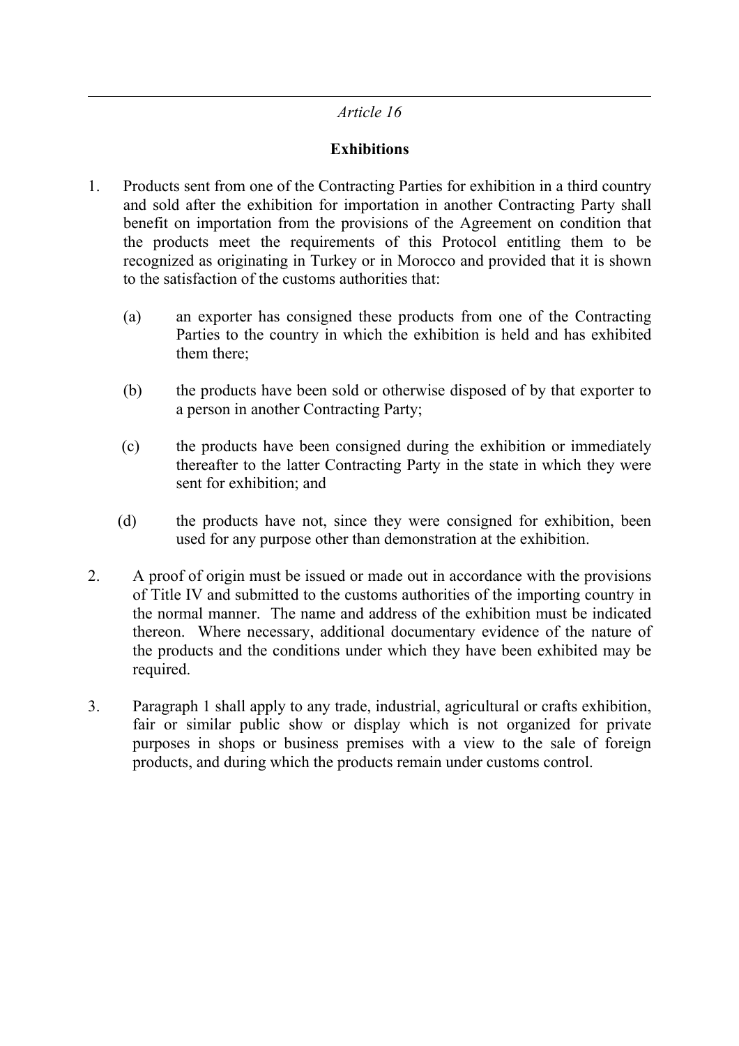*Article 16*

**Exhibitions**

1. Products sent from one of the Contracting Parties for exhibition in a third country and sold after the exhibition for importation in another Contracting Party shall benefit on importation from the provisions of the Agreement on condition that the products meet the requirements of this Protocol entitling them to be recognized as originating in Turkey or in Morocco and provided that it is shown to the satisfaction of the customs authorities that:

   (a) an exporter has consigned these products from one of the Contracting Parties to the country in which the exhibition is held and has exhibited them there;

   (b) the products have been sold or otherwise disposed of by that exporter to a person in another Contracting Party;

   (c) the products have been consigned during the exhibition or immediately thereafter to the latter Contracting Party in the state in which they were sent for exhibition; and

   (d) the products have not, since they were consigned for exhibition, been used for any purpose other than demonstration at the exhibition.

2. A proof of origin must be issued or made out in accordance with the provisions of Title IV and submitted to the customs authorities of the importing country in the normal manner. The name and address of the exhibition must be indicated thereon. Where necessary, additional documentary evidence of the nature of the products and the conditions under which they have been exhibited may be required.

3. Paragraph 1 shall apply to any trade, industrial, agricultural or crafts exhibition, fair or similar public show or display which is not organized for private purposes in shops or business premises with a view to the sale of foreign products, and during which the products remain under customs control.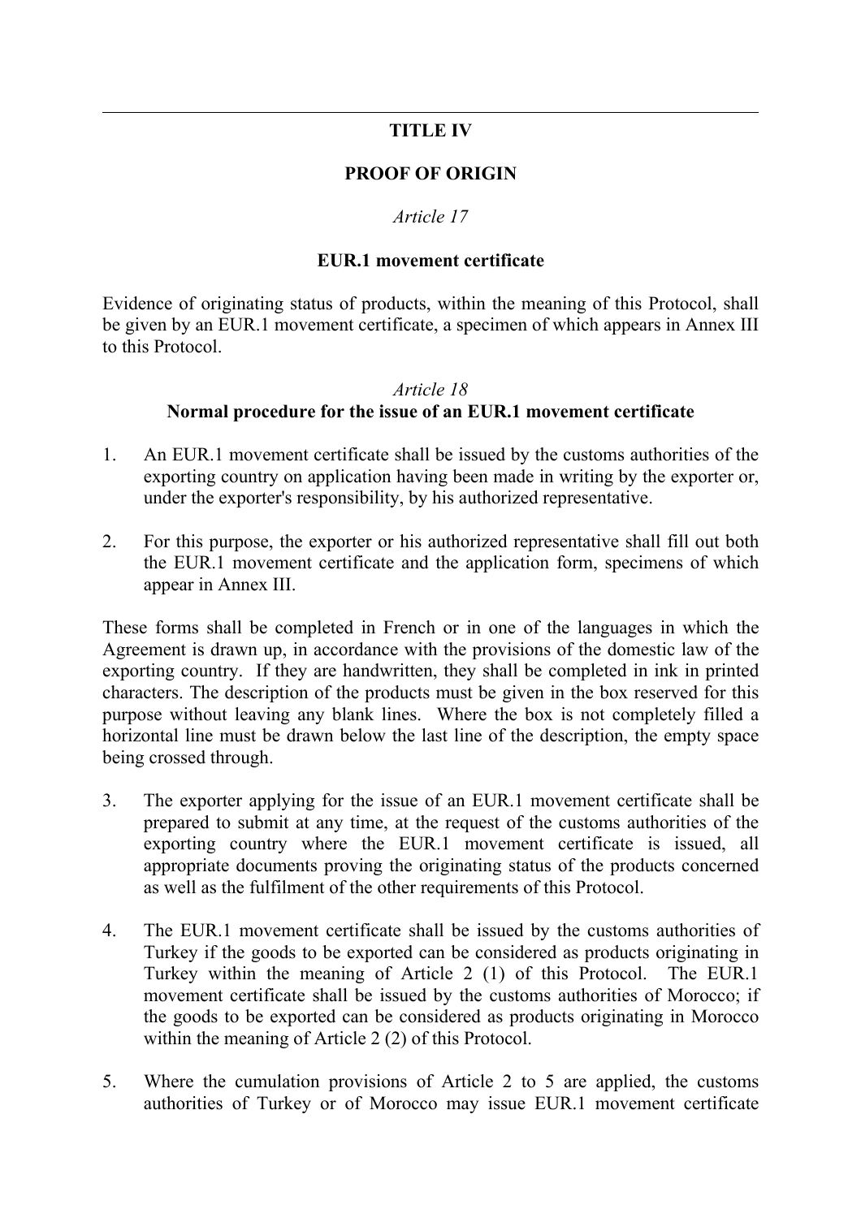## TITLE IV

## PROOF OF ORIGIN

*Article 17*

### EUR.1 movement certificate

Evidence of originating status of products, within the meaning of this Protocol, shall be given by an EUR.1 movement certificate, a specimen of which appears in Annex III to this Protocol.

*Article 18*

### Normal procedure for the issue of an EUR.1 movement certificate

1. An EUR.1 movement certificate shall be issued by the customs authorities of the exporting country on application having been made in writing by the exporter or, under the exporter's responsibility, by his authorized representative.

2. For this purpose, the exporter or his authorized representative shall fill out both the EUR.1 movement certificate and the application form, specimens of which appear in Annex III.

These forms shall be completed in French or in one of the languages in which the Agreement is drawn up, in accordance with the provisions of the domestic law of the exporting country. If they are handwritten, they shall be completed in ink in printed characters. The description of the products must be given in the box reserved for this purpose without leaving any blank lines. Where the box is not completely filled a horizontal line must be drawn below the last line of the description, the empty space being crossed through.

3. The exporter applying for the issue of an EUR.1 movement certificate shall be prepared to submit at any time, at the request of the customs authorities of the exporting country where the EUR.1 movement certificate is issued, all appropriate documents proving the originating status of the products concerned as well as the fulfilment of the other requirements of this Protocol.

4. The EUR.1 movement certificate shall be issued by the customs authorities of Turkey if the goods to be exported can be considered as products originating in Turkey within the meaning of Article 2 (1) of this Protocol. The EUR.1 movement certificate shall be issued by the customs authorities of Morocco; if the goods to be exported can be considered as products originating in Morocco within the meaning of Article 2 (2) of this Protocol.

5. Where the cumulation provisions of Article 2 to 5 are applied, the customs authorities of Turkey or of Morocco may issue EUR.1 movement certificate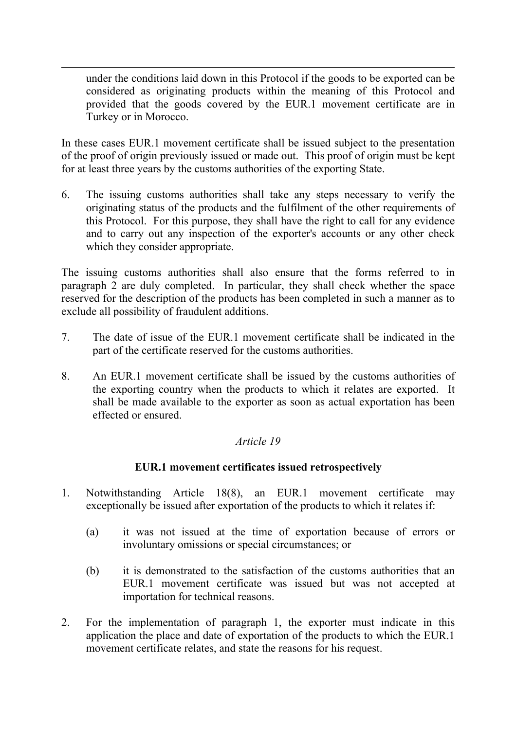under the conditions laid down in this Protocol if the goods to be exported can be considered as originating products within the meaning of this Protocol and provided that the goods covered by the EUR.1 movement certificate are in Turkey or in Morocco.

In these cases EUR.1 movement certificate shall be issued subject to the presentation of the proof of origin previously issued or made out. This proof of origin must be kept for at least three years by the customs authorities of the exporting State.

6. The issuing customs authorities shall take any steps necessary to verify the originating status of the products and the fulfilment of the other requirements of this Protocol. For this purpose, they shall have the right to call for any evidence and to carry out any inspection of the exporter's accounts or any other check which they consider appropriate.

The issuing customs authorities shall also ensure that the forms referred to in paragraph 2 are duly completed. In particular, they shall check whether the space reserved for the description of the products has been completed in such a manner as to exclude all possibility of fraudulent additions.

7. The date of issue of the EUR.1 movement certificate shall be indicated in the part of the certificate reserved for the customs authorities.

8. An EUR.1 movement certificate shall be issued by the customs authorities of the exporting country when the products to which it relates are exported. It shall be made available to the exporter as soon as actual exportation has been effected or ensured.

*Article 19*

**EUR.1 movement certificates issued retrospectively**

1. Notwithstanding Article 18(8), an EUR.1 movement certificate may exceptionally be issued after exportation of the products to which it relates if:

   (a) it was not issued at the time of exportation because of errors or involuntary omissions or special circumstances; or

   (b) it is demonstrated to the satisfaction of the customs authorities that an EUR.1 movement certificate was issued but was not accepted at importation for technical reasons.

2. For the implementation of paragraph 1, the exporter must indicate in this application the place and date of exportation of the products to which the EUR.1 movement certificate relates, and state the reasons for his request.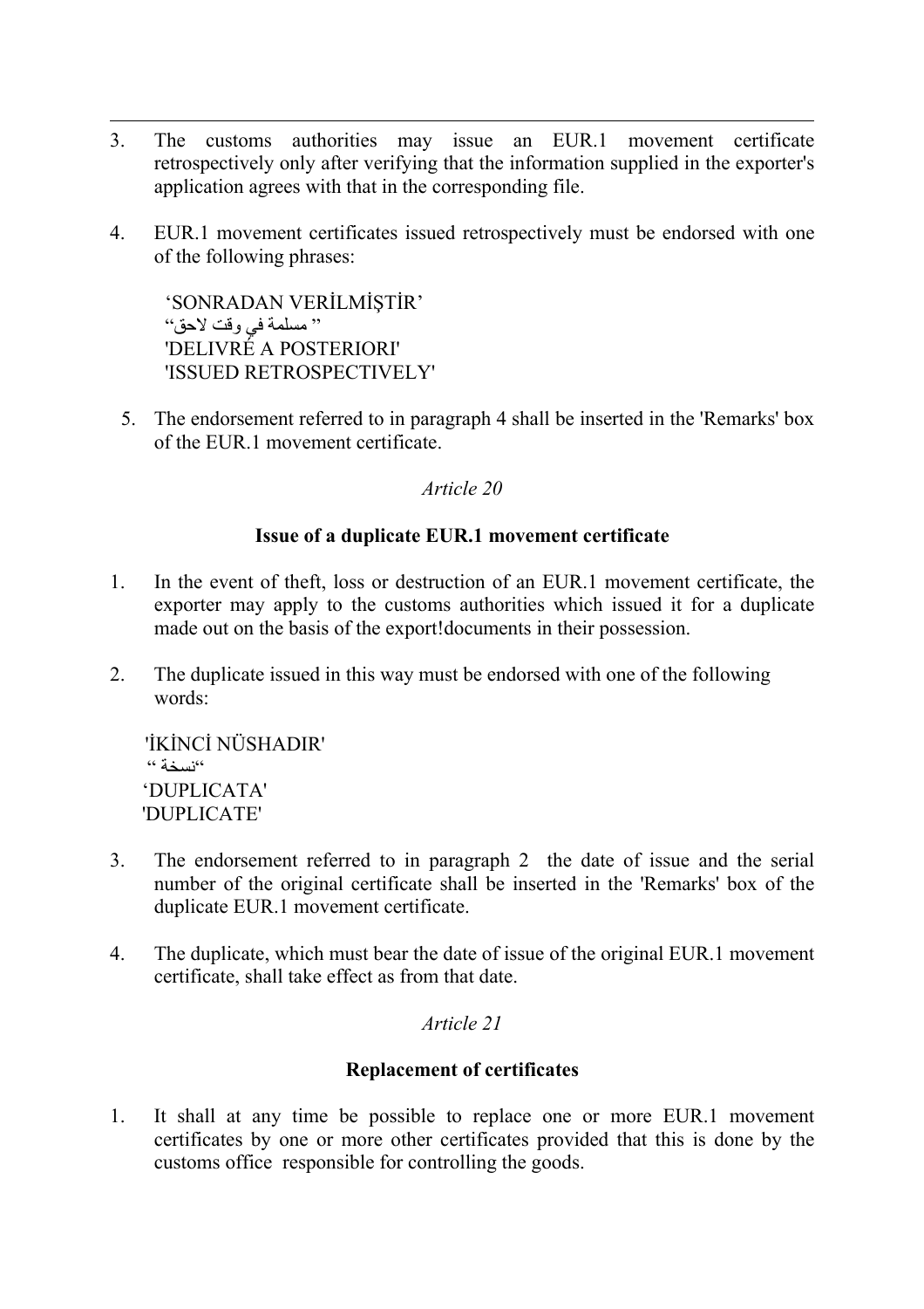3. The customs authorities may issue an EUR.1 movement certificate retrospectively only after verifying that the information supplied in the exporter's application agrees with that in the corresponding file.

4. EUR.1 movement certificates issued retrospectively must be endorsed with one of the following phrases:

   'SONRADAN VERİLMİŞTİR'
   " مسلمة في وقت لاحق"
   'DELIVRÉ A POSTERIORI'
   'ISSUED RETROSPECTIVELY'

5. The endorsement referred to in paragraph 4 shall be inserted in the 'Remarks' box of the EUR.1 movement certificate.

*Article 20*

**Issue of a duplicate EUR.1 movement certificate**

1. In the event of theft, loss or destruction of an EUR.1 movement certificate, the exporter may apply to the customs authorities which issued it for a duplicate made out on the basis of the export!documents in their possession.

2. The duplicate issued in this way must be endorsed with one of the following words:

   'İKİNCİ NÜSHADIR'
   " نسخة"
   'DUPLICATA'
   'DUPLICATE'

3. The endorsement referred to in paragraph 2 the date of issue and the serial number of the original certificate shall be inserted in the 'Remarks' box of the duplicate EUR.1 movement certificate.

4. The duplicate, which must bear the date of issue of the original EUR.1 movement certificate, shall take effect as from that date.

*Article 21*

**Replacement of certificates**

1. It shall at any time be possible to replace one or more EUR.1 movement certificates by one or more other certificates provided that this is done by the customs office responsible for controlling the goods.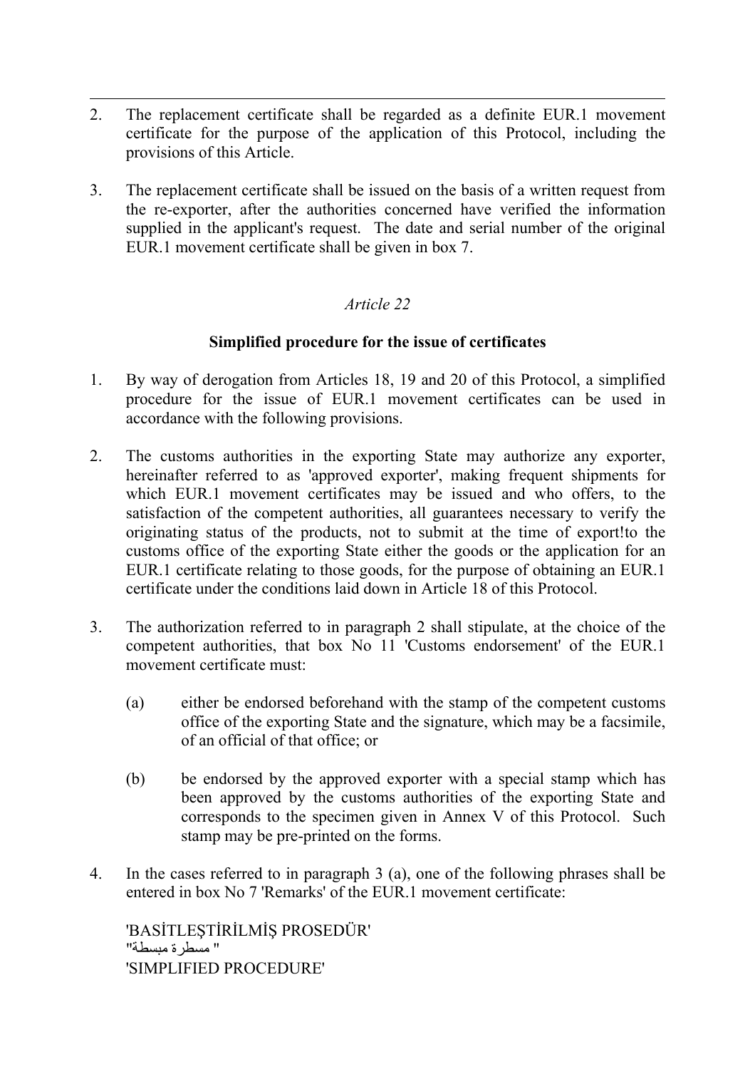2. The replacement certificate shall be regarded as a definite EUR.1 movement certificate for the purpose of the application of this Protocol, including the provisions of this Article.

3. The replacement certificate shall be issued on the basis of a written request from the re-exporter, after the authorities concerned have verified the information supplied in the applicant's request. The date and serial number of the original EUR.1 movement certificate shall be given in box 7.

*Article 22*

**Simplified procedure for the issue of certificates**

1. By way of derogation from Articles 18, 19 and 20 of this Protocol, a simplified procedure for the issue of EUR.1 movement certificates can be used in accordance with the following provisions.

2. The customs authorities in the exporting State may authorize any exporter, hereinafter referred to as 'approved exporter', making frequent shipments for which EUR.1 movement certificates may be issued and who offers, to the satisfaction of the competent authorities, all guarantees necessary to verify the originating status of the products, not to submit at the time of export!to the customs office of the exporting State either the goods or the application for an EUR.1 certificate relating to those goods, for the purpose of obtaining an EUR.1 certificate under the conditions laid down in Article 18 of this Protocol.

3. The authorization referred to in paragraph 2 shall stipulate, at the choice of the competent authorities, that box No 11 'Customs endorsement' of the EUR.1 movement certificate must:

   (a) either be endorsed beforehand with the stamp of the competent customs office of the exporting State and the signature, which may be a facsimile, of an official of that office; or

   (b) be endorsed by the approved exporter with a special stamp which has been approved by the customs authorities of the exporting State and corresponds to the specimen given in Annex V of this Protocol. Such stamp may be pre-printed on the forms.

4. In the cases referred to in paragraph 3 (a), one of the following phrases shall be entered in box No 7 'Remarks' of the EUR.1 movement certificate:

   'BASİTLEŞTİRİLMİŞ PROSEDÜR'
   "مسطرة مبسطة "
   'SIMPLIFIED PROCEDURE'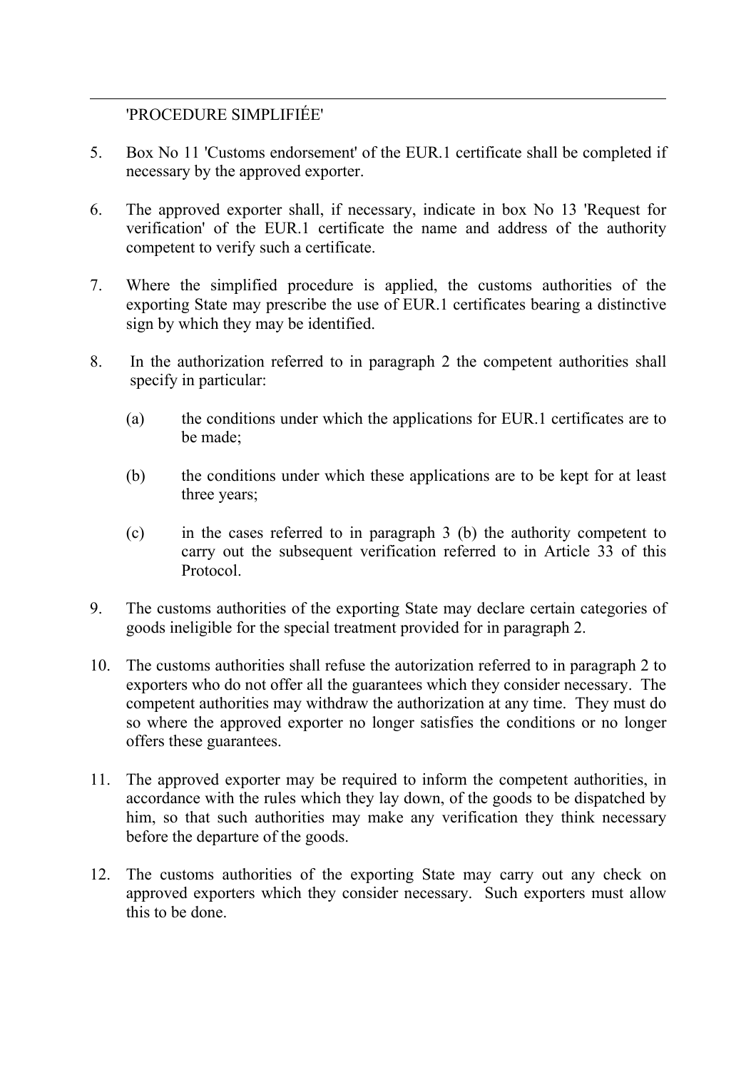'PROCEDURE SIMPLIFIÉE'

5. Box No 11 'Customs endorsement' of the EUR.1 certificate shall be completed if necessary by the approved exporter.

6. The approved exporter shall, if necessary, indicate in box No 13 'Request for verification' of the EUR.1 certificate the name and address of the authority competent to verify such a certificate.

7. Where the simplified procedure is applied, the customs authorities of the exporting State may prescribe the use of EUR.1 certificates bearing a distinctive sign by which they may be identified.

8. In the authorization referred to in paragraph 2 the competent authorities shall specify in particular:

   (a) the conditions under which the applications for EUR.1 certificates are to be made;

   (b) the conditions under which these applications are to be kept for at least three years;

   (c) in the cases referred to in paragraph 3 (b) the authority competent to carry out the subsequent verification referred to in Article 33 of this Protocol.

9. The customs authorities of the exporting State may declare certain categories of goods ineligible for the special treatment provided for in paragraph 2.

10. The customs authorities shall refuse the autorization referred to in paragraph 2 to exporters who do not offer all the guarantees which they consider necessary. The competent authorities may withdraw the authorization at any time. They must do so where the approved exporter no longer satisfies the conditions or no longer offers these guarantees.

11. The approved exporter may be required to inform the competent authorities, in accordance with the rules which they lay down, of the goods to be dispatched by him, so that such authorities may make any verification they think necessary before the departure of the goods.

12. The customs authorities of the exporting State may carry out any check on approved exporters which they consider necessary. Such exporters must allow this to be done.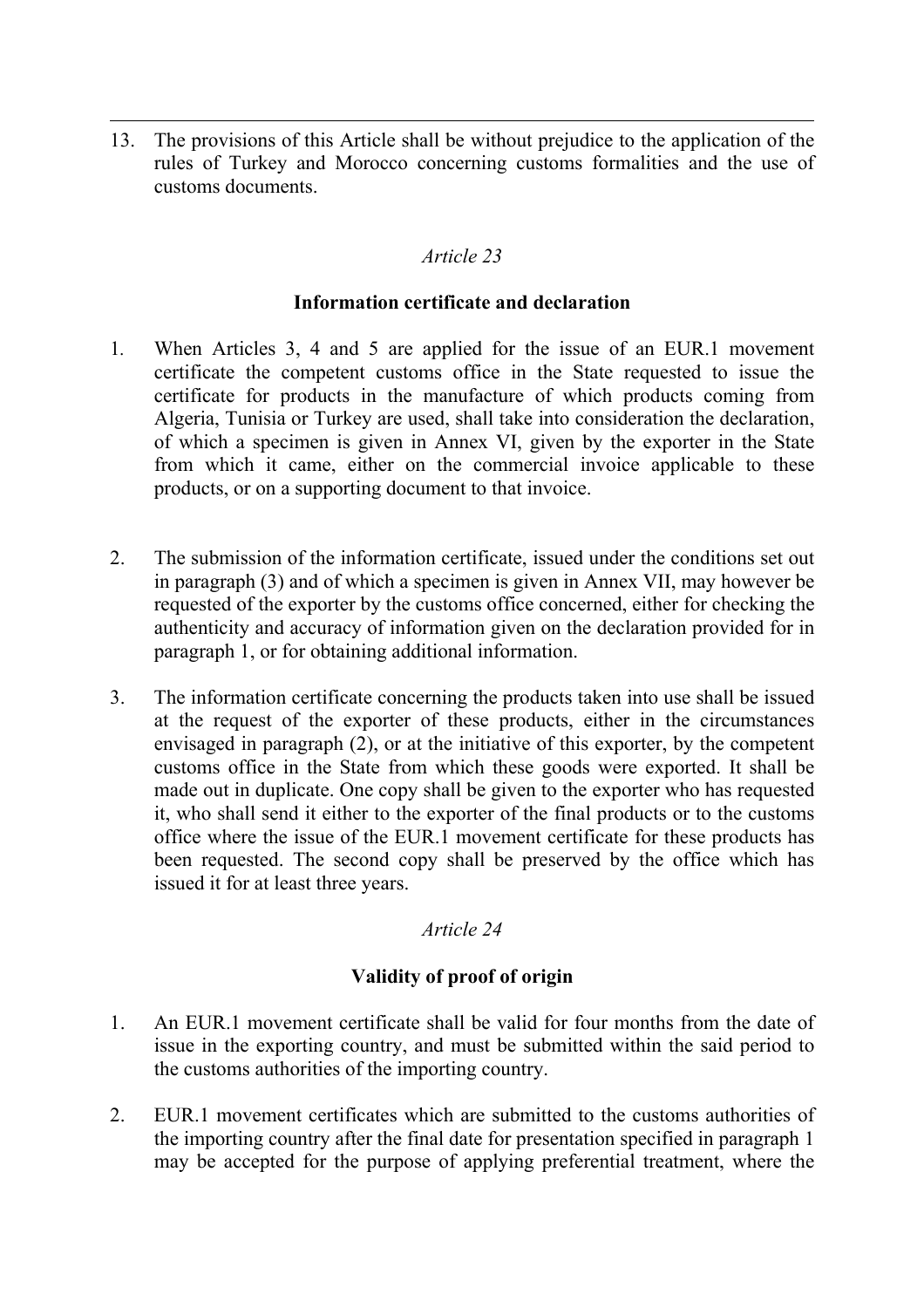13. The provisions of this Article shall be without prejudice to the application of the rules of Turkey and Morocco concerning customs formalities and the use of customs documents.

*Article 23*

**Information certificate and declaration**

1. When Articles 3, 4 and 5 are applied for the issue of an EUR.1 movement certificate the competent customs office in the State requested to issue the certificate for products in the manufacture of which products coming from Algeria, Tunisia or Turkey are used, shall take into consideration the declaration, of which a specimen is given in Annex VI, given by the exporter in the State from which it came, either on the commercial invoice applicable to these products, or on a supporting document to that invoice.

2. The submission of the information certificate, issued under the conditions set out in paragraph (3) and of which a specimen is given in Annex VII, may however be requested of the exporter by the customs office concerned, either for checking the authenticity and accuracy of information given on the declaration provided for in paragraph 1, or for obtaining additional information.

3. The information certificate concerning the products taken into use shall be issued at the request of the exporter of these products, either in the circumstances envisaged in paragraph (2), or at the initiative of this exporter, by the competent customs office in the State from which these goods were exported. It shall be made out in duplicate. One copy shall be given to the exporter who has requested it, who shall send it either to the exporter of the final products or to the customs office where the issue of the EUR.1 movement certificate for these products has been requested. The second copy shall be preserved by the office which has issued it for at least three years.

*Article 24*

**Validity of proof of origin**

1. An EUR.1 movement certificate shall be valid for four months from the date of issue in the exporting country, and must be submitted within the said period to the customs authorities of the importing country.

2. EUR.1 movement certificates which are submitted to the customs authorities of the importing country after the final date for presentation specified in paragraph 1 may be accepted for the purpose of applying preferential treatment, where the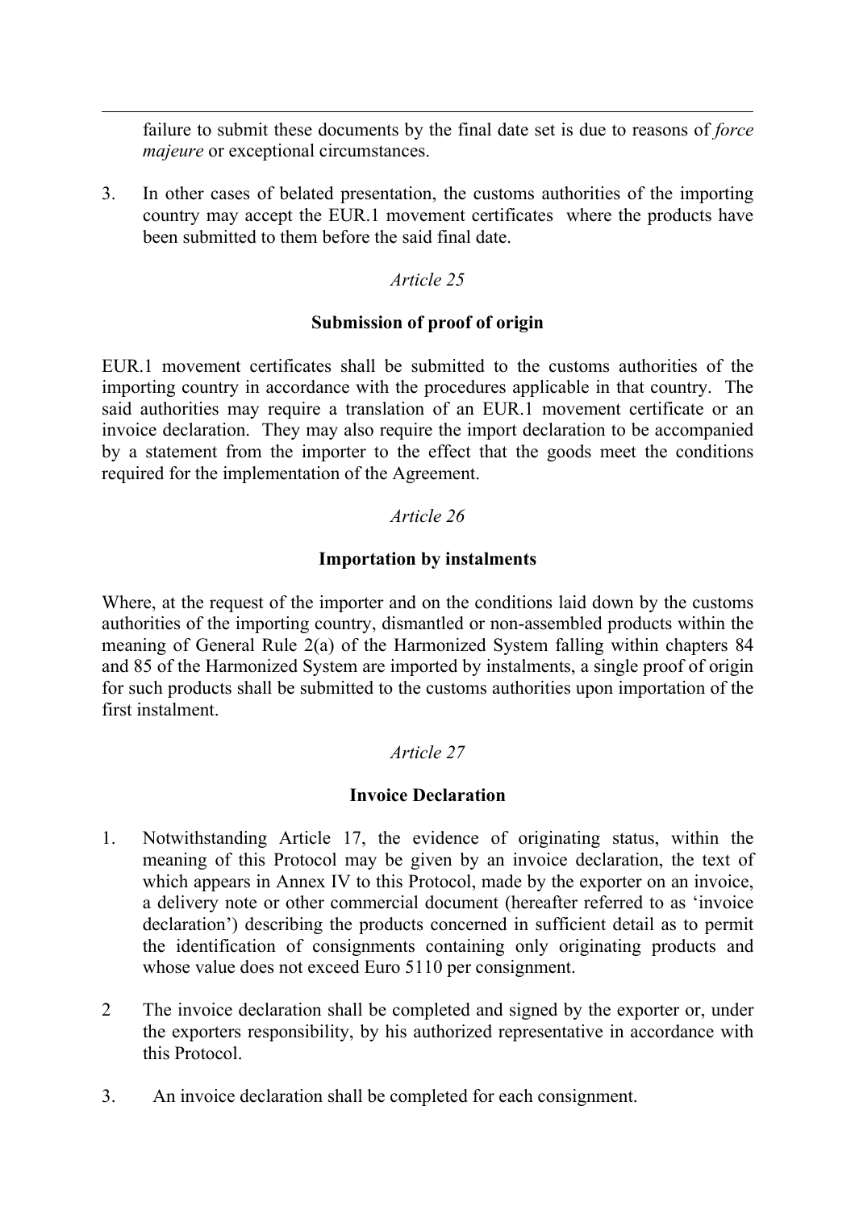failure to submit these documents by the final date set is due to reasons of *force majeure* or exceptional circumstances.

3. In other cases of belated presentation, the customs authorities of the importing country may accept the EUR.1 movement certificates where the products have been submitted to them before the said final date.

*Article 25*

**Submission of proof of origin**

EUR.1 movement certificates shall be submitted to the customs authorities of the importing country in accordance with the procedures applicable in that country. The said authorities may require a translation of an EUR.1 movement certificate or an invoice declaration. They may also require the import declaration to be accompanied by a statement from the importer to the effect that the goods meet the conditions required for the implementation of the Agreement.

*Article 26*

**Importation by instalments**

Where, at the request of the importer and on the conditions laid down by the customs authorities of the importing country, dismantled or non-assembled products within the meaning of General Rule 2(a) of the Harmonized System falling within chapters 84 and 85 of the Harmonized System are imported by instalments, a single proof of origin for such products shall be submitted to the customs authorities upon importation of the first instalment.

*Article 27*

**Invoice Declaration**

1. Notwithstanding Article 17, the evidence of originating status, within the meaning of this Protocol may be given by an invoice declaration, the text of which appears in Annex IV to this Protocol, made by the exporter on an invoice, a delivery note or other commercial document (hereafter referred to as 'invoice declaration') describing the products concerned in sufficient detail as to permit the identification of consignments containing only originating products and whose value does not exceed Euro 5110 per consignment.

2 The invoice declaration shall be completed and signed by the exporter or, under the exporters responsibility, by his authorized representative in accordance with this Protocol.

3. An invoice declaration shall be completed for each consignment.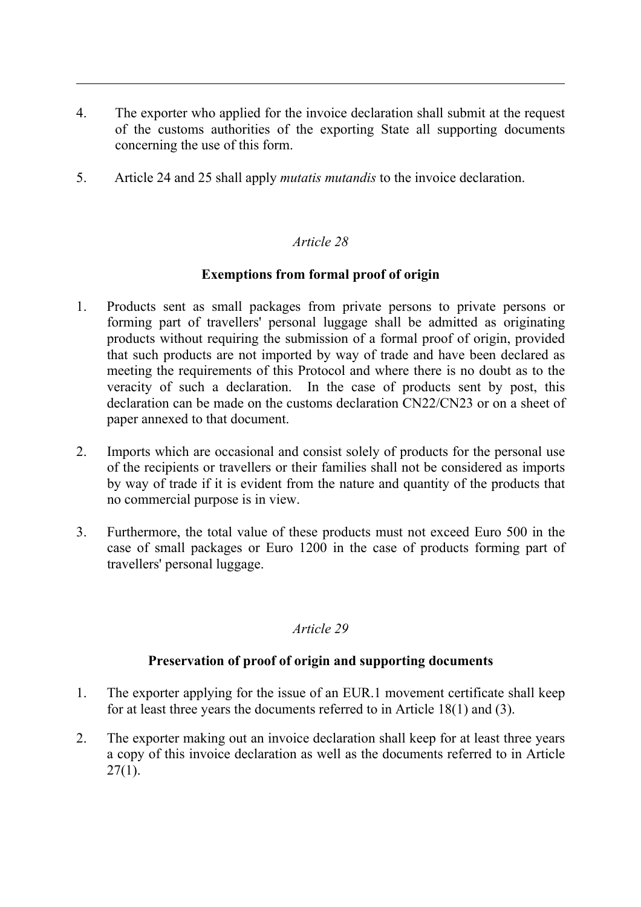4. The exporter who applied for the invoice declaration shall submit at the request of the customs authorities of the exporting State all supporting documents concerning the use of this form.

5. Article 24 and 25 shall apply *mutatis mutandis* to the invoice declaration.

*Article 28*

**Exemptions from formal proof of origin**

1. Products sent as small packages from private persons to private persons or forming part of travellers' personal luggage shall be admitted as originating products without requiring the submission of a formal proof of origin, provided that such products are not imported by way of trade and have been declared as meeting the requirements of this Protocol and where there is no doubt as to the veracity of such a declaration. In the case of products sent by post, this declaration can be made on the customs declaration CN22/CN23 or on a sheet of paper annexed to that document.

2. Imports which are occasional and consist solely of products for the personal use of the recipients or travellers or their families shall not be considered as imports by way of trade if it is evident from the nature and quantity of the products that no commercial purpose is in view.

3. Furthermore, the total value of these products must not exceed Euro 500 in the case of small packages or Euro 1200 in the case of products forming part of travellers' personal luggage.

*Article 29*

**Preservation of proof of origin and supporting documents**

1. The exporter applying for the issue of an EUR.1 movement certificate shall keep for at least three years the documents referred to in Article 18(1) and (3).

2. The exporter making out an invoice declaration shall keep for at least three years a copy of this invoice declaration as well as the documents referred to in Article 27(1).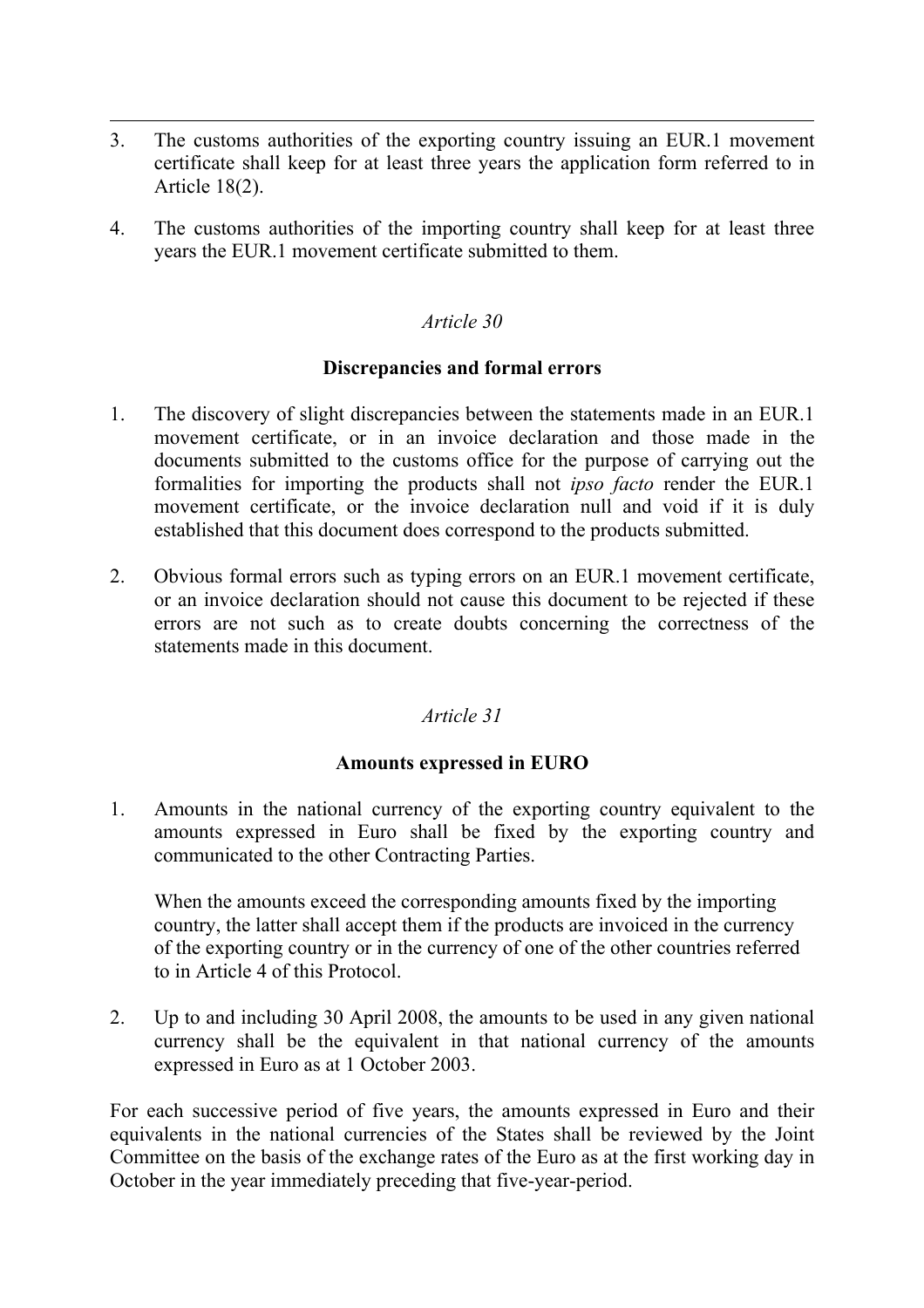3. The customs authorities of the exporting country issuing an EUR.1 movement certificate shall keep for at least three years the application form referred to in Article 18(2).

4. The customs authorities of the importing country shall keep for at least three years the EUR.1 movement certificate submitted to them.

*Article 30*

**Discrepancies and formal errors**

1. The discovery of slight discrepancies between the statements made in an EUR.1 movement certificate, or in an invoice declaration and those made in the documents submitted to the customs office for the purpose of carrying out the formalities for importing the products shall not *ipso facto* render the EUR.1 movement certificate, or the invoice declaration null and void if it is duly established that this document does correspond to the products submitted.

2. Obvious formal errors such as typing errors on an EUR.1 movement certificate, or an invoice declaration should not cause this document to be rejected if these errors are not such as to create doubts concerning the correctness of the statements made in this document.

*Article 31*

**Amounts expressed in EURO**

1. Amounts in the national currency of the exporting country equivalent to the amounts expressed in Euro shall be fixed by the exporting country and communicated to the other Contracting Parties.

   When the amounts exceed the corresponding amounts fixed by the importing country, the latter shall accept them if the products are invoiced in the currency of the exporting country or in the currency of one of the other countries referred to in Article 4 of this Protocol.

2. Up to and including 30 April 2008, the amounts to be used in any given national currency shall be the equivalent in that national currency of the amounts expressed in Euro as at 1 October 2003.

For each successive period of five years, the amounts expressed in Euro and their equivalents in the national currencies of the States shall be reviewed by the Joint Committee on the basis of the exchange rates of the Euro as at the first working day in October in the year immediately preceding that five-year-period.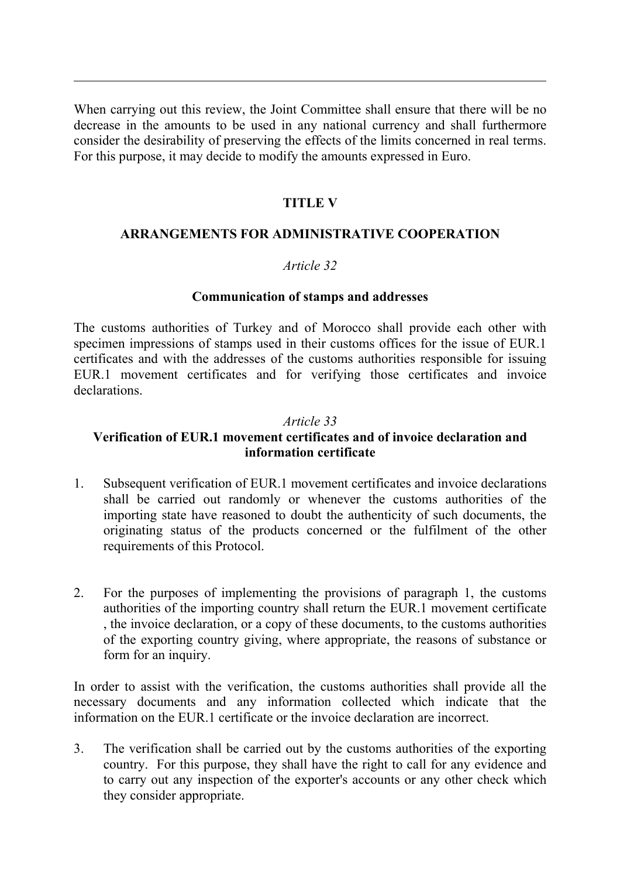When carrying out this review, the Joint Committee shall ensure that there will be no decrease in the amounts to be used in any national currency and shall furthermore consider the desirability of preserving the effects of the limits concerned in real terms. For this purpose, it may decide to modify the amounts expressed in Euro.

## TITLE V

## ARRANGEMENTS FOR ADMINISTRATIVE COOPERATION

### *Article 32*

### Communication of stamps and addresses

The customs authorities of Turkey and of Morocco shall provide each other with specimen impressions of stamps used in their customs offices for the issue of EUR.1 certificates and with the addresses of the customs authorities responsible for issuing EUR.1 movement certificates and for verifying those certificates and invoice declarations.

### *Article 33*

### Verification of EUR.1 movement certificates and of invoice declaration and information certificate

1. Subsequent verification of EUR.1 movement certificates and invoice declarations shall be carried out randomly or whenever the customs authorities of the importing state have reasoned to doubt the authenticity of such documents, the originating status of the products concerned or the fulfilment of the other requirements of this Protocol.

2. For the purposes of implementing the provisions of paragraph 1, the customs authorities of the importing country shall return the EUR.1 movement certificate , the invoice declaration, or a copy of these documents, to the customs authorities of the exporting country giving, where appropriate, the reasons of substance or form for an inquiry.

In order to assist with the verification, the customs authorities shall provide all the necessary documents and any information collected which indicate that the information on the EUR.1 certificate or the invoice declaration are incorrect.

3. The verification shall be carried out by the customs authorities of the exporting country. For this purpose, they shall have the right to call for any evidence and to carry out any inspection of the exporter's accounts or any other check which they consider appropriate.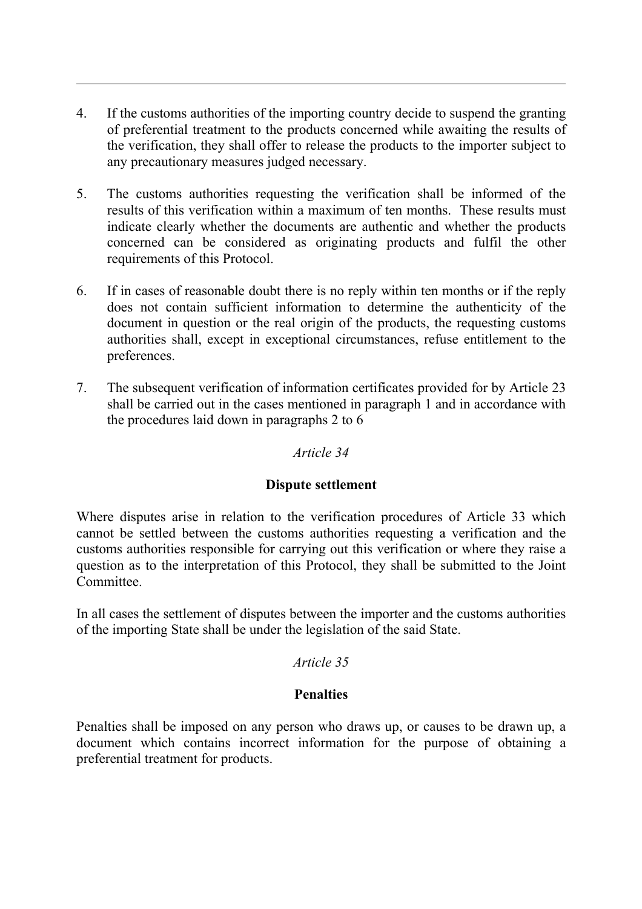4. If the customs authorities of the importing country decide to suspend the granting of preferential treatment to the products concerned while awaiting the results of the verification, they shall offer to release the products to the importer subject to any precautionary measures judged necessary.

5. The customs authorities requesting the verification shall be informed of the results of this verification within a maximum of ten months. These results must indicate clearly whether the documents are authentic and whether the products concerned can be considered as originating products and fulfil the other requirements of this Protocol.

6. If in cases of reasonable doubt there is no reply within ten months or if the reply does not contain sufficient information to determine the authenticity of the document in question or the real origin of the products, the requesting customs authorities shall, except in exceptional circumstances, refuse entitlement to the preferences.

7. The subsequent verification of information certificates provided for by Article 23 shall be carried out in the cases mentioned in paragraph 1 and in accordance with the procedures laid down in paragraphs 2 to 6

*Article 34*

**Dispute settlement**

Where disputes arise in relation to the verification procedures of Article 33 which cannot be settled between the customs authorities requesting a verification and the customs authorities responsible for carrying out this verification or where they raise a question as to the interpretation of this Protocol, they shall be submitted to the Joint Committee.

In all cases the settlement of disputes between the importer and the customs authorities of the importing State shall be under the legislation of the said State.

*Article 35*

**Penalties**

Penalties shall be imposed on any person who draws up, or causes to be drawn up, a document which contains incorrect information for the purpose of obtaining a preferential treatment for products.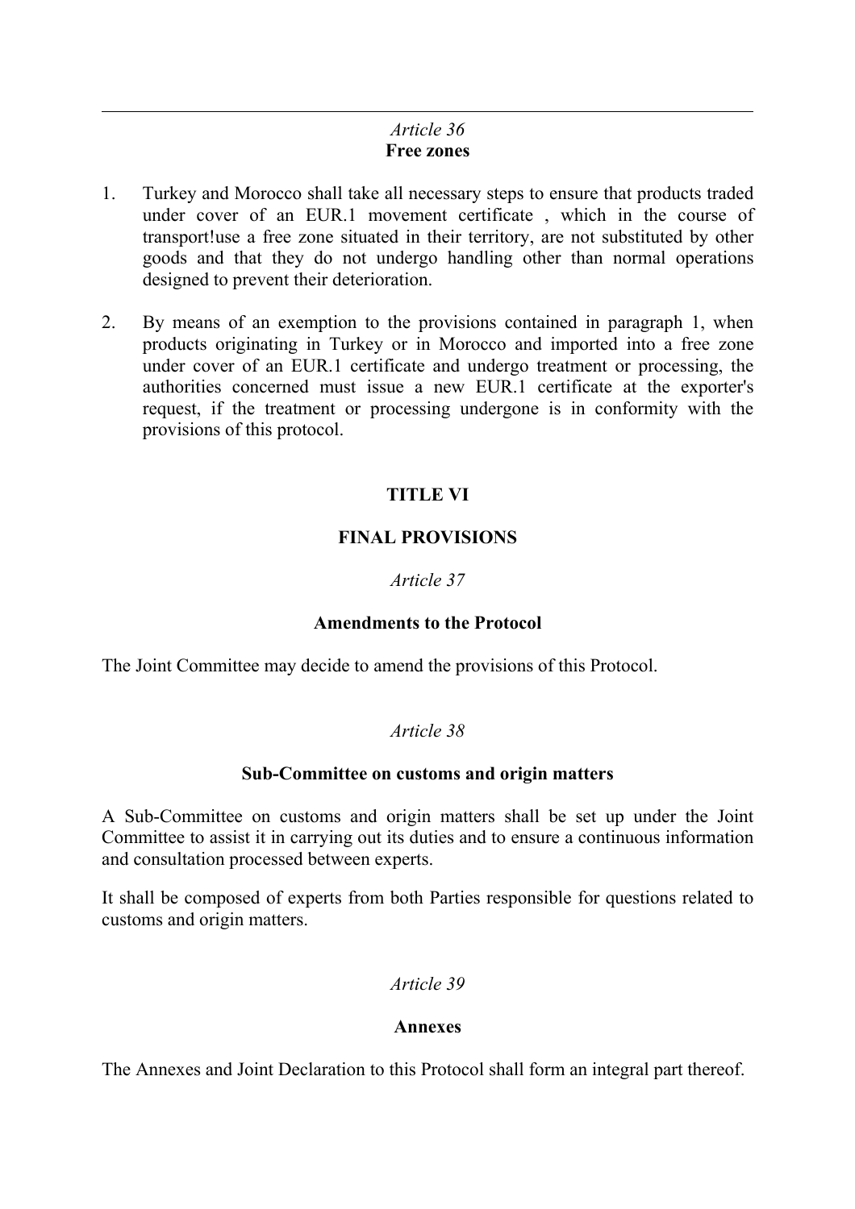*Article 36*
**Free zones**

1. Turkey and Morocco shall take all necessary steps to ensure that products traded under cover of an EUR.1 movement certificate , which in the course of transport!use a free zone situated in their territory, are not substituted by other goods and that they do not undergo handling other than normal operations designed to prevent their deterioration.

2. By means of an exemption to the provisions contained in paragraph 1, when products originating in Turkey or in Morocco and imported into a free zone under cover of an EUR.1 certificate and undergo treatment or processing, the authorities concerned must issue a new EUR.1 certificate at the exporter's request, if the treatment or processing undergone is in conformity with the provisions of this protocol.

## TITLE VI

## FINAL PROVISIONS

*Article 37*

**Amendments to the Protocol**

The Joint Committee may decide to amend the provisions of this Protocol.

*Article 38*

**Sub-Committee on customs and origin matters**

A Sub-Committee on customs and origin matters shall be set up under the Joint Committee to assist it in carrying out its duties and to ensure a continuous information and consultation processed between experts.

It shall be composed of experts from both Parties responsible for questions related to customs and origin matters.

*Article 39*

**Annexes**

The Annexes and Joint Declaration to this Protocol shall form an integral part thereof.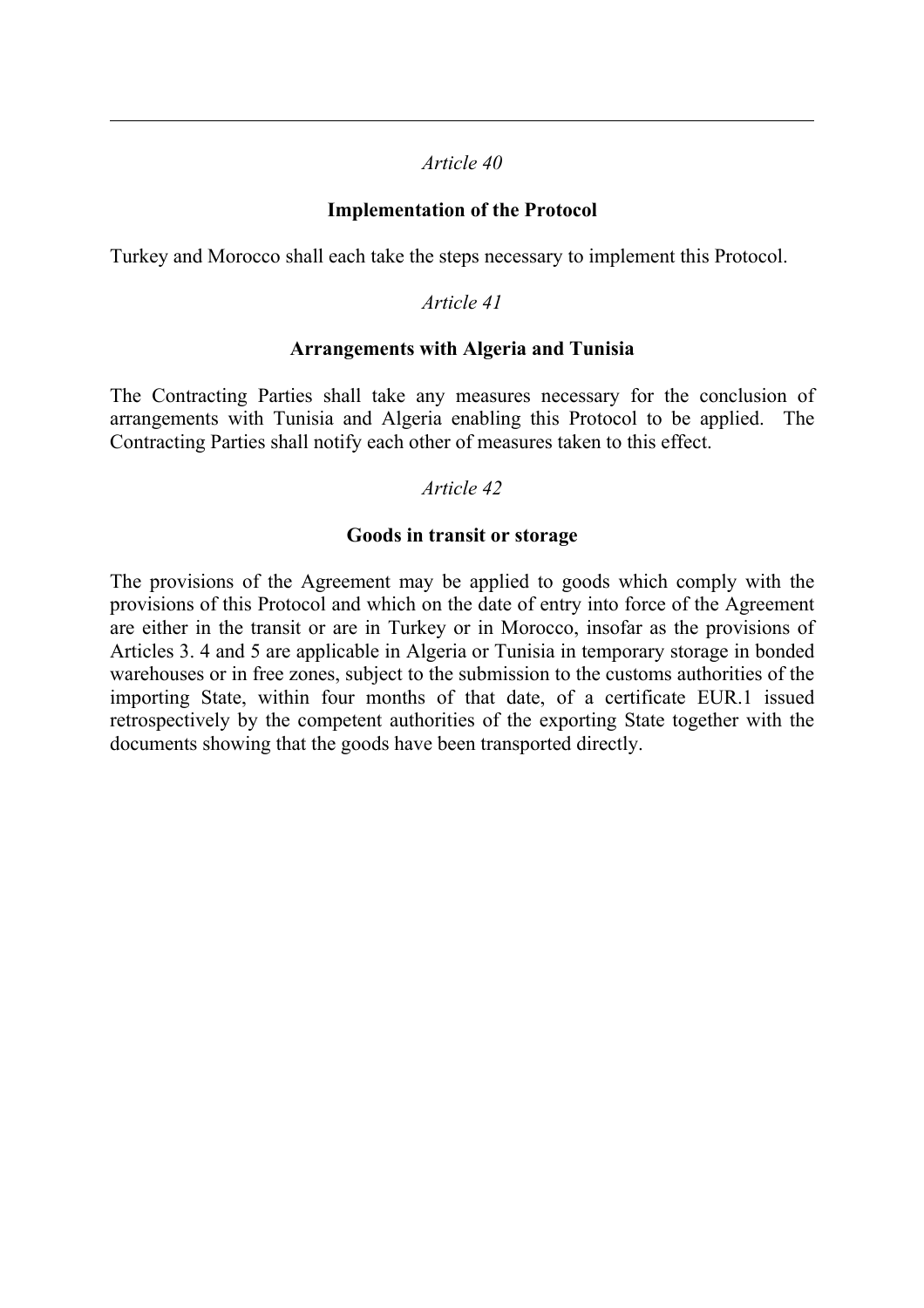*Article 40*

**Implementation of the Protocol**

Turkey and Morocco shall each take the steps necessary to implement this Protocol.

*Article 41*

**Arrangements with Algeria and Tunisia**

The Contracting Parties shall take any measures necessary for the conclusion of arrangements with Tunisia and Algeria enabling this Protocol to be applied. The Contracting Parties shall notify each other of measures taken to this effect.

*Article 42*

**Goods in transit or storage**

The provisions of the Agreement may be applied to goods which comply with the provisions of this Protocol and which on the date of entry into force of the Agreement are either in the transit or are in Turkey or in Morocco, insofar as the provisions of Articles 3. 4 and 5 are applicable in Algeria or Tunisia in temporary storage in bonded warehouses or in free zones, subject to the submission to the customs authorities of the importing State, within four months of that date, of a certificate EUR.1 issued retrospectively by the competent authorities of the exporting State together with the documents showing that the goods have been transported directly.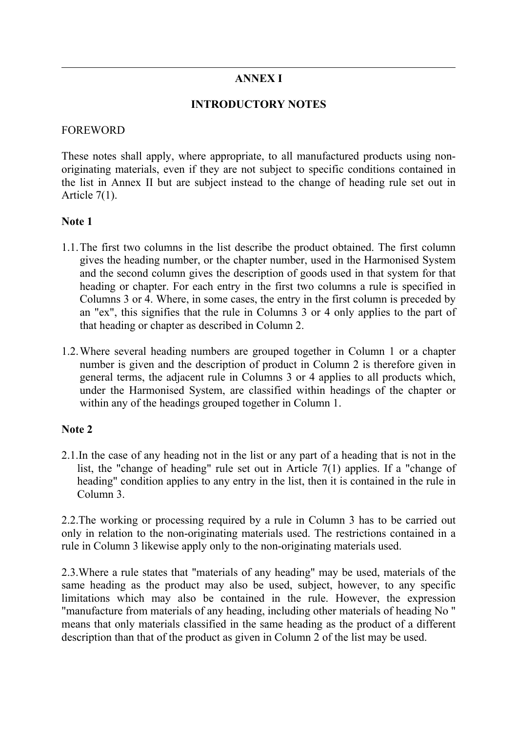## ANNEX I

## INTRODUCTORY NOTES

FOREWORD

These notes shall apply, where appropriate, to all manufactured products using non-originating materials, even if they are not subject to specific conditions contained in the list in Annex II but are subject instead to the change of heading rule set out in Article 7(1).

**Note 1**

1.1. The first two columns in the list describe the product obtained. The first column gives the heading number, or the chapter number, used in the Harmonised System and the second column gives the description of goods used in that system for that heading or chapter. For each entry in the first two columns a rule is specified in Columns 3 or 4. Where, in some cases, the entry in the first column is preceded by an "ex", this signifies that the rule in Columns 3 or 4 only applies to the part of that heading or chapter as described in Column 2.

1.2. Where several heading numbers are grouped together in Column 1 or a chapter number is given and the description of product in Column 2 is therefore given in general terms, the adjacent rule in Columns 3 or 4 applies to all products which, under the Harmonised System, are classified within headings of the chapter or within any of the headings grouped together in Column 1.

**Note 2**

2.1. In the case of any heading not in the list or any part of a heading that is not in the list, the "change of heading" rule set out in Article 7(1) applies. If a "change of heading" condition applies to any entry in the list, then it is contained in the rule in Column 3.

2.2. The working or processing required by a rule in Column 3 has to be carried out only in relation to the non-originating materials used. The restrictions contained in a rule in Column 3 likewise apply only to the non-originating materials used.

2.3. Where a rule states that "materials of any heading" may be used, materials of the same heading as the product may also be used, subject, however, to any specific limitations which may also be contained in the rule. However, the expression "manufacture from materials of any heading, including other materials of heading No " means that only materials classified in the same heading as the product of a different description than that of the product as given in Column 2 of the list may be used.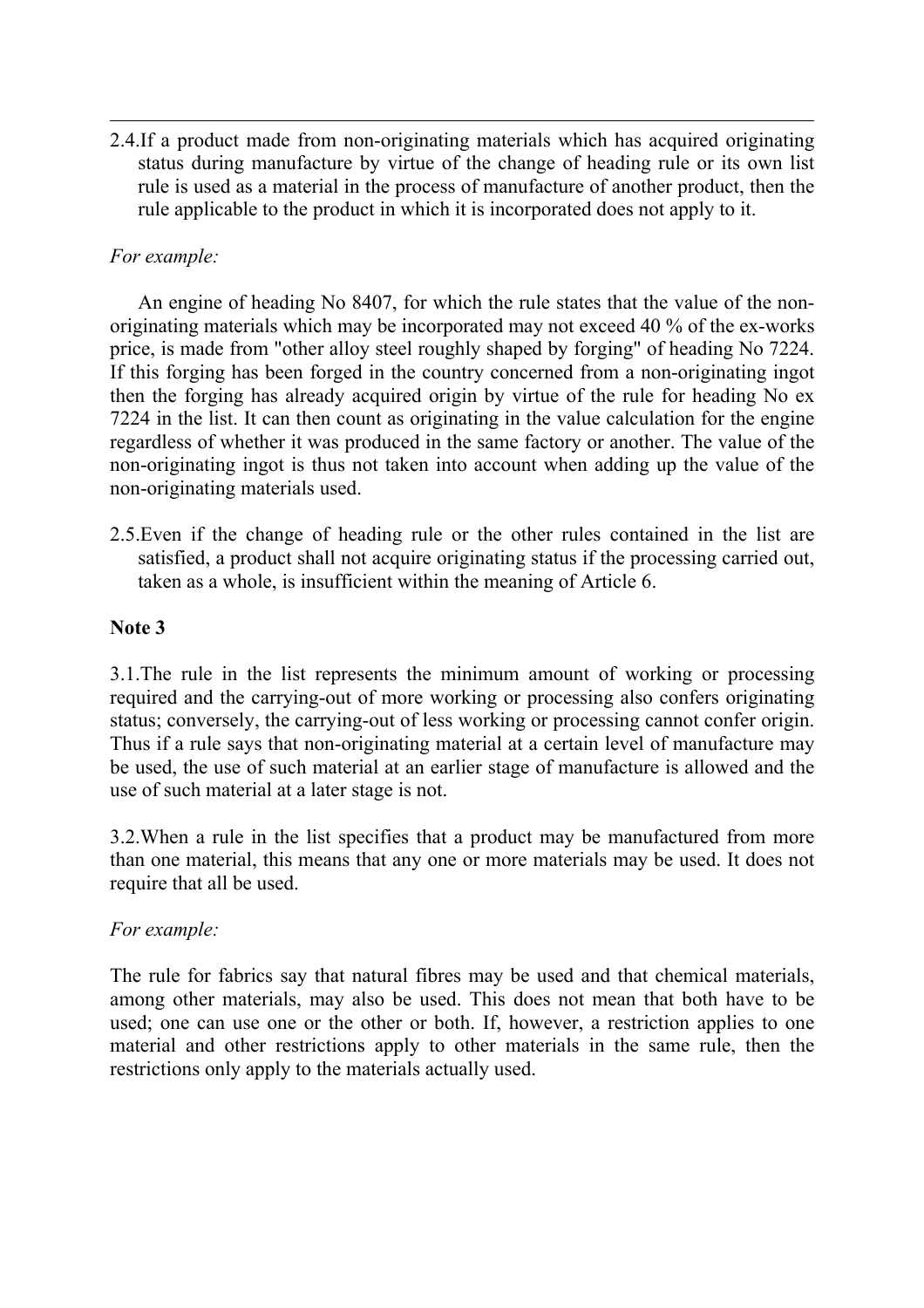2.4.If a product made from non-originating materials which has acquired originating status during manufacture by virtue of the change of heading rule or its own list rule is used as a material in the process of manufacture of another product, then the rule applicable to the product in which it is incorporated does not apply to it.

*For example:*

An engine of heading No 8407, for which the rule states that the value of the non-originating materials which may be incorporated may not exceed 40 % of the ex-works price, is made from "other alloy steel roughly shaped by forging" of heading No 7224. If this forging has been forged in the country concerned from a non-originating ingot then the forging has already acquired origin by virtue of the rule for heading No ex 7224 in the list. It can then count as originating in the value calculation for the engine regardless of whether it was produced in the same factory or another. The value of the non-originating ingot is thus not taken into account when adding up the value of the non-originating materials used.

2.5.Even if the change of heading rule or the other rules contained in the list are satisfied, a product shall not acquire originating status if the processing carried out, taken as a whole, is insufficient within the meaning of Article 6.

**Note 3**

3.1.The rule in the list represents the minimum amount of working or processing required and the carrying-out of more working or processing also confers originating status; conversely, the carrying-out of less working or processing cannot confer origin. Thus if a rule says that non-originating material at a certain level of manufacture may be used, the use of such material at an earlier stage of manufacture is allowed and the use of such material at a later stage is not.

3.2.When a rule in the list specifies that a product may be manufactured from more than one material, this means that any one or more materials may be used. It does not require that all be used.

*For example:*

The rule for fabrics say that natural fibres may be used and that chemical materials, among other materials, may also be used. This does not mean that both have to be used; one can use one or the other or both. If, however, a restriction applies to one material and other restrictions apply to other materials in the same rule, then the restrictions only apply to the materials actually used.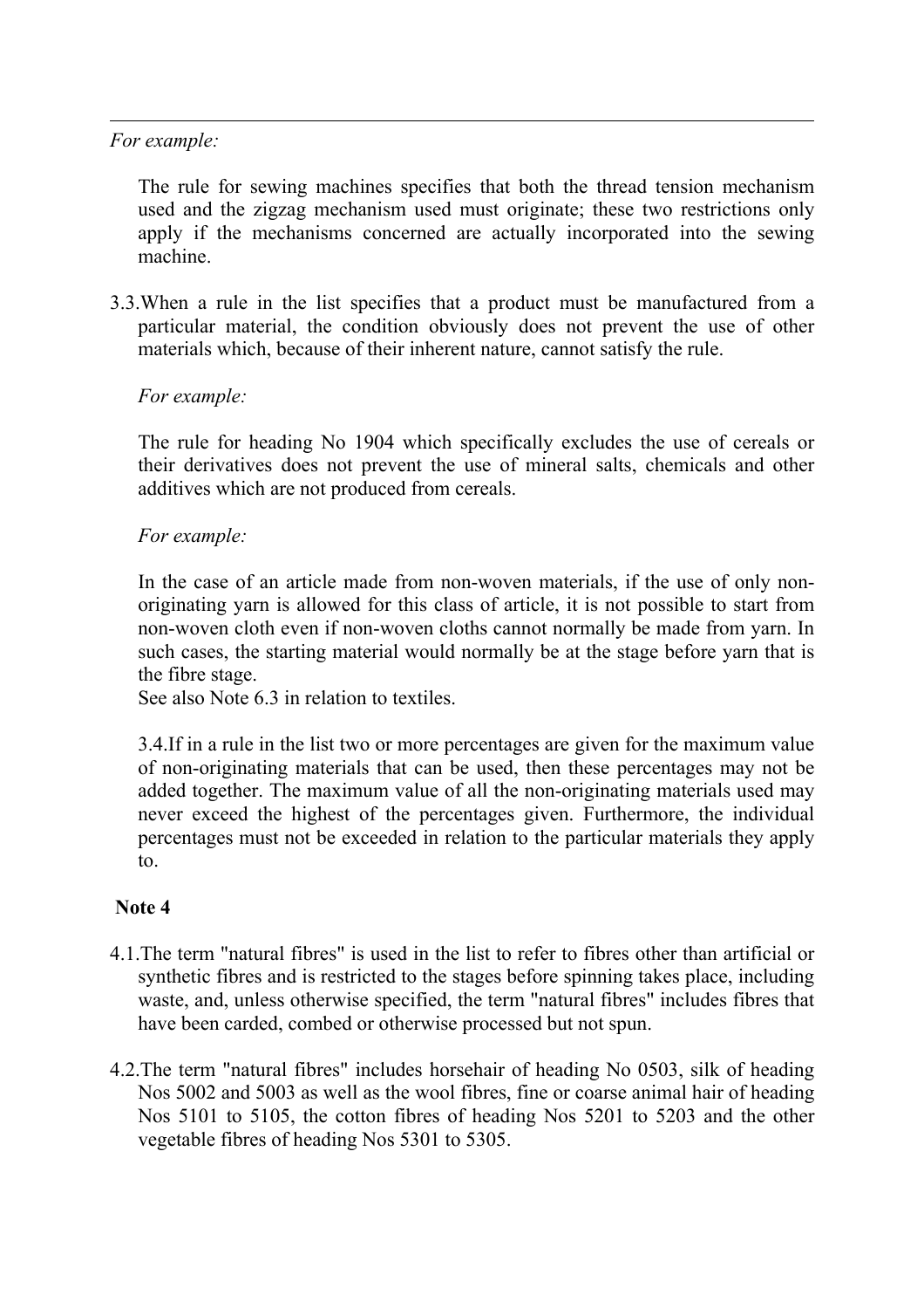*For example:*

The rule for sewing machines specifies that both the thread tension mechanism used and the zigzag mechanism used must originate; these two restrictions only apply if the mechanisms concerned are actually incorporated into the sewing machine.

3.3. When a rule in the list specifies that a product must be manufactured from a particular material, the condition obviously does not prevent the use of other materials which, because of their inherent nature, cannot satisfy the rule.

*For example:*

The rule for heading No 1904 which specifically excludes the use of cereals or their derivatives does not prevent the use of mineral salts, chemicals and other additives which are not produced from cereals.

*For example:*

In the case of an article made from non-woven materials, if the use of only non-originating yarn is allowed for this class of article, it is not possible to start from non-woven cloth even if non-woven cloths cannot normally be made from yarn. In such cases, the starting material would normally be at the stage before yarn that is the fibre stage.
See also Note 6.3 in relation to textiles.

3.4. If in a rule in the list two or more percentages are given for the maximum value of non-originating materials that can be used, then these percentages may not be added together. The maximum value of all the non-originating materials used may never exceed the highest of the percentages given. Furthermore, the individual percentages must not be exceeded in relation to the particular materials they apply to.

**Note 4**

4.1. The term "natural fibres" is used in the list to refer to fibres other than artificial or synthetic fibres and is restricted to the stages before spinning takes place, including waste, and, unless otherwise specified, the term "natural fibres" includes fibres that have been carded, combed or otherwise processed but not spun.

4.2. The term "natural fibres" includes horsehair of heading No 0503, silk of heading Nos 5002 and 5003 as well as the wool fibres, fine or coarse animal hair of heading Nos 5101 to 5105, the cotton fibres of heading Nos 5201 to 5203 and the other vegetable fibres of heading Nos 5301 to 5305.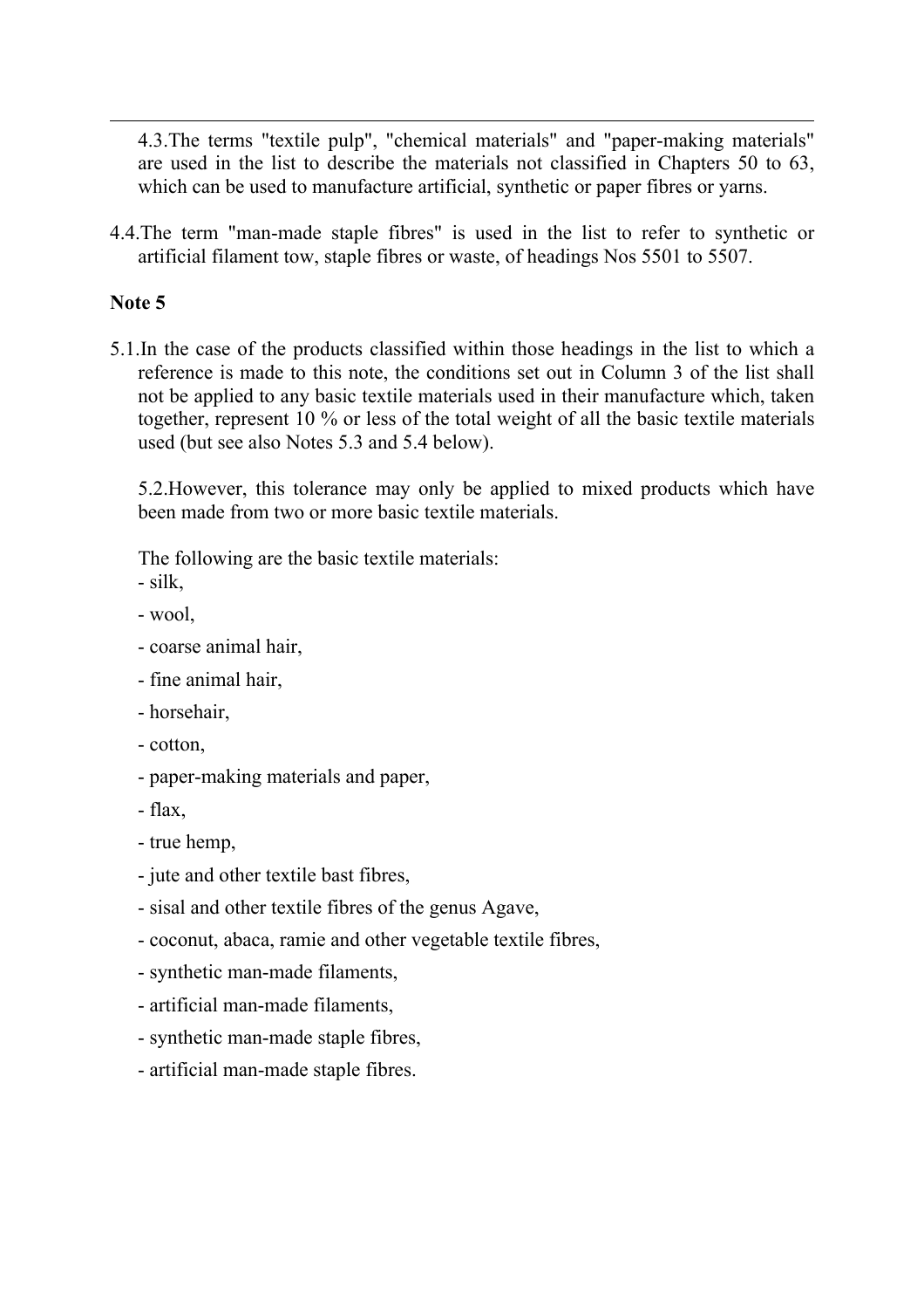4.3. The terms "textile pulp", "chemical materials" and "paper-making materials" are used in the list to describe the materials not classified in Chapters 50 to 63, which can be used to manufacture artificial, synthetic or paper fibres or yarns.

4.4. The term "man-made staple fibres" is used in the list to refer to synthetic or artificial filament tow, staple fibres or waste, of headings Nos 5501 to 5507.

**Note 5**

5.1. In the case of the products classified within those headings in the list to which a reference is made to this note, the conditions set out in Column 3 of the list shall not be applied to any basic textile materials used in their manufacture which, taken together, represent 10 % or less of the total weight of all the basic textile materials used (but see also Notes 5.3 and 5.4 below).

5.2. However, this tolerance may only be applied to mixed products which have been made from two or more basic textile materials.

The following are the basic textile materials:

- silk,
- wool,
- coarse animal hair,
- fine animal hair,
- horsehair,
- cotton,
- paper-making materials and paper,
- flax,
- true hemp,
- jute and other textile bast fibres,
- sisal and other textile fibres of the genus Agave,
- coconut, abaca, ramie and other vegetable textile fibres,
- synthetic man-made filaments,
- artificial man-made filaments,
- synthetic man-made staple fibres,
- artificial man-made staple fibres.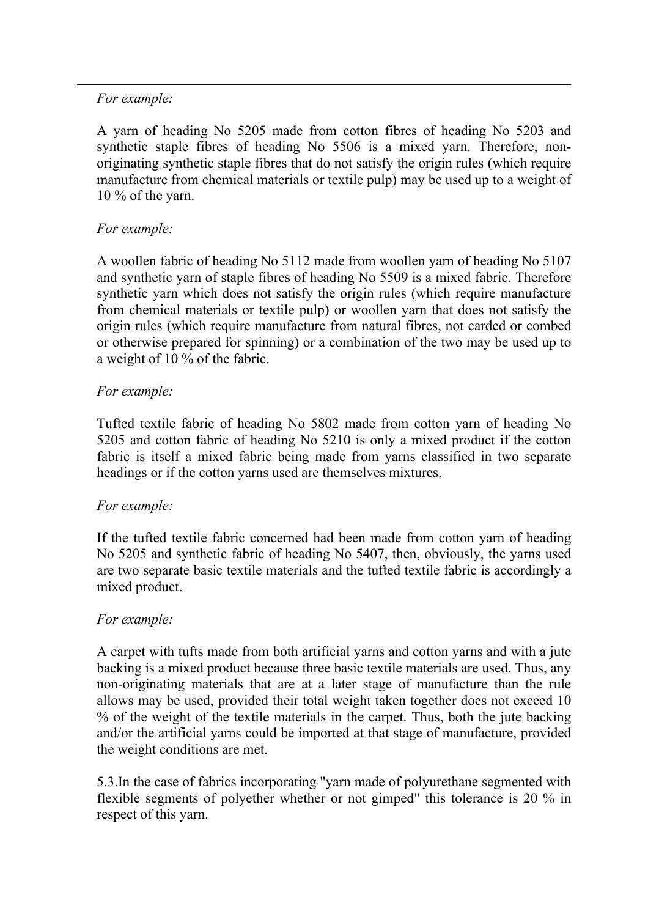*For example:*

A yarn of heading No 5205 made from cotton fibres of heading No 5203 and synthetic staple fibres of heading No 5506 is a mixed yarn. Therefore, non-originating synthetic staple fibres that do not satisfy the origin rules (which require manufacture from chemical materials or textile pulp) may be used up to a weight of 10 % of the yarn.

*For example:*

A woollen fabric of heading No 5112 made from woollen yarn of heading No 5107 and synthetic yarn of staple fibres of heading No 5509 is a mixed fabric. Therefore synthetic yarn which does not satisfy the origin rules (which require manufacture from chemical materials or textile pulp) or woollen yarn that does not satisfy the origin rules (which require manufacture from natural fibres, not carded or combed or otherwise prepared for spinning) or a combination of the two may be used up to a weight of 10 % of the fabric.

*For example:*

Tufted textile fabric of heading No 5802 made from cotton yarn of heading No 5205 and cotton fabric of heading No 5210 is only a mixed product if the cotton fabric is itself a mixed fabric being made from yarns classified in two separate headings or if the cotton yarns used are themselves mixtures.

*For example:*

If the tufted textile fabric concerned had been made from cotton yarn of heading No 5205 and synthetic fabric of heading No 5407, then, obviously, the yarns used are two separate basic textile materials and the tufted textile fabric is accordingly a mixed product.

*For example:*

A carpet with tufts made from both artificial yarns and cotton yarns and with a jute backing is a mixed product because three basic textile materials are used. Thus, any non-originating materials that are at a later stage of manufacture than the rule allows may be used, provided their total weight taken together does not exceed 10 % of the weight of the textile materials in the carpet. Thus, both the jute backing and/or the artificial yarns could be imported at that stage of manufacture, provided the weight conditions are met.

5.3.In the case of fabrics incorporating "yarn made of polyurethane segmented with flexible segments of polyether whether or not gimped" this tolerance is 20 % in respect of this yarn.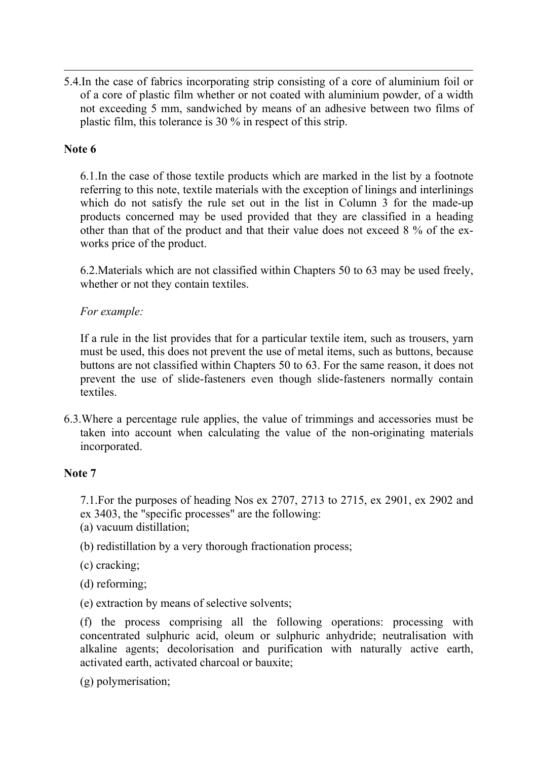5.4. In the case of fabrics incorporating strip consisting of a core of aluminium foil or of a core of plastic film whether or not coated with aluminium powder, of a width not exceeding 5 mm, sandwiched by means of an adhesive between two films of plastic film, this tolerance is 30 % in respect of this strip.

**Note 6**

6.1. In the case of those textile products which are marked in the list by a footnote referring to this note, textile materials with the exception of linings and interlinings which do not satisfy the rule set out in the list in Column 3 for the made-up products concerned may be used provided that they are classified in a heading other than that of the product and that their value does not exceed 8 % of the ex-works price of the product.

6.2. Materials which are not classified within Chapters 50 to 63 may be used freely, whether or not they contain textiles.

*For example:*

If a rule in the list provides that for a particular textile item, such as trousers, yarn must be used, this does not prevent the use of metal items, such as buttons, because buttons are not classified within Chapters 50 to 63. For the same reason, it does not prevent the use of slide-fasteners even though slide-fasteners normally contain textiles.

6.3. Where a percentage rule applies, the value of trimmings and accessories must be taken into account when calculating the value of the non-originating materials incorporated.

**Note 7**

7.1. For the purposes of heading Nos ex 2707, 2713 to 2715, ex 2901, ex 2902 and ex 3403, the "specific processes" are the following:

(a) vacuum distillation;

(b) redistillation by a very thorough fractionation process;

(c) cracking;

(d) reforming;

(e) extraction by means of selective solvents;

(f) the process comprising all the following operations: processing with concentrated sulphuric acid, oleum or sulphuric anhydride; neutralisation with alkaline agents; decolorisation and purification with naturally active earth, activated earth, activated charcoal or bauxite;

(g) polymerisation;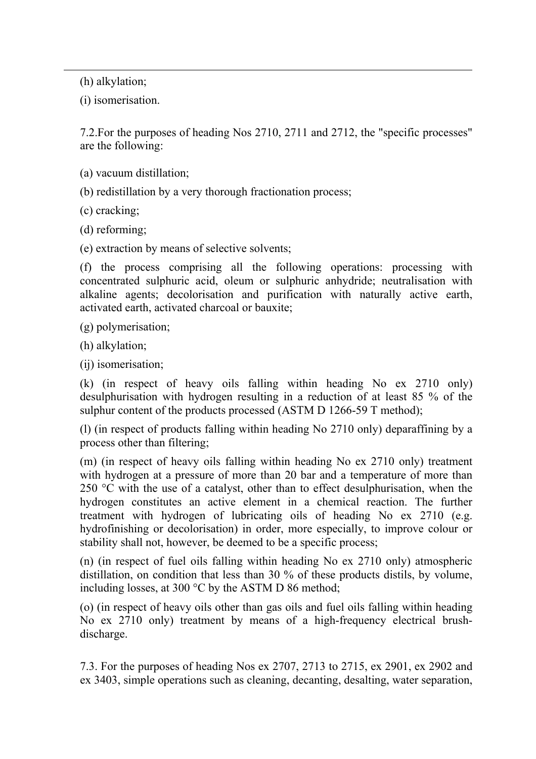(h) alkylation;

(i) isomerisation.

7.2.For the purposes of heading Nos 2710, 2711 and 2712, the "specific processes" are the following:

(a) vacuum distillation;

(b) redistillation by a very thorough fractionation process;

(c) cracking;

(d) reforming;

(e) extraction by means of selective solvents;

(f) the process comprising all the following operations: processing with concentrated sulphuric acid, oleum or sulphuric anhydride; neutralisation with alkaline agents; decolorisation and purification with naturally active earth, activated earth, activated charcoal or bauxite;

(g) polymerisation;

(h) alkylation;

(ij) isomerisation;

(k) (in respect of heavy oils falling within heading No ex 2710 only) desulphurisation with hydrogen resulting in a reduction of at least 85 % of the sulphur content of the products processed (ASTM D 1266-59 T method);

(l) (in respect of products falling within heading No 2710 only) deparaffining by a process other than filtering;

(m) (in respect of heavy oils falling within heading No ex 2710 only) treatment with hydrogen at a pressure of more than 20 bar and a temperature of more than 250 °C with the use of a catalyst, other than to effect desulphurisation, when the hydrogen constitutes an active element in a chemical reaction. The further treatment with hydrogen of lubricating oils of heading No ex 2710 (e.g. hydrofinishing or decolorisation) in order, more especially, to improve colour or stability shall not, however, be deemed to be a specific process;

(n) (in respect of fuel oils falling within heading No ex 2710 only) atmospheric distillation, on condition that less than 30 % of these products distils, by volume, including losses, at 300 °C by the ASTM D 86 method;

(o) (in respect of heavy oils other than gas oils and fuel oils falling within heading No ex 2710 only) treatment by means of a high-frequency electrical brush-discharge.

7.3. For the purposes of heading Nos ex 2707, 2713 to 2715, ex 2901, ex 2902 and ex 3403, simple operations such as cleaning, decanting, desalting, water separation,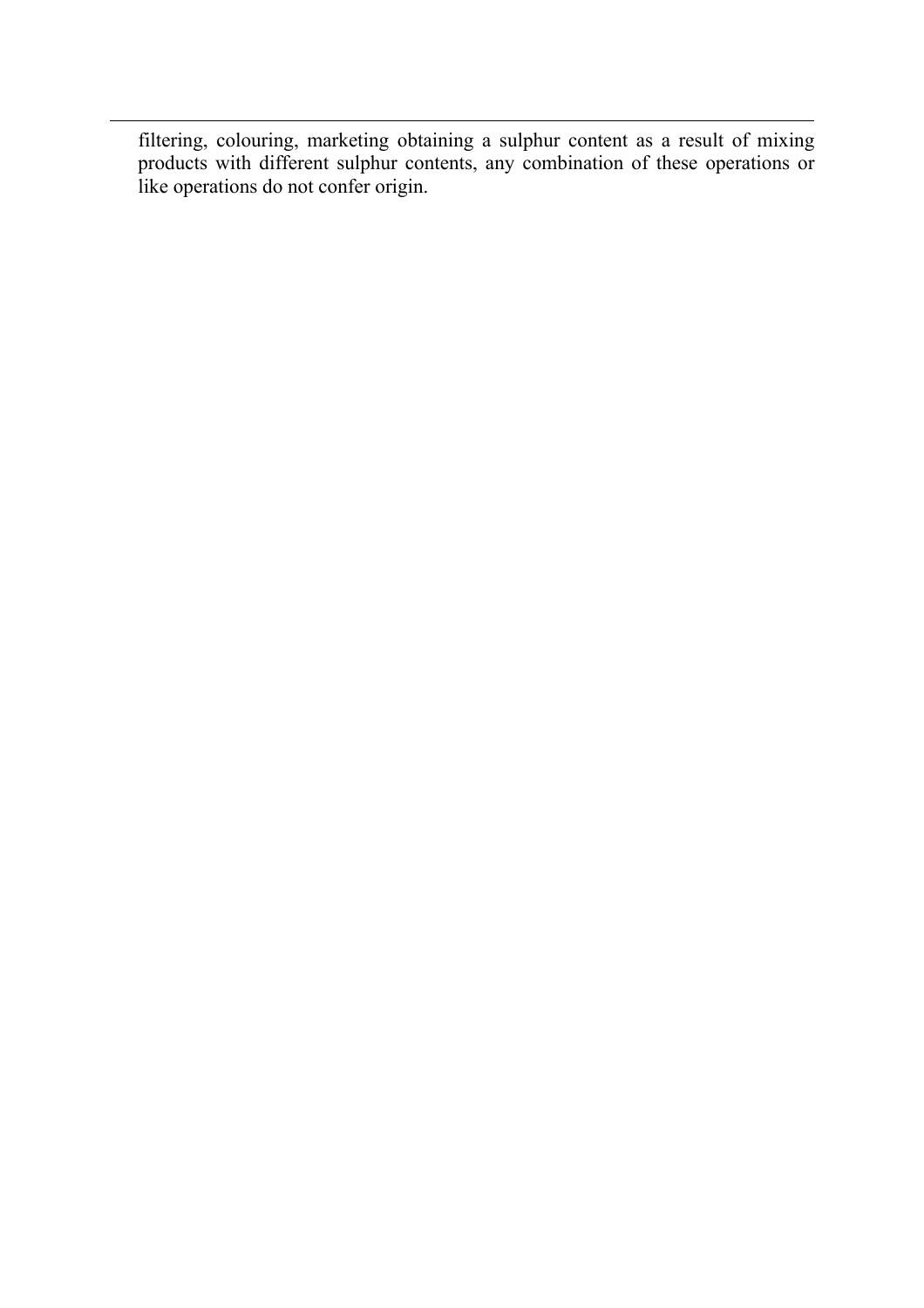filtering, colouring, marketing obtaining a sulphur content as a result of mixing products with different sulphur contents, any combination of these operations or like operations do not confer origin.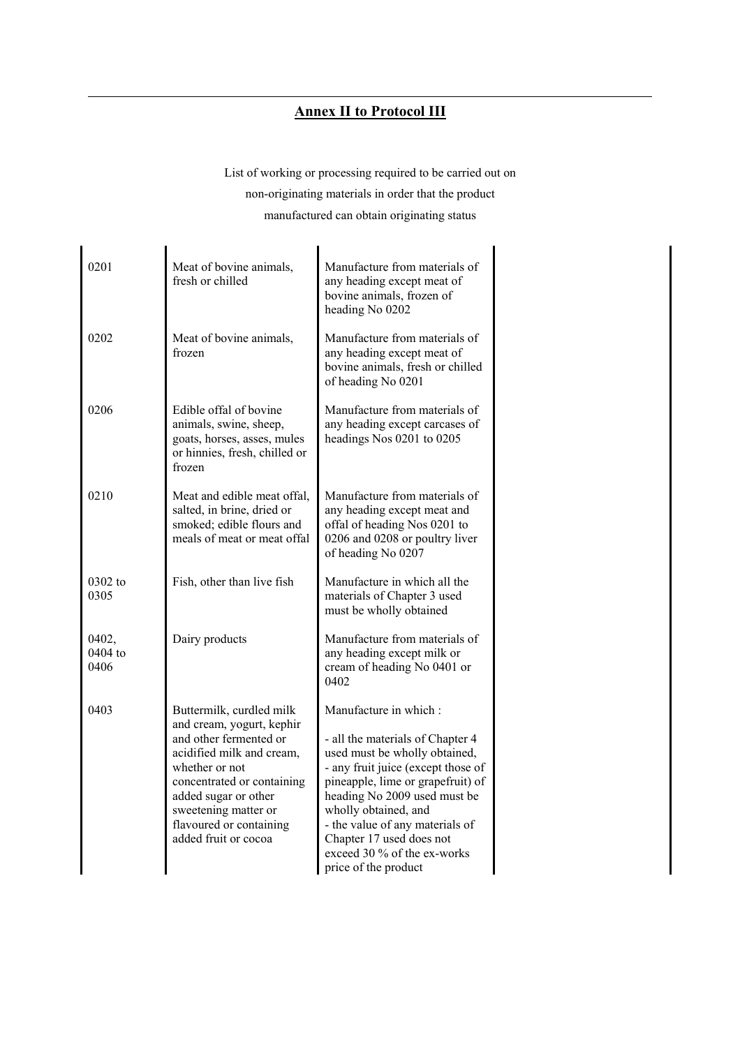# Annex II to Protocol III

List of working or processing required to be carried out on non-originating materials in order that the product manufactured can obtain originating status

| | | | |
|---|---|---|---|
| 0201 | Meat of bovine animals, fresh or chilled | Manufacture from materials of any heading except meat of bovine animals, frozen of heading No 0202 | |
| 0202 | Meat of bovine animals, frozen | Manufacture from materials of any heading except meat of bovine animals, fresh or chilled of heading No 0201 | |
| 0206 | Edible offal of bovine animals, swine, sheep, goats, horses, asses, mules or hinnies, fresh, chilled or frozen | Manufacture from materials of any heading except carcases of headings Nos 0201 to 0205 | |
| 0210 | Meat and edible meat offal, salted, in brine, dried or smoked; edible flours and meals of meat or meat offal | Manufacture from materials of any heading except meat and offal of heading Nos 0201 to 0206 and 0208 or poultry liver of heading No 0207 | |
| 0302 to 0305 | Fish, other than live fish | Manufacture in which all the materials of Chapter 3 used must be wholly obtained | |
| 0402, 0404 to 0406 | Dairy products | Manufacture from materials of any heading except milk or cream of heading No 0401 or 0402 | |
| 0403 | Buttermilk, curdled milk and cream, yogurt, kephir and other fermented or acidified milk and cream, whether or not concentrated or containing added sugar or other sweetening matter or flavoured or containing added fruit or cocoa | Manufacture in which :<br><br>- all the materials of Chapter 4 used must be wholly obtained,<br>- any fruit juice (except those of pineapple, lime or grapefruit) of heading No 2009 used must be wholly obtained, and<br>- the value of any materials of Chapter 17 used does not exceed 30 % of the ex-works price of the product | |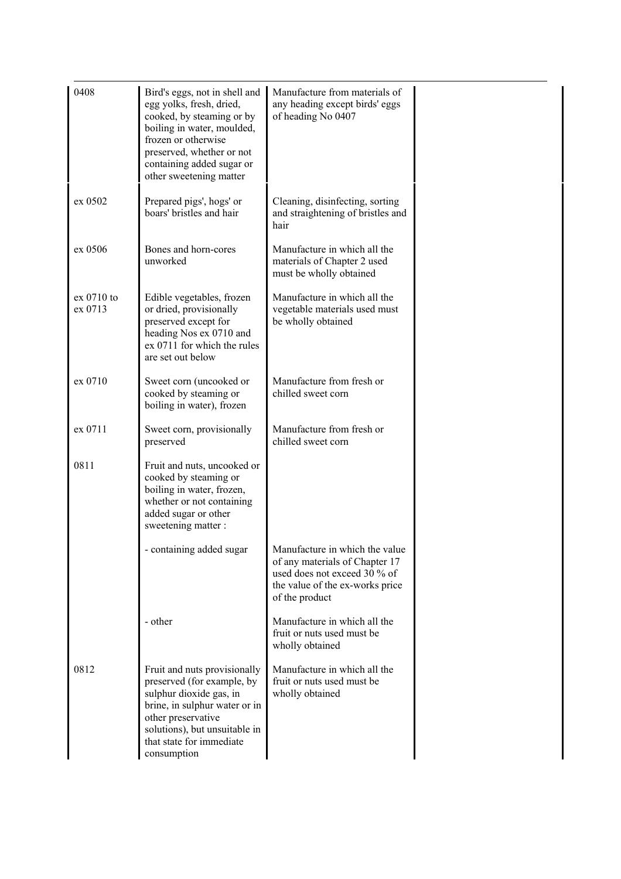| | | | |
|---|---|---|---|
| 0408 | Bird's eggs, not in shell and egg yolks, fresh, dried, cooked, by steaming or by boiling in water, moulded, frozen or otherwise preserved, whether or not containing added sugar or other sweetening matter | Manufacture from materials of any heading except birds' eggs of heading No 0407 | |
| ex 0502 | Prepared pigs', hogs' or boars' bristles and hair | Cleaning, disinfecting, sorting and straightening of bristles and hair | |
| ex 0506 | Bones and horn-cores unworked | Manufacture in which all the materials of Chapter 2 used must be wholly obtained | |
| ex 0710 to ex 0713 | Edible vegetables, frozen or dried, provisionally preserved except for heading Nos ex 0710 and ex 0711 for which the rules are set out below | Manufacture in which all the vegetable materials used must be wholly obtained | |
| ex 0710 | Sweet corn (uncooked or cooked by steaming or boiling in water), frozen | Manufacture from fresh or chilled sweet corn | |
| ex 0711 | Sweet corn, provisionally preserved | Manufacture from fresh or chilled sweet corn | |
| 0811 | Fruit and nuts, uncooked or cooked by steaming or boiling in water, frozen, whether or not containing added sugar or other sweetening matter : | | |
| | - containing added sugar | Manufacture in which the value of any materials of Chapter 17 used does not exceed 30 % of the value of the ex-works price of the product | |
| | - other | Manufacture in which all the fruit or nuts used must be wholly obtained | |
| 0812 | Fruit and nuts provisionally preserved (for example, by sulphur dioxide gas, in brine, in sulphur water or in other preservative solutions), but unsuitable in that state for immediate consumption | Manufacture in which all the fruit or nuts used must be wholly obtained | |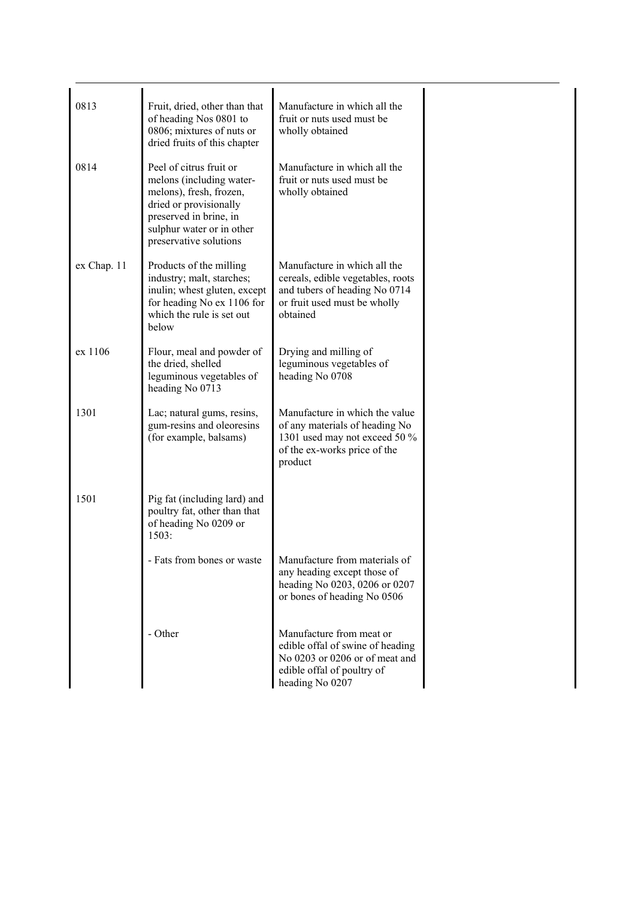| | | | |
|---|---|---|---|
| 0813 | Fruit, dried, other than that of heading Nos 0801 to 0806; mixtures of nuts or dried fruits of this chapter | Manufacture in which all the fruit or nuts used must be wholly obtained | |
| 0814 | Peel of citrus fruit or melons (including water-melons), fresh, frozen, dried or provisionally preserved in brine, in sulphur water or in other preservative solutions | Manufacture in which all the fruit or nuts used must be wholly obtained | |
| ex Chap. 11 | Products of the milling industry; malt, starches; inulin; whest gluten, except for heading No ex 1106 for which the rule is set out below | Manufacture in which all the cereals, edible vegetables, roots and tubers of heading No 0714 or fruit used must be wholly obtained | |
| ex 1106 | Flour, meal and powder of the dried, shelled leguminous vegetables of heading No 0713 | Drying and milling of leguminous vegetables of heading No 0708 | |
| 1301 | Lac; natural gums, resins, gum-resins and oleoresins (for example, balsams) | Manufacture in which the value of any materials of heading No 1301 used may not exceed 50 % of the ex-works price of the product | |
| 1501 | Pig fat (including lard) and poultry fat, other than that of heading No 0209 or 1503: | | |
| | - Fats from bones or waste | Manufacture from materials of any heading except those of heading No 0203, 0206 or 0207 or bones of heading No 0506 | |
| | - Other | Manufacture from meat or edible offal of swine of heading No 0203 or 0206 or of meat and edible offal of poultry of heading No 0207 | |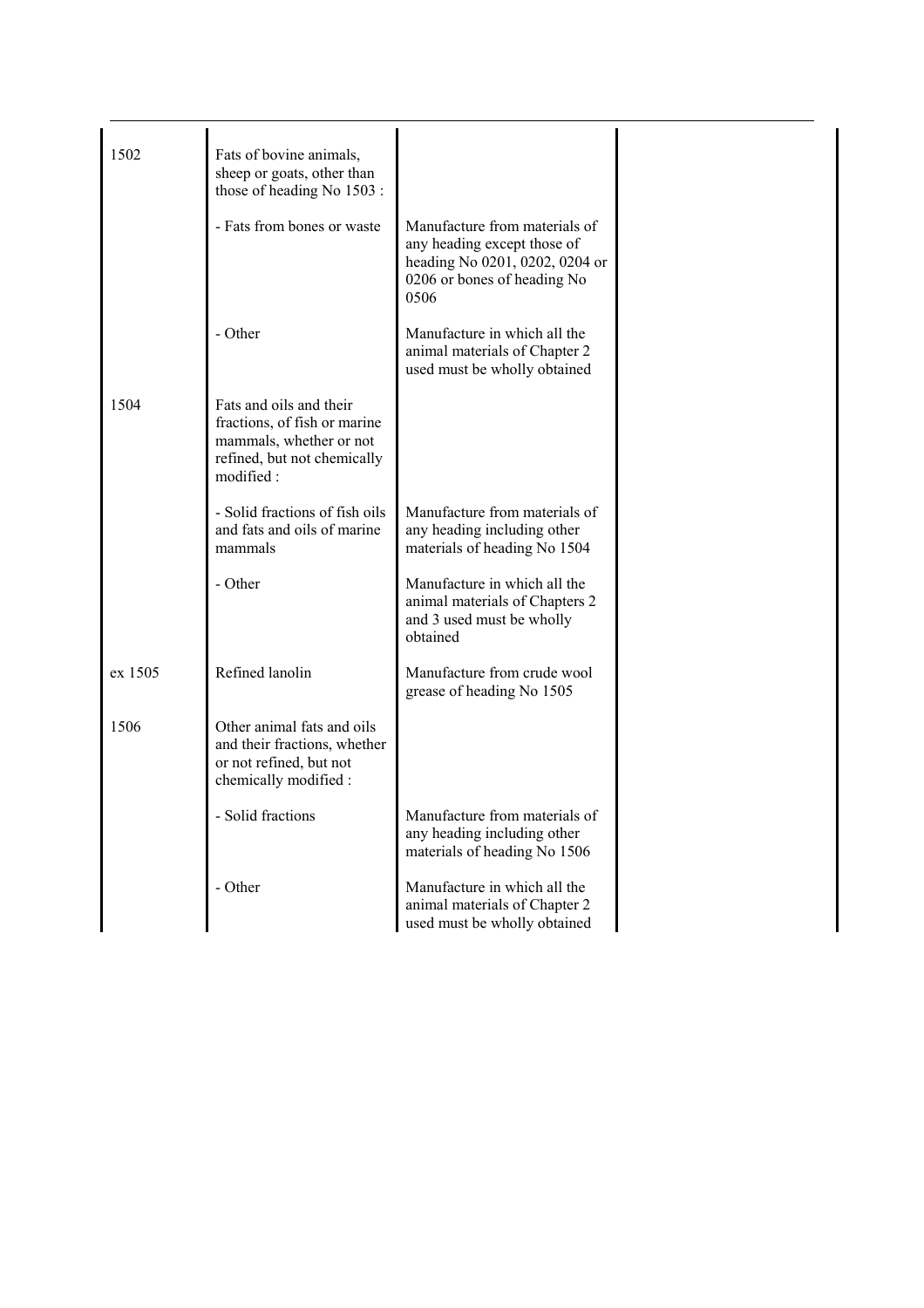| | | | |
|---|---|---|---|
| 1502 | Fats of bovine animals, sheep or goats, other than those of heading No 1503 : | | |
| | - Fats from bones or waste | Manufacture from materials of any heading except those of heading No 0201, 0202, 0204 or 0206 or bones of heading No 0506 | |
| | - Other | Manufacture in which all the animal materials of Chapter 2 used must be wholly obtained | |
| 1504 | Fats and oils and their fractions, of fish or marine mammals, whether or not refined, but not chemically modified : | | |
| | - Solid fractions of fish oils and fats and oils of marine mammals | Manufacture from materials of any heading including other materials of heading No 1504 | |
| | - Other | Manufacture in which all the animal materials of Chapters 2 and 3 used must be wholly obtained | |
| ex 1505 | Refined lanolin | Manufacture from crude wool grease of heading No 1505 | |
| 1506 | Other animal fats and oils and their fractions, whether or not refined, but not chemically modified : | | |
| | - Solid fractions | Manufacture from materials of any heading including other materials of heading No 1506 | |
| | - Other | Manufacture in which all the animal materials of Chapter 2 used must be wholly obtained | |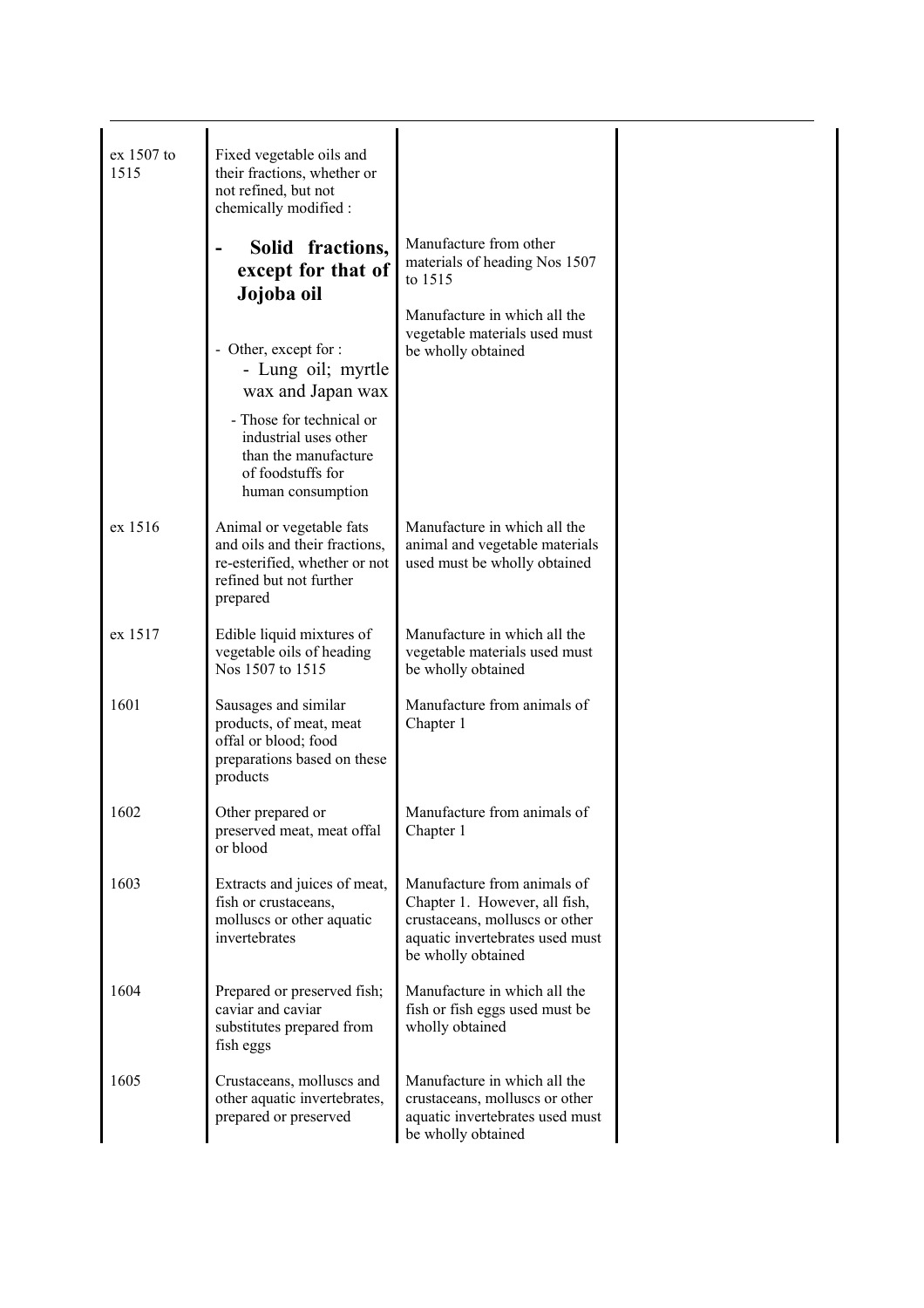| | | | |
|---|---|---|---|
| ex 1507 to 1515 | Fixed vegetable oils and their fractions, whether or not refined, but not chemically modified : | | |
| | - **Solid fractions, except for that of Jojoba oil** | Manufacture from other materials of heading Nos 1507 to 1515 | |
| | - Other, except for :<br>- Lung oil; myrtle wax and Japan wax<br>- Those for technical or industrial uses other than the manufacture of foodstuffs for human consumption | Manufacture in which all the vegetable materials used must be wholly obtained | |
| ex 1516 | Animal or vegetable fats and oils and their fractions, re-esterified, whether or not refined but not further prepared | Manufacture in which all the animal and vegetable materials used must be wholly obtained | |
| ex 1517 | Edible liquid mixtures of vegetable oils of heading Nos 1507 to 1515 | Manufacture in which all the vegetable materials used must be wholly obtained | |
| 1601 | Sausages and similar products, of meat, meat offal or blood; food preparations based on these products | Manufacture from animals of Chapter 1 | |
| 1602 | Other prepared or preserved meat, meat offal or blood | Manufacture from animals of Chapter 1 | |
| 1603 | Extracts and juices of meat, fish or crustaceans, molluscs or other aquatic invertebrates | Manufacture from animals of Chapter 1. However, all fish, crustaceans, molluscs or other aquatic invertebrates used must be wholly obtained | |
| 1604 | Prepared or preserved fish; caviar and caviar substitutes prepared from fish eggs | Manufacture in which all the fish or fish eggs used must be wholly obtained | |
| 1605 | Crustaceans, molluscs and other aquatic invertebrates, prepared or preserved | Manufacture in which all the crustaceans, molluscs or other aquatic invertebrates used must be wholly obtained | |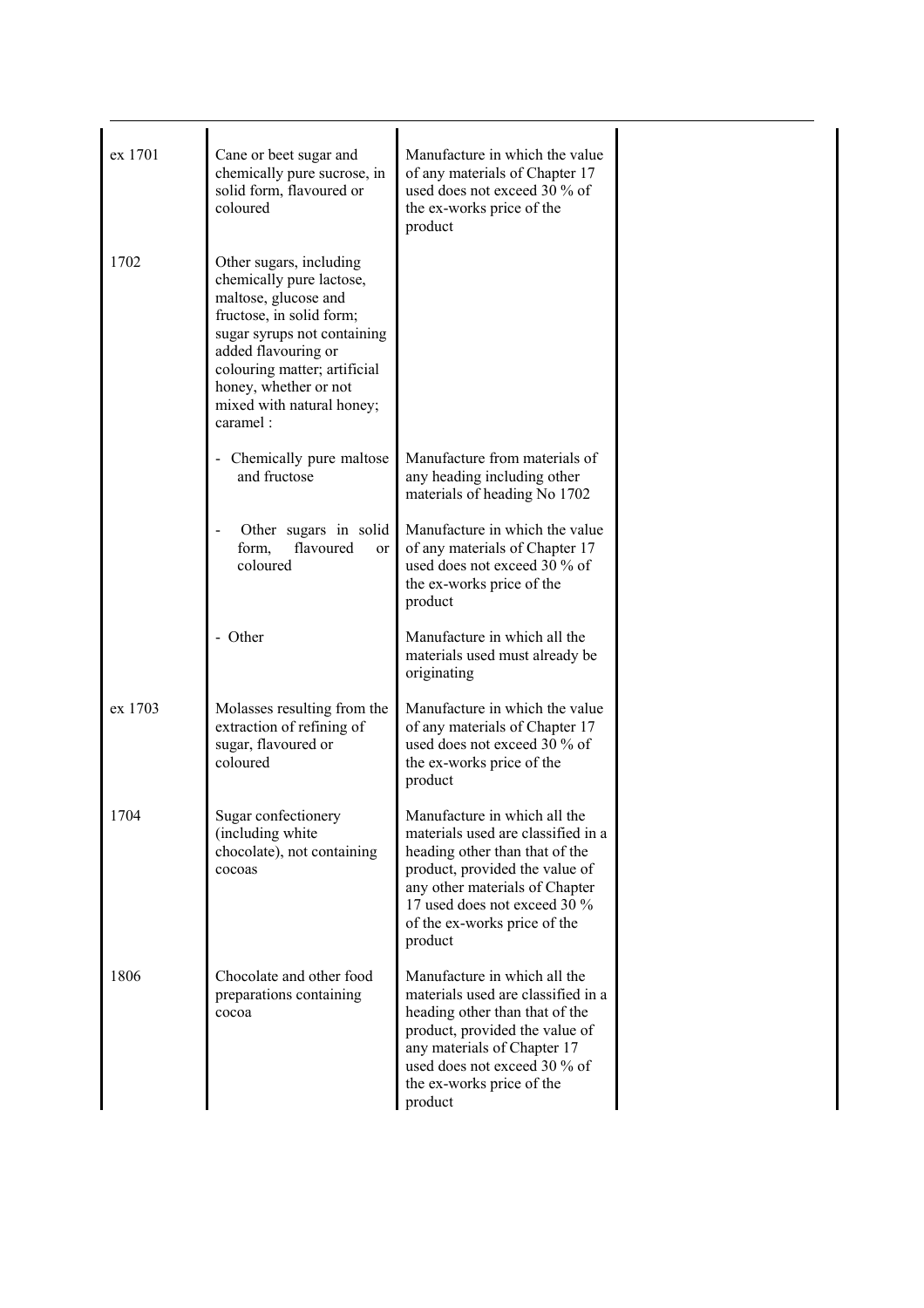| | | | |
|---|---|---|---|
| ex 1701 | Cane or beet sugar and chemically pure sucrose, in solid form, flavoured or coloured | Manufacture in which the value of any materials of Chapter 17 used does not exceed 30 % of the ex-works price of the product | |
| 1702 | Other sugars, including chemically pure lactose, maltose, glucose and fructose, in solid form; sugar syrups not containing added flavouring or colouring matter; artificial honey, whether or not mixed with natural honey; caramel : | | |
| | - Chemically pure maltose and fructose | Manufacture from materials of any heading including other materials of heading No 1702 | |
| | - Other sugars in solid form, flavoured or coloured | Manufacture in which the value of any materials of Chapter 17 used does not exceed 30 % of the ex-works price of the product | |
| | - Other | Manufacture in which all the materials used must already be originating | |
| ex 1703 | Molasses resulting from the extraction of refining of sugar, flavoured or coloured | Manufacture in which the value of any materials of Chapter 17 used does not exceed 30 % of the ex-works price of the product | |
| 1704 | Sugar confectionery (including white chocolate), not containing cocoas | Manufacture in which all the materials used are classified in a heading other than that of the product, provided the value of any other materials of Chapter 17 used does not exceed 30 % of the ex-works price of the product | |
| 1806 | Chocolate and other food preparations containing cocoa | Manufacture in which all the materials used are classified in a heading other than that of the product, provided the value of any materials of Chapter 17 used does not exceed 30 % of the ex-works price of the product | |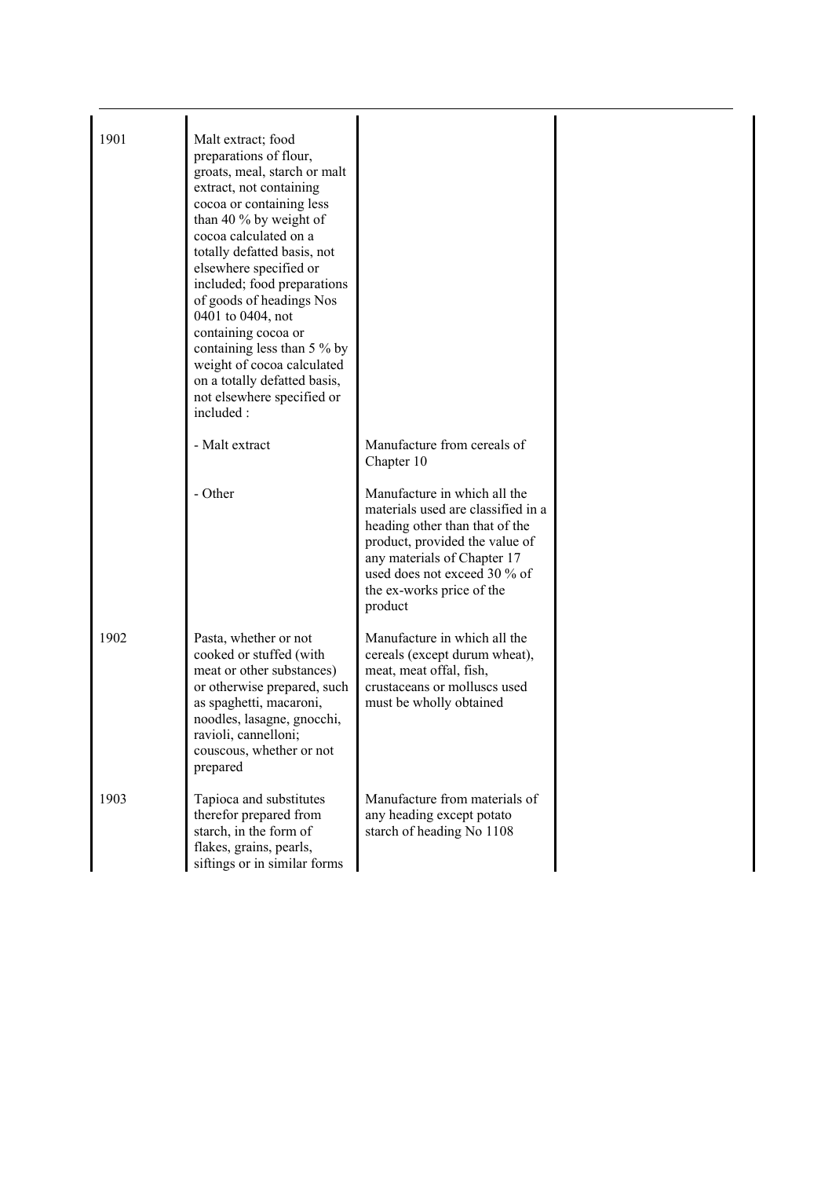| | | | |
|---|---|---|---|
| 1901 | Malt extract; food preparations of flour, groats, meal, starch or malt extract, not containing cocoa or containing less than 40 % by weight of cocoa calculated on a totally defatted basis, not elsewhere specified or included; food preparations of goods of headings Nos 0401 to 0404, not containing cocoa or containing less than 5 % by weight of cocoa calculated on a totally defatted basis, not elsewhere specified or included : | | |
| | - Malt extract | Manufacture from cereals of Chapter 10 | |
| | - Other | Manufacture in which all the materials used are classified in a heading other than that of the product, provided the value of any materials of Chapter 17 used does not exceed 30 % of the ex-works price of the product | |
| 1902 | Pasta, whether or not cooked or stuffed (with meat or other substances) or otherwise prepared, such as spaghetti, macaroni, noodles, lasagne, gnocchi, ravioli, cannelloni; couscous, whether or not prepared | Manufacture in which all the cereals (except durum wheat), meat, meat offal, fish, crustaceans or molluscs used must be wholly obtained | |
| 1903 | Tapioca and substitutes therefor prepared from starch, in the form of flakes, grains, pearls, siftings or in similar forms | Manufacture from materials of any heading except potato starch of heading No 1108 | |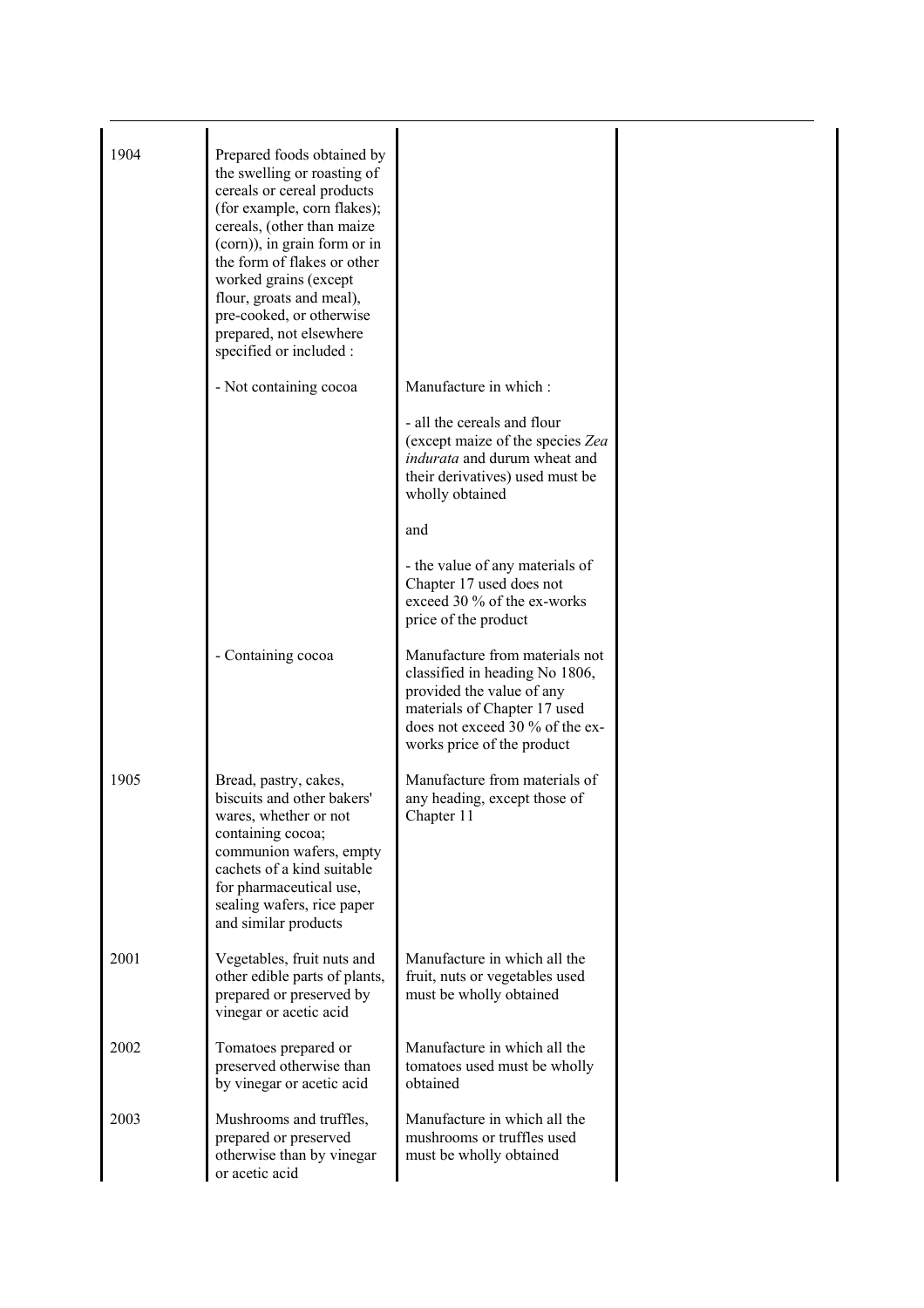| | | | |
|---|---|---|---|
| 1904 | Prepared foods obtained by the swelling or roasting of cereals or cereal products (for example, corn flakes); cereals, (other than maize (corn)), in grain form or in the form of flakes or other worked grains (except flour, groats and meal), pre-cooked, or otherwise prepared, not elsewhere specified or included : | | |
| | - Not containing cocoa | Manufacture in which :<br><br>- all the cereals and flour (except maize of the species *Zea indurata* and durum wheat and their derivatives) used must be wholly obtained<br><br>and<br><br>- the value of any materials of Chapter 17 used does not exceed 30 % of the ex-works price of the product | |
| | - Containing cocoa | Manufacture from materials not classified in heading No 1806, provided the value of any materials of Chapter 17 used does not exceed 30 % of the ex-works price of the product | |
| 1905 | Bread, pastry, cakes, biscuits and other bakers' wares, whether or not containing cocoa; communion wafers, empty cachets of a kind suitable for pharmaceutical use, sealing wafers, rice paper and similar products | Manufacture from materials of any heading, except those of Chapter 11 | |
| 2001 | Vegetables, fruit nuts and other edible parts of plants, prepared or preserved by vinegar or acetic acid | Manufacture in which all the fruit, nuts or vegetables used must be wholly obtained | |
| 2002 | Tomatoes prepared or preserved otherwise than by vinegar or acetic acid | Manufacture in which all the tomatoes used must be wholly obtained | |
| 2003 | Mushrooms and truffles, prepared or preserved otherwise than by vinegar or acetic acid | Manufacture in which all the mushrooms or truffles used must be wholly obtained | |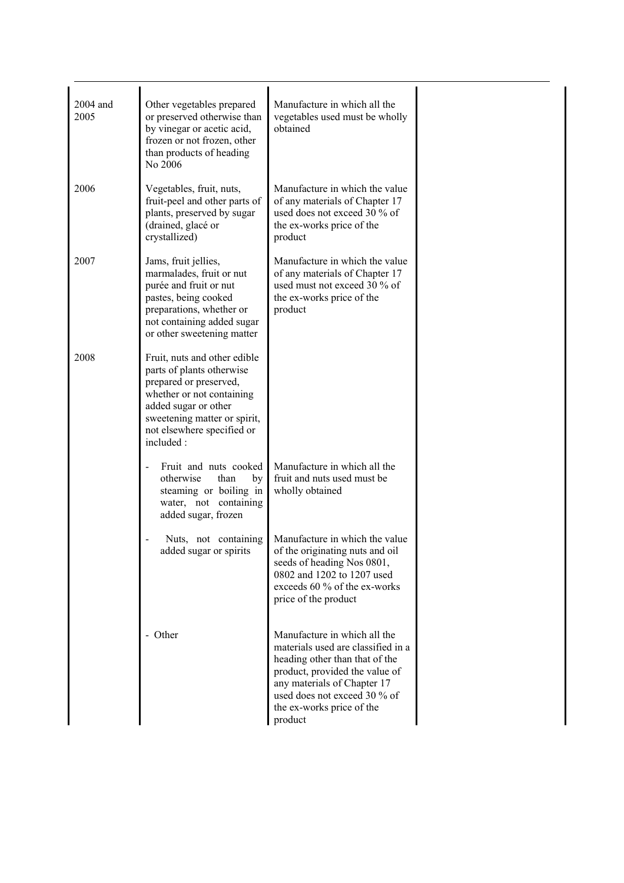| | | | |
|---|---|---|---|
| 2004 and 2005 | Other vegetables prepared or preserved otherwise than by vinegar or acetic acid, frozen or not frozen, other than products of heading No 2006 | Manufacture in which all the vegetables used must be wholly obtained | |
| 2006 | Vegetables, fruit, nuts, fruit-peel and other parts of plants, preserved by sugar (drained, glacé or crystallized) | Manufacture in which the value of any materials of Chapter 17 used does not exceed 30 % of the ex-works price of the product | |
| 2007 | Jams, fruit jellies, marmalades, fruit or nut purée and fruit or nut pastes, being cooked preparations, whether or not containing added sugar or other sweetening matter | Manufacture in which the value of any materials of Chapter 17 used must not exceed 30 % of the ex-works price of the product | |
| 2008 | Fruit, nuts and other edible parts of plants otherwise prepared or preserved, whether or not containing added sugar or other sweetening matter or spirit, not elsewhere specified or included : | | |
| | - Fruit and nuts cooked otherwise than by steaming or boiling in water, not containing added sugar, frozen | Manufacture in which all the fruit and nuts used must be wholly obtained | |
| | - Nuts, not containing added sugar or spirits | Manufacture in which the value of the originating nuts and oil seeds of heading Nos 0801, 0802 and 1202 to 1207 used exceeds 60 % of the ex-works price of the product | |
| | - Other | Manufacture in which all the materials used are classified in a heading other than that of the product, provided the value of any materials of Chapter 17 used does not exceed 30 % of the ex-works price of the product | |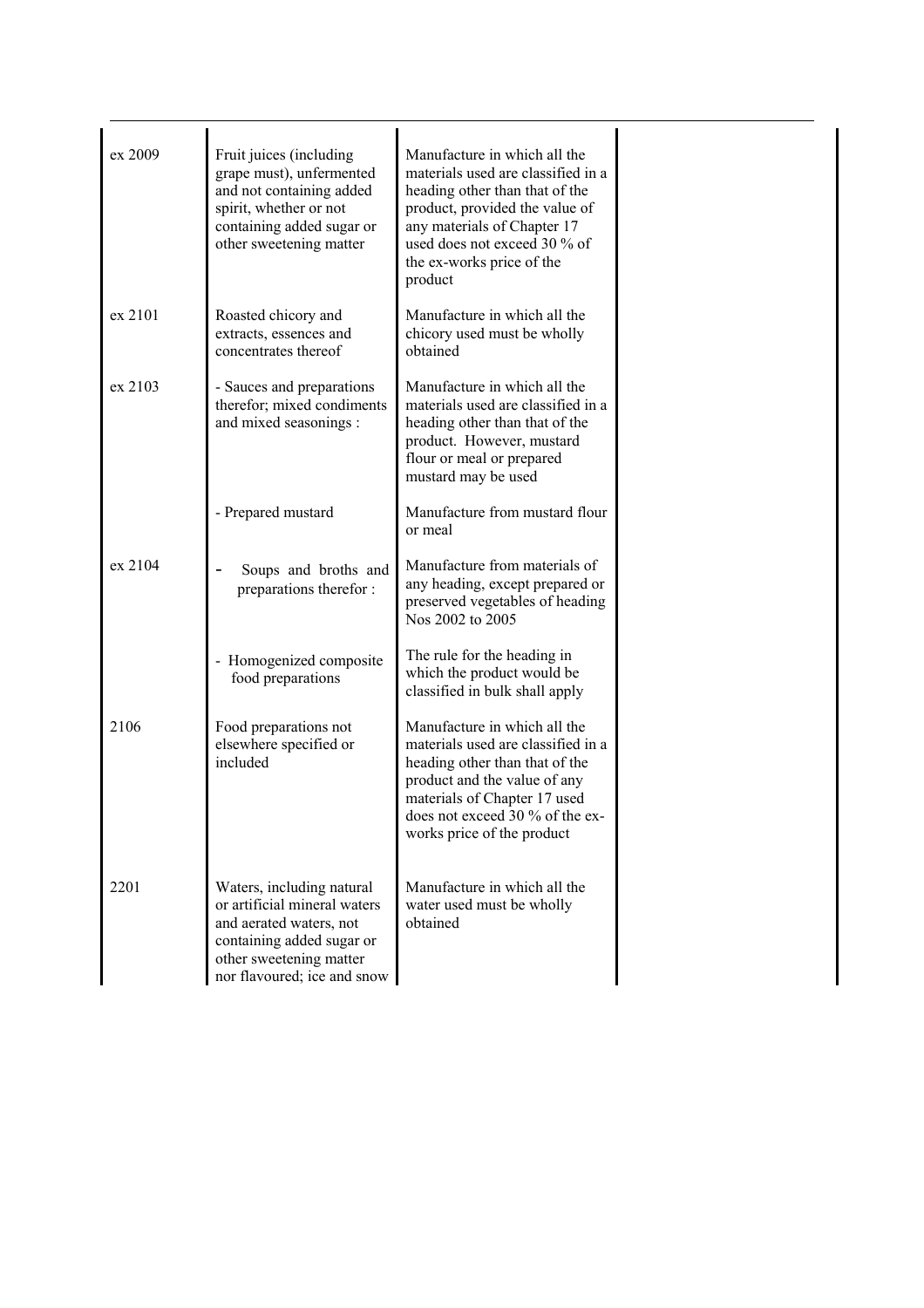| | | | |
|---|---|---|---|
| ex 2009 | Fruit juices (including grape must), unfermented and not containing added spirit, whether or not containing added sugar or other sweetening matter | Manufacture in which all the materials used are classified in a heading other than that of the product, provided the value of any materials of Chapter 17 used does not exceed 30 % of the ex-works price of the product | |
| ex 2101 | Roasted chicory and extracts, essences and concentrates thereof | Manufacture in which all the chicory used must be wholly obtained | |
| ex 2103 | - Sauces and preparations therefor; mixed condiments and mixed seasonings : | Manufacture in which all the materials used are classified in a heading other than that of the product. However, mustard flour or meal or prepared mustard may be used | |
| | - Prepared mustard | Manufacture from mustard flour or meal | |
| ex 2104 | - Soups and broths and preparations therefor : | Manufacture from materials of any heading, except prepared or preserved vegetables of heading Nos 2002 to 2005 | |
| | - Homogenized composite food preparations | The rule for the heading in which the product would be classified in bulk shall apply | |
| 2106 | Food preparations not elsewhere specified or included | Manufacture in which all the materials used are classified in a heading other than that of the product and the value of any materials of Chapter 17 used does not exceed 30 % of the ex-works price of the product | |
| 2201 | Waters, including natural or artificial mineral waters and aerated waters, not containing added sugar or other sweetening matter nor flavoured; ice and snow | Manufacture in which all the water used must be wholly obtained | |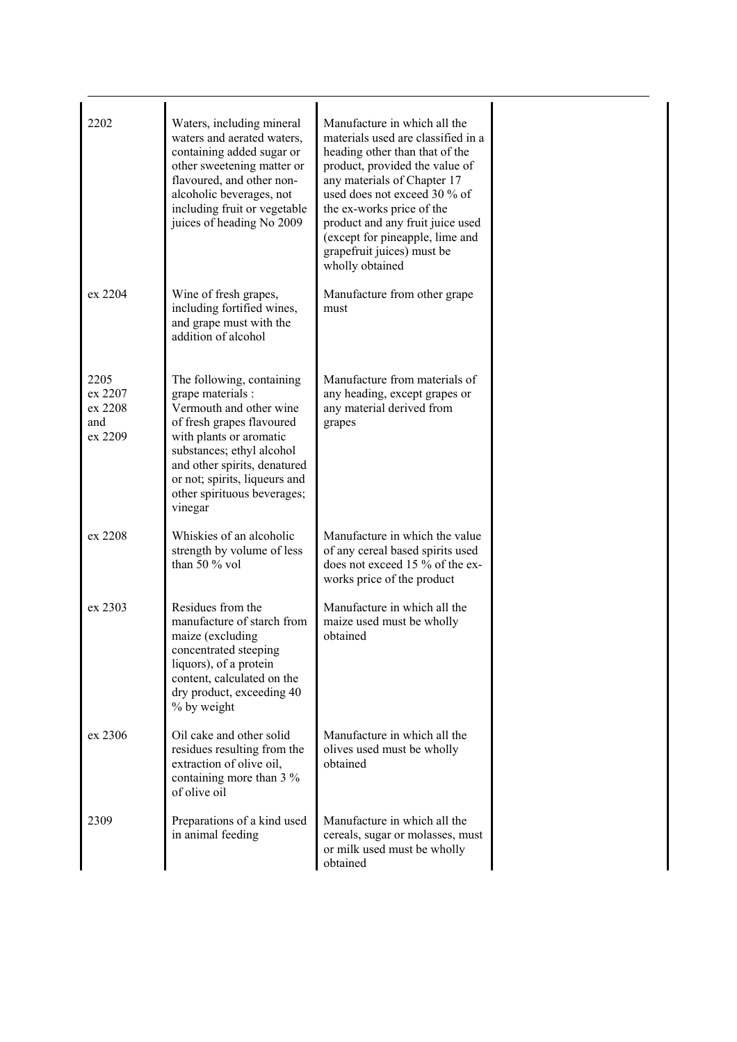| | | | |
|---|---|---|---|
| 2202 | Waters, including mineral waters and aerated waters, containing added sugar or other sweetening matter or flavoured, and other non-alcoholic beverages, not including fruit or vegetable juices of heading No 2009 | Manufacture in which all the materials used are classified in a heading other than that of the product, provided the value of any materials of Chapter 17 used does not exceed 30 % of the ex-works price of the product and any fruit juice used (except for pineapple, lime and grapefruit juices) must be wholly obtained | |
| ex 2204 | Wine of fresh grapes, including fortified wines, and grape must with the addition of alcohol | Manufacture from other grape must | |
| 2205 ex 2207 ex 2208 and ex 2209 | The following, containing grape materials : Vermouth and other wine of fresh grapes flavoured with plants or aromatic substances; ethyl alcohol and other spirits, denatured or not; spirits, liqueurs and other spirituous beverages; vinegar | Manufacture from materials of any heading, except grapes or any material derived from grapes | |
| ex 2208 | Whiskies of an alcoholic strength by volume of less than 50 % vol | Manufacture in which the value of any cereal based spirits used does not exceed 15 % of the ex-works price of the product | |
| ex 2303 | Residues from the manufacture of starch from maize (excluding concentrated steeping liquors), of a protein content, calculated on the dry product, exceeding 40 % by weight | Manufacture in which all the maize used must be wholly obtained | |
| ex 2306 | Oil cake and other solid residues resulting from the extraction of olive oil, containing more than 3 % of olive oil | Manufacture in which all the olives used must be wholly obtained | |
| 2309 | Preparations of a kind used in animal feeding | Manufacture in which all the cereals, sugar or molasses, must or milk used must be wholly obtained | |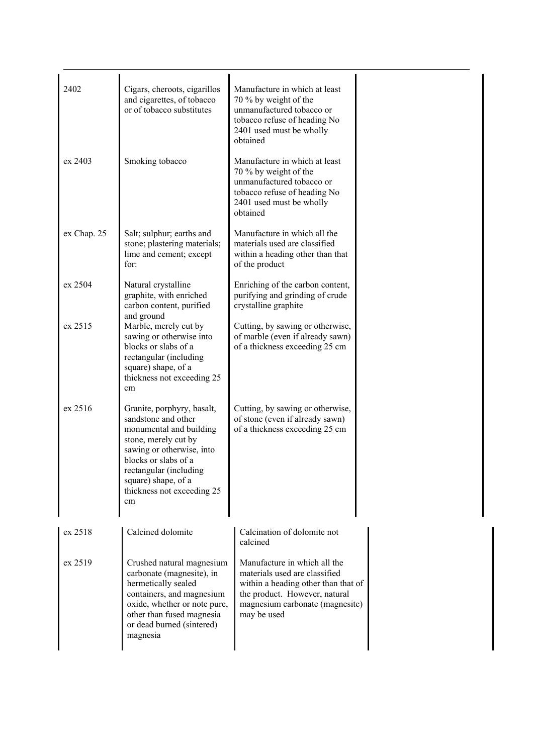| | | | |
|---|---|---|---|
| 2402 | Cigars, cheroots, cigarillos and cigarettes, of tobacco or of tobacco substitutes | Manufacture in which at least 70 % by weight of the unmanufactured tobacco or tobacco refuse of heading No 2401 used must be wholly obtained | |
| ex 2403 | Smoking tobacco | Manufacture in which at least 70 % by weight of the unmanufactured tobacco or tobacco refuse of heading No 2401 used must be wholly obtained | |
| ex Chap. 25 | Salt; sulphur; earths and stone; plastering materials; lime and cement; except for: | Manufacture in which all the materials used are classified within a heading other than that of the product | |
| ex 2504 | Natural crystalline graphite, with enriched carbon content, purified and ground | Enriching of the carbon content, purifying and grinding of crude crystalline graphite | |
| ex 2515 | Marble, merely cut by sawing or otherwise into blocks or slabs of a rectangular (including square) shape, of a thickness not exceeding 25 cm | Cutting, by sawing or otherwise, of marble (even if already sawn) of a thickness exceeding 25 cm | |
| ex 2516 | Granite, porphyry, basalt, sandstone and other monumental and building stone, merely cut by sawing or otherwise, into blocks or slabs of a rectangular (including square) shape, of a thickness not exceeding 25 cm | Cutting, by sawing or otherwise, of stone (even if already sawn) of a thickness exceeding 25 cm | |
| ex 2518 | Calcined dolomite | Calcination of dolomite not calcined | |
| ex 2519 | Crushed natural magnesium carbonate (magnesite), in hermetically sealed containers, and magnesium oxide, whether or note pure, other than fused magnesia or dead burned (sintered) magnesia | Manufacture in which all the materials used are classified within a heading other than that of the product. However, natural magnesium carbonate (magnesite) may be used | |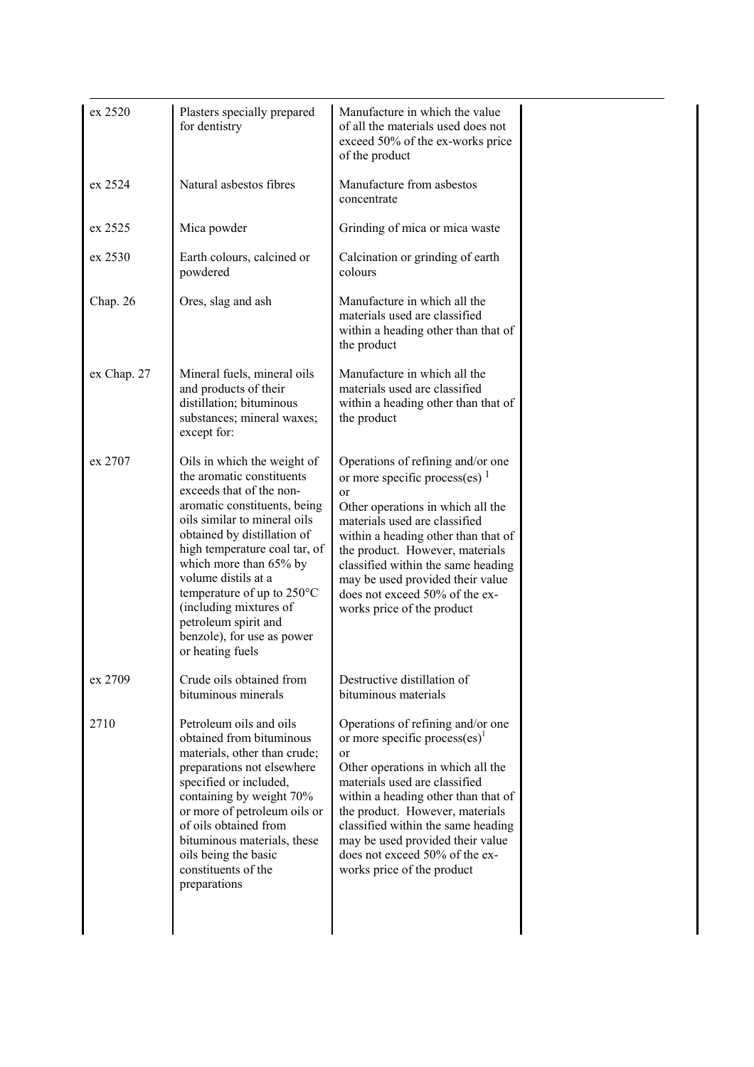| | | | |
|---|---|---|---|
| ex 2520 | Plasters specially prepared for dentistry | Manufacture in which the value of all the materials used does not exceed 50% of the ex-works price of the product | |
| ex 2524 | Natural asbestos fibres | Manufacture from asbestos concentrate | |
| ex 2525 | Mica powder | Grinding of mica or mica waste | |
| ex 2530 | Earth colours, calcined or powdered | Calcination or grinding of earth colours | |
| Chap. 26 | Ores, slag and ash | Manufacture in which all the materials used are classified within a heading other than that of the product | |
| ex Chap. 27 | Mineral fuels, mineral oils and products of their distillation; bituminous substances; mineral waxes; except for: | Manufacture in which all the materials used are classified within a heading other than that of the product | |
| ex 2707 | Oils in which the weight of the aromatic constituents exceeds that of the non-aromatic constituents, being oils similar to mineral oils obtained by distillation of high temperature coal tar, of which more than 65% by volume distils at a temperature of up to 250°C (including mixtures of petroleum spirit and benzole), for use as power or heating fuels | Operations of refining and/or one or more specific process(es) [1]<br>or<br>Other operations in which all the materials used are classified within a heading other than that of the product. However, materials classified within the same heading may be used provided their value does not exceed 50% of the ex-works price of the product | |
| ex 2709 | Crude oils obtained from bituminous minerals | Destructive distillation of bituminous materials | |
| 2710 | Petroleum oils and oils obtained from bituminous materials, other than crude; preparations not elsewhere specified or included, containing by weight 70% or more of petroleum oils or of oils obtained from bituminous materials, these oils being the basic constituents of the preparations | Operations of refining and/or one or more specific process(es)[1]<br>or<br>Other operations in which all the materials used are classified within a heading other than that of the product. However, materials classified within the same heading may be used provided their value does not exceed 50% of the ex-works price of the product | |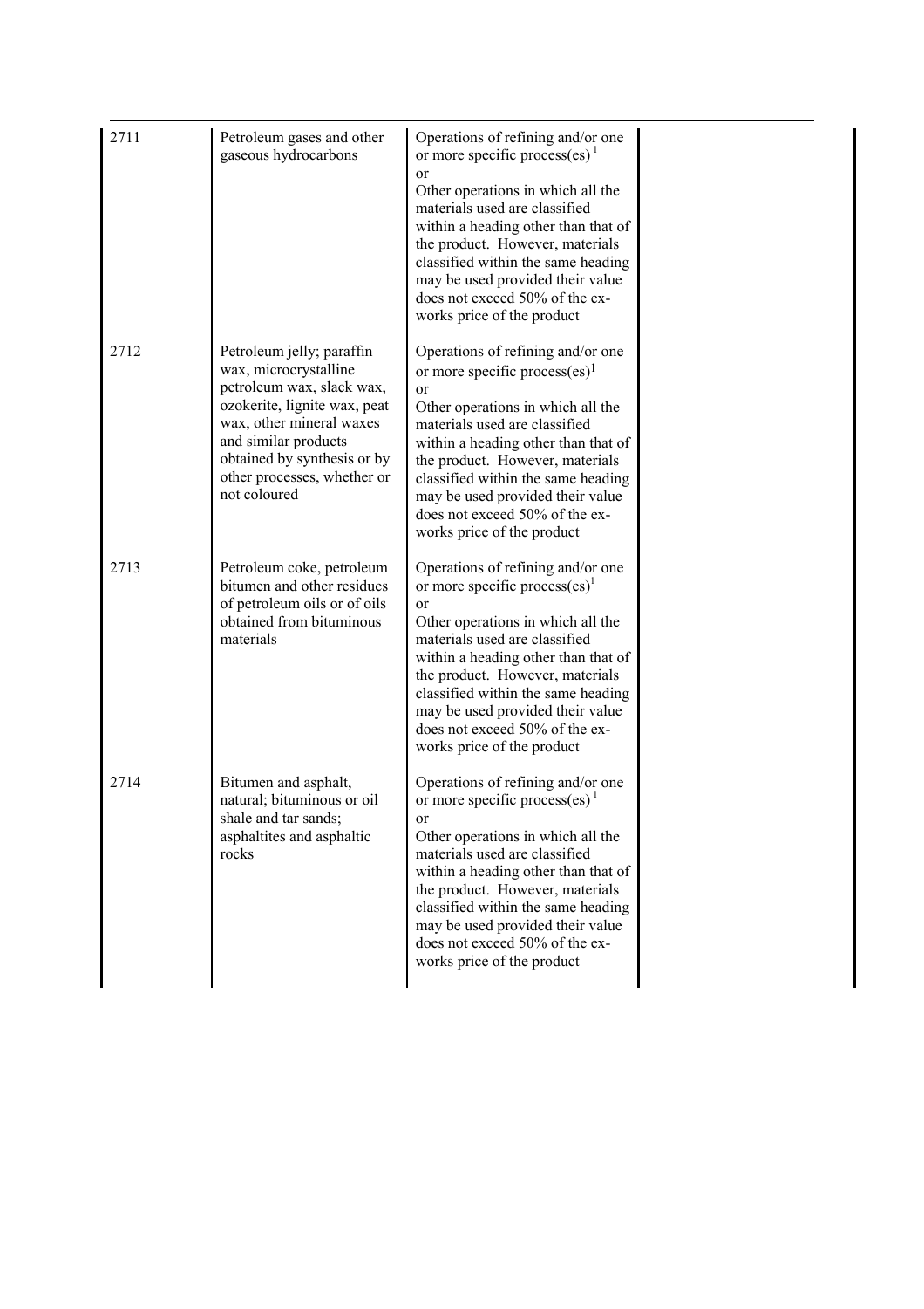| | | | |
|---|---|---|---|
| 2711 | Petroleum gases and other gaseous hydrocarbons | Operations of refining and/or one or more specific process(es) [1]<br>or<br>Other operations in which all the materials used are classified within a heading other than that of the product. However, materials classified within the same heading may be used provided their value does not exceed 50% of the ex-works price of the product | |
| 2712 | Petroleum jelly; paraffin wax, microcrystalline petroleum wax, slack wax, ozokerite, lignite wax, peat wax, other mineral waxes and similar products obtained by synthesis or by other processes, whether or not coloured | Operations of refining and/or one or more specific process(es)[1]<br>or<br>Other operations in which all the materials used are classified within a heading other than that of the product. However, materials classified within the same heading may be used provided their value does not exceed 50% of the ex-works price of the product | |
| 2713 | Petroleum coke, petroleum bitumen and other residues of petroleum oils or of oils obtained from bituminous materials | Operations of refining and/or one or more specific process(es)[1]<br>or<br>Other operations in which all the materials used are classified within a heading other than that of the product. However, materials classified within the same heading may be used provided their value does not exceed 50% of the ex-works price of the product | |
| 2714 | Bitumen and asphalt, natural; bituminous or oil shale and tar sands; asphaltites and asphaltic rocks | Operations of refining and/or one or more specific process(es) [1]<br>or<br>Other operations in which all the materials used are classified within a heading other than that of the product. However, materials classified within the same heading may be used provided their value does not exceed 50% of the ex-works price of the product | |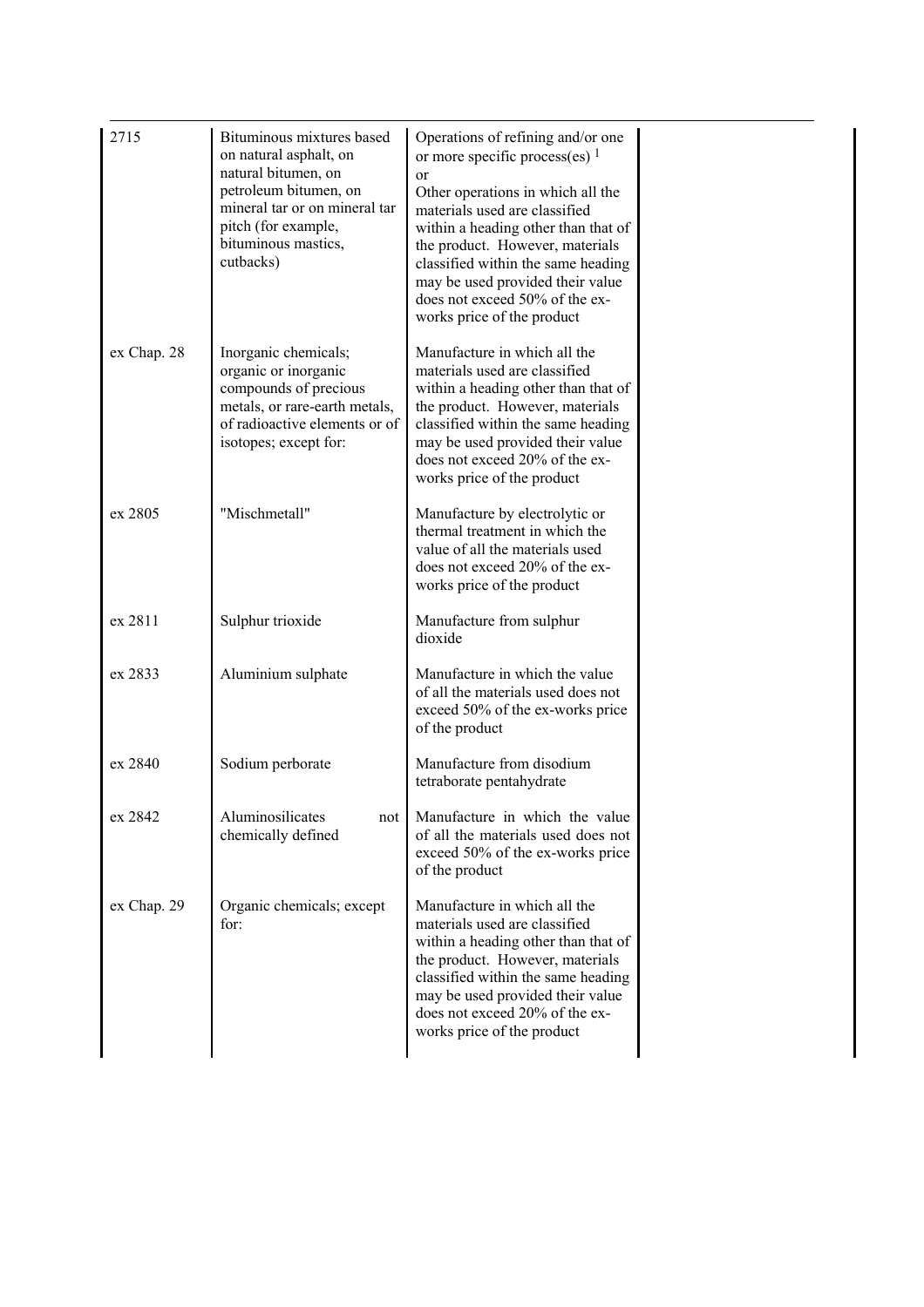| | | | |
|---|---|---|---|
| 2715 | Bituminous mixtures based on natural asphalt, on natural bitumen, on petroleum bitumen, on mineral tar or on mineral tar pitch (for example, bituminous mastics, cutbacks) | Operations of refining and/or one or more specific process(es) [1]<br>or<br>Other operations in which all the materials used are classified within a heading other than that of the product. However, materials classified within the same heading may be used provided their value does not exceed 50% of the ex-works price of the product | |
| ex Chap. 28 | Inorganic chemicals; organic or inorganic compounds of precious metals, or rare-earth metals, of radioactive elements or of isotopes; except for: | Manufacture in which all the materials used are classified within a heading other than that of the product. However, materials classified within the same heading may be used provided their value does not exceed 20% of the ex-works price of the product | |
| ex 2805 | "Mischmetall" | Manufacture by electrolytic or thermal treatment in which the value of all the materials used does not exceed 20% of the ex-works price of the product | |
| ex 2811 | Sulphur trioxide | Manufacture from sulphur dioxide | |
| ex 2833 | Aluminium sulphate | Manufacture in which the value of all the materials used does not exceed 50% of the ex-works price of the product | |
| ex 2840 | Sodium perborate | Manufacture from disodium tetraborate pentahydrate | |
| ex 2842 | Aluminosilicates not chemically defined | Manufacture in which the value of all the materials used does not exceed 50% of the ex-works price of the product | |
| ex Chap. 29 | Organic chemicals; except for: | Manufacture in which all the materials used are classified within a heading other than that of the product. However, materials classified within the same heading may be used provided their value does not exceed 20% of the ex-works price of the product | |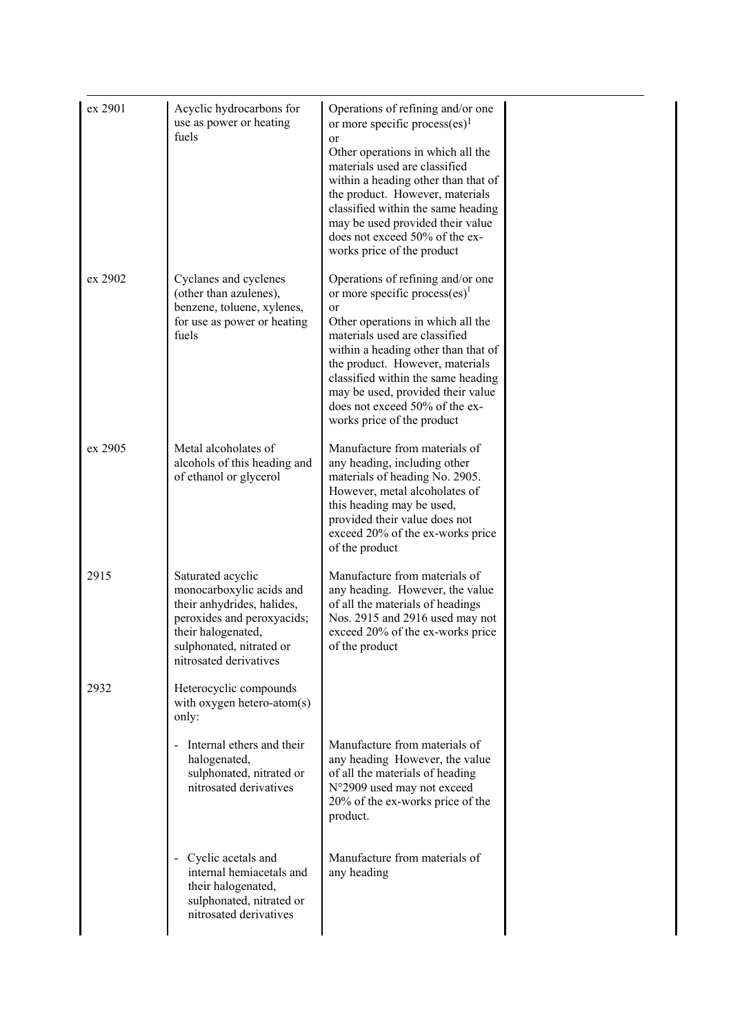| ex 2901 | Acyclic hydrocarbons for use as power or heating fuels | Operations of refining and/or one or more specific process(es)[1] or Other operations in which all the materials used are classified within a heading other than that of the product. However, materials classified within the same heading may be used provided their value does not exceed 50% of the ex-works price of the product | |
|---|---|---|---|
| ex 2902 | Cyclanes and cyclenes (other than azulenes), benzene, toluene, xylenes, for use as power or heating fuels | Operations of refining and/or one or more specific process(es)[1] or Other operations in which all the materials used are classified within a heading other than that of the product. However, materials classified within the same heading may be used, provided their value does not exceed 50% of the ex-works price of the product | |
| ex 2905 | Metal alcoholates of alcohols of this heading and of ethanol or glycerol | Manufacture from materials of any heading, including other materials of heading No. 2905. However, metal alcoholates of this heading may be used, provided their value does not exceed 20% of the ex-works price of the product | |
| 2915 | Saturated acyclic monocarboxylic acids and their anhydrides, halides, peroxides and peroxyacids; their halogenated, sulphonated, nitrated or nitrosated derivatives | Manufacture from materials of any heading. However, the value of all the materials of headings Nos. 2915 and 2916 used may not exceed 20% of the ex-works price of the product | |
| 2932 | Heterocyclic compounds with oxygen hetero-atom(s) only: | | |
| | - Internal ethers and their halogenated, sulphonated, nitrated or nitrosated derivatives | Manufacture from materials of any heading However, the value of all the materials of heading N°2909 used may not exceed 20% of the ex-works price of the product. | |
| | - Cyclic acetals and internal hemiacetals and their halogenated, sulphonated, nitrated or nitrosated derivatives | Manufacture from materials of any heading | |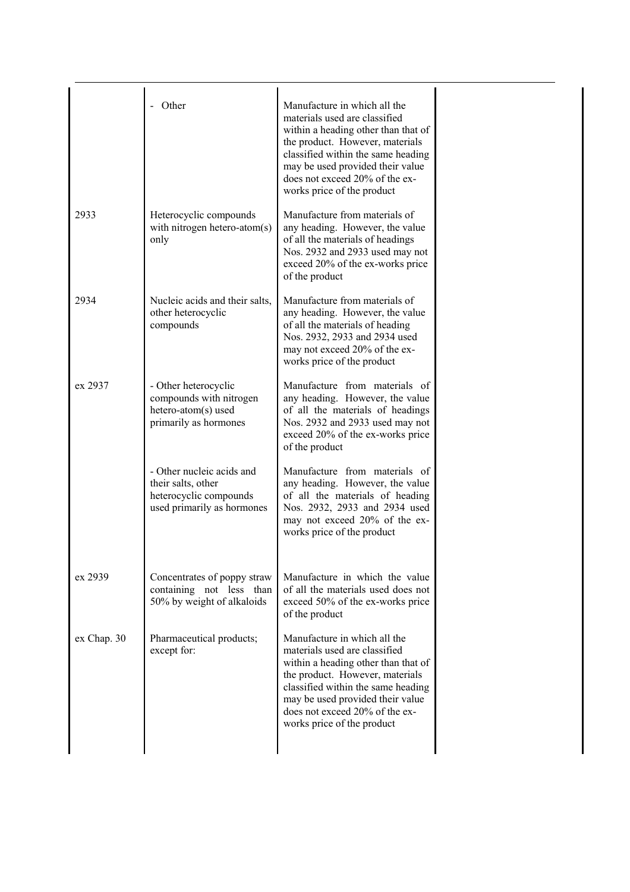| | | | |
|---|---|---|---|
| | - Other | Manufacture in which all the materials used are classified within a heading other than that of the product. However, materials classified within the same heading may be used provided their value does not exceed 20% of the ex-works price of the product | |
| 2933 | Heterocyclic compounds with nitrogen hetero-atom(s) only | Manufacture from materials of any heading. However, the value of all the materials of headings Nos. 2932 and 2933 used may not exceed 20% of the ex-works price of the product | |
| 2934 | Nucleic acids and their salts, other heterocyclic compounds | Manufacture from materials of any heading. However, the value of all the materials of heading Nos. 2932, 2933 and 2934 used may not exceed 20% of the ex-works price of the product | |
| ex 2937 | - Other heterocyclic compounds with nitrogen hetero-atom(s) used primarily as hormones | Manufacture from materials of any heading. However, the value of all the materials of headings Nos. 2932 and 2933 used may not exceed 20% of the ex-works price of the product | |
| | - Other nucleic acids and their salts, other heterocyclic compounds used primarily as hormones | Manufacture from materials of any heading. However, the value of all the materials of heading Nos. 2932, 2933 and 2934 used may not exceed 20% of the ex-works price of the product | |
| ex 2939 | Concentrates of poppy straw containing not less than 50% by weight of alkaloids | Manufacture in which the value of all the materials used does not exceed 50% of the ex-works price of the product | |
| ex Chap. 30 | Pharmaceutical products; except for: | Manufacture in which all the materials used are classified within a heading other than that of the product. However, materials classified within the same heading may be used provided their value does not exceed 20% of the ex-works price of the product | |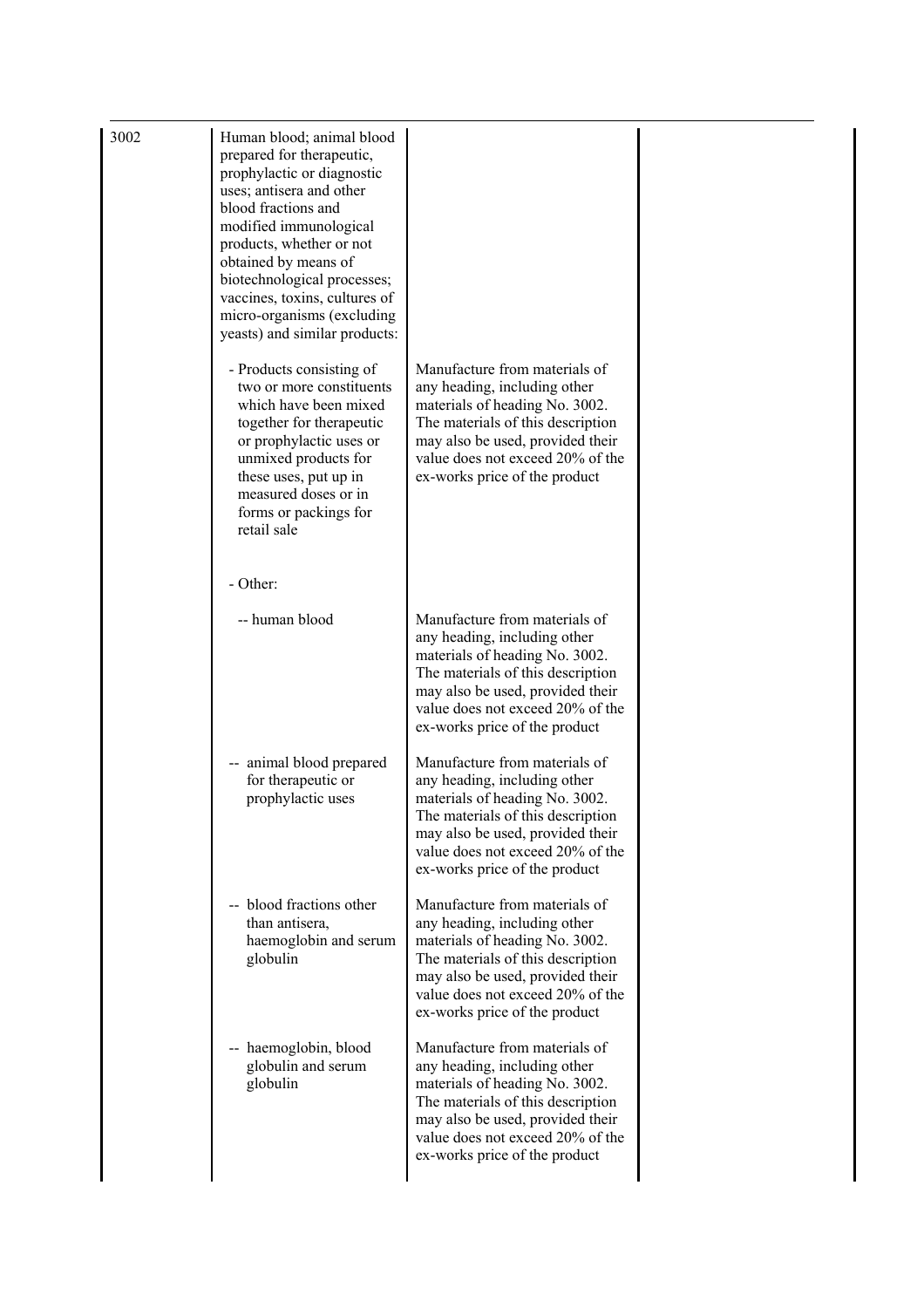| | | | |
|---|---|---|---|
| 3002 | Human blood; animal blood prepared for therapeutic, prophylactic or diagnostic uses; antisera and other blood fractions and modified immunological products, whether or not obtained by means of biotechnological processes; vaccines, toxins, cultures of micro-organisms (excluding yeasts) and similar products: | | |
| | - Products consisting of two or more constituents which have been mixed together for therapeutic or prophylactic uses or unmixed products for these uses, put up in measured doses or in forms or packings for retail sale | Manufacture from materials of any heading, including other materials of heading No. 3002. The materials of this description may also be used, provided their value does not exceed 20% of the ex-works price of the product | |
| | - Other: | | |
| | -- human blood | Manufacture from materials of any heading, including other materials of heading No. 3002. The materials of this description may also be used, provided their value does not exceed 20% of the ex-works price of the product | |
| | -- animal blood prepared for therapeutic or prophylactic uses | Manufacture from materials of any heading, including other materials of heading No. 3002. The materials of this description may also be used, provided their value does not exceed 20% of the ex-works price of the product | |
| | -- blood fractions other than antisera, haemoglobin and serum globulin | Manufacture from materials of any heading, including other materials of heading No. 3002. The materials of this description may also be used, provided their value does not exceed 20% of the ex-works price of the product | |
| | -- haemoglobin, blood globulin and serum globulin | Manufacture from materials of any heading, including other materials of heading No. 3002. The materials of this description may also be used, provided their value does not exceed 20% of the ex-works price of the product | |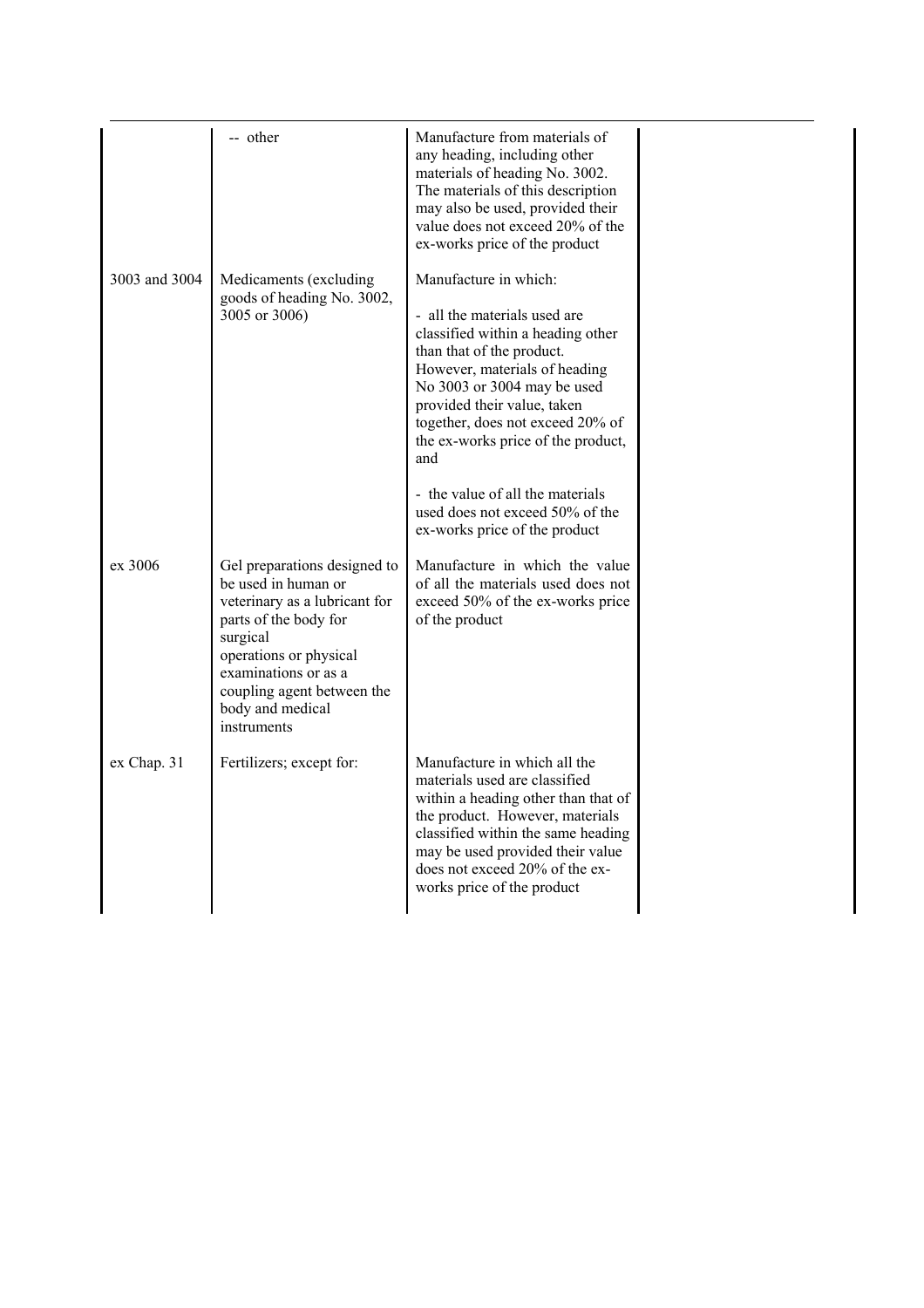| | | | |
|---|---|---|---|
| | -- other | Manufacture from materials of any heading, including other materials of heading No. 3002. The materials of this description may also be used, provided their value does not exceed 20% of the ex-works price of the product | |
| 3003 and 3004 | Medicaments (excluding goods of heading No. 3002, 3005 or 3006) | Manufacture in which:<br><br>- all the materials used are classified within a heading other than that of the product. However, materials of heading No 3003 or 3004 may be used provided their value, taken together, does not exceed 20% of the ex-works price of the product, and<br><br>- the value of all the materials used does not exceed 50% of the ex-works price of the product | |
| ex 3006 | Gel preparations designed to be used in human or veterinary as a lubricant for parts of the body for surgical operations or physical examinations or as a coupling agent between the body and medical instruments | Manufacture in which the value of all the materials used does not exceed 50% of the ex-works price of the product | |
| ex Chap. 31 | Fertilizers; except for: | Manufacture in which all the materials used are classified within a heading other than that of the product. However, materials classified within the same heading may be used provided their value does not exceed 20% of the ex-works price of the product | |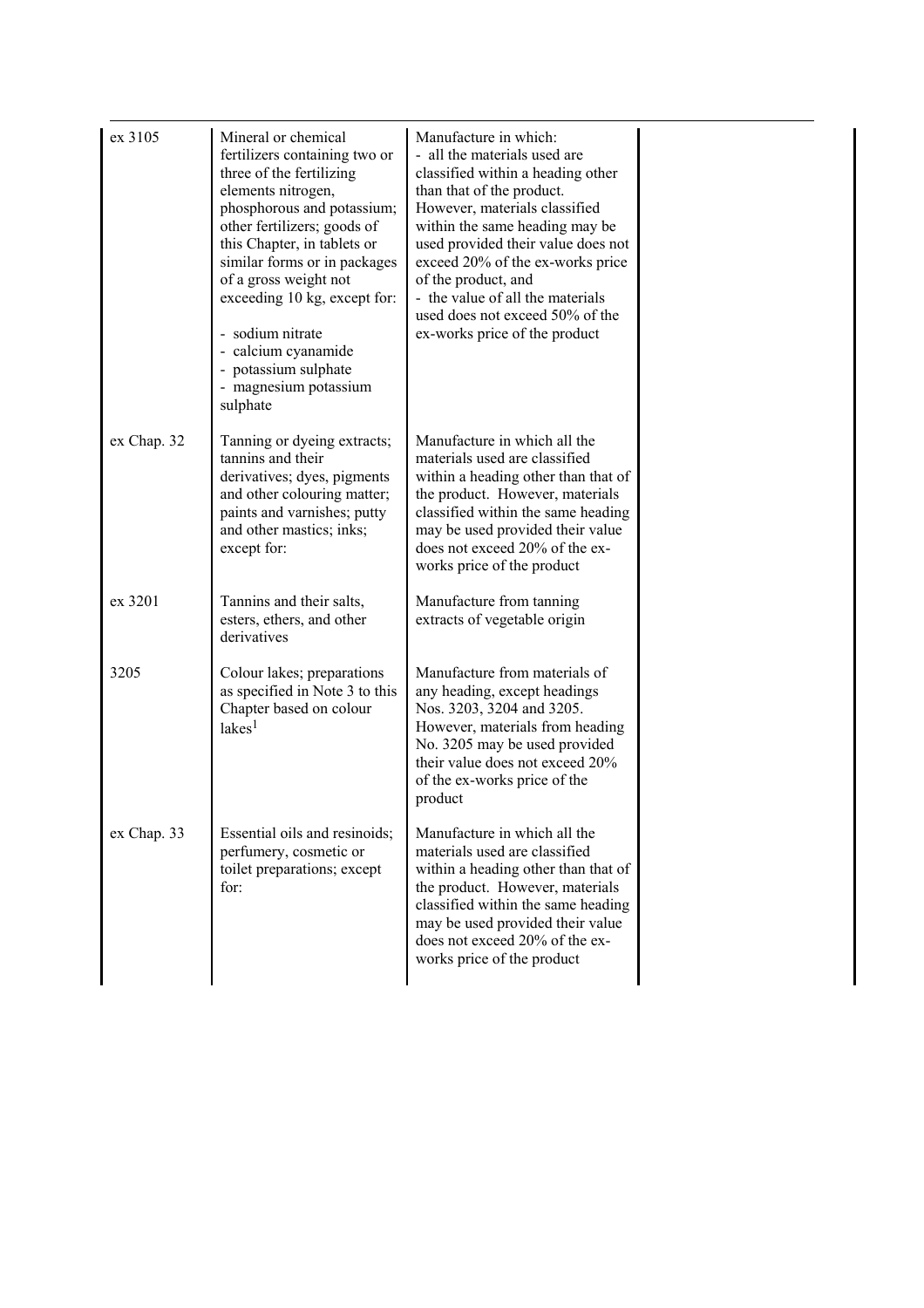| | | | |
|---|---|---|---|
| ex 3105 | Mineral or chemical fertilizers containing two or three of the fertilizing elements nitrogen, phosphorous and potassium; other fertilizers; goods of this Chapter, in tablets or similar forms or in packages of a gross weight not exceeding 10 kg, except for:<br>- sodium nitrate<br>- calcium cyanamide<br>- potassium sulphate<br>- magnesium potassium sulphate | Manufacture in which:<br>- all the materials used are classified within a heading other than that of the product. However, materials classified within the same heading may be used provided their value does not exceed 20% of the ex-works price of the product, and<br>- the value of all the materials used does not exceed 50% of the ex-works price of the product | |
| ex Chap. 32 | Tanning or dyeing extracts; tannins and their derivatives; dyes, pigments and other colouring matter; paints and varnishes; putty and other mastics; inks; except for: | Manufacture in which all the materials used are classified within a heading other than that of the product. However, materials classified within the same heading may be used provided their value does not exceed 20% of the ex-works price of the product | |
| ex 3201 | Tannins and their salts, esters, ethers, and other derivatives | Manufacture from tanning extracts of vegetable origin | |
| 3205 | Colour lakes; preparations as specified in Note 3 to this Chapter based on colour lakes[1] | Manufacture from materials of any heading, except headings Nos. 3203, 3204 and 3205. However, materials from heading No. 3205 may be used provided their value does not exceed 20% of the ex-works price of the product | |
| ex Chap. 33 | Essential oils and resinoids; perfumery, cosmetic or toilet preparations; except for: | Manufacture in which all the materials used are classified within a heading other than that of the product. However, materials classified within the same heading may be used provided their value does not exceed 20% of the ex-works price of the product | |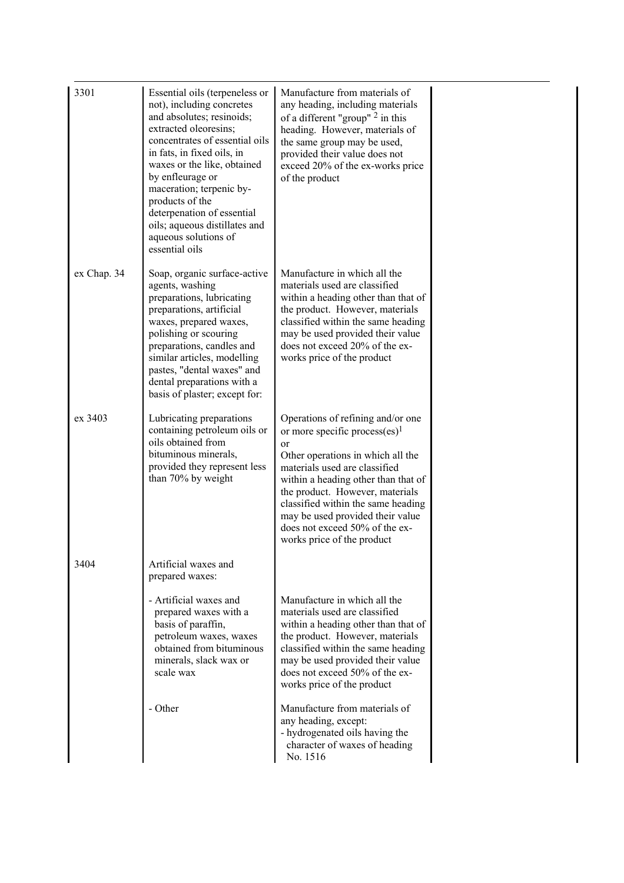| | | | |
|---|---|---|---|
| 3301 | Essential oils (terpeneless or not), including concretes and absolutes; resinoids; extracted oleoresins; concentrates of essential oils in fats, in fixed oils, in waxes or the like, obtained by enfleurage or maceration; terpenic by-products of the deterpenation of essential oils; aqueous distillates and aqueous solutions of essential oils | Manufacture from materials of any heading, including materials of a different "group" [2] in this heading. However, materials of the same group may be used, provided their value does not exceed 20% of the ex-works price of the product | |
| ex Chap. 34 | Soap, organic surface-active agents, washing preparations, lubricating preparations, artificial waxes, prepared waxes, polishing or scouring preparations, candles and similar articles, modelling pastes, "dental waxes" and dental preparations with a basis of plaster; except for: | Manufacture in which all the materials used are classified within a heading other than that of the product. However, materials classified within the same heading may be used provided their value does not exceed 20% of the ex-works price of the product | |
| ex 3403 | Lubricating preparations containing petroleum oils or oils obtained from bituminous minerals, provided they represent less than 70% by weight | Operations of refining and/or one or more specific process(es)[1]<br>or<br>Other operations in which all the materials used are classified within a heading other than that of the product. However, materials classified within the same heading may be used provided their value does not exceed 50% of the ex-works price of the product | |
| 3404 | Artificial waxes and prepared waxes: | | |
| | - Artificial waxes and prepared waxes with a basis of paraffin, petroleum waxes, waxes obtained from bituminous minerals, slack wax or scale wax | Manufacture in which all the materials used are classified within a heading other than that of the product. However, materials classified within the same heading may be used provided their value does not exceed 50% of the ex-works price of the product | |
| | - Other | Manufacture from materials of any heading, except:<br>- hydrogenated oils having the character of waxes of heading No. 1516 | |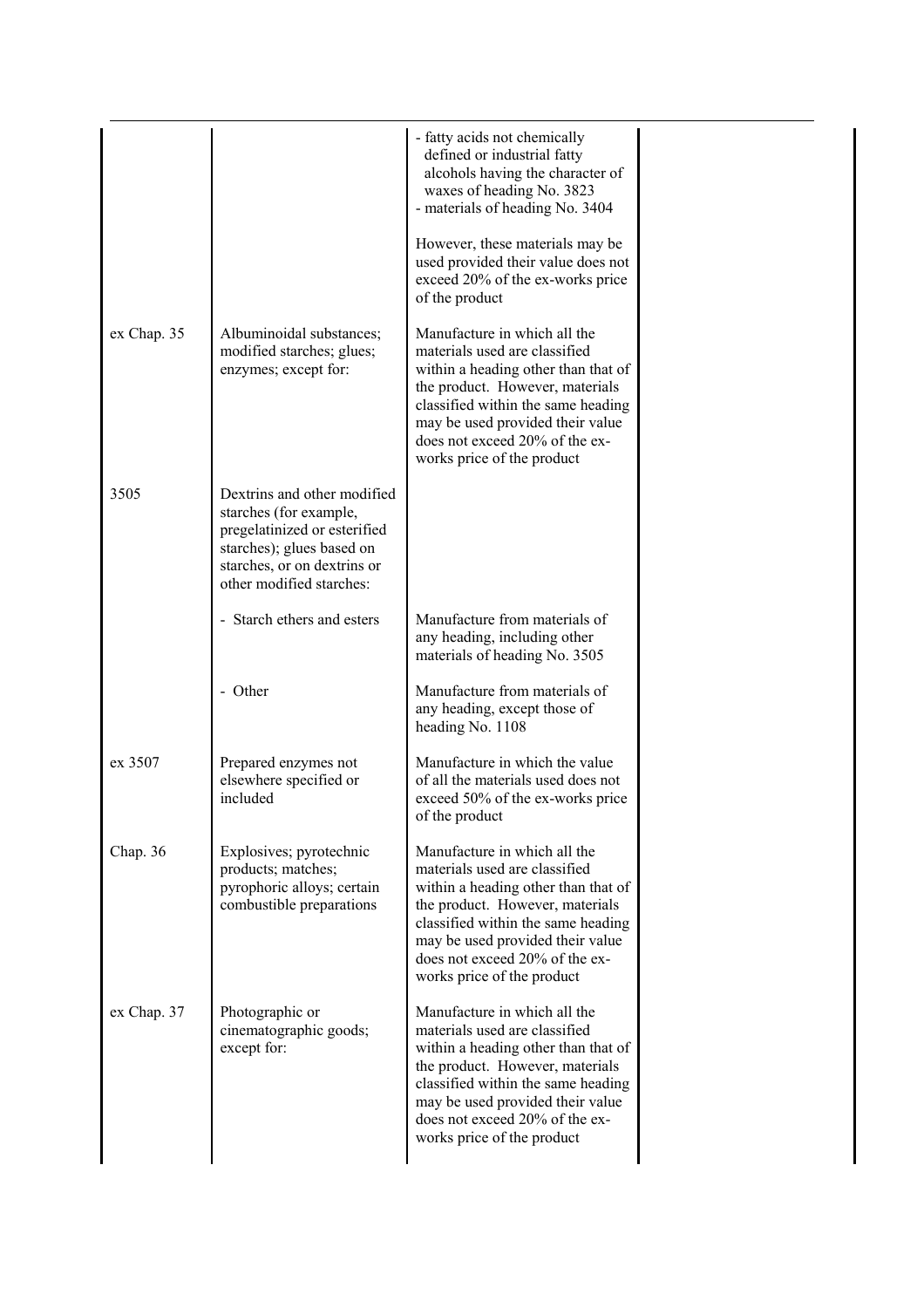| | | | |
|---|---|---|---|
| | | - fatty acids not chemically defined or industrial fatty alcohols having the character of waxes of heading No. 3823<br>- materials of heading No. 3404<br><br>However, these materials may be used provided their value does not exceed 20% of the ex-works price of the product | |
| ex Chap. 35 | Albuminoidal substances; modified starches; glues; enzymes; except for: | Manufacture in which all the materials used are classified within a heading other than that of the product. However, materials classified within the same heading may be used provided their value does not exceed 20% of the ex-works price of the product | |
| 3505 | Dextrins and other modified starches (for example, pregelatinized or esterified starches); glues based on starches, or on dextrins or other modified starches: | | |
| | - Starch ethers and esters | Manufacture from materials of any heading, including other materials of heading No. 3505 | |
| | - Other | Manufacture from materials of any heading, except those of heading No. 1108 | |
| ex 3507 | Prepared enzymes not elsewhere specified or included | Manufacture in which the value of all the materials used does not exceed 50% of the ex-works price of the product | |
| Chap. 36 | Explosives; pyrotechnic products; matches; pyrophoric alloys; certain combustible preparations | Manufacture in which all the materials used are classified within a heading other than that of the product. However, materials classified within the same heading may be used provided their value does not exceed 20% of the ex-works price of the product | |
| ex Chap. 37 | Photographic or cinematographic goods; except for: | Manufacture in which all the materials used are classified within a heading other than that of the product. However, materials classified within the same heading may be used provided their value does not exceed 20% of the ex-works price of the product | |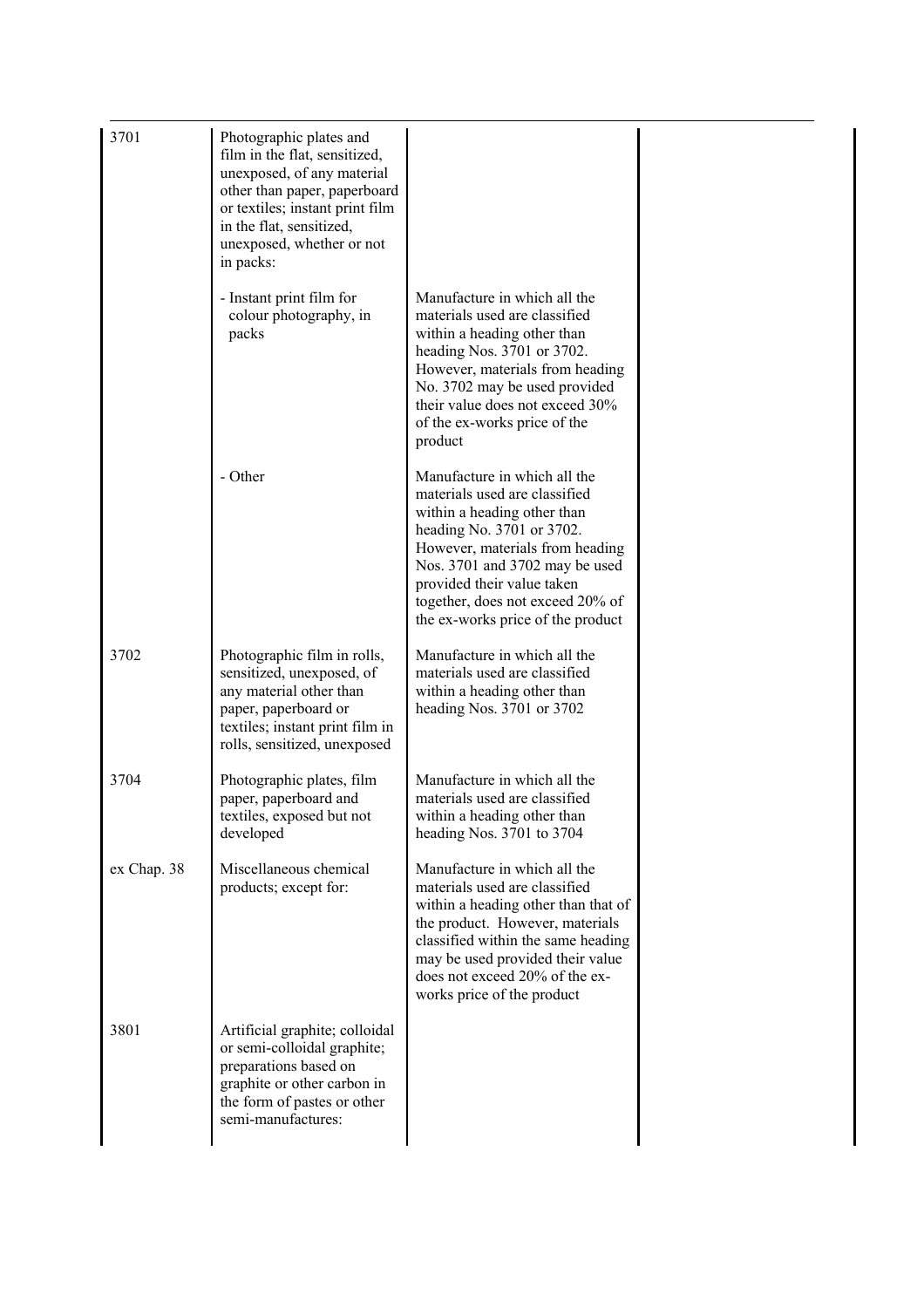| | | | |
|---|---|---|---|
| 3701 | Photographic plates and film in the flat, sensitized, unexposed, of any material other than paper, paperboard or textiles; instant print film in the flat, sensitized, unexposed, whether or not in packs: | | |
| | - Instant print film for colour photography, in packs | Manufacture in which all the materials used are classified within a heading other than heading Nos. 3701 or 3702. However, materials from heading No. 3702 may be used provided their value does not exceed 30% of the ex-works price of the product | |
| | - Other | Manufacture in which all the materials used are classified within a heading other than heading No. 3701 or 3702. However, materials from heading Nos. 3701 and 3702 may be used provided their value taken together, does not exceed 20% of the ex-works price of the product | |
| 3702 | Photographic film in rolls, sensitized, unexposed, of any material other than paper, paperboard or textiles; instant print film in rolls, sensitized, unexposed | Manufacture in which all the materials used are classified within a heading other than heading Nos. 3701 or 3702 | |
| 3704 | Photographic plates, film paper, paperboard and textiles, exposed but not developed | Manufacture in which all the materials used are classified within a heading other than heading Nos. 3701 to 3704 | |
| ex Chap. 38 | Miscellaneous chemical products; except for: | Manufacture in which all the materials used are classified within a heading other than that of the product. However, materials classified within the same heading may be used provided their value does not exceed 20% of the ex-works price of the product | |
| 3801 | Artificial graphite; colloidal or semi-colloidal graphite; preparations based on graphite or other carbon in the form of pastes or other semi-manufactures: | | |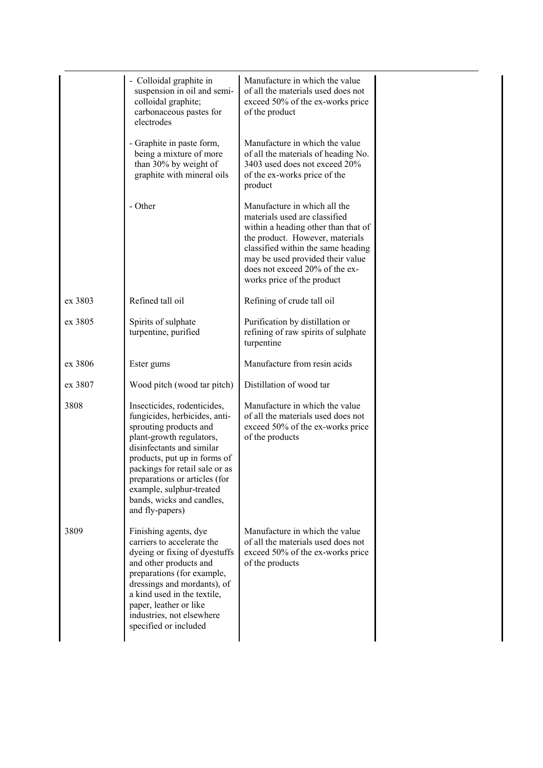| | | | |
|---|---|---|---|
| | - Colloidal graphite in suspension in oil and semi-colloidal graphite; carbonaceous pastes for electrodes | Manufacture in which the value of all the materials used does not exceed 50% of the ex-works price of the product | |
| | - Graphite in paste form, being a mixture of more than 30% by weight of graphite with mineral oils | Manufacture in which the value of all the materials of heading No. 3403 used does not exceed 20% of the ex-works price of the product | |
| | - Other | Manufacture in which all the materials used are classified within a heading other than that of the product. However, materials classified within the same heading may be used provided their value does not exceed 20% of the ex-works price of the product | |
| ex 3803 | Refined tall oil | Refining of crude tall oil | |
| ex 3805 | Spirits of sulphate turpentine, purified | Purification by distillation or refining of raw spirits of sulphate turpentine | |
| ex 3806 | Ester gums | Manufacture from resin acids | |
| ex 3807 | Wood pitch (wood tar pitch) | Distillation of wood tar | |
| 3808 | Insecticides, rodenticides, fungicides, herbicides, anti-sprouting products and plant-growth regulators, disinfectants and similar products, put up in forms of packings for retail sale or as preparations or articles (for example, sulphur-treated bands, wicks and candles, and fly-papers) | Manufacture in which the value of all the materials used does not exceed 50% of the ex-works price of the products | |
| 3809 | Finishing agents, dye carriers to accelerate the dyeing or fixing of dyestuffs and other products and preparations (for example, dressings and mordants), of a kind used in the textile, paper, leather or like industries, not elsewhere specified or included | Manufacture in which the value of all the materials used does not exceed 50% of the ex-works price of the products | |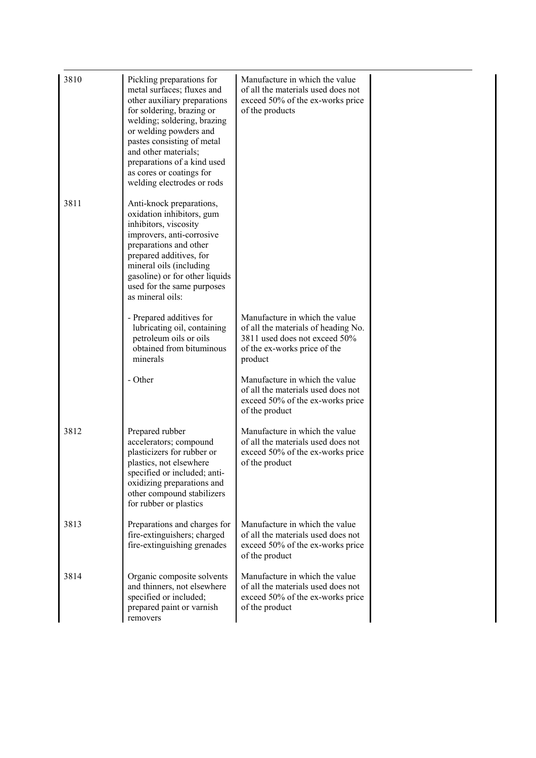| | | | |
|---|---|---|---|
| 3810 | Pickling preparations for metal surfaces; fluxes and other auxiliary preparations for soldering, brazing or welding; soldering, brazing or welding powders and pastes consisting of metal and other materials; preparations of a kind used as cores or coatings for welding electrodes or rods | Manufacture in which the value of all the materials used does not exceed 50% of the ex-works price of the products | |
| 3811 | Anti-knock preparations, oxidation inhibitors, gum inhibitors, viscosity improvers, anti-corrosive preparations and other prepared additives, for mineral oils (including gasoline) or for other liquids used for the same purposes as mineral oils: | | |
| | - Prepared additives for lubricating oil, containing petroleum oils or oils obtained from bituminous minerals | Manufacture in which the value of all the materials of heading No. 3811 used does not exceed 50% of the ex-works price of the product | |
| | - Other | Manufacture in which the value of all the materials used does not exceed 50% of the ex-works price of the product | |
| 3812 | Prepared rubber accelerators; compound plasticizers for rubber or plastics, not elsewhere specified or included; anti-oxidizing preparations and other compound stabilizers for rubber or plastics | Manufacture in which the value of all the materials used does not exceed 50% of the ex-works price of the product | |
| 3813 | Preparations and charges for fire-extinguishers; charged fire-extinguishing grenades | Manufacture in which the value of all the materials used does not exceed 50% of the ex-works price of the product | |
| 3814 | Organic composite solvents and thinners, not elsewhere specified or included; prepared paint or varnish removers | Manufacture in which the value of all the materials used does not exceed 50% of the ex-works price of the product | |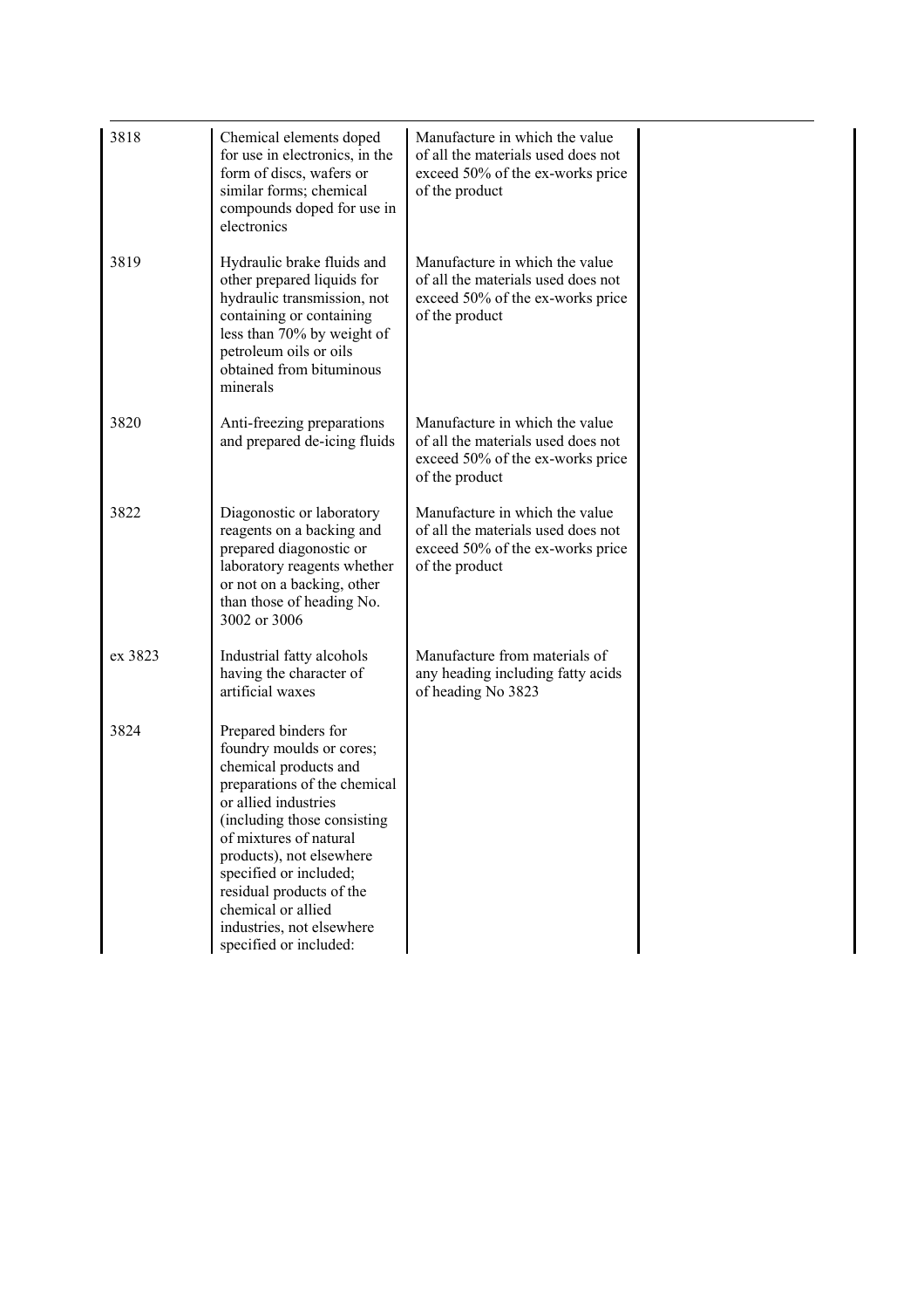| | | | |
|---|---|---|---|
| 3818 | Chemical elements doped for use in electronics, in the form of discs, wafers or similar forms; chemical compounds doped for use in electronics | Manufacture in which the value of all the materials used does not exceed 50% of the ex-works price of the product | |
| 3819 | Hydraulic brake fluids and other prepared liquids for hydraulic transmission, not containing or containing less than 70% by weight of petroleum oils or oils obtained from bituminous minerals | Manufacture in which the value of all the materials used does not exceed 50% of the ex-works price of the product | |
| 3820 | Anti-freezing preparations and prepared de-icing fluids | Manufacture in which the value of all the materials used does not exceed 50% of the ex-works price of the product | |
| 3822 | Diagonostic or laboratory reagents on a backing and prepared diagonostic or laboratory reagents whether or not on a backing, other than those of heading No. 3002 or 3006 | Manufacture in which the value of all the materials used does not exceed 50% of the ex-works price of the product | |
| ex 3823 | Industrial fatty alcohols having the character of artificial waxes | Manufacture from materials of any heading including fatty acids of heading No 3823 | |
| 3824 | Prepared binders for foundry moulds or cores; chemical products and preparations of the chemical or allied industries (including those consisting of mixtures of natural products), not elsewhere specified or included; residual products of the chemical or allied industries, not elsewhere specified or included: | | |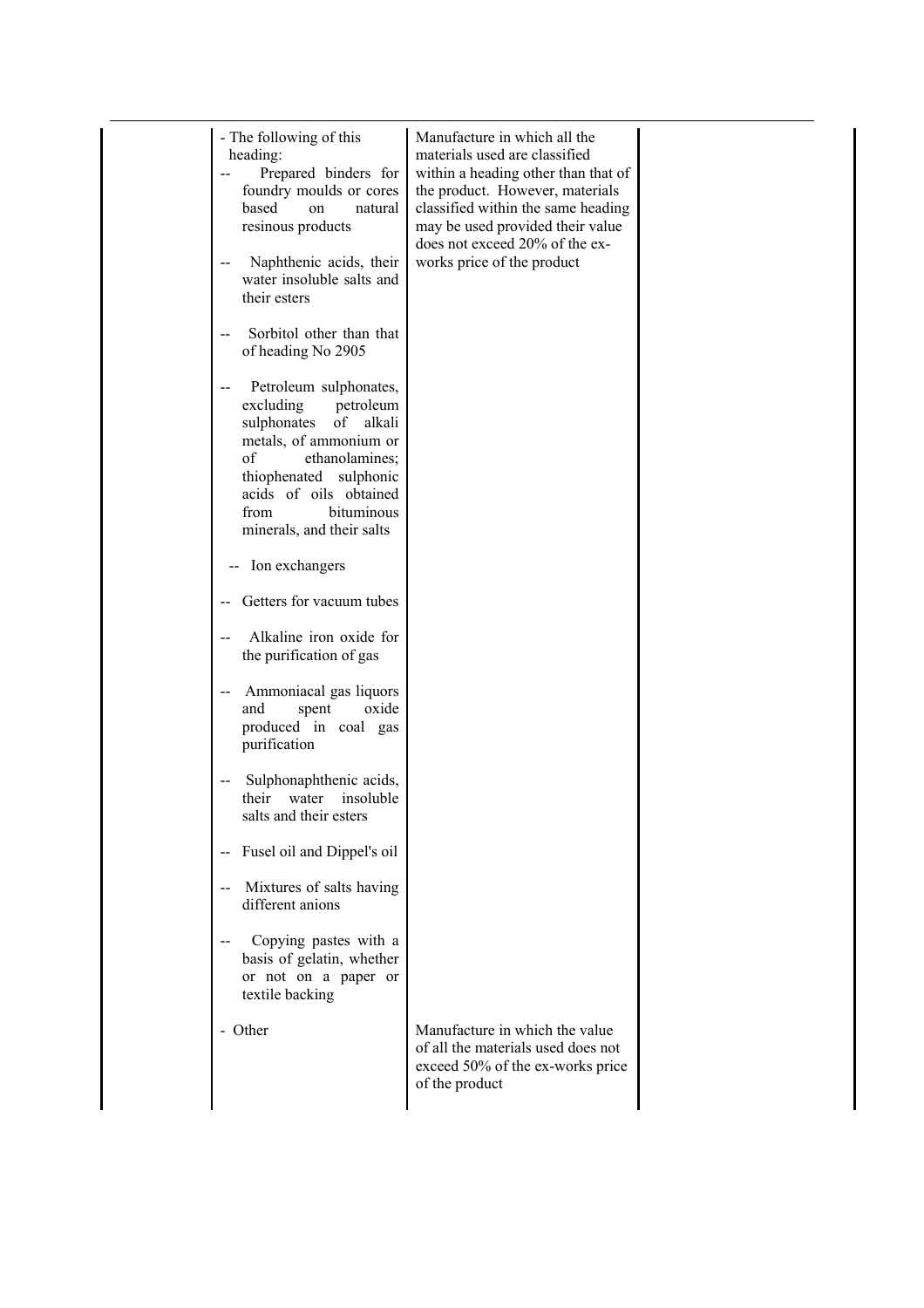| | | | |
|---|---|---|---|
| | - The following of this heading:<br>-- Prepared binders for foundry moulds or cores based on natural resinous products<br>-- Naphthenic acids, their water insoluble salts and their esters<br>-- Sorbitol other than that of heading No 2905<br>-- Petroleum sulphonates, excluding petroleum sulphonates of alkali metals, of ammonium or of ethanolamines; thiophenated sulphonic acids of oils obtained from bituminous minerals, and their salts<br>-- Ion exchangers<br>-- Getters for vacuum tubes<br>-- Alkaline iron oxide for the purification of gas<br>-- Ammoniacal gas liquors and spent oxide produced in coal gas purification<br>-- Sulphonaphthenic acids, their water insoluble salts and their esters<br>-- Fusel oil and Dippel's oil<br>-- Mixtures of salts having different anions<br>-- Copying pastes with a basis of gelatin, whether or not on a paper or textile backing | Manufacture in which all the materials used are classified within a heading other than that of the product. However, materials classified within the same heading may be used provided their value does not exceed 20% of the ex-works price of the product | |
| | - Other | Manufacture in which the value of all the materials used does not exceed 50% of the ex-works price of the product | |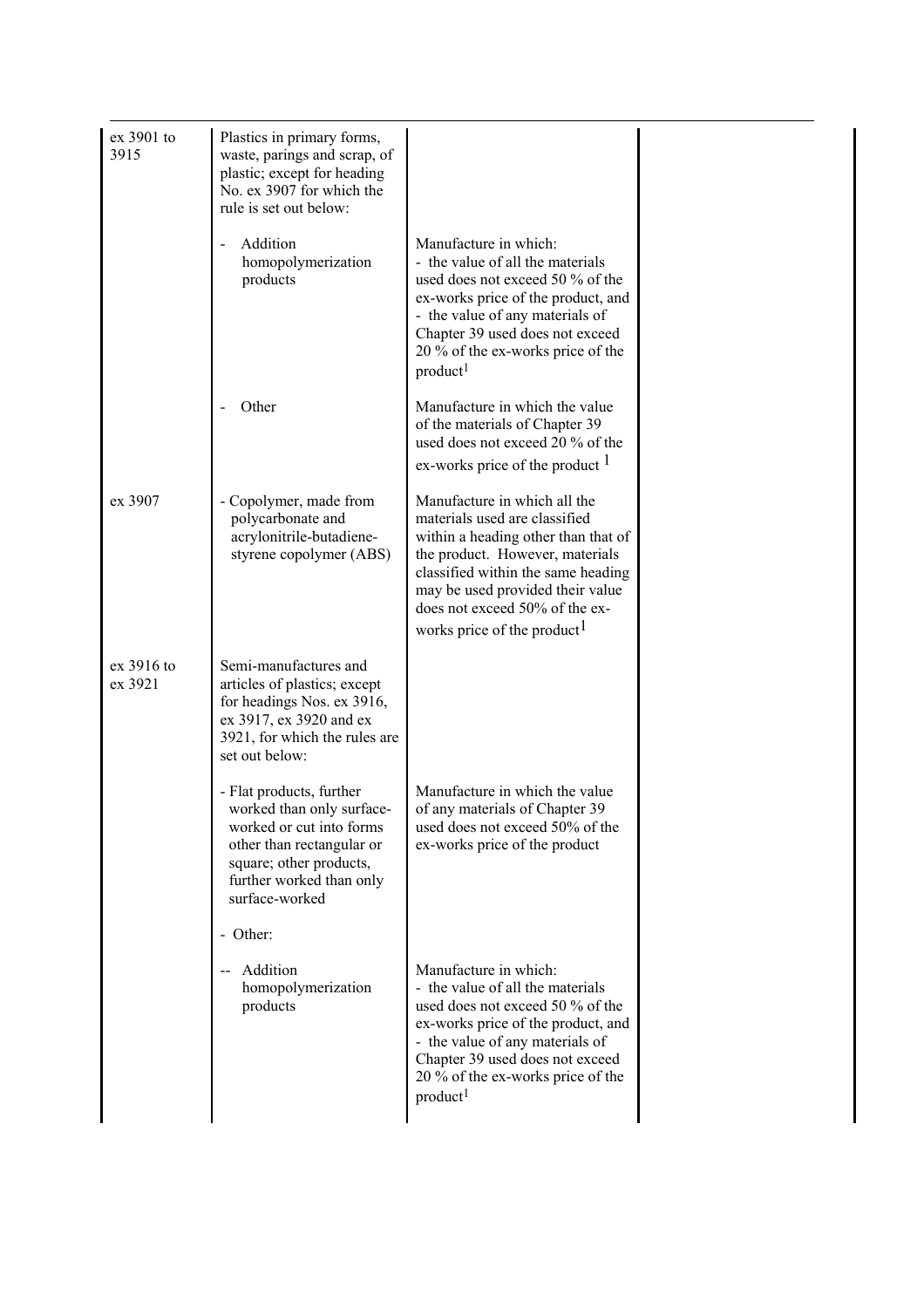| | | | |
|---|---|---|---|
| ex 3901 to 3915 | Plastics in primary forms, waste, parings and scrap, of plastic; except for heading No. ex 3907 for which the rule is set out below: | | |
| | - Addition homopolymerization products | Manufacture in which:<br>- the value of all the materials used does not exceed 50 % of the ex-works price of the product, and<br>- the value of any materials of Chapter 39 used does not exceed 20 % of the ex-works price of the product[1] | |
| | - Other | Manufacture in which the value of the materials of Chapter 39 used does not exceed 20 % of the ex-works price of the product [1] | |
| ex 3907 | - Copolymer, made from polycarbonate and acrylonitrile-butadiene-styrene copolymer (ABS) | Manufacture in which all the materials used are classified within a heading other than that of the product. However, materials classified within the same heading may be used provided their value does not exceed 50% of the ex-works price of the product[1] | |
| ex 3916 to ex 3921 | Semi-manufactures and articles of plastics; except for headings Nos. ex 3916, ex 3917, ex 3920 and ex 3921, for which the rules are set out below: | | |
| | - Flat products, further worked than only surface-worked or cut into forms other than rectangular or square; other products, further worked than only surface-worked | Manufacture in which the value of any materials of Chapter 39 used does not exceed 50% of the ex-works price of the product | |
| | - Other: | | |
| | -- Addition homopolymerization products | Manufacture in which:<br>- the value of all the materials used does not exceed 50 % of the ex-works price of the product, and<br>- the value of any materials of Chapter 39 used does not exceed 20 % of the ex-works price of the product[1] | |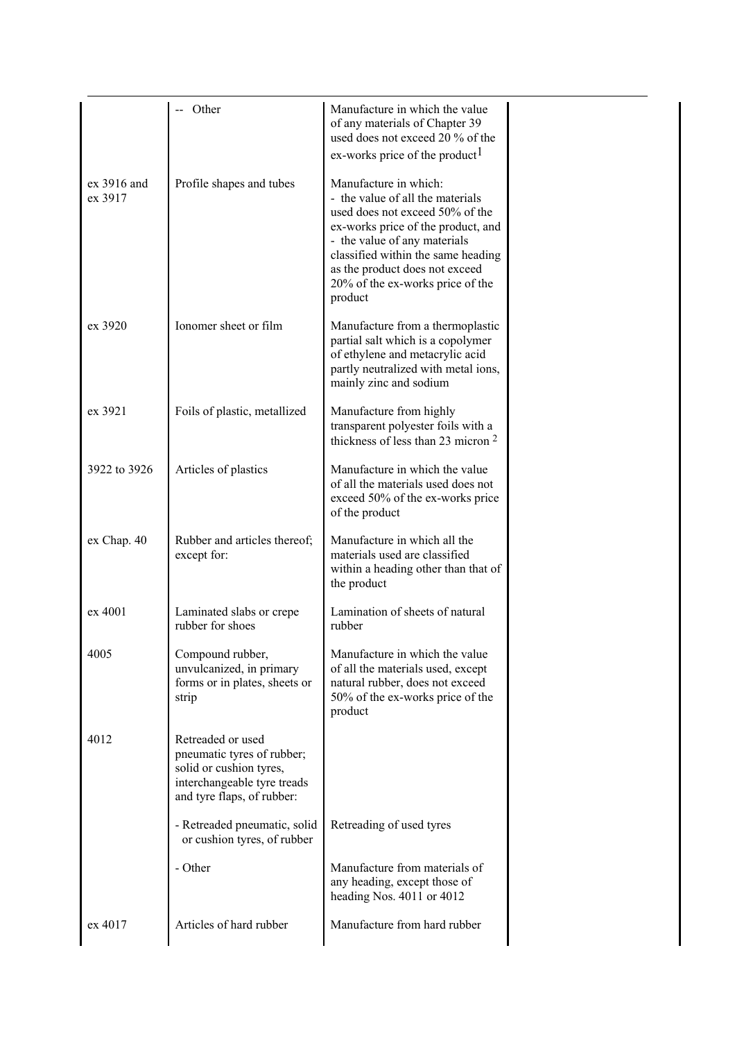| | | | |
|---|---|---|---|
| | -- Other | Manufacture in which the value of any materials of Chapter 39 used does not exceed 20 % of the ex-works price of the product[1] | |
| ex 3916 and ex 3917 | Profile shapes and tubes | Manufacture in which:<br>- the value of all the materials used does not exceed 50% of the ex-works price of the product, and<br>- the value of any materials classified within the same heading as the product does not exceed 20% of the ex-works price of the product | |
| ex 3920 | Ionomer sheet or film | Manufacture from a thermoplastic partial salt which is a copolymer of ethylene and metacrylic acid partly neutralized with metal ions, mainly zinc and sodium | |
| ex 3921 | Foils of plastic, metallized | Manufacture from highly transparent polyester foils with a thickness of less than 23 micron [2] | |
| 3922 to 3926 | Articles of plastics | Manufacture in which the value of all the materials used does not exceed 50% of the ex-works price of the product | |
| ex Chap. 40 | Rubber and articles thereof; except for: | Manufacture in which all the materials used are classified within a heading other than that of the product | |
| ex 4001 | Laminated slabs or crepe rubber for shoes | Lamination of sheets of natural rubber | |
| 4005 | Compound rubber, unvulcanized, in primary forms or in plates, sheets or strip | Manufacture in which the value of all the materials used, except natural rubber, does not exceed 50% of the ex-works price of the product | |
| 4012 | Retreaded or used pneumatic tyres of rubber; solid or cushion tyres, interchangeable tyre treads and tyre flaps, of rubber: | | |
| | - Retreaded pneumatic, solid or cushion tyres, of rubber | Retreading of used tyres | |
| | - Other | Manufacture from materials of any heading, except those of heading Nos. 4011 or 4012 | |
| ex 4017 | Articles of hard rubber | Manufacture from hard rubber | |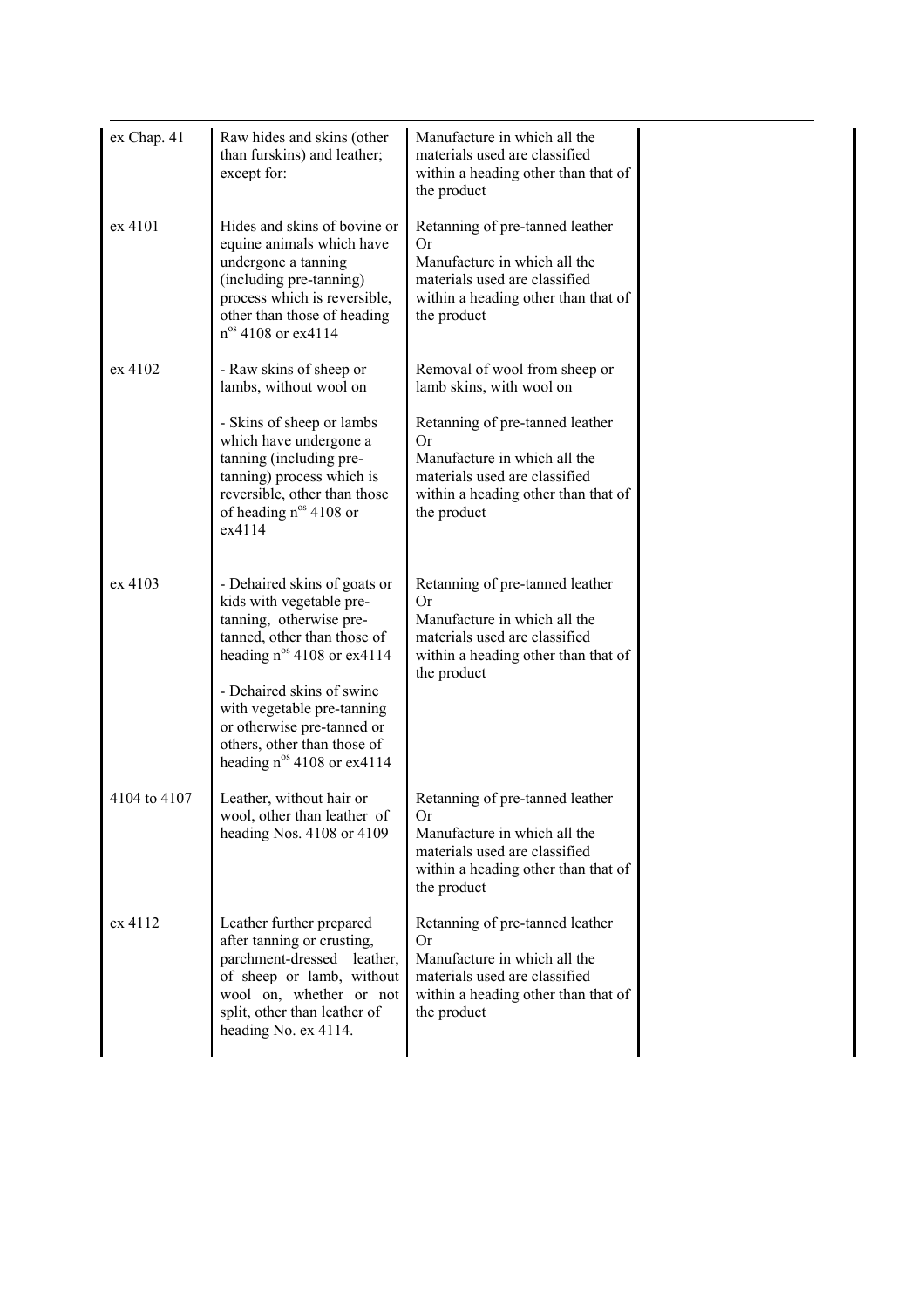| | | | |
|---|---|---|---|
| ex Chap. 41 | Raw hides and skins (other than furskins) and leather; except for: | Manufacture in which all the materials used are classified within a heading other than that of the product | |
| ex 4101 | Hides and skins of bovine or equine animals which have undergone a tanning (including pre-tanning) process which is reversible, other than those of heading n$^{os}$ 4108 or ex4114 | Retanning of pre-tanned leather<br>Or<br>Manufacture in which all the materials used are classified within a heading other than that of the product | |
| ex 4102 | - Raw skins of sheep or lambs, without wool on<br><br>- Skins of sheep or lambs which have undergone a tanning (including pre-tanning) process which is reversible, other than those of heading n$^{os}$ 4108 or ex4114 | Removal of wool from sheep or lamb skins, with wool on<br><br>Retanning of pre-tanned leather<br>Or<br>Manufacture in which all the materials used are classified within a heading other than that of the product | |
| ex 4103 | - Dehaired skins of goats or kids with vegetable pre-tanning, otherwise pre-tanned, other than those of heading n$^{os}$ 4108 or ex4114<br><br>- Dehaired skins of swine with vegetable pre-tanning or otherwise pre-tanned or others, other than those of heading n$^{os}$ 4108 or ex4114 | Retanning of pre-tanned leather<br>Or<br>Manufacture in which all the materials used are classified within a heading other than that of the product | |
| 4104 to 4107 | Leather, without hair or wool, other than leather of heading Nos. 4108 or 4109 | Retanning of pre-tanned leather<br>Or<br>Manufacture in which all the materials used are classified within a heading other than that of the product | |
| ex 4112 | Leather further prepared after tanning or crusting, parchment-dressed leather, of sheep or lamb, without wool on, whether or not split, other than leather of heading No. ex 4114. | Retanning of pre-tanned leather<br>Or<br>Manufacture in which all the materials used are classified within a heading other than that of the product | |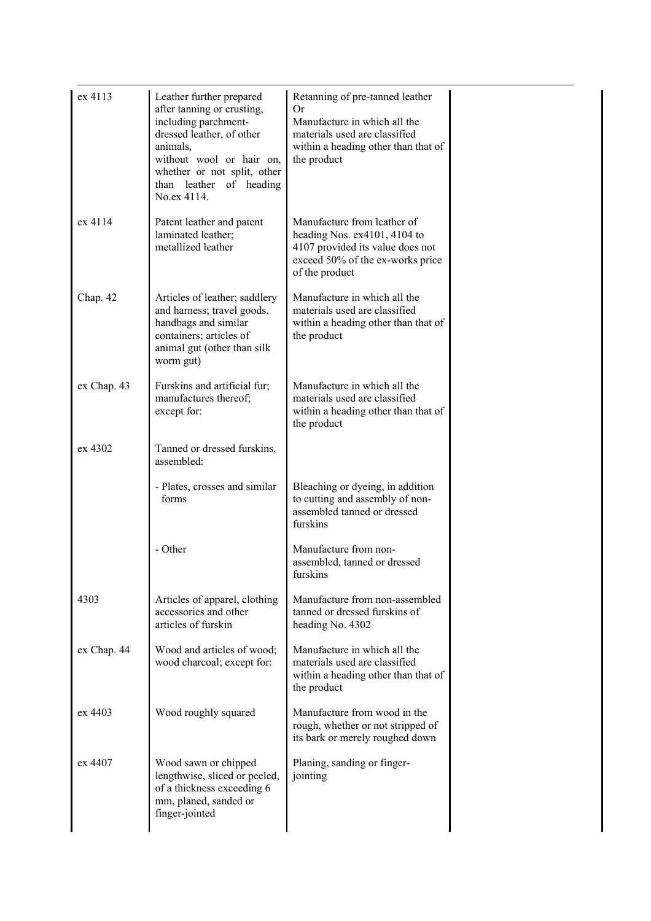| | | | |
|---|---|---|---|
| ex 4113 | Leather further prepared after tanning or crusting, including parchment-dressed leather, of other animals, without wool or hair on, whether or not split, other than leather of heading No.ex 4114. | Retanning of pre-tanned leather<br>Or<br>Manufacture in which all the materials used are classified within a heading other than that of the product | |
| ex 4114 | Patent leather and patent laminated leather; metallized leather | Manufacture from leather of heading Nos. ex4101, 4104 to 4107 provided its value does not exceed 50% of the ex-works price of the product | |
| Chap. 42 | Articles of leather; saddlery and harness; travel goods, handbags and similar containers; articles of animal gut (other than silk worm gut) | Manufacture in which all the materials used are classified within a heading other than that of the product | |
| ex Chap. 43 | Furskins and artificial fur; manufactures thereof; except for: | Manufacture in which all the materials used are classified within a heading other than that of the product | |
| ex 4302 | Tanned or dressed furskins, assembled: | | |
| | - Plates, crosses and similar forms | Bleaching or dyeing, in addition to cutting and assembly of non-assembled tanned or dressed furskins | |
| | - Other | Manufacture from non-assembled, tanned or dressed furskins | |
| 4303 | Articles of apparel, clothing accessories and other articles of furskin | Manufacture from non-assembled tanned or dressed furskins of heading No. 4302 | |
| ex Chap. 44 | Wood and articles of wood; wood charcoal; except for: | Manufacture in which all the materials used are classified within a heading other than that of the product | |
| ex 4403 | Wood roughly squared | Manufacture from wood in the rough, whether or not stripped of its bark or merely roughed down | |
| ex 4407 | Wood sawn or chipped lengthwise, sliced or peeled, of a thickness exceeding 6 mm, planed, sanded or finger-jointed | Planing, sanding or finger-jointing | |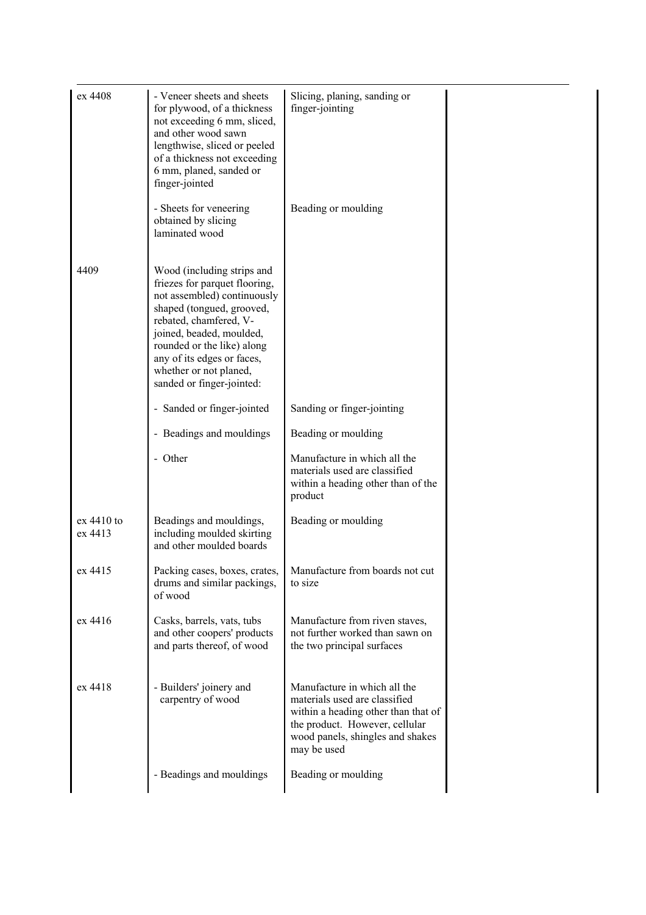| | | | |
|---|---|---|---|
| ex 4408 | - Veneer sheets and sheets for plywood, of a thickness not exceeding 6 mm, sliced, and other wood sawn lengthwise, sliced or peeled of a thickness not exceeding 6 mm, planed, sanded or finger-jointed | Slicing, planing, sanding or finger-jointing | |
| | - Sheets for veneering obtained by slicing laminated wood | Beading or moulding | |
| 4409 | Wood (including strips and friezes for parquet flooring, not assembled) continuously shaped (tongued, grooved, rebated, chamfered, V-joined, beaded, moulded, rounded or the like) along any of its edges or faces, whether or not planed, sanded or finger-jointed: | | |
| | - Sanded or finger-jointed | Sanding or finger-jointing | |
| | - Beadings and mouldings | Beading or moulding | |
| | - Other | Manufacture in which all the materials used are classified within a heading other than of the product | |
| ex 4410 to ex 4413 | Beadings and mouldings, including moulded skirting and other moulded boards | Beading or moulding | |
| ex 4415 | Packing cases, boxes, crates, drums and similar packings, of wood | Manufacture from boards not cut to size | |
| ex 4416 | Casks, barrels, vats, tubs and other coopers' products and parts thereof, of wood | Manufacture from riven staves, not further worked than sawn on the two principal surfaces | |
| ex 4418 | - Builders' joinery and carpentry of wood | Manufacture in which all the materials used are classified within a heading other than that of the product. However, cellular wood panels, shingles and shakes may be used | |
| | - Beadings and mouldings | Beading or moulding | |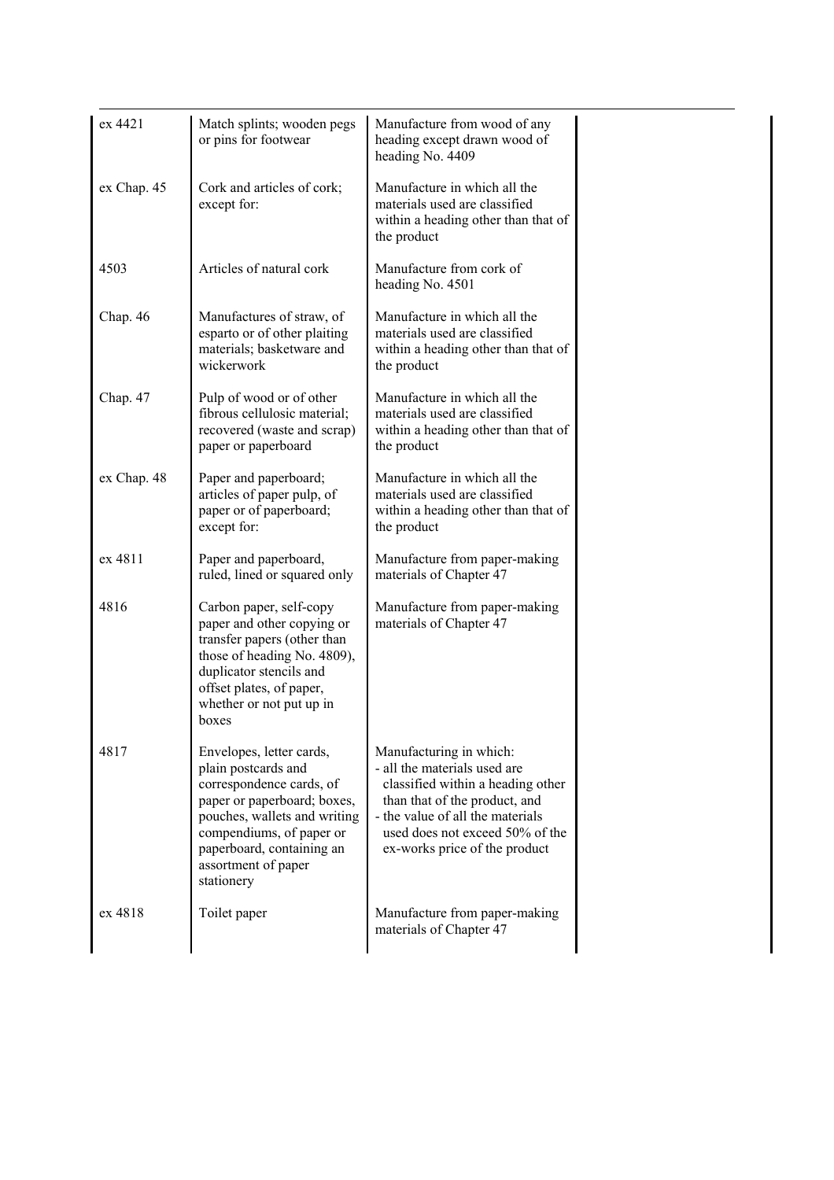| | | | |
|---|---|---|---|
| ex 4421 | Match splints; wooden pegs or pins for footwear | Manufacture from wood of any heading except drawn wood of heading No. 4409 | |
| ex Chap. 45 | Cork and articles of cork; except for: | Manufacture in which all the materials used are classified within a heading other than that of the product | |
| 4503 | Articles of natural cork | Manufacture from cork of heading No. 4501 | |
| Chap. 46 | Manufactures of straw, of esparto or of other plaiting materials; basketware and wickerwork | Manufacture in which all the materials used are classified within a heading other than that of the product | |
| Chap. 47 | Pulp of wood or of other fibrous cellulosic material; recovered (waste and scrap) paper or paperboard | Manufacture in which all the materials used are classified within a heading other than that of the product | |
| ex Chap. 48 | Paper and paperboard; articles of paper pulp, of paper or of paperboard; except for: | Manufacture in which all the materials used are classified within a heading other than that of the product | |
| ex 4811 | Paper and paperboard, ruled, lined or squared only | Manufacture from paper-making materials of Chapter 47 | |
| 4816 | Carbon paper, self-copy paper and other copying or transfer papers (other than those of heading No. 4809), duplicator stencils and offset plates, of paper, whether or not put up in boxes | Manufacture from paper-making materials of Chapter 47 | |
| 4817 | Envelopes, letter cards, plain postcards and correspondence cards, of paper or paperboard; boxes, pouches, wallets and writing compendiums, of paper or paperboard, containing an assortment of paper stationery | Manufacturing in which:<br>- all the materials used are classified within a heading other than that of the product, and<br>- the value of all the materials used does not exceed 50% of the ex-works price of the product | |
| ex 4818 | Toilet paper | Manufacture from paper-making materials of Chapter 47 | |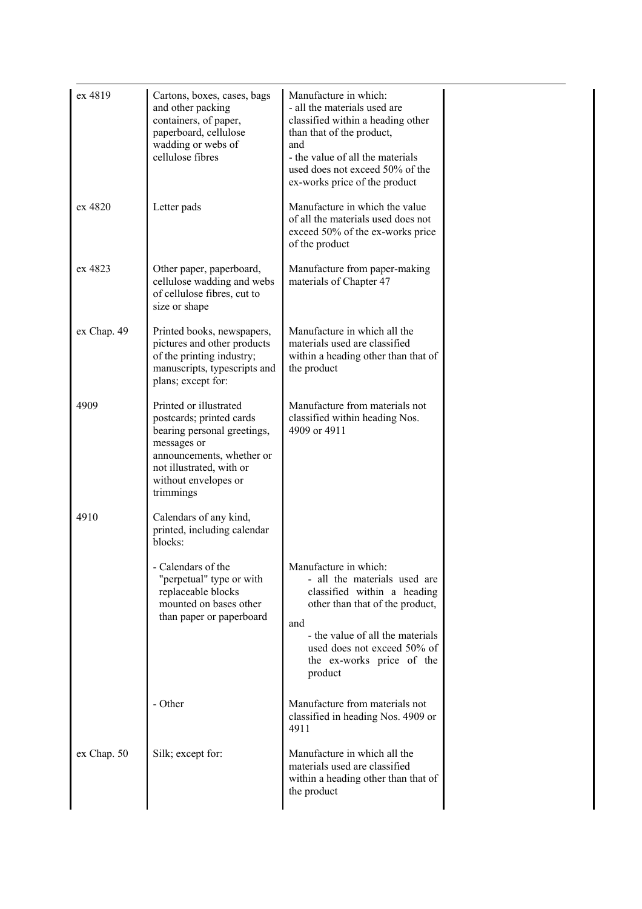| | | | |
|---|---|---|---|
| ex 4819 | Cartons, boxes, cases, bags and other packing containers, of paper, paperboard, cellulose wadding or webs of cellulose fibres | Manufacture in which:<br>- all the materials used are classified within a heading other than that of the product,<br>and<br>- the value of all the materials used does not exceed 50% of the ex-works price of the product | |
| ex 4820 | Letter pads | Manufacture in which the value of all the materials used does not exceed 50% of the ex-works price of the product | |
| ex 4823 | Other paper, paperboard, cellulose wadding and webs of cellulose fibres, cut to size or shape | Manufacture from paper-making materials of Chapter 47 | |
| ex Chap. 49 | Printed books, newspapers, pictures and other products of the printing industry; manuscripts, typescripts and plans; except for: | Manufacture in which all the materials used are classified within a heading other than that of the product | |
| 4909 | Printed or illustrated postcards; printed cards bearing personal greetings, messages or announcements, whether or not illustrated, with or without envelopes or trimmings | Manufacture from materials not classified within heading Nos. 4909 or 4911 | |
| 4910 | Calendars of any kind, printed, including calendar blocks: | | |
| | - Calendars of the "perpetual" type or with replaceable blocks mounted on bases other than paper or paperboard | Manufacture in which:<br>- all the materials used are classified within a heading other than that of the product,<br>and<br>- the value of all the materials used does not exceed 50% of the ex-works price of the product | |
| | - Other | Manufacture from materials not classified in heading Nos. 4909 or 4911 | |
| ex Chap. 50 | Silk; except for: | Manufacture in which all the materials used are classified within a heading other than that of the product | |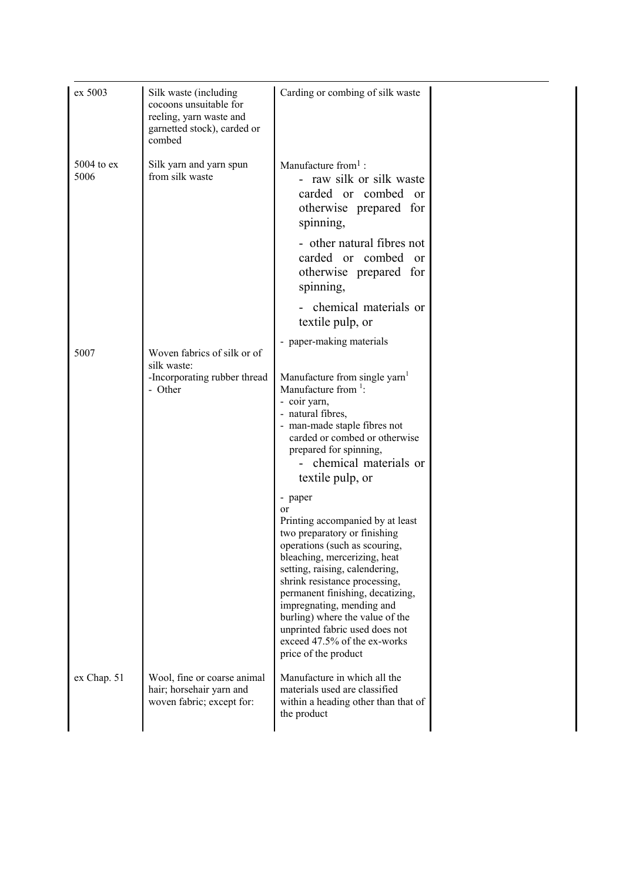| | | | |
|---|---|---|---|
| ex 5003 | Silk waste (including cocoons unsuitable for reeling, yarn waste and garnetted stock), carded or combed | Carding or combing of silk waste | |
| 5004 to ex 5006 | Silk yarn and yarn spun from silk waste | Manufacture from[1] :<br>- raw silk or silk waste carded or combed or otherwise prepared for spinning,<br>- other natural fibres not carded or combed or otherwise prepared for spinning,<br>- chemical materials or textile pulp, or<br>- paper-making materials | |
| 5007 | Woven fabrics of silk or of silk waste:<br>-Incorporating rubber thread<br>- Other | <br><br>Manufacture from single yarn[1]<br>Manufacture from [1]:<br>- coir yarn,<br>- natural fibres,<br>- man-made staple fibres not carded or combed or otherwise prepared for spinning,<br>- chemical materials or textile pulp, or<br>- paper<br>or<br>Printing accompanied by at least two preparatory or finishing operations (such as scouring, bleaching, mercerizing, heat setting, raising, calendering, shrink resistance processing, permanent finishing, decatizing, impregnating, mending and burling) where the value of the unprinted fabric used does not exceed 47.5% of the ex-works price of the product | |
| ex Chap. 51 | Wool, fine or coarse animal hair; horsehair yarn and woven fabric; except for: | Manufacture in which all the materials used are classified within a heading other than that of the product | |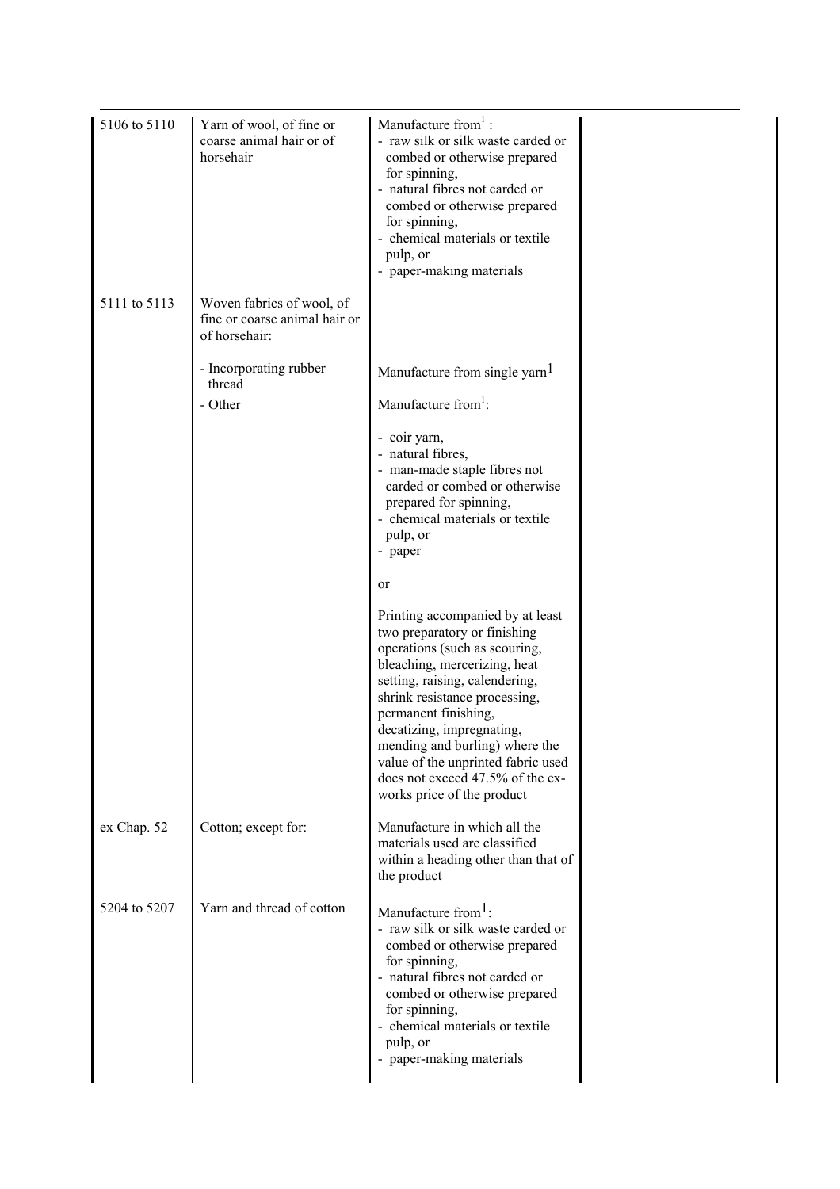| | | | |
|---|---|---|---|
| 5106 to 5110 | Yarn of wool, of fine or coarse animal hair or of horsehair | Manufacture from[1] :<br>- raw silk or silk waste carded or combed or otherwise prepared for spinning,<br>- natural fibres not carded or combed or otherwise prepared for spinning,<br>- chemical materials or textile pulp, or<br>- paper-making materials | |
| 5111 to 5113 | Woven fabrics of wool, of fine or coarse animal hair or of horsehair: | | |
| | - Incorporating rubber thread | Manufacture from single yarn[1] | |
| | - Other | Manufacture from[1]:<br><br>- coir yarn,<br>- natural fibres,<br>- man-made staple fibres not carded or combed or otherwise prepared for spinning,<br>- chemical materials or textile pulp, or<br>- paper<br><br>or<br><br>Printing accompanied by at least two preparatory or finishing operations (such as scouring, bleaching, mercerizing, heat setting, raising, calendering, shrink resistance processing, permanent finishing, decatizing, impregnating, mending and burling) where the value of the unprinted fabric used does not exceed 47.5% of the ex-works price of the product | |
| ex Chap. 52 | Cotton; except for: | Manufacture in which all the materials used are classified within a heading other than that of the product | |
| 5204 to 5207 | Yarn and thread of cotton | Manufacture from[1]:<br>- raw silk or silk waste carded or combed or otherwise prepared for spinning,<br>- natural fibres not carded or combed or otherwise prepared for spinning,<br>- chemical materials or textile pulp, or<br>- paper-making materials | |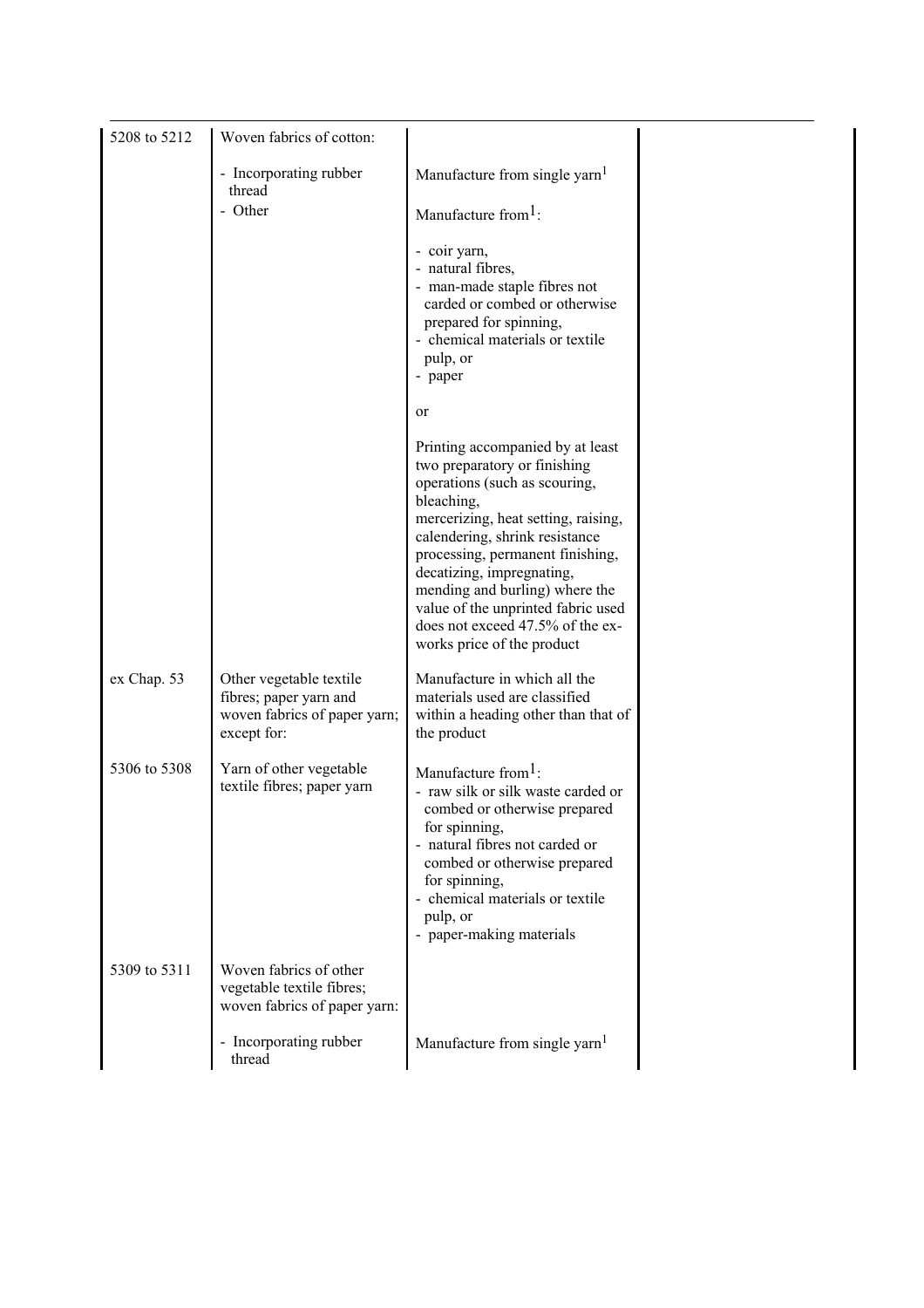| | | | |
|---|---|---|---|
| 5208 to 5212 | Woven fabrics of cotton: | | |
| | - Incorporating rubber thread | Manufacture from single yarn[1] | |
| | - Other | Manufacture from[1]:<br>- coir yarn,<br>- natural fibres,<br>- man-made staple fibres not carded or combed or otherwise prepared for spinning,<br>- chemical materials or textile pulp, or<br>- paper<br><br>or<br><br>Printing accompanied by at least two preparatory or finishing operations (such as scouring, bleaching, mercerizing, heat setting, raising, calendering, shrink resistance processing, permanent finishing, decatizing, impregnating, mending and burling) where the value of the unprinted fabric used does not exceed 47.5% of the ex-works price of the product | |
| ex Chap. 53 | Other vegetable textile fibres; paper yarn and woven fabrics of paper yarn; except for: | Manufacture in which all the materials used are classified within a heading other than that of the product | |
| 5306 to 5308 | Yarn of other vegetable textile fibres; paper yarn | Manufacture from[1]:<br>- raw silk or silk waste carded or combed or otherwise prepared for spinning,<br>- natural fibres not carded or combed or otherwise prepared for spinning,<br>- chemical materials or textile pulp, or<br>- paper-making materials | |
| 5309 to 5311 | Woven fabrics of other vegetable textile fibres; woven fabrics of paper yarn: | | |
| | - Incorporating rubber thread | Manufacture from single yarn[1] | |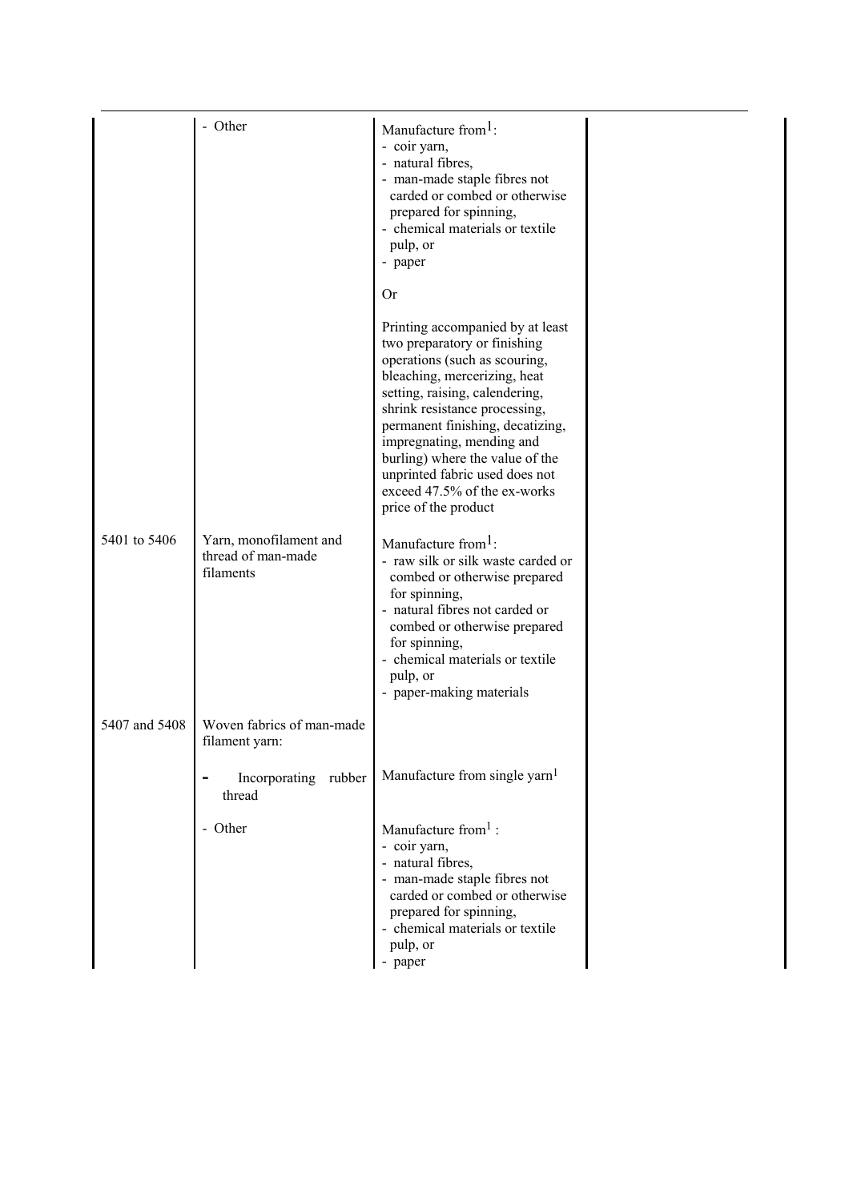| | | | |
|---|---|---|---|
| | - Other | Manufacture from[1]:<br>- coir yarn,<br>- natural fibres,<br>- man-made staple fibres not carded or combed or otherwise prepared for spinning,<br>- chemical materials or textile pulp, or<br>- paper<br><br>Or<br><br>Printing accompanied by at least two preparatory or finishing operations (such as scouring, bleaching, mercerizing, heat setting, raising, calendering, shrink resistance processing, permanent finishing, decatizing, impregnating, mending and burling) where the value of the unprinted fabric used does not exceed 47.5% of the ex-works price of the product | |
| 5401 to 5406 | Yarn, monofilament and thread of man-made filaments | Manufacture from[1]:<br>- raw silk or silk waste carded or combed or otherwise prepared for spinning,<br>- natural fibres not carded or combed or otherwise prepared for spinning,<br>- chemical materials or textile pulp, or<br>- paper-making materials | |
| 5407 and 5408 | Woven fabrics of man-made filament yarn: | | |
| | - Incorporating rubber thread | Manufacture from single yarn[1] | |
| | - Other | Manufacture from[1] :<br>- coir yarn,<br>- natural fibres,<br>- man-made staple fibres not carded or combed or otherwise prepared for spinning,<br>- chemical materials or textile pulp, or<br>- paper | |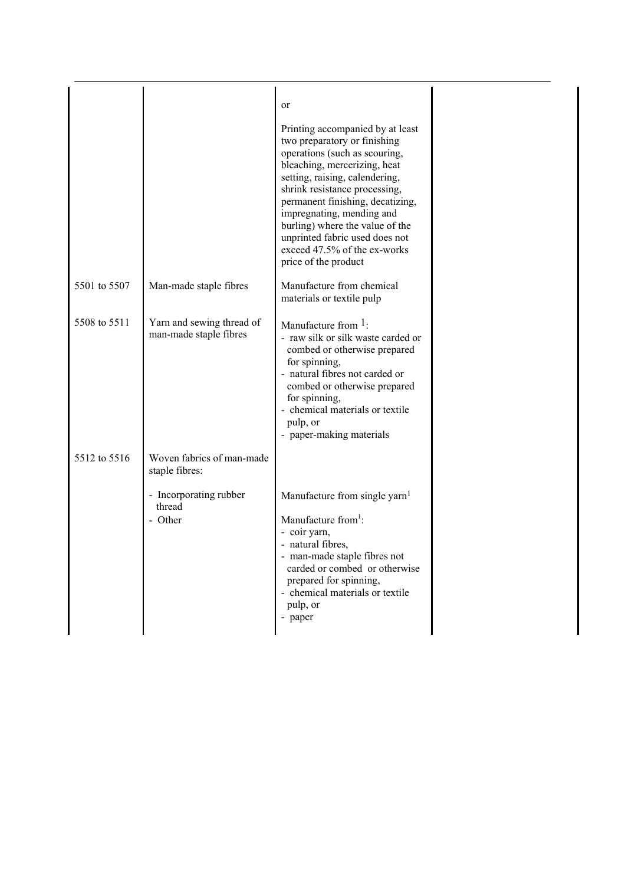| | | | |
|---|---|---|---|
| | | or<br><br>Printing accompanied by at least two preparatory or finishing operations (such as scouring, bleaching, mercerizing, heat setting, raising, calendering, shrink resistance processing, permanent finishing, decatizing, impregnating, mending and burling) where the value of the unprinted fabric used does not exceed 47.5% of the ex-works price of the product | |
| 5501 to 5507 | Man-made staple fibres | Manufacture from chemical materials or textile pulp | |
| 5508 to 5511 | Yarn and sewing thread of man-made staple fibres | Manufacture from [1]:<br>- raw silk or silk waste carded or combed or otherwise prepared for spinning,<br>- natural fibres not carded or combed or otherwise prepared for spinning,<br>- chemical materials or textile pulp, or<br>- paper-making materials | |
| 5512 to 5516 | Woven fabrics of man-made staple fibres: | | |
| | - Incorporating rubber thread | Manufacture from single yarn[1] | |
| | - Other | Manufacture from[1]:<br>- coir yarn,<br>- natural fibres,<br>- man-made staple fibres not carded or combed or otherwise prepared for spinning,<br>- chemical materials or textile pulp, or<br>- paper | |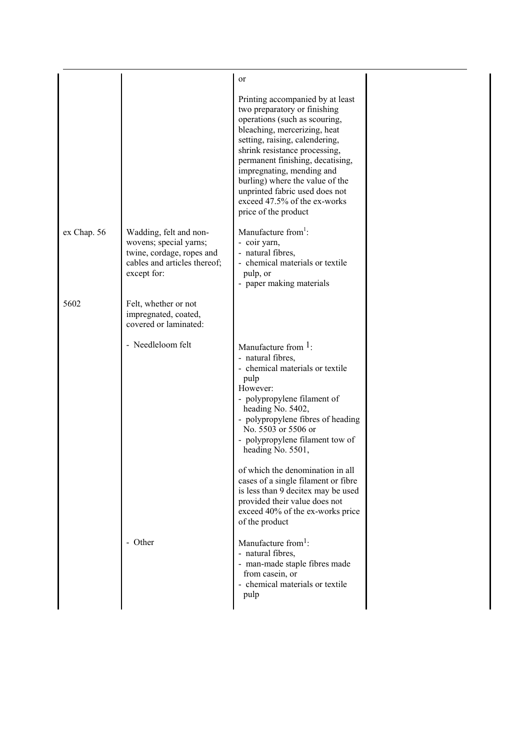| | | | |
|---|---|---|---|
| | | or<br><br>Printing accompanied by at least two preparatory or finishing operations (such as scouring, bleaching, mercerizing, heat setting, raising, calendering, shrink resistance processing, permanent finishing, decatising, impregnating, mending and burling) where the value of the unprinted fabric used does not exceed 47.5% of the ex-works price of the product | |
| ex Chap. 56 | Wadding, felt and non-wovens; special yarns; twine, cordage, ropes and cables and articles thereof; except for: | Manufacture from[1]:<br>- coir yarn,<br>- natural fibres,<br>- chemical materials or textile pulp, or<br>- paper making materials | |
| 5602 | Felt, whether or not impregnated, coated, covered or laminated: | | |
| | - Needleloom felt | Manufacture from [1]:<br>- natural fibres,<br>- chemical materials or textile pulp<br>However:<br>- polypropylene filament of heading No. 5402,<br>- polypropylene fibres of heading No. 5503 or 5506 or<br>- polypropylene filament tow of heading No. 5501,<br><br>of which the denomination in all cases of a single filament or fibre is less than 9 decitex may be used provided their value does not exceed 40% of the ex-works price of the product | |
| | - Other | Manufacture from[1]:<br>- natural fibres,<br>- man-made staple fibres made from casein, or<br>- chemical materials or textile pulp | |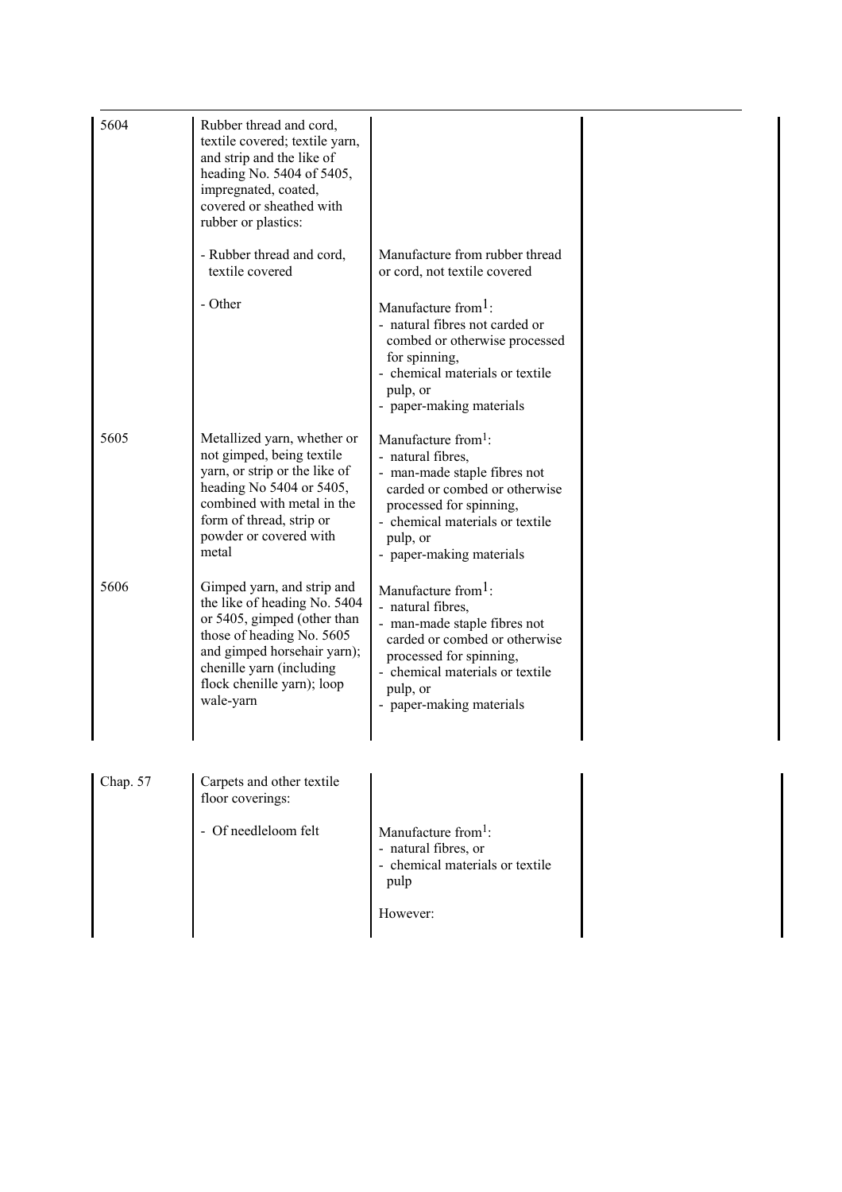| | | | |
|---|---|---|---|
| 5604 | Rubber thread and cord, textile covered; textile yarn, and strip and the like of heading No. 5404 of 5405, impregnated, coated, covered or sheathed with rubber or plastics: | | |
| | - Rubber thread and cord, textile covered | Manufacture from rubber thread or cord, not textile covered | |
| | - Other | Manufacture from[1]:<br>- natural fibres not carded or combed or otherwise processed for spinning,<br>- chemical materials or textile pulp, or<br>- paper-making materials | |
| 5605 | Metallized yarn, whether or not gimped, being textile yarn, or strip or the like of heading No 5404 or 5405, combined with metal in the form of thread, strip or powder or covered with metal | Manufacture from[1]:<br>- natural fibres,<br>- man-made staple fibres not carded or combed or otherwise processed for spinning,<br>- chemical materials or textile pulp, or<br>- paper-making materials | |
| 5606 | Gimped yarn, and strip and the like of heading No. 5404 or 5405, gimped (other than those of heading No. 5605 and gimped horsehair yarn); chenille yarn (including flock chenille yarn); loop wale-yarn | Manufacture from[1]:<br>- natural fibres,<br>- man-made staple fibres not carded or combed or otherwise processed for spinning,<br>- chemical materials or textile pulp, or<br>- paper-making materials | |
| Chap. 57 | Carpets and other textile floor coverings: | | |
| | - Of needleloom felt | Manufacture from[1]:<br>- natural fibres, or<br>- chemical materials or textile pulp<br><br>However: | |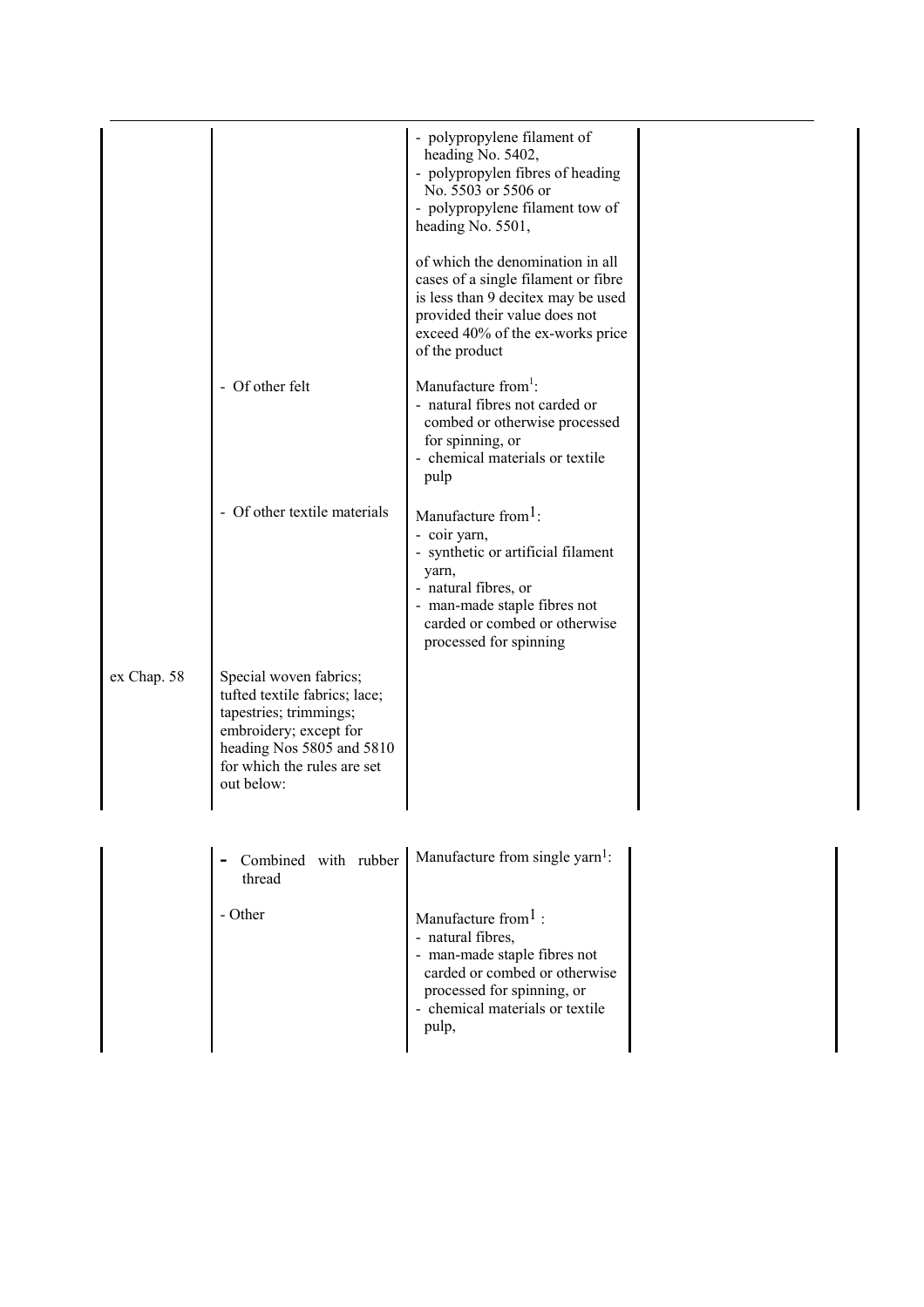| | | | |
|---|---|---|---|
| | | - polypropylene filament of heading No. 5402,<br>- polypropylen fibres of heading No. 5503 or 5506 or<br>- polypropylene filament tow of heading No. 5501,<br><br>of which the denomination in all cases of a single filament or fibre is less than 9 decitex may be used provided their value does not exceed 40% of the ex-works price of the product | |
| | - Of other felt | Manufacture from[1]:<br>- natural fibres not carded or combed or otherwise processed for spinning, or<br>- chemical materials or textile pulp | |
| | - Of other textile materials | Manufacture from[1]:<br>- coir yarn,<br>- synthetic or artificial filament yarn,<br>- natural fibres, or<br>- man-made staple fibres not carded or combed or otherwise processed for spinning | |
| ex Chap. 58 | Special woven fabrics; tufted textile fabrics; lace; tapestries; trimmings; embroidery; except for heading Nos 5805 and 5810 for which the rules are set out below: | | |
| | - Combined with rubber thread | Manufacture from single yarn[1]: | |
| | - Other | Manufacture from[1] :<br>- natural fibres,<br>- man-made staple fibres not carded or combed or otherwise processed for spinning, or<br>- chemical materials or textile pulp, | |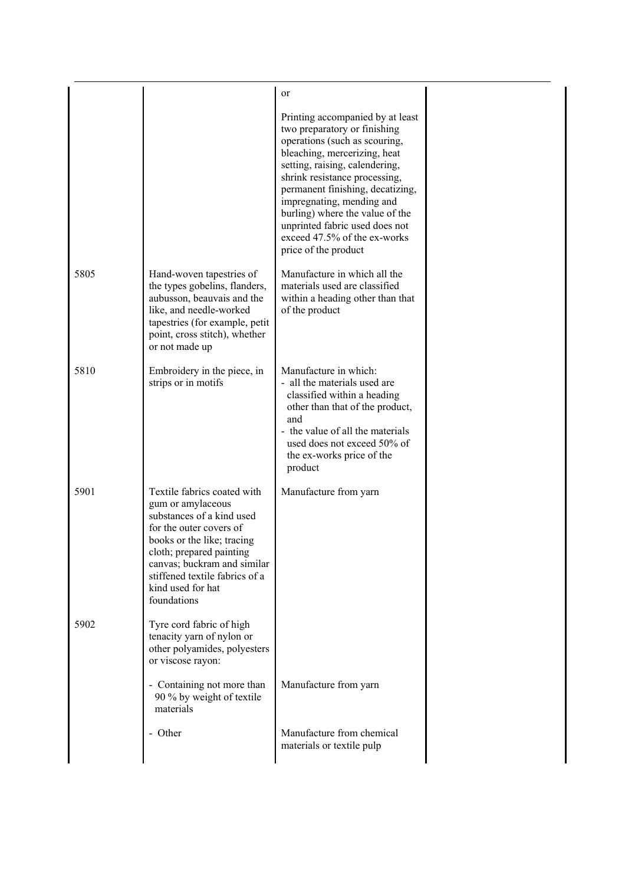| | | | |
|---|---|---|---|
| | | or<br><br>Printing accompanied by at least two preparatory or finishing operations (such as scouring, bleaching, mercerizing, heat setting, raising, calendering, shrink resistance processing, permanent finishing, decatizing, impregnating, mending and burling) where the value of the unprinted fabric used does not exceed 47.5% of the ex-works price of the product | |
| 5805 | Hand-woven tapestries of the types gobelins, flanders, aubusson, beauvais and the like, and needle-worked tapestries (for example, petit point, cross stitch), whether or not made up | Manufacture in which all the materials used are classified within a heading other than that of the product | |
| 5810 | Embroidery in the piece, in strips or in motifs | Manufacture in which:<br>- all the materials used are classified within a heading other than that of the product, and<br>- the value of all the materials used does not exceed 50% of the ex-works price of the product | |
| 5901 | Textile fabrics coated with gum or amylaceous substances of a kind used for the outer covers of books or the like; tracing cloth; prepared painting canvas; buckram and similar stiffened textile fabrics of a kind used for hat foundations | Manufacture from yarn | |
| 5902 | Tyre cord fabric of high tenacity yarn of nylon or other polyamides, polyesters or viscose rayon: | | |
| | - Containing not more than 90 % by weight of textile materials | Manufacture from yarn | |
| | - Other | Manufacture from chemical materials or textile pulp | |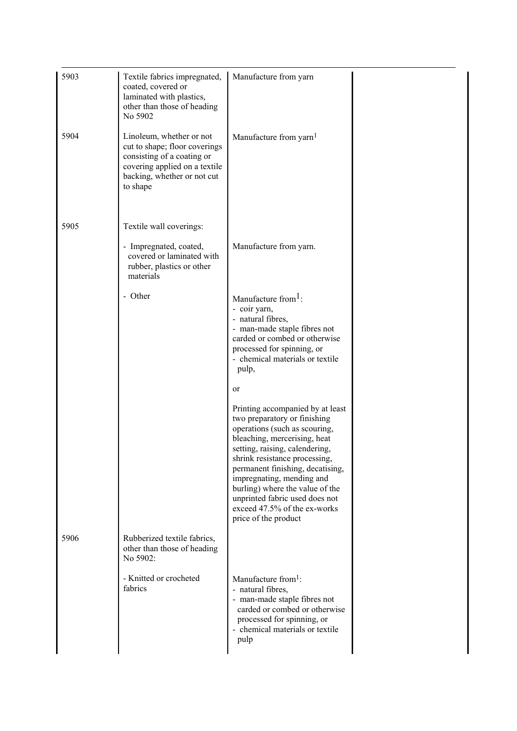| | | | |
|---|---|---|---|
| 5903 | Textile fabrics impregnated, coated, covered or laminated with plastics, other than those of heading No 5902 | Manufacture from yarn | |
| 5904 | Linoleum, whether or not cut to shape; floor coverings consisting of a coating or covering applied on a textile backing, whether or not cut to shape | Manufacture from yarn[1] | |
| 5905 | Textile wall coverings: | | |
| | - Impregnated, coated, covered or laminated with rubber, plastics or other materials | Manufacture from yarn. | |
| | - Other | Manufacture from[1]:<br>- coir yarn,<br>- natural fibres,<br>- man-made staple fibres not carded or combed or otherwise processed for spinning, or<br>- chemical materials or textile pulp,<br><br>or<br><br>Printing accompanied by at least two preparatory or finishing operations (such as scouring, bleaching, mercerising, heat setting, raising, calendering, shrink resistance processing, permanent finishing, decatising, impregnating, mending and burling) where the value of the unprinted fabric used does not exceed 47.5% of the ex-works price of the product | |
| 5906 | Rubberized textile fabrics, other than those of heading No 5902: | | |
| | - Knitted or crocheted fabrics | Manufacture from[1]:<br>- natural fibres,<br>- man-made staple fibres not carded or combed or otherwise processed for spinning, or<br>- chemical materials or textile pulp | |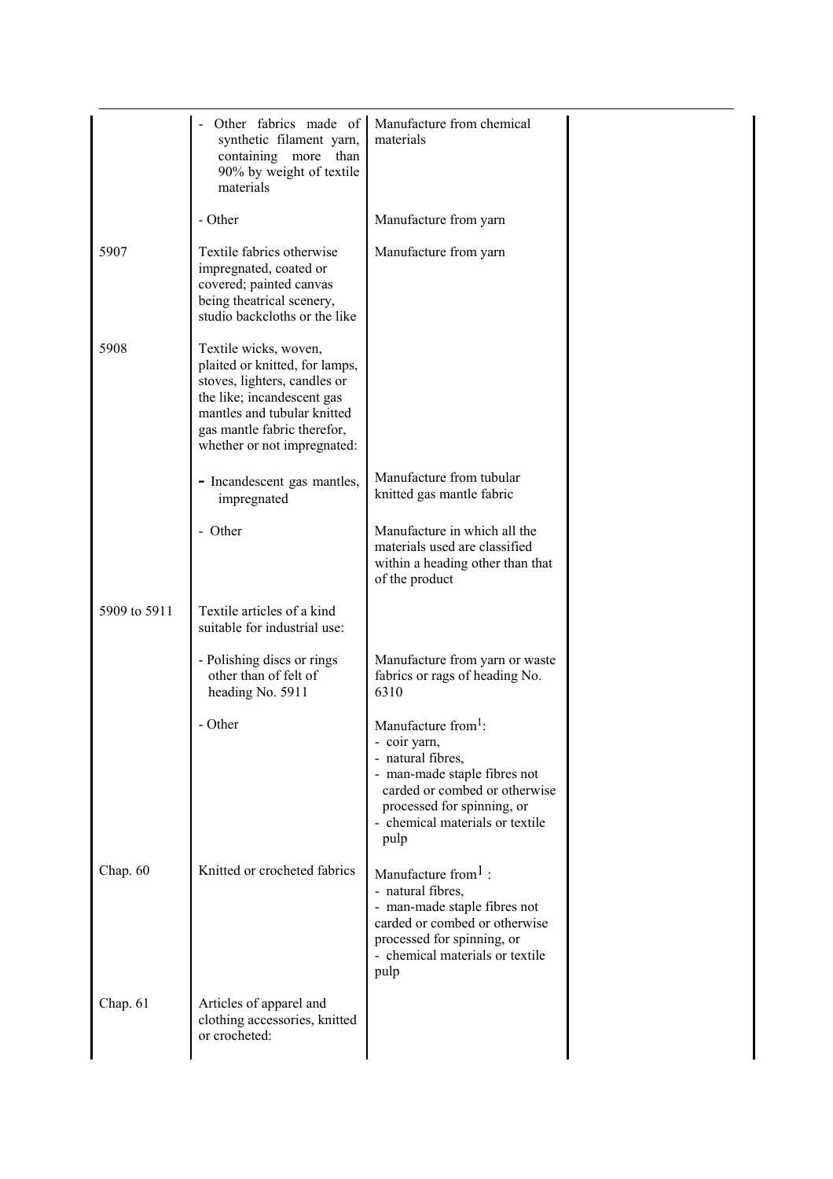| | | | |
|---|---|---|---|
| | - Other fabrics made of synthetic filament yarn, containing more than 90% by weight of textile materials | Manufacture from chemical materials | |
| | - Other | Manufacture from yarn | |
| 5907 | Textile fabrics otherwise impregnated, coated or covered; painted canvas being theatrical scenery, studio backcloths or the like | Manufacture from yarn | |
| 5908 | Textile wicks, woven, plaited or knitted, for lamps, stoves, lighters, candles or the like; incandescent gas mantles and tubular knitted gas mantle fabric therefor, whether or not impregnated: | | |
| | - Incandescent gas mantles, impregnated | Manufacture from tubular knitted gas mantle fabric | |
| | - Other | Manufacture in which all the materials used are classified within a heading other than that of the product | |
| 5909 to 5911 | Textile articles of a kind suitable for industrial use: | | |
| | - Polishing discs or rings other than of felt of heading No. 5911 | Manufacture from yarn or waste fabrics or rags of heading No. 6310 | |
| | - Other | Manufacture from[1]:<br>- coir yarn,<br>- natural fibres,<br>- man-made staple fibres not carded or combed or otherwise processed for spinning, or<br>- chemical materials or textile pulp | |
| Chap. 60 | Knitted or crocheted fabrics | Manufacture from[1] :<br>- natural fibres,<br>- man-made staple fibres not carded or combed or otherwise processed for spinning, or<br>- chemical materials or textile pulp | |
| Chap. 61 | Articles of apparel and clothing accessories, knitted or crocheted: | | |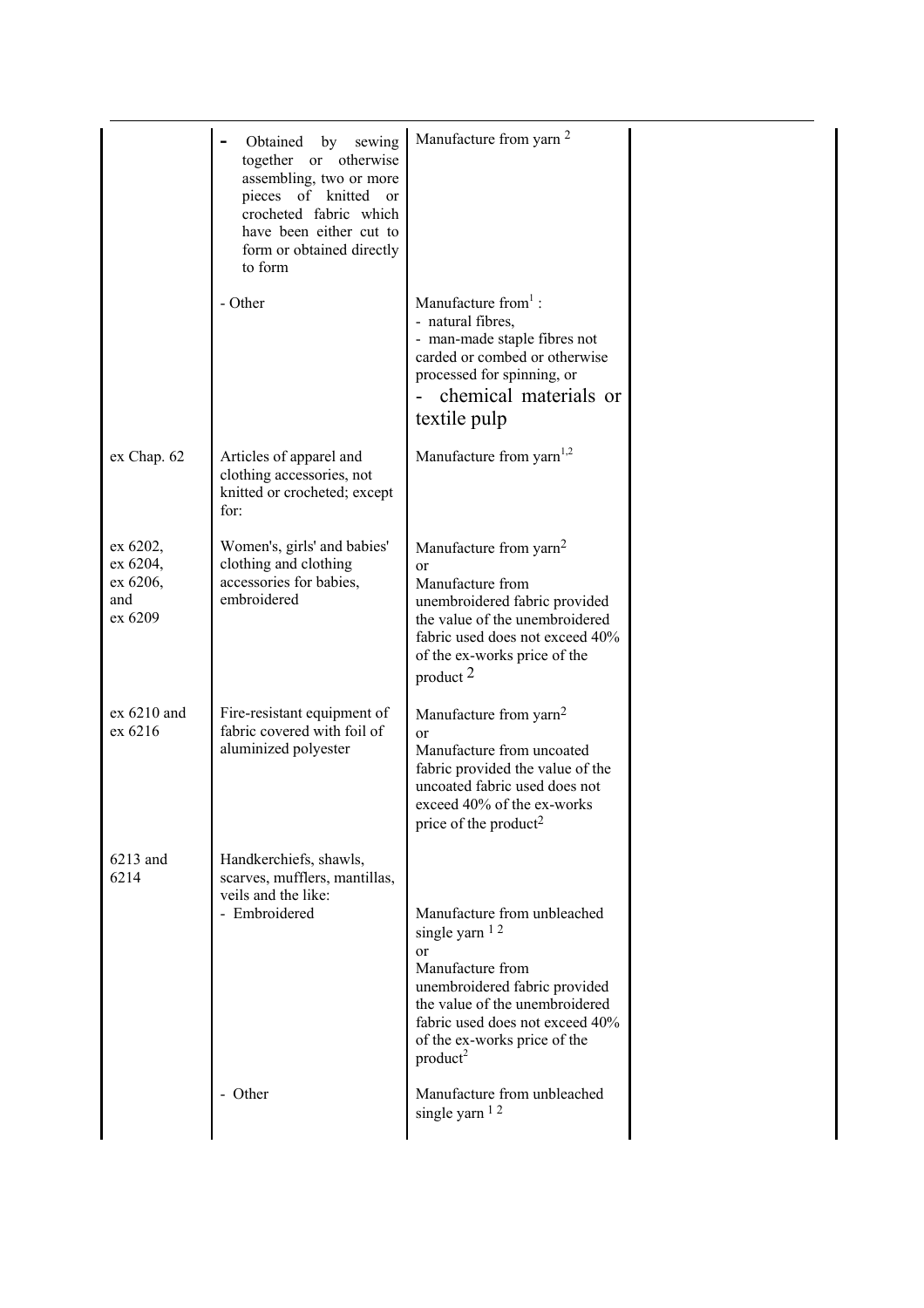| | | | |
|---|---|---|---|
| | - Obtained by sewing together or otherwise assembling, two or more pieces of knitted or crocheted fabric which have been either cut to form or obtained directly to form | Manufacture from yarn [2] | |
| | - Other | Manufacture from[1] :<br>- natural fibres,<br>- man-made staple fibres not carded or combed or otherwise processed for spinning, or<br>- chemical materials or textile pulp | |
| ex Chap. 62 | Articles of apparel and clothing accessories, not knitted or crocheted; except for: | Manufacture from yarn[1,2] | |
| ex 6202, ex 6204, ex 6206, and ex 6209 | Women's, girls' and babies' clothing and clothing accessories for babies, embroidered | Manufacture from yarn[2]<br>or<br>Manufacture from unembroidered fabric provided the value of the unembroidered fabric used does not exceed 40% of the ex-works price of the product [2] | |
| ex 6210 and ex 6216 | Fire-resistant equipment of fabric covered with foil of aluminized polyester | Manufacture from yarn[2]<br>or<br>Manufacture from uncoated fabric provided the value of the uncoated fabric used does not exceed 40% of the ex-works price of the product[2] | |
| 6213 and 6214 | Handkerchiefs, shawls, scarves, mufflers, mantillas, veils and the like:<br>- Embroidered | Manufacture from unbleached single yarn [1 2]<br>or<br>Manufacture from unembroidered fabric provided the value of the unembroidered fabric used does not exceed 40% of the ex-works price of the product[2] | |
| | - Other | Manufacture from unbleached single yarn [1 2] | |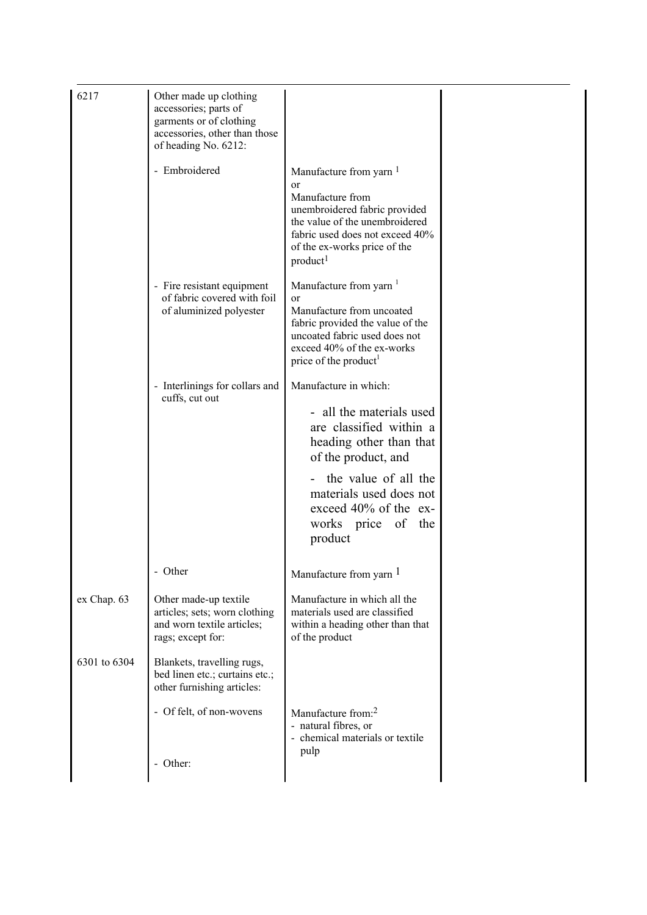| | | | |
|---|---|---|---|
| 6217 | Other made up clothing accessories; parts of garments or of clothing accessories, other than those of heading No. 6212: | | |
| | - Embroidered | Manufacture from yarn [1]<br>or<br>Manufacture from unembroidered fabric provided the value of the unembroidered fabric used does not exceed 40% of the ex-works price of the product[1] | |
| | - Fire resistant equipment of fabric covered with foil of aluminized polyester | Manufacture from yarn [1]<br>or<br>Manufacture from uncoated fabric provided the value of the uncoated fabric used does not exceed 40% of the ex-works price of the product[1] | |
| | - Interlinings for collars and cuffs, cut out | Manufacture in which:<br>- all the materials used are classified within a heading other than that of the product, and<br>- the value of all the materials used does not exceed 40% of the ex-works price of the product | |
| | - Other | Manufacture from yarn [1] | |
| ex Chap. 63 | Other made-up textile articles; sets; worn clothing and worn textile articles; rags; except for: | Manufacture in which all the materials used are classified within a heading other than that of the product | |
| 6301 to 6304 | Blankets, travelling rugs, bed linen etc.; curtains etc.; other furnishing articles: | | |
| | - Of felt, of non-wovens | Manufacture from:[2]<br>- natural fibres, or<br>- chemical materials or textile pulp | |
| | - Other: | | |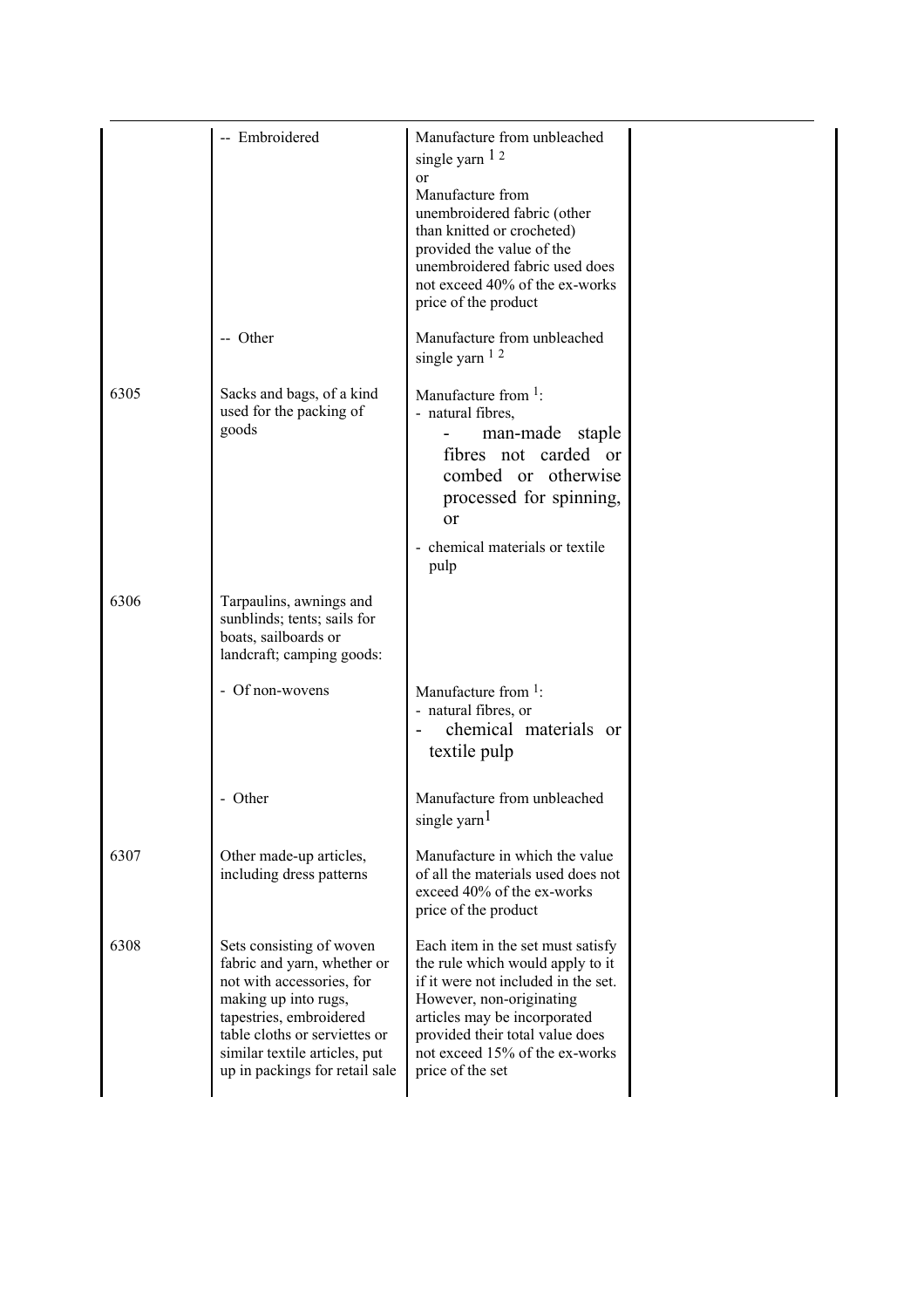| | | | |
|---|---|---|---|
| | -- Embroidered | Manufacture from unbleached single yarn [1] [2]<br>or<br>Manufacture from unembroidered fabric (other than knitted or crocheted) provided the value of the unembroidered fabric used does not exceed 40% of the ex-works price of the product | |
| | -- Other | Manufacture from unbleached single yarn [1] [2] | |
| 6305 | Sacks and bags, of a kind used for the packing of goods | Manufacture from [1]:<br>- natural fibres,<br>- man-made staple fibres not carded or combed or otherwise processed for spinning, or<br>- chemical materials or textile pulp | |
| 6306 | Tarpaulins, awnings and sunblinds; tents; sails for boats, sailboards or landcraft; camping goods: | | |
| | - Of non-wovens | Manufacture from [1]:<br>- natural fibres, or<br>- chemical materials or textile pulp | |
| | - Other | Manufacture from unbleached single yarn[1] | |
| 6307 | Other made-up articles, including dress patterns | Manufacture in which the value of all the materials used does not exceed 40% of the ex-works price of the product | |
| 6308 | Sets consisting of woven fabric and yarn, whether or not with accessories, for making up into rugs, tapestries, embroidered table cloths or serviettes or similar textile articles, put up in packings for retail sale | Each item in the set must satisfy the rule which would apply to it if it were not included in the set. However, non-originating articles may be incorporated provided their total value does not exceed 15% of the ex-works price of the set | |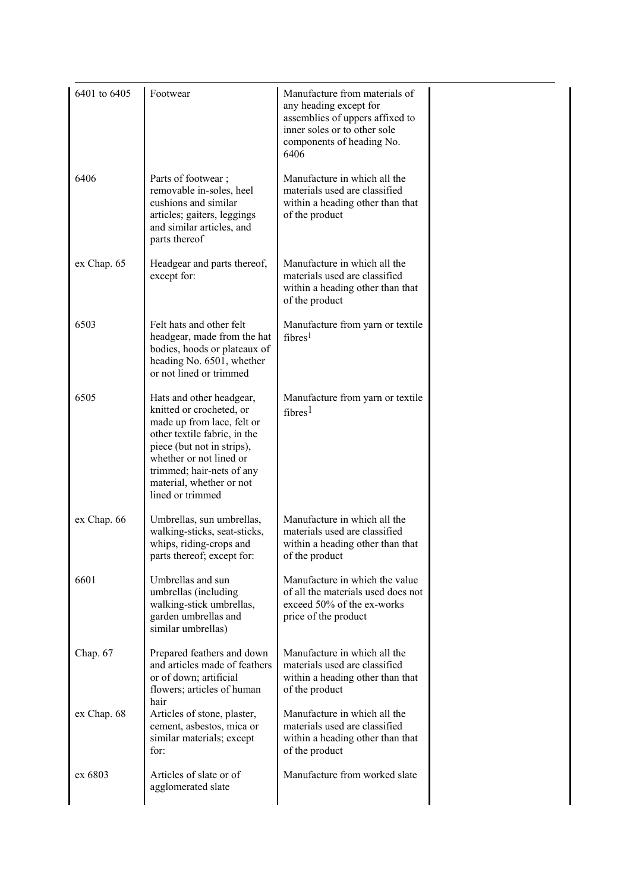| | | | |
|---|---|---|---|
| 6401 to 6405 | Footwear | Manufacture from materials of any heading except for assemblies of uppers affixed to inner soles or to other sole components of heading No. 6406 | |
| 6406 | Parts of footwear ; removable in-soles, heel cushions and similar articles; gaiters, leggings and similar articles, and parts thereof | Manufacture in which all the materials used are classified within a heading other than that of the product | |
| ex Chap. 65 | Headgear and parts thereof, except for: | Manufacture in which all the materials used are classified within a heading other than that of the product | |
| 6503 | Felt hats and other felt headgear, made from the hat bodies, hoods or plateaux of heading No. 6501, whether or not lined or trimmed | Manufacture from yarn or textile fibres[1] | |
| 6505 | Hats and other headgear, knitted or crocheted, or made up from lace, felt or other textile fabric, in the piece (but not in strips), whether or not lined or trimmed; hair-nets of any material, whether or not lined or trimmed | Manufacture from yarn or textile fibres[1] | |
| ex Chap. 66 | Umbrellas, sun umbrellas, walking-sticks, seat-sticks, whips, riding-crops and parts thereof; except for: | Manufacture in which all the materials used are classified within a heading other than that of the product | |
| 6601 | Umbrellas and sun umbrellas (including walking-stick umbrellas, garden umbrellas and similar umbrellas) | Manufacture in which the value of all the materials used does not exceed 50% of the ex-works price of the product | |
| Chap. 67 | Prepared feathers and down and articles made of feathers or of down; artificial flowers; articles of human hair | Manufacture in which all the materials used are classified within a heading other than that of the product | |
| ex Chap. 68 | Articles of stone, plaster, cement, asbestos, mica or similar materials; except for: | Manufacture in which all the materials used are classified within a heading other than that of the product | |
| ex 6803 | Articles of slate or of agglomerated slate | Manufacture from worked slate | |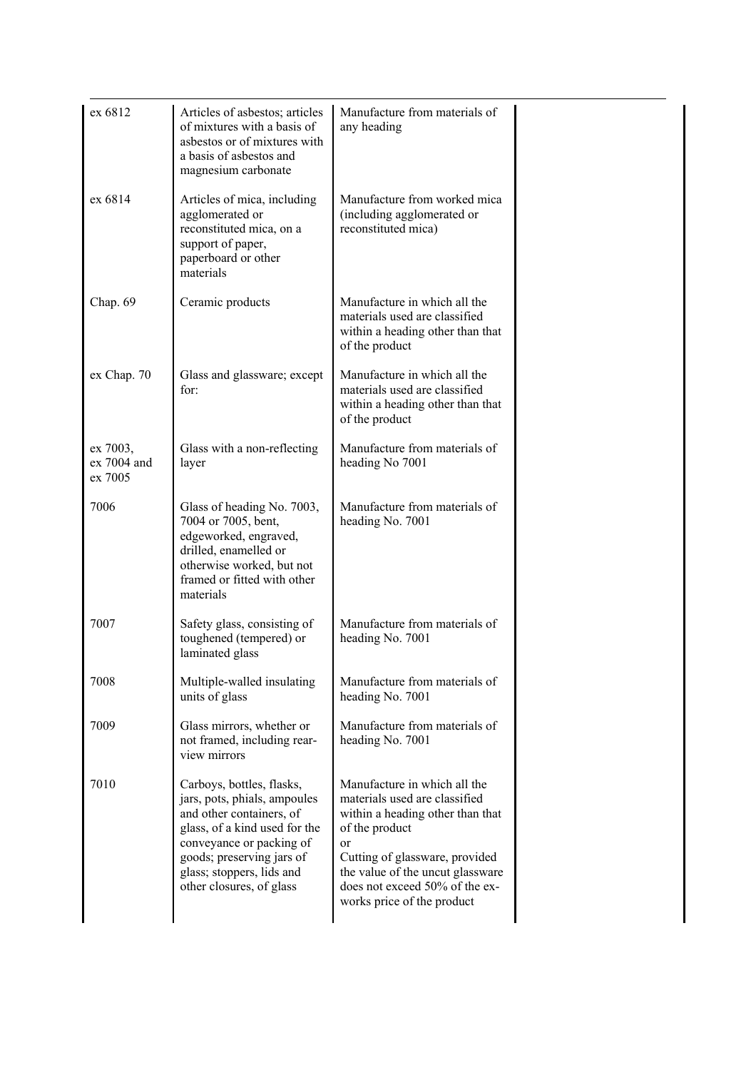| | | | |
|---|---|---|---|
| ex 6812 | Articles of asbestos; articles of mixtures with a basis of asbestos or of mixtures with a basis of asbestos and magnesium carbonate | Manufacture from materials of any heading | |
| ex 6814 | Articles of mica, including agglomerated or reconstituted mica, on a support of paper, paperboard or other materials | Manufacture from worked mica (including agglomerated or reconstituted mica) | |
| Chap. 69 | Ceramic products | Manufacture in which all the materials used are classified within a heading other than that of the product | |
| ex Chap. 70 | Glass and glassware; except for: | Manufacture in which all the materials used are classified within a heading other than that of the product | |
| ex 7003, ex 7004 and ex 7005 | Glass with a non-reflecting layer | Manufacture from materials of heading No 7001 | |
| 7006 | Glass of heading No. 7003, 7004 or 7005, bent, edgeworked, engraved, drilled, enamelled or otherwise worked, but not framed or fitted with other materials | Manufacture from materials of heading No. 7001 | |
| 7007 | Safety glass, consisting of toughened (tempered) or laminated glass | Manufacture from materials of heading No. 7001 | |
| 7008 | Multiple-walled insulating units of glass | Manufacture from materials of heading No. 7001 | |
| 7009 | Glass mirrors, whether or not framed, including rear-view mirrors | Manufacture from materials of heading No. 7001 | |
| 7010 | Carboys, bottles, flasks, jars, pots, phials, ampoules and other containers, of glass, of a kind used for the conveyance or packing of goods; preserving jars of glass; stoppers, lids and other closures, of glass | Manufacture in which all the materials used are classified within a heading other than that of the product<br>or<br>Cutting of glassware, provided the value of the uncut glassware does not exceed 50% of the ex-works price of the product | |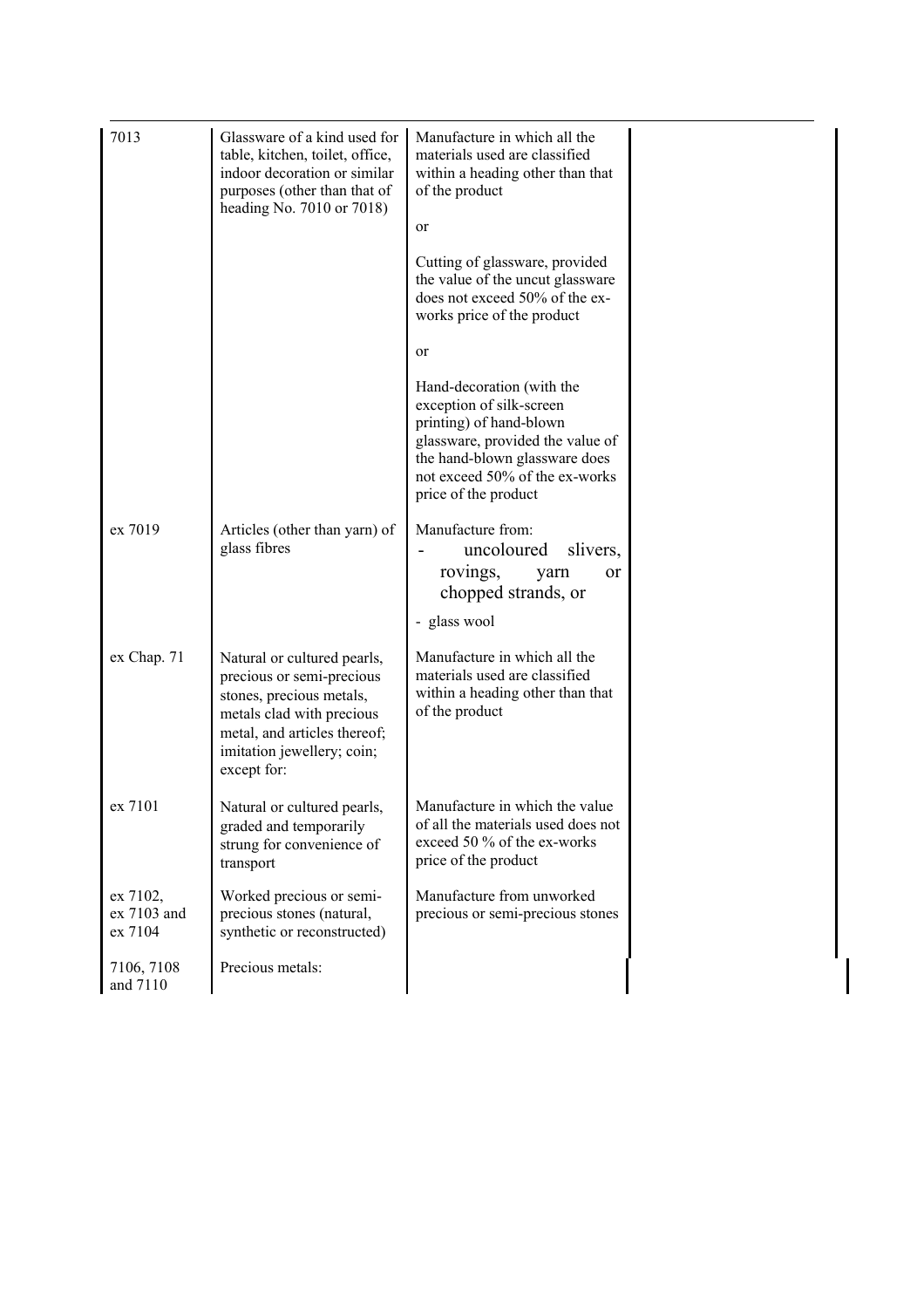| 7013 | Glassware of a kind used for table, kitchen, toilet, office, indoor decoration or similar purposes (other than that of heading No. 7010 or 7018) | Manufacture in which all the materials used are classified within a heading other than that of the product<br><br>or<br><br>Cutting of glassware, provided the value of the uncut glassware does not exceed 50% of the ex-works price of the product<br><br>or<br><br>Hand-decoration (with the exception of silk-screen printing) of hand-blown glassware, provided the value of the hand-blown glassware does not exceed 50% of the ex-works price of the product | |
|---|---|---|---|
| ex 7019 | Articles (other than yarn) of glass fibres | Manufacture from:<br>- uncoloured slivers, rovings, yarn or chopped strands, or<br>- glass wool | |
| ex Chap. 71 | Natural or cultured pearls, precious or semi-precious stones, precious metals, metals clad with precious metal, and articles thereof; imitation jewellery; coin; except for: | Manufacture in which all the materials used are classified within a heading other than that of the product | |
| ex 7101 | Natural or cultured pearls, graded and temporarily strung for convenience of transport | Manufacture in which the value of all the materials used does not exceed 50 % of the ex-works price of the product | |
| ex 7102, ex 7103 and ex 7104 | Worked precious or semi-precious stones (natural, synthetic or reconstructed) | Manufacture from unworked precious or semi-precious stones | |
| 7106, 7108 and 7110 | Precious metals: | | |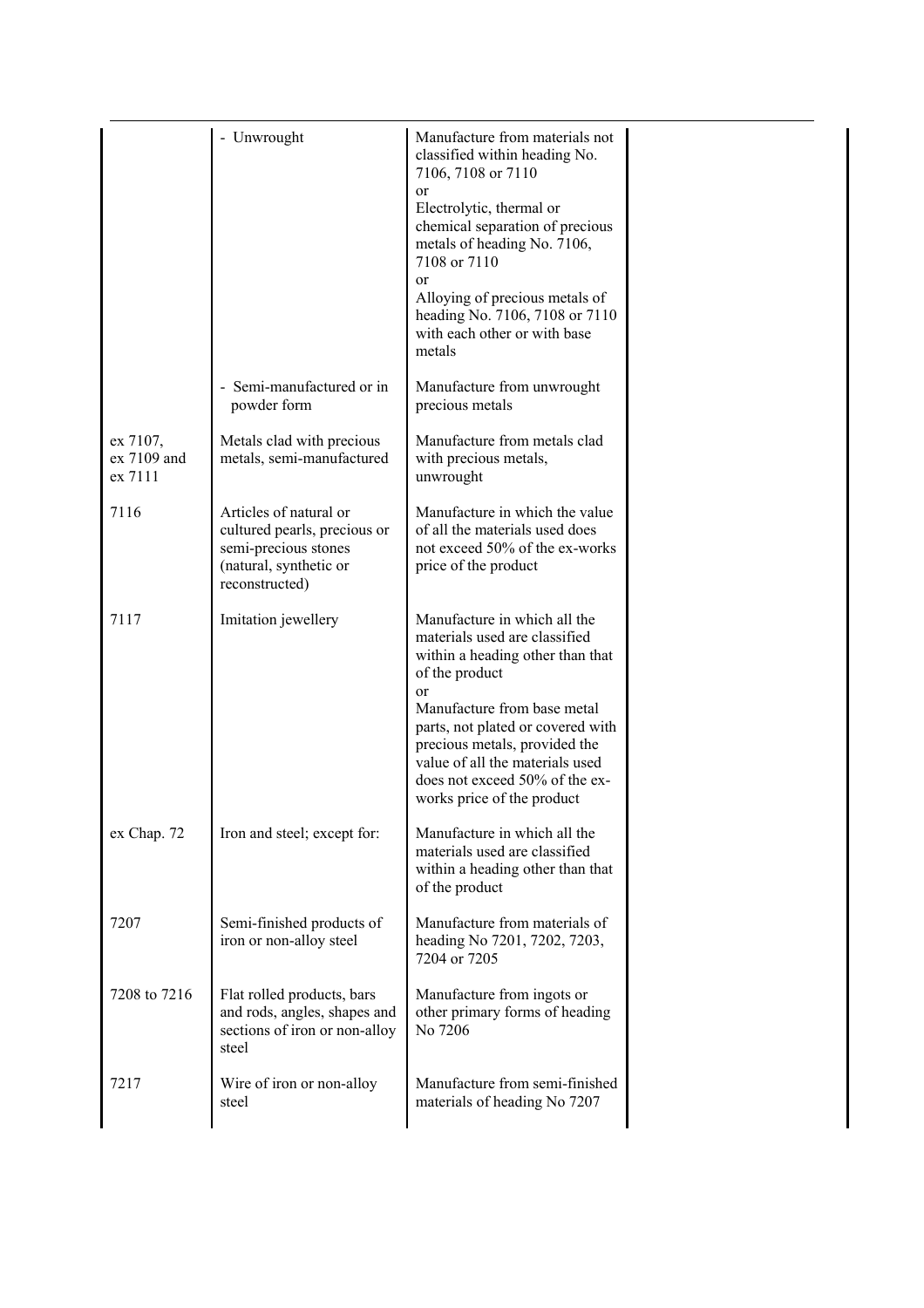| | | | |
|---|---|---|---|
| | - Unwrought | Manufacture from materials not classified within heading No. 7106, 7108 or 7110<br>or<br>Electrolytic, thermal or chemical separation of precious metals of heading No. 7106, 7108 or 7110<br>or<br>Alloying of precious metals of heading No. 7106, 7108 or 7110 with each other or with base metals | |
| | - Semi-manufactured or in powder form | Manufacture from unwrought precious metals | |
| ex 7107, ex 7109 and ex 7111 | Metals clad with precious metals, semi-manufactured | Manufacture from metals clad with precious metals, unwrought | |
| 7116 | Articles of natural or cultured pearls, precious or semi-precious stones (natural, synthetic or reconstructed) | Manufacture in which the value of all the materials used does not exceed 50% of the ex-works price of the product | |
| 7117 | Imitation jewellery | Manufacture in which all the materials used are classified within a heading other than that of the product<br>or<br>Manufacture from base metal parts, not plated or covered with precious metals, provided the value of all the materials used does not exceed 50% of the ex-works price of the product | |
| ex Chap. 72 | Iron and steel; except for: | Manufacture in which all the materials used are classified within a heading other than that of the product | |
| 7207 | Semi-finished products of iron or non-alloy steel | Manufacture from materials of heading No 7201, 7202, 7203, 7204 or 7205 | |
| 7208 to 7216 | Flat rolled products, bars and rods, angles, shapes and sections of iron or non-alloy steel | Manufacture from ingots or other primary forms of heading No 7206 | |
| 7217 | Wire of iron or non-alloy steel | Manufacture from semi-finished materials of heading No 7207 | |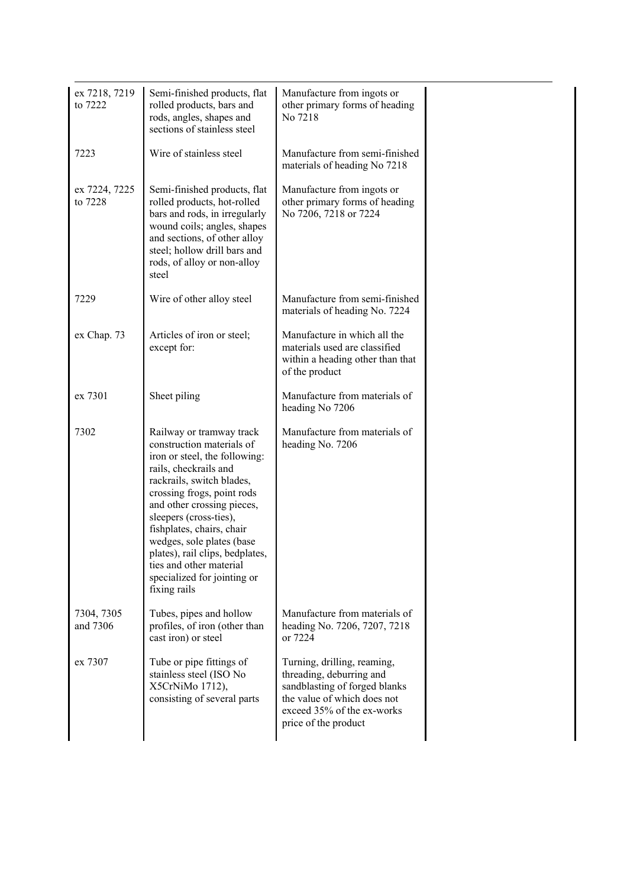| | | | |
|---|---|---|---|
| ex 7218, 7219 to 7222 | Semi-finished products, flat rolled products, bars and rods, angles, shapes and sections of stainless steel | Manufacture from ingots or other primary forms of heading No 7218 | |
| 7223 | Wire of stainless steel | Manufacture from semi-finished materials of heading No 7218 | |
| ex 7224, 7225 to 7228 | Semi-finished products, flat rolled products, hot-rolled bars and rods, in irregularly wound coils; angles, shapes and sections, of other alloy steel; hollow drill bars and rods, of alloy or non-alloy steel | Manufacture from ingots or other primary forms of heading No 7206, 7218 or 7224 | |
| 7229 | Wire of other alloy steel | Manufacture from semi-finished materials of heading No. 7224 | |
| ex Chap. 73 | Articles of iron or steel; except for: | Manufacture in which all the materials used are classified within a heading other than that of the product | |
| ex 7301 | Sheet piling | Manufacture from materials of heading No 7206 | |
| 7302 | Railway or tramway track construction materials of iron or steel, the following: rails, checkrails and rackrails, switch blades, crossing frogs, point rods and other crossing pieces, sleepers (cross-ties), fishplates, chairs, chair wedges, sole plates (base plates), rail clips, bedplates, ties and other material specialized for jointing or fixing rails | Manufacture from materials of heading No. 7206 | |
| 7304, 7305 and 7306 | Tubes, pipes and hollow profiles, of iron (other than cast iron) or steel | Manufacture from materials of heading No. 7206, 7207, 7218 or 7224 | |
| ex 7307 | Tube or pipe fittings of stainless steel (ISO No X5CrNiMo 1712), consisting of several parts | Turning, drilling, reaming, threading, deburring and sandblasting of forged blanks the value of which does not exceed 35% of the ex-works price of the product | |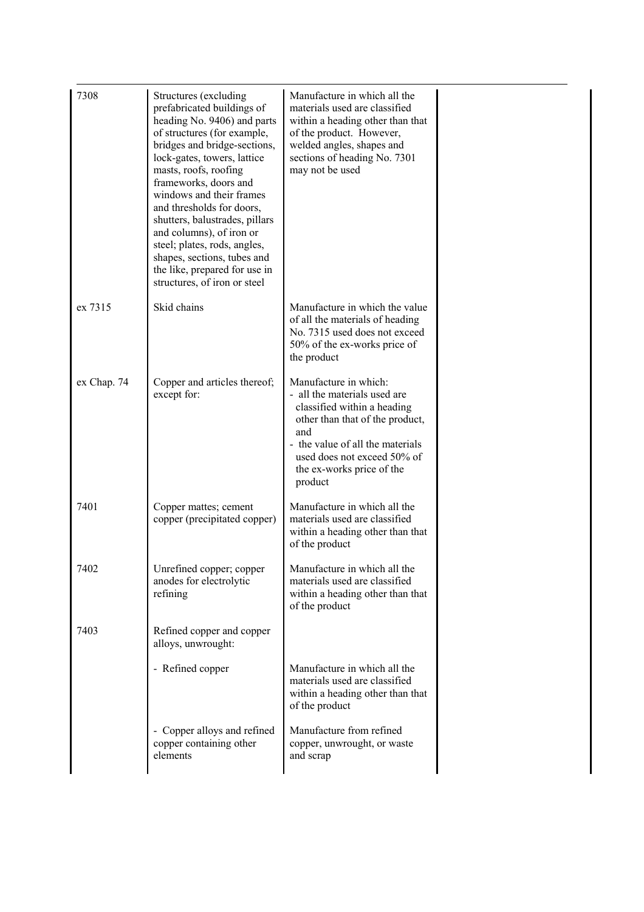| | | | |
|---|---|---|---|
| 7308 | Structures (excluding prefabricated buildings of heading No. 9406) and parts of structures (for example, bridges and bridge-sections, lock-gates, towers, lattice masts, roofs, roofing frameworks, doors and windows and their frames and thresholds for doors, shutters, balustrades, pillars and columns), of iron or steel; plates, rods, angles, shapes, sections, tubes and the like, prepared for use in structures, of iron or steel | Manufacture in which all the materials used are classified within a heading other than that of the product. However, welded angles, shapes and sections of heading No. 7301 may not be used | |
| ex 7315 | Skid chains | Manufacture in which the value of all the materials of heading No. 7315 used does not exceed 50% of the ex-works price of the product | |
| ex Chap. 74 | Copper and articles thereof; except for: | Manufacture in which:<br>- all the materials used are classified within a heading other than that of the product, and<br>- the value of all the materials used does not exceed 50% of the ex-works price of the product | |
| 7401 | Copper mattes; cement copper (precipitated copper) | Manufacture in which all the materials used are classified within a heading other than that of the product | |
| 7402 | Unrefined copper; copper anodes for electrolytic refining | Manufacture in which all the materials used are classified within a heading other than that of the product | |
| 7403 | Refined copper and copper alloys, unwrought: | | |
| | - Refined copper | Manufacture in which all the materials used are classified within a heading other than that of the product | |
| | - Copper alloys and refined copper containing other elements | Manufacture from refined copper, unwrought, or waste and scrap | |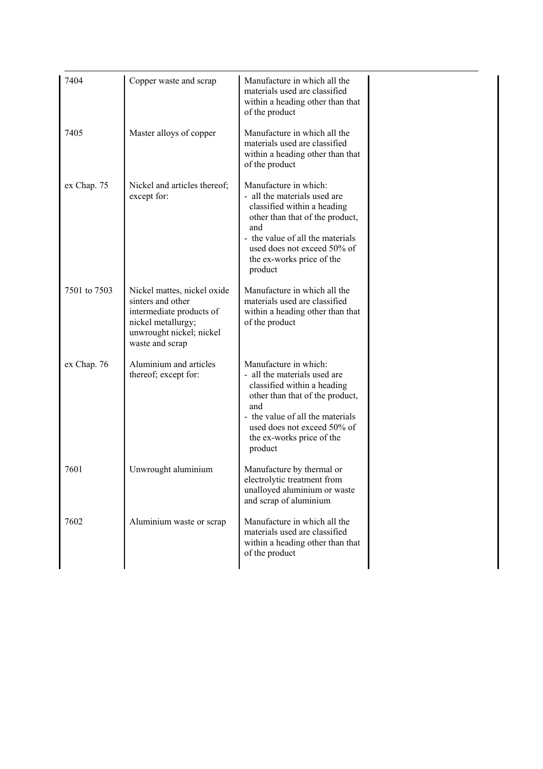| | | | |
|---|---|---|---|
| 7404 | Copper waste and scrap | Manufacture in which all the materials used are classified within a heading other than that of the product | |
| 7405 | Master alloys of copper | Manufacture in which all the materials used are classified within a heading other than that of the product | |
| ex Chap. 75 | Nickel and articles thereof; except for: | Manufacture in which:<br>- all the materials used are classified within a heading other than that of the product, and<br>- the value of all the materials used does not exceed 50% of the ex-works price of the product | |
| 7501 to 7503 | Nickel mattes, nickel oxide sinters and other intermediate products of nickel metallurgy; unwrought nickel; nickel waste and scrap | Manufacture in which all the materials used are classified within a heading other than that of the product | |
| ex Chap. 76 | Aluminium and articles thereof; except for: | Manufacture in which:<br>- all the materials used are classified within a heading other than that of the product, and<br>- the value of all the materials used does not exceed 50% of the ex-works price of the product | |
| 7601 | Unwrought aluminium | Manufacture by thermal or electrolytic treatment from unalloyed aluminium or waste and scrap of aluminium | |
| 7602 | Aluminium waste or scrap | Manufacture in which all the materials used are classified within a heading other than that of the product | |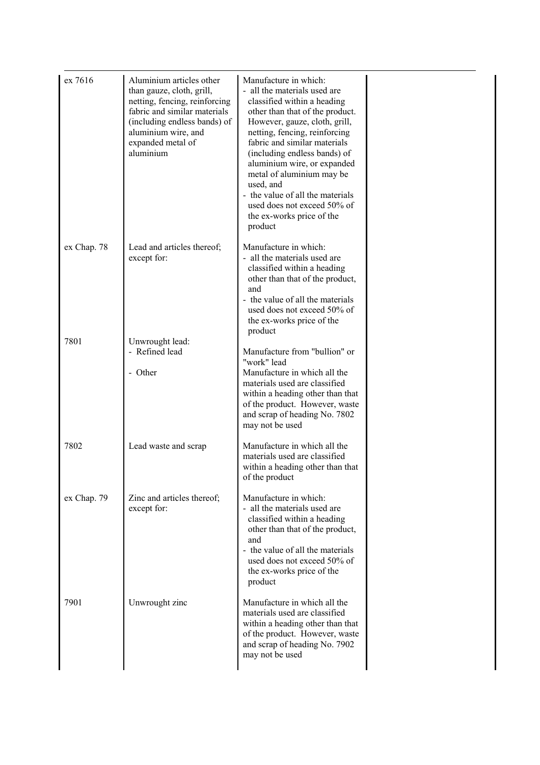| | | | |
|---|---|---|---|
| ex 7616 | Aluminium articles other than gauze, cloth, grill, netting, fencing, reinforcing fabric and similar materials (including endless bands) of aluminium wire, and expanded metal of aluminium | Manufacture in which:<br>- all the materials used are classified within a heading other than that of the product. However, gauze, cloth, grill, netting, fencing, reinforcing fabric and similar materials (including endless bands) of aluminium wire, or expanded metal of aluminium may be used, and<br>- the value of all the materials used does not exceed 50% of the ex-works price of the product | |
| ex Chap. 78 | Lead and articles thereof; except for: | Manufacture in which:<br>- all the materials used are classified within a heading other than that of the product, and<br>- the value of all the materials used does not exceed 50% of the ex-works price of the product | |
| 7801 | Unwrought lead:<br>- Refined lead | Manufacture from "bullion" or "work" lead | |
| | - Other | Manufacture in which all the materials used are classified within a heading other than that of the product. However, waste and scrap of heading No. 7802 may not be used | |
| 7802 | Lead waste and scrap | Manufacture in which all the materials used are classified within a heading other than that of the product | |
| ex Chap. 79 | Zinc and articles thereof; except for: | Manufacture in which:<br>- all the materials used are classified within a heading other than that of the product, and<br>- the value of all the materials used does not exceed 50% of the ex-works price of the product | |
| 7901 | Unwrought zinc | Manufacture in which all the materials used are classified within a heading other than that of the product. However, waste and scrap of heading No. 7902 may not be used | |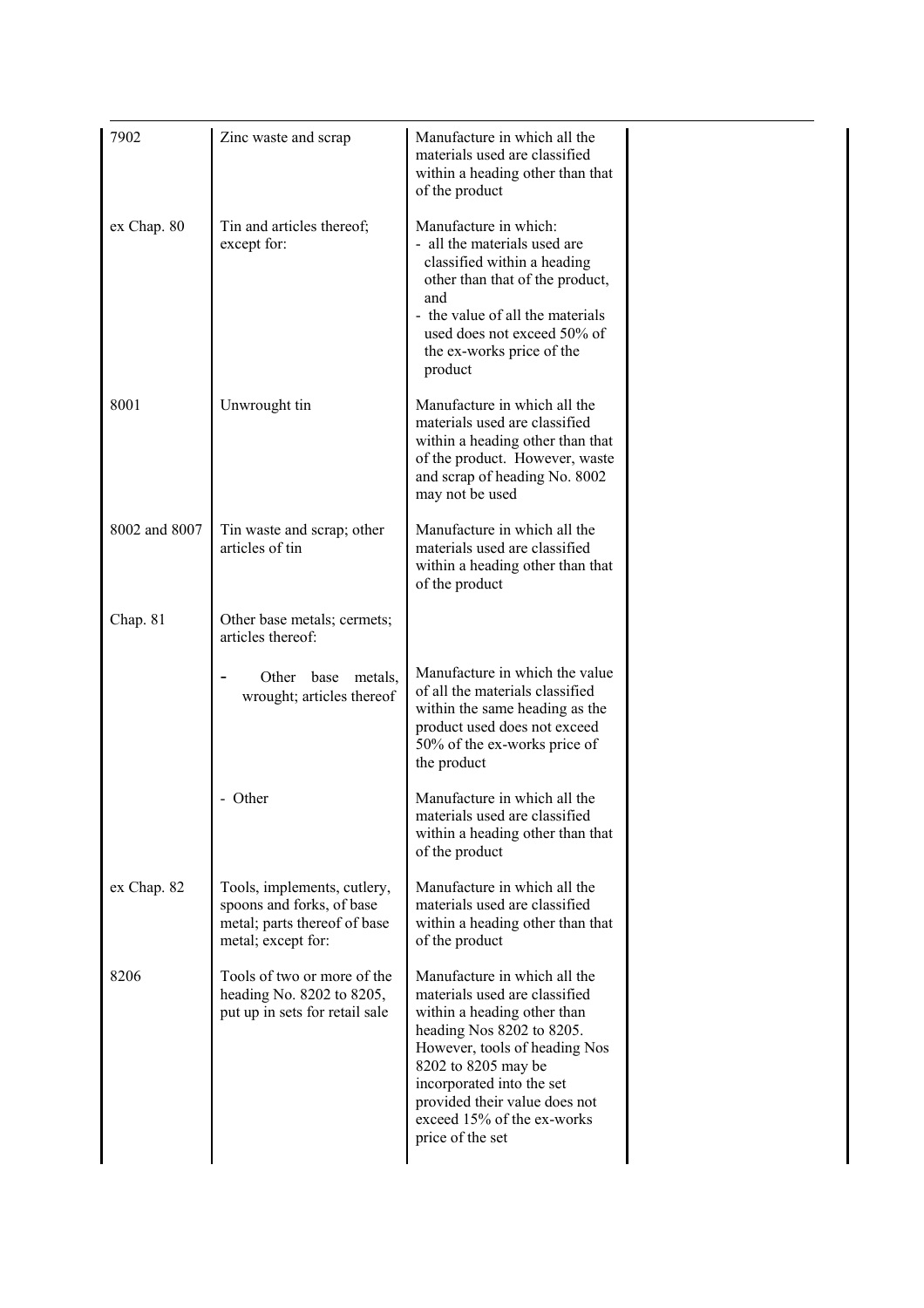| | | | |
|---|---|---|---|
| 7902 | Zinc waste and scrap | Manufacture in which all the materials used are classified within a heading other than that of the product | |
| ex Chap. 80 | Tin and articles thereof; except for: | Manufacture in which:<br>- all the materials used are classified within a heading other than that of the product, and<br>- the value of all the materials used does not exceed 50% of the ex-works price of the product | |
| 8001 | Unwrought tin | Manufacture in which all the materials used are classified within a heading other than that of the product. However, waste and scrap of heading No. 8002 may not be used | |
| 8002 and 8007 | Tin waste and scrap; other articles of tin | Manufacture in which all the materials used are classified within a heading other than that of the product | |
| Chap. 81 | Other base metals; cermets; articles thereof: | | |
| | - Other base metals, wrought; articles thereof | Manufacture in which the value of all the materials classified within the same heading as the product used does not exceed 50% of the ex-works price of the product | |
| | - Other | Manufacture in which all the materials used are classified within a heading other than that of the product | |
| ex Chap. 82 | Tools, implements, cutlery, spoons and forks, of base metal; parts thereof of base metal; except for: | Manufacture in which all the materials used are classified within a heading other than that of the product | |
| 8206 | Tools of two or more of the heading No. 8202 to 8205, put up in sets for retail sale | Manufacture in which all the materials used are classified within a heading other than heading Nos 8202 to 8205. However, tools of heading Nos 8202 to 8205 may be incorporated into the set provided their value does not exceed 15% of the ex-works price of the set | |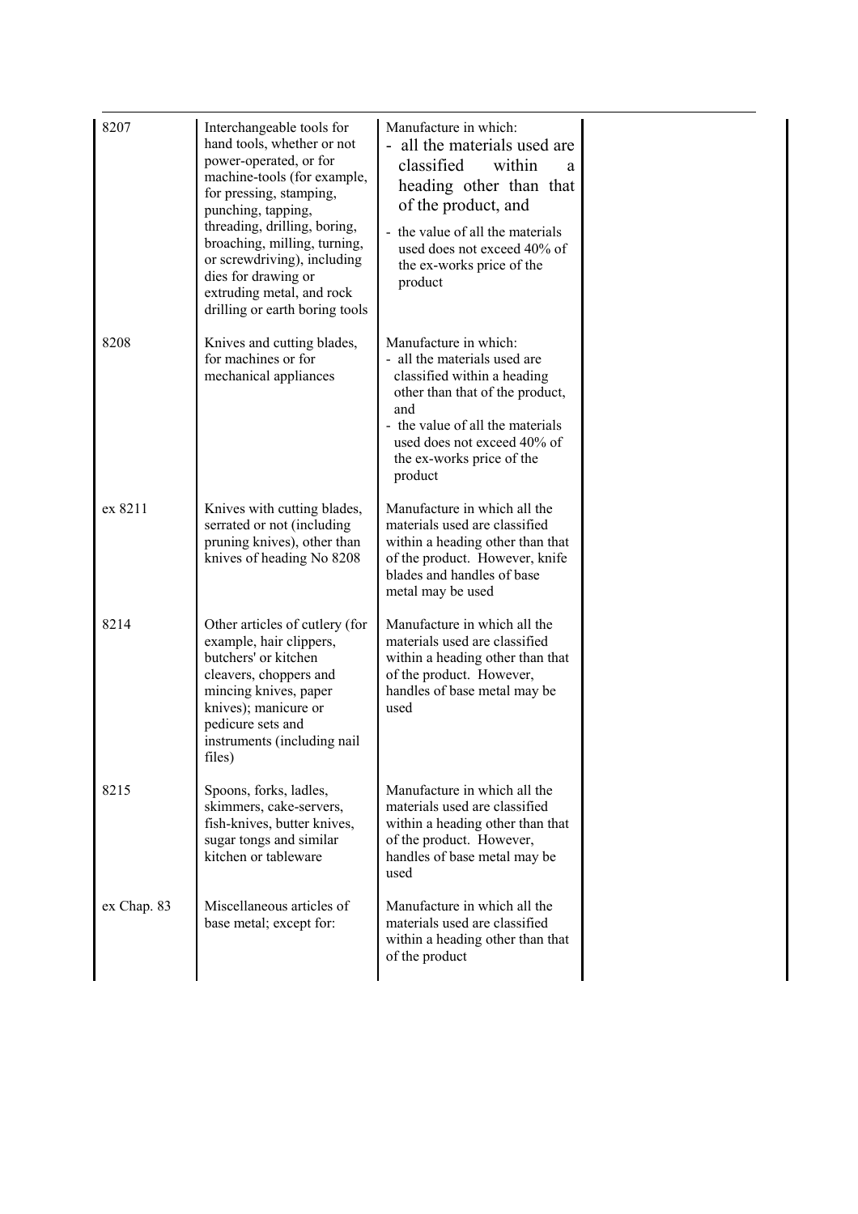| | | | |
|---|---|---|---|
| 8207 | Interchangeable tools for hand tools, whether or not power-operated, or for machine-tools (for example, for pressing, stamping, punching, tapping, threading, drilling, boring, broaching, milling, turning, or screwdriving), including dies for drawing or extruding metal, and rock drilling or earth boring tools | Manufacture in which:<br>- all the materials used are classified within a heading other than that of the product, and<br>- the value of all the materials used does not exceed 40% of the ex-works price of the product | |
| 8208 | Knives and cutting blades, for machines or for mechanical appliances | Manufacture in which:<br>- all the materials used are classified within a heading other than that of the product, and<br>- the value of all the materials used does not exceed 40% of the ex-works price of the product | |
| ex 8211 | Knives with cutting blades, serrated or not (including pruning knives), other than knives of heading No 8208 | Manufacture in which all the materials used are classified within a heading other than that of the product. However, knife blades and handles of base metal may be used | |
| 8214 | Other articles of cutlery (for example, hair clippers, butchers' or kitchen cleavers, choppers and mincing knives, paper knives); manicure or pedicure sets and instruments (including nail files) | Manufacture in which all the materials used are classified within a heading other than that of the product. However, handles of base metal may be used | |
| 8215 | Spoons, forks, ladles, skimmers, cake-servers, fish-knives, butter knives, sugar tongs and similar kitchen or tableware | Manufacture in which all the materials used are classified within a heading other than that of the product. However, handles of base metal may be used | |
| ex Chap. 83 | Miscellaneous articles of base metal; except for: | Manufacture in which all the materials used are classified within a heading other than that of the product | |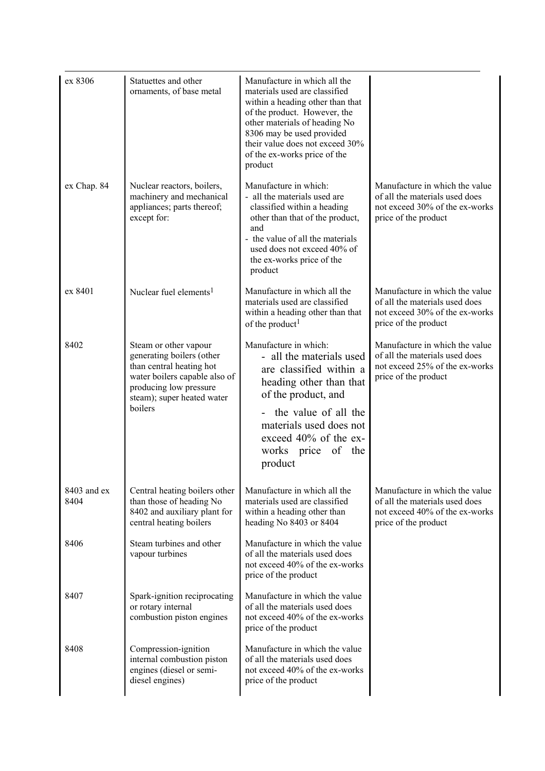| | | | |
|---|---|---|---|
| ex 8306 | Statuettes and other ornaments, of base metal | Manufacture in which all the materials used are classified within a heading other than that of the product. However, the other materials of heading No 8306 may be used provided their value does not exceed 30% of the ex-works price of the product | |
| ex Chap. 84 | Nuclear reactors, boilers, machinery and mechanical appliances; parts thereof; except for: | Manufacture in which:<br>- all the materials used are classified within a heading other than that of the product, and<br>- the value of all the materials used does not exceed 40% of the ex-works price of the product | Manufacture in which the value of all the materials used does not exceed 30% of the ex-works price of the product |
| ex 8401 | Nuclear fuel elements[1] | Manufacture in which all the materials used are classified within a heading other than that of the product[1] | Manufacture in which the value of all the materials used does not exceed 30% of the ex-works price of the product |
| 8402 | Steam or other vapour generating boilers (other than central heating hot water boilers capable also of producing low pressure steam); super heated water boilers | Manufacture in which:<br>- all the materials used are classified within a heading other than that of the product, and<br>- the value of all the materials used does not exceed 40% of the ex-works price of the product | Manufacture in which the value of all the materials used does not exceed 25% of the ex-works price of the product |
| 8403 and ex 8404 | Central heating boilers other than those of heading No 8402 and auxiliary plant for central heating boilers | Manufacture in which all the materials used are classified within a heading other than heading No 8403 or 8404 | Manufacture in which the value of all the materials used does not exceed 40% of the ex-works price of the product |
| 8406 | Steam turbines and other vapour turbines | Manufacture in which the value of all the materials used does not exceed 40% of the ex-works price of the product | |
| 8407 | Spark-ignition reciprocating or rotary internal combustion piston engines | Manufacture in which the value of all the materials used does not exceed 40% of the ex-works price of the product | |
| 8408 | Compression-ignition internal combustion piston engines (diesel or semi-diesel engines) | Manufacture in which the value of all the materials used does not exceed 40% of the ex-works price of the product | |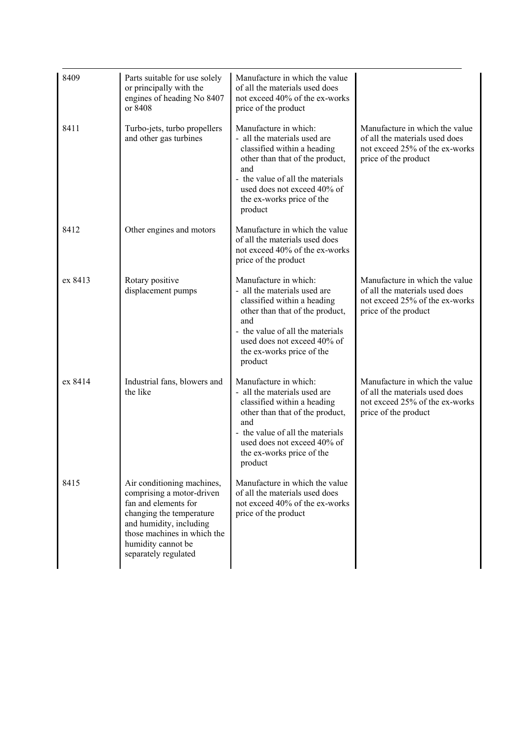| | | | |
|---|---|---|---|
| 8409 | Parts suitable for use solely or principally with the engines of heading No 8407 or 8408 | Manufacture in which the value of all the materials used does not exceed 40% of the ex-works price of the product | |
| 8411 | Turbo-jets, turbo propellers and other gas turbines | Manufacture in which:<br>- all the materials used are classified within a heading other than that of the product, and<br>- the value of all the materials used does not exceed 40% of the ex-works price of the product | Manufacture in which the value of all the materials used does not exceed 25% of the ex-works price of the product |
| 8412 | Other engines and motors | Manufacture in which the value of all the materials used does not exceed 40% of the ex-works price of the product | |
| ex 8413 | Rotary positive displacement pumps | Manufacture in which:<br>- all the materials used are classified within a heading other than that of the product, and<br>- the value of all the materials used does not exceed 40% of the ex-works price of the product | Manufacture in which the value of all the materials used does not exceed 25% of the ex-works price of the product |
| ex 8414 | Industrial fans, blowers and the like | Manufacture in which:<br>- all the materials used are classified within a heading other than that of the product, and<br>- the value of all the materials used does not exceed 40% of the ex-works price of the product | Manufacture in which the value of all the materials used does not exceed 25% of the ex-works price of the product |
| 8415 | Air conditioning machines, comprising a motor-driven fan and elements for changing the temperature and humidity, including those machines in which the humidity cannot be separately regulated | Manufacture in which the value of all the materials used does not exceed 40% of the ex-works price of the product | |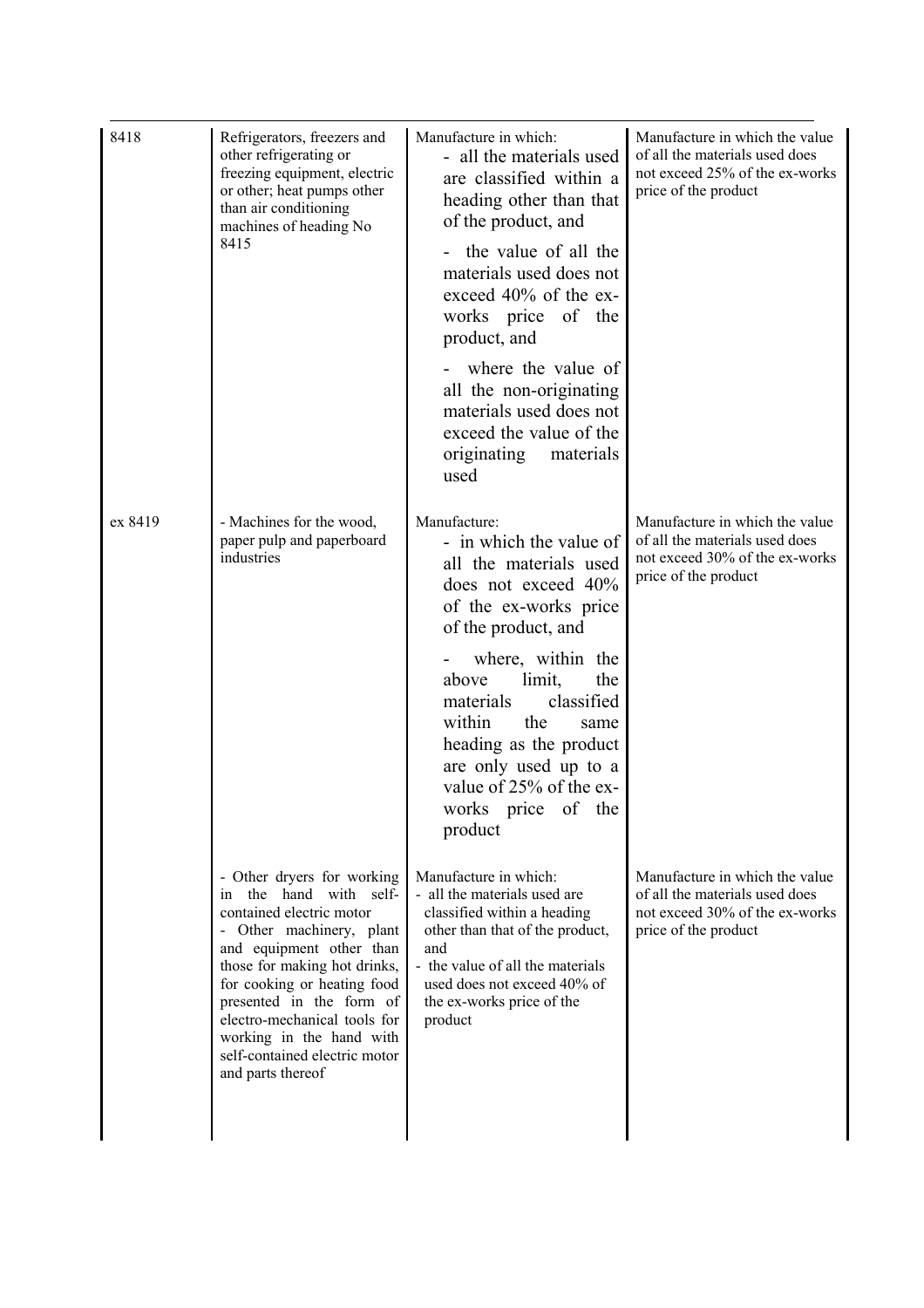| | | | |
|---|---|---|---|
| 8418 | Refrigerators, freezers and other refrigerating or freezing equipment, electric or other; heat pumps other than air conditioning machines of heading No 8415 | Manufacture in which:<br>- all the materials used are classified within a heading other than that of the product, and<br>- the value of all the materials used does not exceed 40% of the ex-works price of the product, and<br>- where the value of all the non-originating materials used does not exceed the value of the originating materials used | Manufacture in which the value of all the materials used does not exceed 25% of the ex-works price of the product |
| ex 8419 | - Machines for the wood, paper pulp and paperboard industries | Manufacture:<br>- in which the value of all the materials used does not exceed 40% of the ex-works price of the product, and<br>- where, within the above limit, the materials classified within the same heading as the product are only used up to a value of 25% of the ex-works price of the product | Manufacture in which the value of all the materials used does not exceed 30% of the ex-works price of the product |
| | - Other dryers for working in the hand with self-contained electric motor<br>- Other machinery, plant and equipment other than those for making hot drinks, for cooking or heating food presented in the form of electro-mechanical tools for working in the hand with self-contained electric motor and parts thereof | Manufacture in which:<br>- all the materials used are classified within a heading other than that of the product, and<br>- the value of all the materials used does not exceed 40% of the ex-works price of the product | Manufacture in which the value of all the materials used does not exceed 30% of the ex-works price of the product |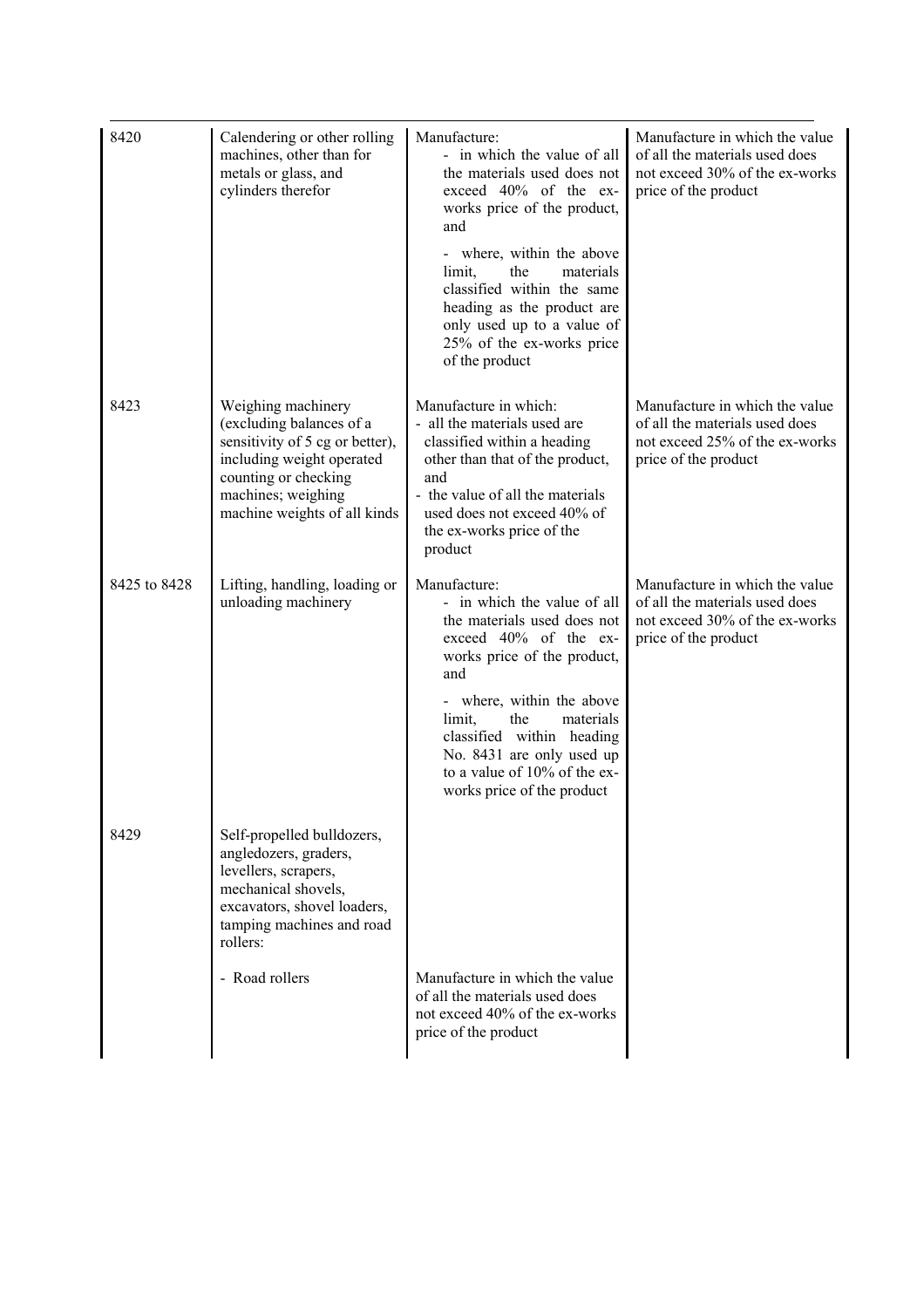| | | | |
|---|---|---|---|
| 8420 | Calendering or other rolling machines, other than for metals or glass, and cylinders therefor | Manufacture:<br>- in which the value of all the materials used does not exceed 40% of the ex-works price of the product, and<br>- where, within the above limit, the materials classified within the same heading as the product are only used up to a value of 25% of the ex-works price of the product | Manufacture in which the value of all the materials used does not exceed 30% of the ex-works price of the product |
| 8423 | Weighing machinery (excluding balances of a sensitivity of 5 cg or better), including weight operated counting or checking machines; weighing machine weights of all kinds | Manufacture in which:<br>- all the materials used are classified within a heading other than that of the product, and<br>- the value of all the materials used does not exceed 40% of the ex-works price of the product | Manufacture in which the value of all the materials used does not exceed 25% of the ex-works price of the product |
| 8425 to 8428 | Lifting, handling, loading or unloading machinery | Manufacture:<br>- in which the value of all the materials used does not exceed 40% of the ex-works price of the product, and<br>- where, within the above limit, the materials classified within heading No. 8431 are only used up to a value of 10% of the ex-works price of the product | Manufacture in which the value of all the materials used does not exceed 30% of the ex-works price of the product |
| 8429 | Self-propelled bulldozers, angledozers, graders, levellers, scrapers, mechanical shovels, excavators, shovel loaders, tamping machines and road rollers: | | |
| | - Road rollers | Manufacture in which the value of all the materials used does not exceed 40% of the ex-works price of the product | |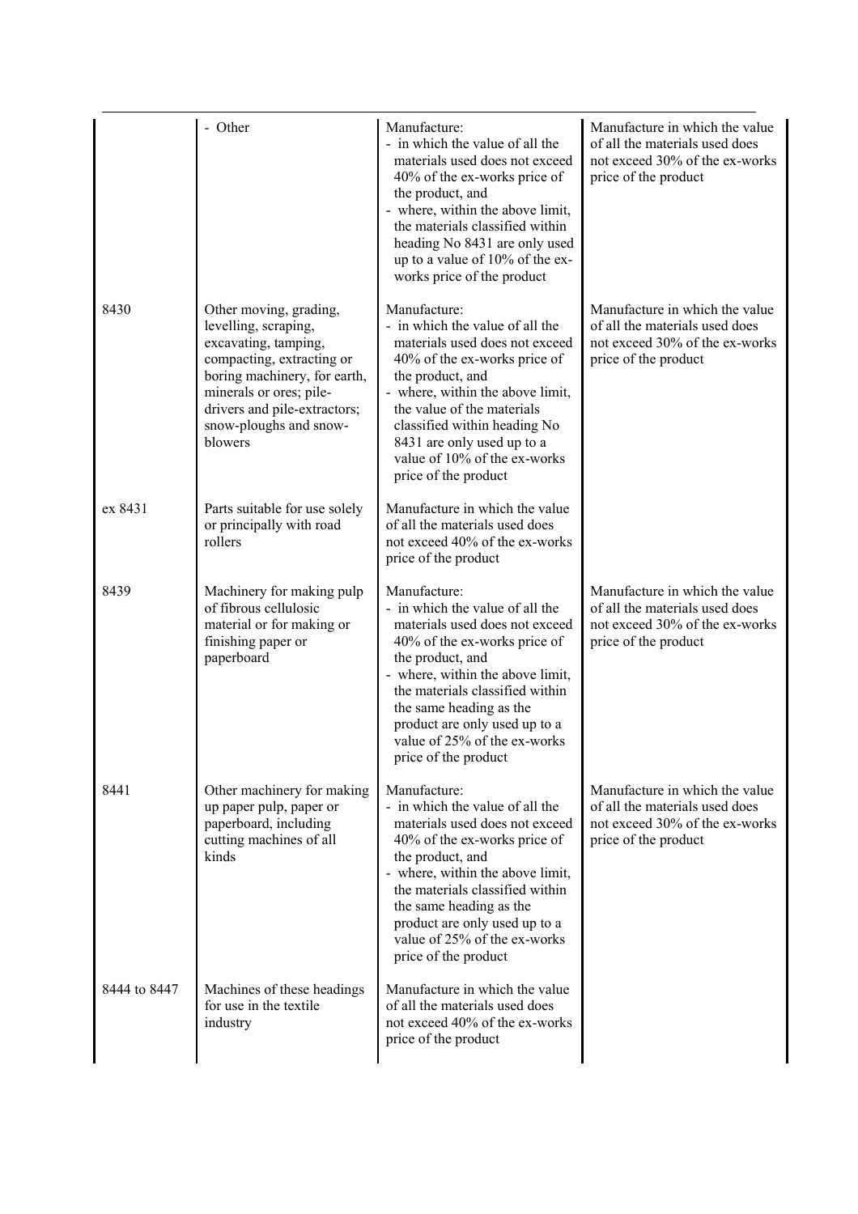| | | | |
|---|---|---|---|
| | - Other | Manufacture:<br>- in which the value of all the materials used does not exceed 40% of the ex-works price of the product, and<br>- where, within the above limit, the materials classified within heading No 8431 are only used up to a value of 10% of the ex-works price of the product | Manufacture in which the value of all the materials used does not exceed 30% of the ex-works price of the product |
| 8430 | Other moving, grading, levelling, scraping, excavating, tamping, compacting, extracting or boring machinery, for earth, minerals or ores; pile-drivers and pile-extractors; snow-ploughs and snow-blowers | Manufacture:<br>- in which the value of all the materials used does not exceed 40% of the ex-works price of the product, and<br>- where, within the above limit, the value of the materials classified within heading No 8431 are only used up to a value of 10% of the ex-works price of the product | Manufacture in which the value of all the materials used does not exceed 30% of the ex-works price of the product |
| ex 8431 | Parts suitable for use solely or principally with road rollers | Manufacture in which the value of all the materials used does not exceed 40% of the ex-works price of the product | |
| 8439 | Machinery for making pulp of fibrous cellulosic material or for making or finishing paper or paperboard | Manufacture:<br>- in which the value of all the materials used does not exceed 40% of the ex-works price of the product, and<br>- where, within the above limit, the materials classified within the same heading as the product are only used up to a value of 25% of the ex-works price of the product | Manufacture in which the value of all the materials used does not exceed 30% of the ex-works price of the product |
| 8441 | Other machinery for making up paper pulp, paper or paperboard, including cutting machines of all kinds | Manufacture:<br>- in which the value of all the materials used does not exceed 40% of the ex-works price of the product, and<br>- where, within the above limit, the materials classified within the same heading as the product are only used up to a value of 25% of the ex-works price of the product | Manufacture in which the value of all the materials used does not exceed 30% of the ex-works price of the product |
| 8444 to 8447 | Machines of these headings for use in the textile industry | Manufacture in which the value of all the materials used does not exceed 40% of the ex-works price of the product | |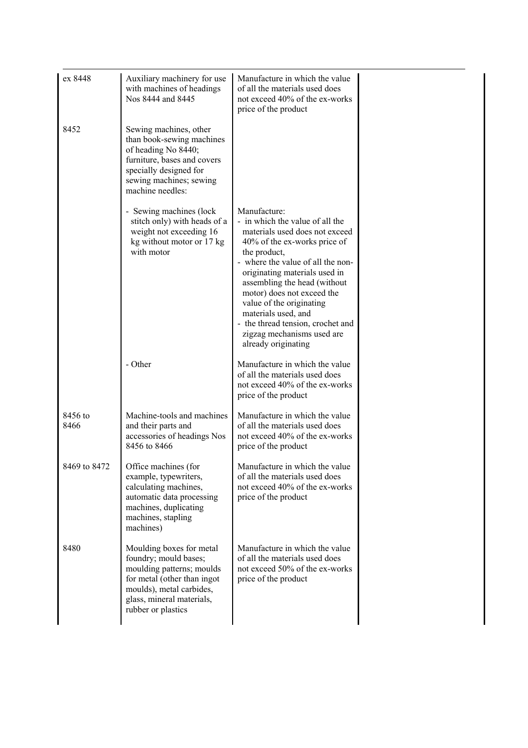| | | | |
|---|---|---|---|
| ex 8448 | Auxiliary machinery for use with machines of headings Nos 8444 and 8445 | Manufacture in which the value of all the materials used does not exceed 40% of the ex-works price of the product | |
| 8452 | Sewing machines, other than book-sewing machines of heading No 8440; furniture, bases and covers specially designed for sewing machines; sewing machine needles: | | |
| | - Sewing machines (lock stitch only) with heads of a weight not exceeding 16 kg without motor or 17 kg with motor | Manufacture:<br>- in which the value of all the materials used does not exceed 40% of the ex-works price of the product,<br>- where the value of all the non-originating materials used in assembling the head (without motor) does not exceed the value of the originating materials used, and<br>- the thread tension, crochet and zigzag mechanisms used are already originating | |
| | - Other | Manufacture in which the value of all the materials used does not exceed 40% of the ex-works price of the product | |
| 8456 to 8466 | Machine-tools and machines and their parts and accessories of headings Nos 8456 to 8466 | Manufacture in which the value of all the materials used does not exceed 40% of the ex-works price of the product | |
| 8469 to 8472 | Office machines (for example, typewriters, calculating machines, automatic data processing machines, duplicating machines, stapling machines) | Manufacture in which the value of all the materials used does not exceed 40% of the ex-works price of the product | |
| 8480 | Moulding boxes for metal foundry; mould bases; moulding patterns; moulds for metal (other than ingot moulds), metal carbides, glass, mineral materials, rubber or plastics | Manufacture in which the value of all the materials used does not exceed 50% of the ex-works price of the product | |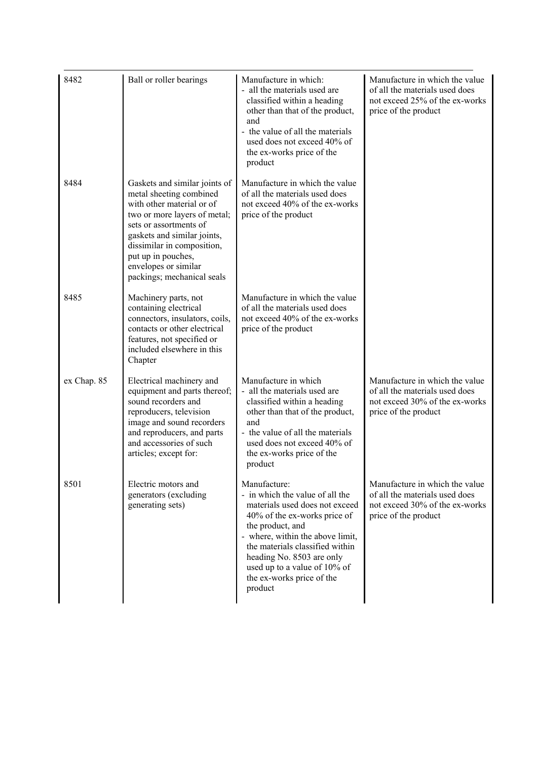| | | | |
|---|---|---|---|
| 8482 | Ball or roller bearings | Manufacture in which:<br>- all the materials used are classified within a heading other than that of the product, and<br>- the value of all the materials used does not exceed 40% of the ex-works price of the product | Manufacture in which the value of all the materials used does not exceed 25% of the ex-works price of the product |
| 8484 | Gaskets and similar joints of metal sheeting combined with other material or of two or more layers of metal; sets or assortments of gaskets and similar joints, dissimilar in composition, put up in pouches, envelopes or similar packings; mechanical seals | Manufacture in which the value of all the materials used does not exceed 40% of the ex-works price of the product | |
| 8485 | Machinery parts, not containing electrical connectors, insulators, coils, contacts or other electrical features, not specified or included elsewhere in this Chapter | Manufacture in which the value of all the materials used does not exceed 40% of the ex-works price of the product | |
| ex Chap. 85 | Electrical machinery and equipment and parts thereof; sound recorders and reproducers, television image and sound recorders and reproducers, and parts and accessories of such articles; except for: | Manufacture in which<br>- all the materials used are classified within a heading other than that of the product, and<br>- the value of all the materials used does not exceed 40% of the ex-works price of the product | Manufacture in which the value of all the materials used does not exceed 30% of the ex-works price of the product |
| 8501 | Electric motors and generators (excluding generating sets) | Manufacture:<br>- in which the value of all the materials used does not exceed 40% of the ex-works price of the product, and<br>- where, within the above limit, the materials classified within heading No. 8503 are only used up to a value of 10% of the ex-works price of the product | Manufacture in which the value of all the materials used does not exceed 30% of the ex-works price of the product |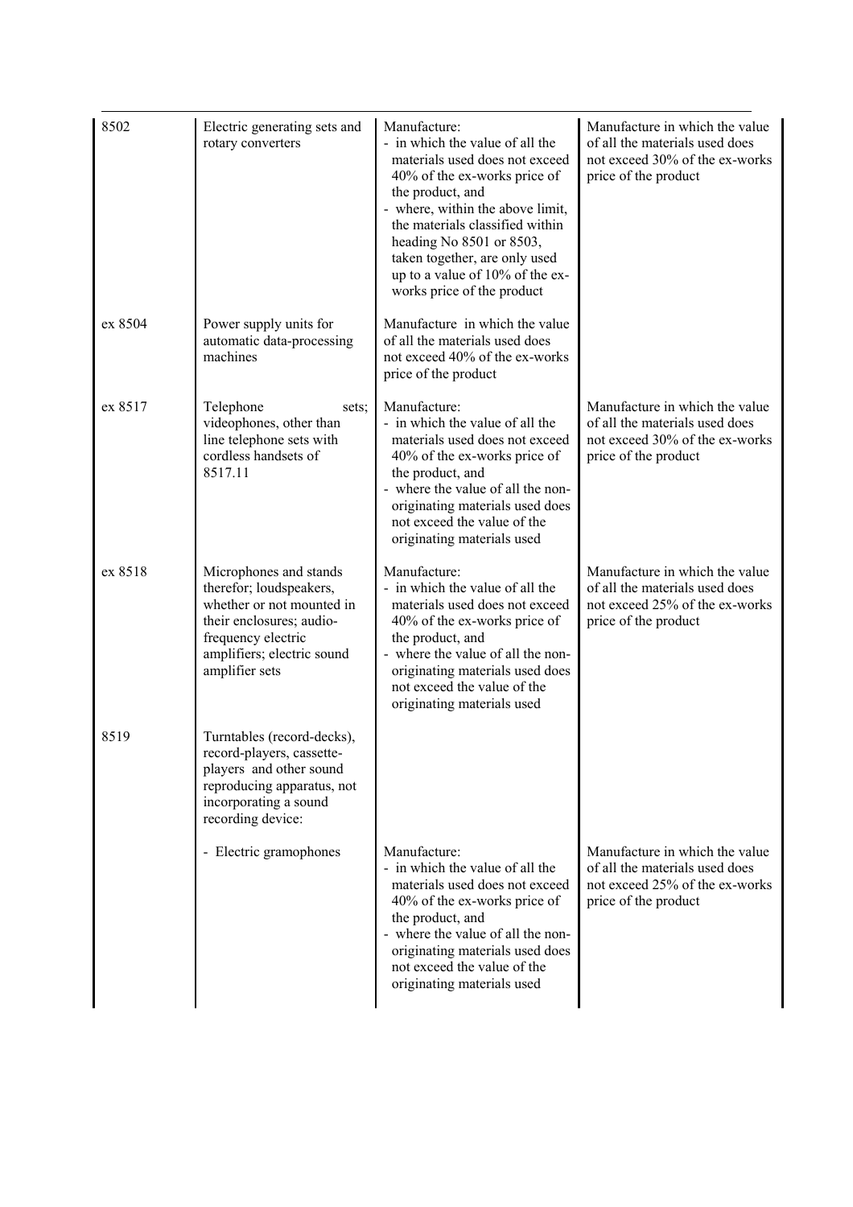| | | | |
|---|---|---|---|
| 8502 | Electric generating sets and rotary converters | Manufacture:<br>- in which the value of all the materials used does not exceed 40% of the ex-works price of the product, and<br>- where, within the above limit, the materials classified within heading No 8501 or 8503, taken together, are only used up to a value of 10% of the ex-works price of the product | Manufacture in which the value of all the materials used does not exceed 30% of the ex-works price of the product |
| ex 8504 | Power supply units for automatic data-processing machines | Manufacture in which the value of all the materials used does not exceed 40% of the ex-works price of the product | |
| ex 8517 | Telephone sets; videophones, other than line telephone sets with cordless handsets of 8517.11 | Manufacture:<br>- in which the value of all the materials used does not exceed 40% of the ex-works price of the product, and<br>- where the value of all the non-originating materials used does not exceed the value of the originating materials used | Manufacture in which the value of all the materials used does not exceed 30% of the ex-works price of the product |
| ex 8518 | Microphones and stands therefor; loudspeakers, whether or not mounted in their enclosures; audio-frequency electric amplifiers; electric sound amplifier sets | Manufacture:<br>- in which the value of all the materials used does not exceed 40% of the ex-works price of the product, and<br>- where the value of all the non-originating materials used does not exceed the value of the originating materials used | Manufacture in which the value of all the materials used does not exceed 25% of the ex-works price of the product |
| 8519 | Turntables (record-decks), record-players, cassette-players and other sound reproducing apparatus, not incorporating a sound recording device: | | |
| | - Electric gramophones | Manufacture:<br>- in which the value of all the materials used does not exceed 40% of the ex-works price of the product, and<br>- where the value of all the non-originating materials used does not exceed the value of the originating materials used | Manufacture in which the value of all the materials used does not exceed 25% of the ex-works price of the product |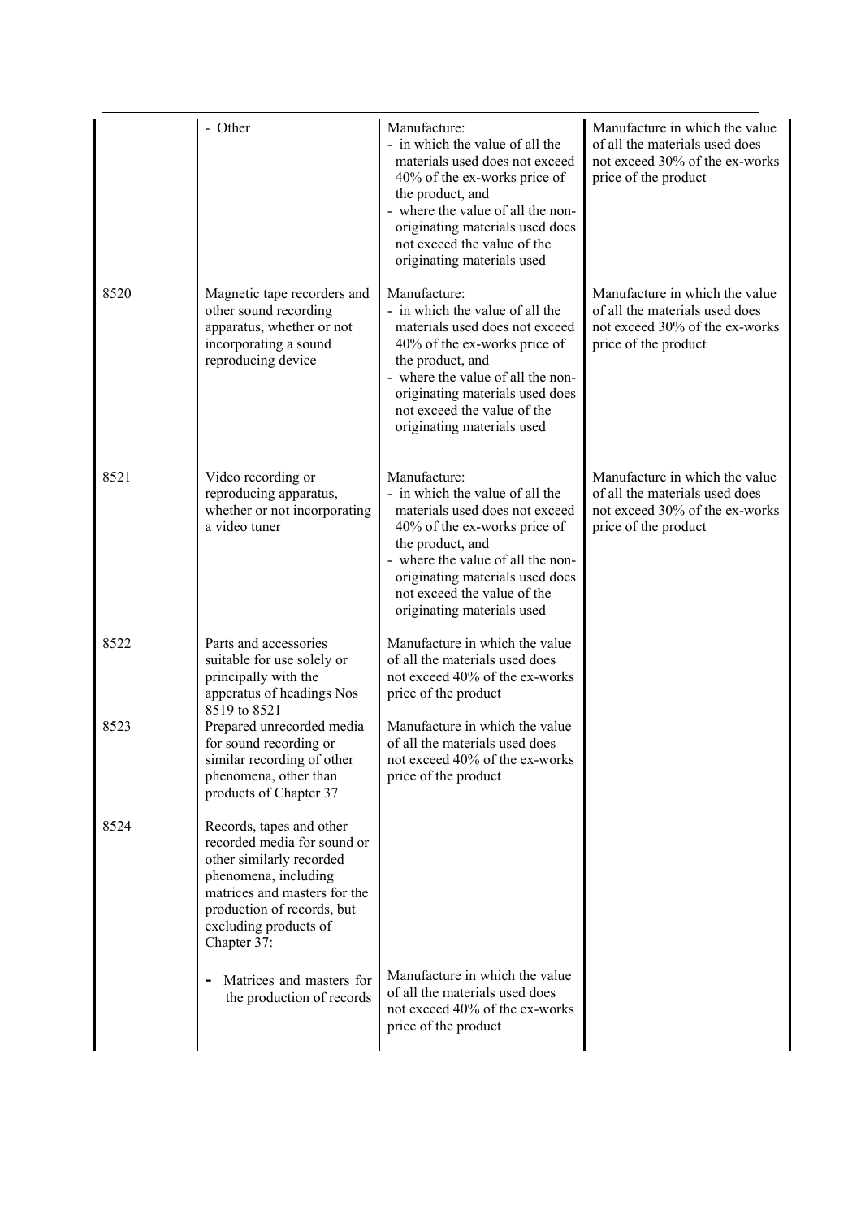| | | | |
|---|---|---|---|
| | - Other | Manufacture:<br>- in which the value of all the materials used does not exceed 40% of the ex-works price of the product, and<br>- where the value of all the non-originating materials used does not exceed the value of the originating materials used | Manufacture in which the value of all the materials used does not exceed 30% of the ex-works price of the product |
| 8520 | Magnetic tape recorders and other sound recording apparatus, whether or not incorporating a sound reproducing device | Manufacture:<br>- in which the value of all the materials used does not exceed 40% of the ex-works price of the product, and<br>- where the value of all the non-originating materials used does not exceed the value of the originating materials used | Manufacture in which the value of all the materials used does not exceed 30% of the ex-works price of the product |
| 8521 | Video recording or reproducing apparatus, whether or not incorporating a video tuner | Manufacture:<br>- in which the value of all the materials used does not exceed 40% of the ex-works price of the product, and<br>- where the value of all the non-originating materials used does not exceed the value of the originating materials used | Manufacture in which the value of all the materials used does not exceed 30% of the ex-works price of the product |
| 8522 | Parts and accessories suitable for use solely or principally with the apperatus of headings Nos 8519 to 8521 | Manufacture in which the value of all the materials used does not exceed 40% of the ex-works price of the product | |
| 8523 | Prepared unrecorded media for sound recording or similar recording of other phenomena, other than products of Chapter 37 | Manufacture in which the value of all the materials used does not exceed 40% of the ex-works price of the product | |
| 8524 | Records, tapes and other recorded media for sound or other similarly recorded phenomena, including matrices and masters for the production of records, but excluding products of Chapter 37: | | |
| | - Matrices and masters for the production of records | Manufacture in which the value of all the materials used does not exceed 40% of the ex-works price of the product | |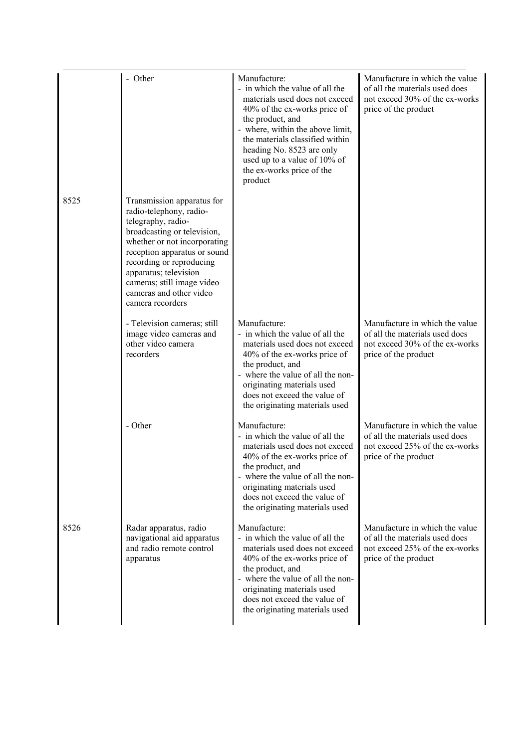| | | | |
|---|---|---|---|
| | - Other | Manufacture:<br>- in which the value of all the materials used does not exceed 40% of the ex-works price of the product, and<br>- where, within the above limit, the materials classified within heading No. 8523 are only used up to a value of 10% of the ex-works price of the product | Manufacture in which the value of all the materials used does not exceed 30% of the ex-works price of the product |
| 8525 | Transmission apparatus for radio-telephony, radio-telegraphy, radio-broadcasting or television, whether or not incorporating reception apparatus or sound recording or reproducing apparatus; television cameras; still image video cameras and other video camera recorders | | |
| | - Television cameras; still image video cameras and other video camera recorders | Manufacture:<br>- in which the value of all the materials used does not exceed 40% of the ex-works price of the product, and<br>- where the value of all the non-originating materials used does not exceed the value of the originating materials used | Manufacture in which the value of all the materials used does not exceed 30% of the ex-works price of the product |
| | - Other | Manufacture:<br>- in which the value of all the materials used does not exceed 40% of the ex-works price of the product, and<br>- where the value of all the non-originating materials used does not exceed the value of the originating materials used | Manufacture in which the value of all the materials used does not exceed 25% of the ex-works price of the product |
| 8526 | Radar apparatus, radio navigational aid apparatus and radio remote control apparatus | Manufacture:<br>- in which the value of all the materials used does not exceed 40% of the ex-works price of the product, and<br>- where the value of all the non-originating materials used does not exceed the value of the originating materials used | Manufacture in which the value of all the materials used does not exceed 25% of the ex-works price of the product |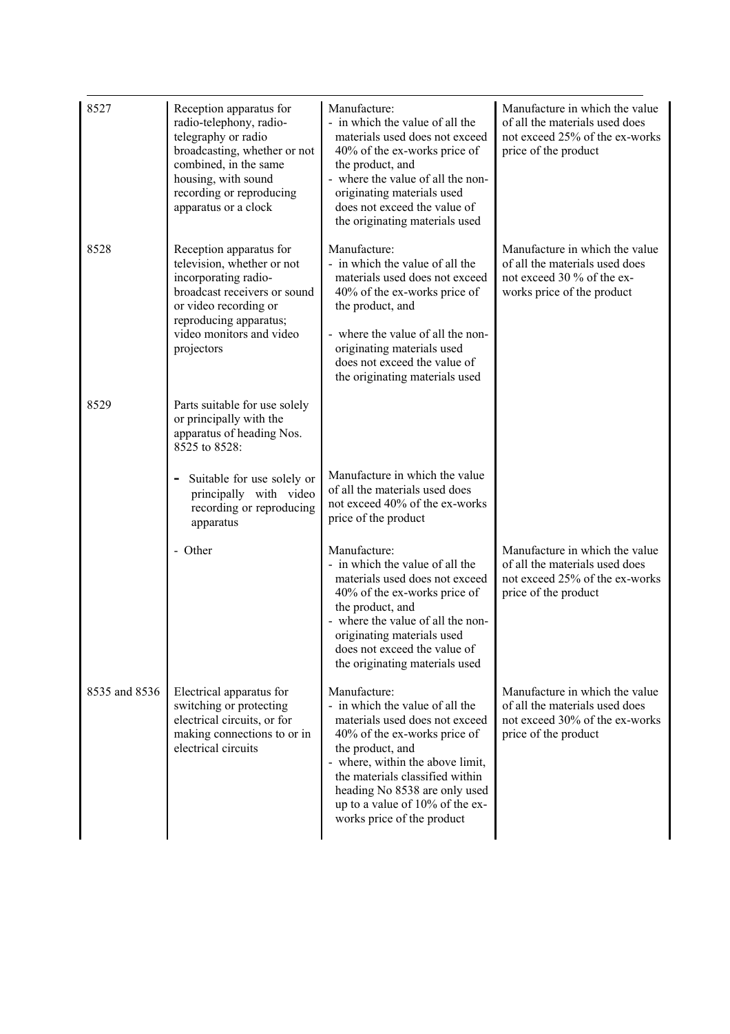| | | | |
|---|---|---|---|
| 8527 | Reception apparatus for radio-telephony, radio-telegraphy or radio broadcasting, whether or not combined, in the same housing, with sound recording or reproducing apparatus or a clock | Manufacture:<br>- in which the value of all the materials used does not exceed 40% of the ex-works price of the product, and<br>- where the value of all the non-originating materials used does not exceed the value of the originating materials used | Manufacture in which the value of all the materials used does not exceed 25% of the ex-works price of the product |
| 8528 | Reception apparatus for television, whether or not incorporating radio-broadcast receivers or sound or video recording or reproducing apparatus; video monitors and video projectors | Manufacture:<br>- in which the value of all the materials used does not exceed 40% of the ex-works price of the product, and<br>- where the value of all the non-originating materials used does not exceed the value of the originating materials used | Manufacture in which the value of all the materials used does not exceed 30 % of the ex-works price of the product |
| 8529 | Parts suitable for use solely or principally with the apparatus of heading Nos. 8525 to 8528: | | |
| | - Suitable for use solely or principally with video recording or reproducing apparatus | Manufacture in which the value of all the materials used does not exceed 40% of the ex-works price of the product | |
| | - Other | Manufacture:<br>- in which the value of all the materials used does not exceed 40% of the ex-works price of the product, and<br>- where the value of all the non-originating materials used does not exceed the value of the originating materials used | Manufacture in which the value of all the materials used does not exceed 25% of the ex-works price of the product |
| 8535 and 8536 | Electrical apparatus for switching or protecting electrical circuits, or for making connections to or in electrical circuits | Manufacture:<br>- in which the value of all the materials used does not exceed 40% of the ex-works price of the product, and<br>- where, within the above limit, the materials classified within heading No 8538 are only used up to a value of 10% of the ex-works price of the product | Manufacture in which the value of all the materials used does not exceed 30% of the ex-works price of the product |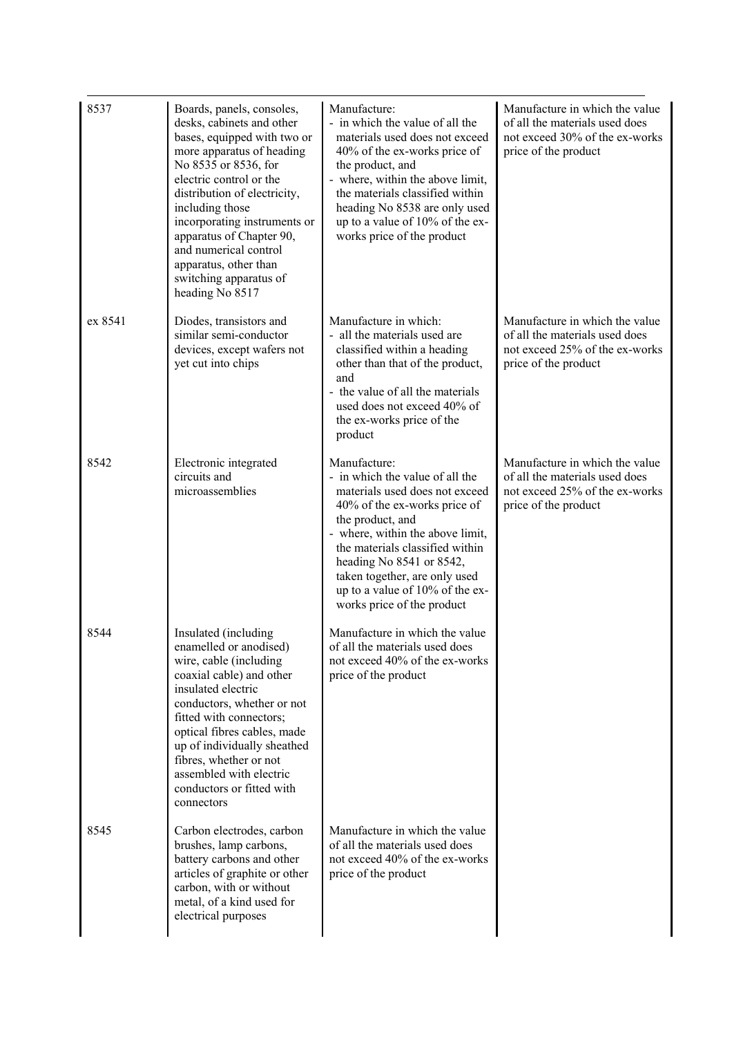| 8537 | Boards, panels, consoles, desks, cabinets and other bases, equipped with two or more apparatus of heading No 8535 or 8536, for electric control or the distribution of electricity, including those incorporating instruments or apparatus of Chapter 90, and numerical control apparatus, other than switching apparatus of heading No 8517 | Manufacture:<br>- in which the value of all the materials used does not exceed 40% of the ex-works price of the product, and<br>- where, within the above limit, the materials classified within heading No 8538 are only used up to a value of 10% of the ex-works price of the product | Manufacture in which the value of all the materials used does not exceed 30% of the ex-works price of the product |
|---|---|---|---|
| ex 8541 | Diodes, transistors and similar semi-conductor devices, except wafers not yet cut into chips | Manufacture in which:<br>- all the materials used are classified within a heading other than that of the product, and<br>- the value of all the materials used does not exceed 40% of the ex-works price of the product | Manufacture in which the value of all the materials used does not exceed 25% of the ex-works price of the product |
| 8542 | Electronic integrated circuits and microassemblies | Manufacture:<br>- in which the value of all the materials used does not exceed 40% of the ex-works price of the product, and<br>- where, within the above limit, the materials classified within heading No 8541 or 8542, taken together, are only used up to a value of 10% of the ex-works price of the product | Manufacture in which the value of all the materials used does not exceed 25% of the ex-works price of the product |
| 8544 | Insulated (including enamelled or anodised) wire, cable (including coaxial cable) and other insulated electric conductors, whether or not fitted with connectors; optical fibres cables, made up of individually sheathed fibres, whether or not assembled with electric conductors or fitted with connectors | Manufacture in which the value of all the materials used does not exceed 40% of the ex-works price of the product | |
| 8545 | Carbon electrodes, carbon brushes, lamp carbons, battery carbons and other articles of graphite or other carbon, with or without metal, of a kind used for electrical purposes | Manufacture in which the value of all the materials used does not exceed 40% of the ex-works price of the product | |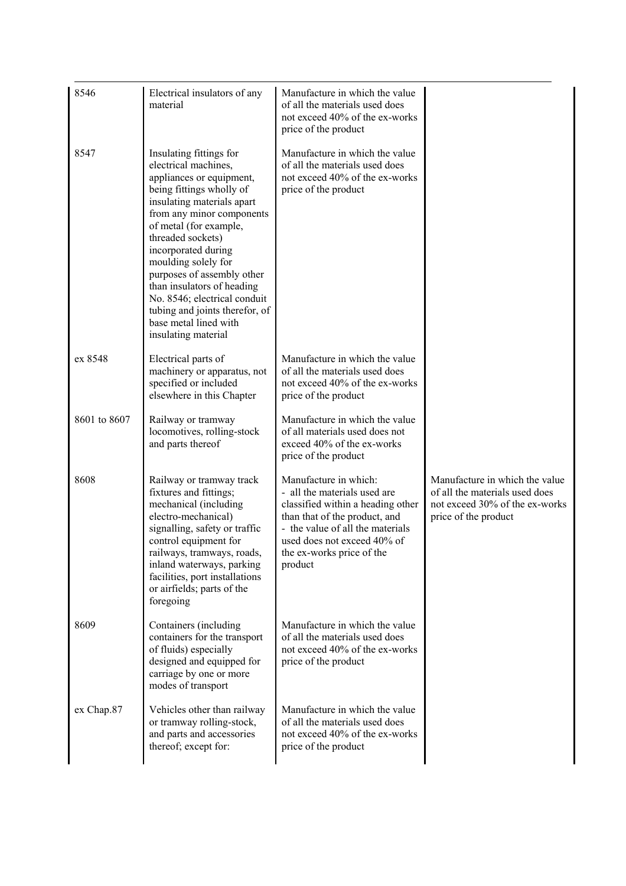| | | | |
|---|---|---|---|
| 8546 | Electrical insulators of any material | Manufacture in which the value of all the materials used does not exceed 40% of the ex-works price of the product | |
| 8547 | Insulating fittings for electrical machines, appliances or equipment, being fittings wholly of insulating materials apart from any minor components of metal (for example, threaded sockets) incorporated during moulding solely for purposes of assembly other than insulators of heading No. 8546; electrical conduit tubing and joints therefor, of base metal lined with insulating material | Manufacture in which the value of all the materials used does not exceed 40% of the ex-works price of the product | |
| ex 8548 | Electrical parts of machinery or apparatus, not specified or included elsewhere in this Chapter | Manufacture in which the value of all the materials used does not exceed 40% of the ex-works price of the product | |
| 8601 to 8607 | Railway or tramway locomotives, rolling-stock and parts thereof | Manufacture in which the value of all materials used does not exceed 40% of the ex-works price of the product | |
| 8608 | Railway or tramway track fixtures and fittings; mechanical (including electro-mechanical) signalling, safety or traffic control equipment for railways, tramways, roads, inland waterways, parking facilities, port installations or airfields; parts of the foregoing | Manufacture in which:<br>- all the materials used are classified within a heading other than that of the product, and<br>- the value of all the materials used does not exceed 40% of the ex-works price of the product | Manufacture in which the value of all the materials used does not exceed 30% of the ex-works price of the product |
| 8609 | Containers (including containers for the transport of fluids) especially designed and equipped for carriage by one or more modes of transport | Manufacture in which the value of all the materials used does not exceed 40% of the ex-works price of the product | |
| ex Chap.87 | Vehicles other than railway or tramway rolling-stock, and parts and accessories thereof; except for: | Manufacture in which the value of all the materials used does not exceed 40% of the ex-works price of the product | |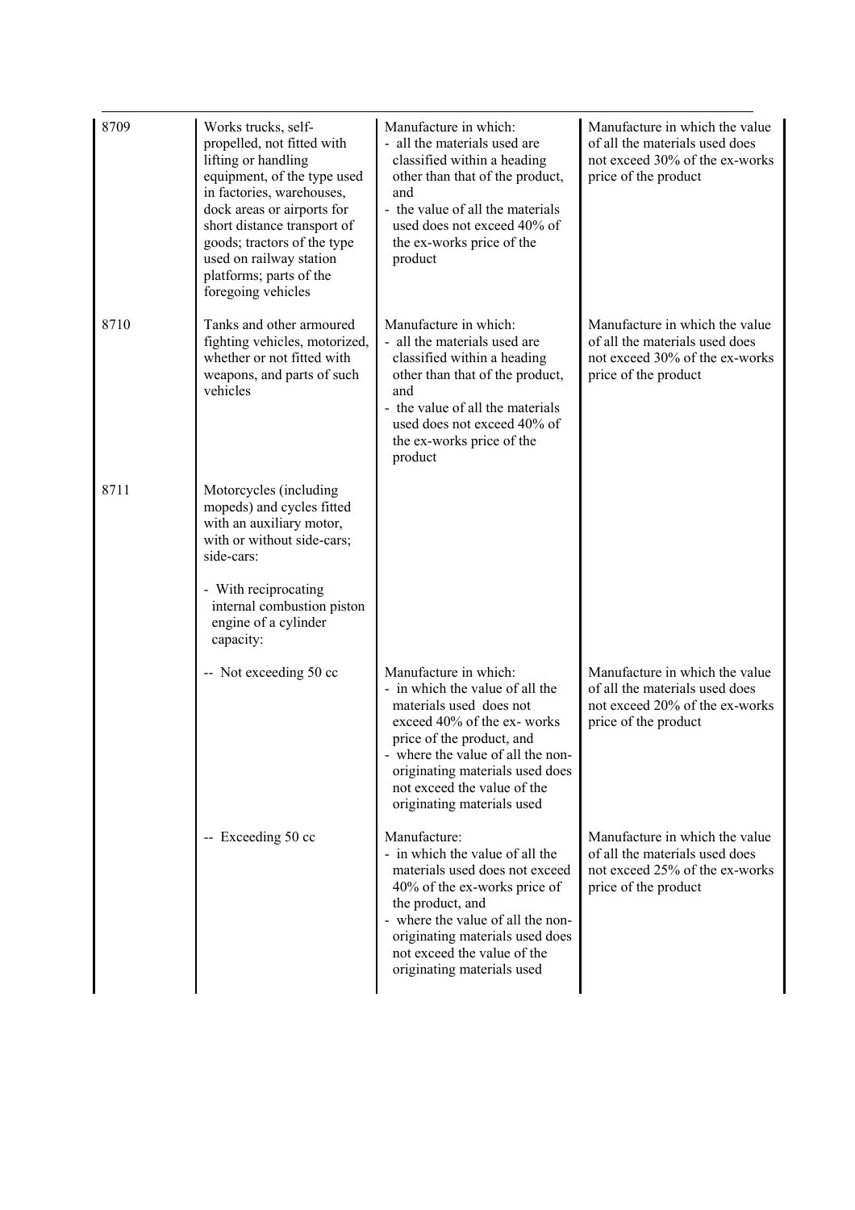| | | | |
|---|---|---|---|
| 8709 | Works trucks, self-propelled, not fitted with lifting or handling equipment, of the type used in factories, warehouses, dock areas or airports for short distance transport of goods; tractors of the type used on railway station platforms; parts of the foregoing vehicles | Manufacture in which:<br>- all the materials used are classified within a heading other than that of the product, and<br>- the value of all the materials used does not exceed 40% of the ex-works price of the product | Manufacture in which the value of all the materials used does not exceed 30% of the ex-works price of the product |
| 8710 | Tanks and other armoured fighting vehicles, motorized, whether or not fitted with weapons, and parts of such vehicles | Manufacture in which:<br>- all the materials used are classified within a heading other than that of the product, and<br>- the value of all the materials used does not exceed 40% of the ex-works price of the product | Manufacture in which the value of all the materials used does not exceed 30% of the ex-works price of the product |
| 8711 | Motorcycles (including mopeds) and cycles fitted with an auxiliary motor, with or without side-cars; side-cars:<br><br>- With reciprocating internal combustion piston engine of a cylinder capacity: | | |
| | -- Not exceeding 50 cc | Manufacture in which:<br>- in which the value of all the materials used does not exceed 40% of the ex- works price of the product, and<br>- where the value of all the non-originating materials used does not exceed the value of the originating materials used | Manufacture in which the value of all the materials used does not exceed 20% of the ex-works price of the product |
| | -- Exceeding 50 cc | Manufacture:<br>- in which the value of all the materials used does not exceed 40% of the ex-works price of the product, and<br>- where the value of all the non-originating materials used does not exceed the value of the originating materials used | Manufacture in which the value of all the materials used does not exceed 25% of the ex-works price of the product |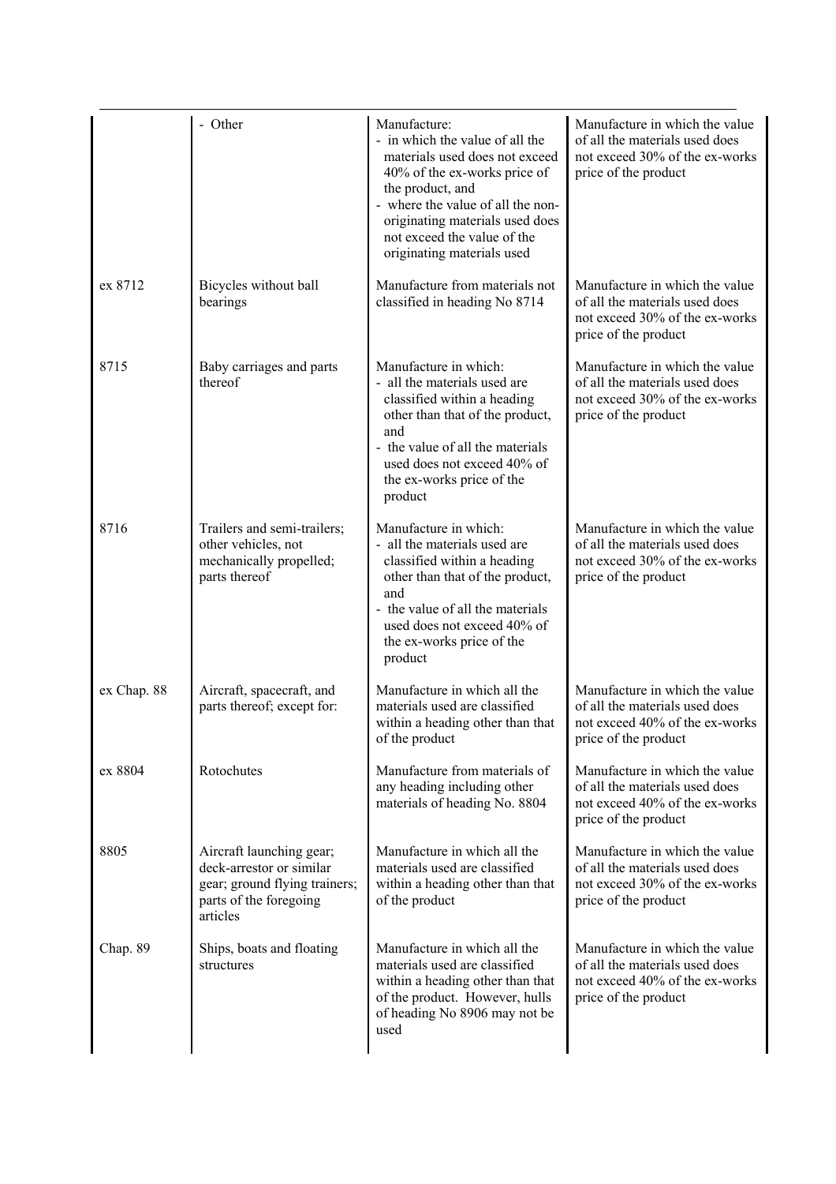| | | | |
|---|---|---|---|
| | - Other | Manufacture:<br>- in which the value of all the materials used does not exceed 40% of the ex-works price of the product, and<br>- where the value of all the non-originating materials used does not exceed the value of the originating materials used | Manufacture in which the value of all the materials used does not exceed 30% of the ex-works price of the product |
| ex 8712 | Bicycles without ball bearings | Manufacture from materials not classified in heading No 8714 | Manufacture in which the value of all the materials used does not exceed 30% of the ex-works price of the product |
| 8715 | Baby carriages and parts thereof | Manufacture in which:<br>- all the materials used are classified within a heading other than that of the product, and<br>- the value of all the materials used does not exceed 40% of the ex-works price of the product | Manufacture in which the value of all the materials used does not exceed 30% of the ex-works price of the product |
| 8716 | Trailers and semi-trailers; other vehicles, not mechanically propelled; parts thereof | Manufacture in which:<br>- all the materials used are classified within a heading other than that of the product, and<br>- the value of all the materials used does not exceed 40% of the ex-works price of the product | Manufacture in which the value of all the materials used does not exceed 30% of the ex-works price of the product |
| ex Chap. 88 | Aircraft, spacecraft, and parts thereof; except for: | Manufacture in which all the materials used are classified within a heading other than that of the product | Manufacture in which the value of all the materials used does not exceed 40% of the ex-works price of the product |
| ex 8804 | Rotochutes | Manufacture from materials of any heading including other materials of heading No. 8804 | Manufacture in which the value of all the materials used does not exceed 40% of the ex-works price of the product |
| 8805 | Aircraft launching gear; deck-arrestor or similar gear; ground flying trainers; parts of the foregoing articles | Manufacture in which all the materials used are classified within a heading other than that of the product | Manufacture in which the value of all the materials used does not exceed 30% of the ex-works price of the product |
| Chap. 89 | Ships, boats and floating structures | Manufacture in which all the materials used are classified within a heading other than that of the product. However, hulls of heading No 8906 may not be used | Manufacture in which the value of all the materials used does not exceed 40% of the ex-works price of the product |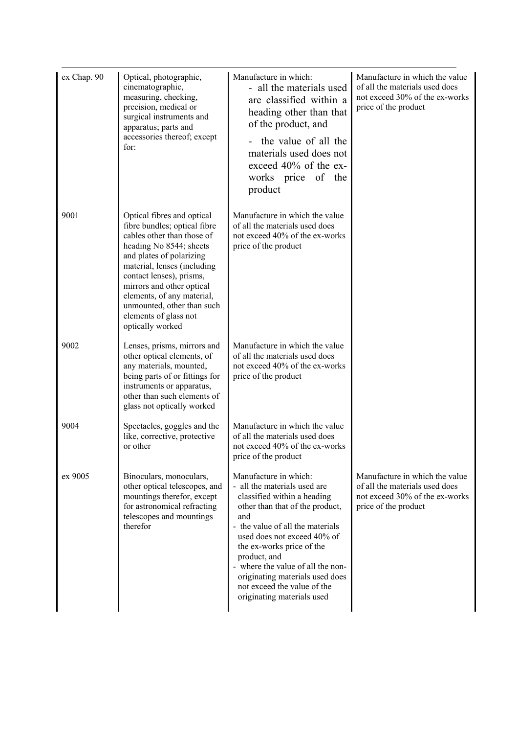| | | | |
|---|---|---|---|
| ex Chap. 90 | Optical, photographic, cinematographic, measuring, checking, precision, medical or surgical instruments and apparatus; parts and accessories thereof; except for: | Manufacture in which:<br>- all the materials used are classified within a heading other than that of the product, and<br>- the value of all the materials used does not exceed 40% of the ex-works price of the product | Manufacture in which the value of all the materials used does not exceed 30% of the ex-works price of the product |
| 9001 | Optical fibres and optical fibre bundles; optical fibre cables other than those of heading No 8544; sheets and plates of polarizing material, lenses (including contact lenses), prisms, mirrors and other optical elements, of any material, unmounted, other than such elements of glass not optically worked | Manufacture in which the value of all the materials used does not exceed 40% of the ex-works price of the product | |
| 9002 | Lenses, prisms, mirrors and other optical elements, of any materials, mounted, being parts of or fittings for instruments or apparatus, other than such elements of glass not optically worked | Manufacture in which the value of all the materials used does not exceed 40% of the ex-works price of the product | |
| 9004 | Spectacles, goggles and the like, corrective, protective or other | Manufacture in which the value of all the materials used does not exceed 40% of the ex-works price of the product | |
| ex 9005 | Binoculars, monoculars, other optical telescopes, and mountings therefor, except for astronomical refracting telescopes and mountings therefor | Manufacture in which:<br>- all the materials used are classified within a heading other than that of the product, and<br>- the value of all the materials used does not exceed 40% of the ex-works price of the product, and<br>- where the value of all the non-originating materials used does not exceed the value of the originating materials used | Manufacture in which the value of all the materials used does not exceed 30% of the ex-works price of the product |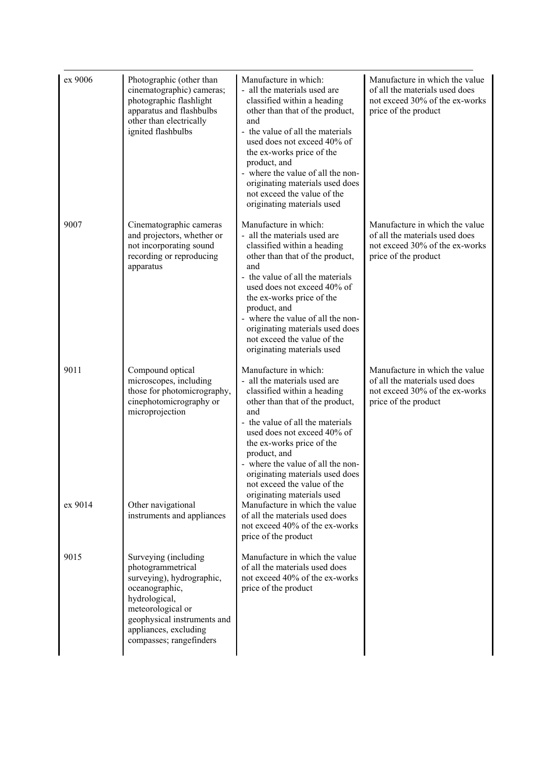| ex 9006 | Photographic (other than cinematographic) cameras; photographic flashlight apparatus and flashbulbs other than electrically ignited flashbulbs | Manufacture in which:<br>- all the materials used are classified within a heading other than that of the product, and<br>- the value of all the materials used does not exceed 40% of the ex-works price of the product, and<br>- where the value of all the non-originating materials used does not exceed the value of the originating materials used | Manufacture in which the value of all the materials used does not exceed 30% of the ex-works price of the product |
|---|---|---|---|
| 9007 | Cinematographic cameras and projectors, whether or not incorporating sound recording or reproducing apparatus | Manufacture in which:<br>- all the materials used are classified within a heading other than that of the product, and<br>- the value of all the materials used does not exceed 40% of the ex-works price of the product, and<br>- where the value of all the non-originating materials used does not exceed the value of the originating materials used | Manufacture in which the value of all the materials used does not exceed 30% of the ex-works price of the product |
| 9011 | Compound optical microscopes, including those for photomicrography, cinephotomicrography or microprojection | Manufacture in which:<br>- all the materials used are classified within a heading other than that of the product, and<br>- the value of all the materials used does not exceed 40% of the ex-works price of the product, and<br>- where the value of all the non-originating materials used does not exceed the value of the originating materials used | Manufacture in which the value of all the materials used does not exceed 30% of the ex-works price of the product |
| ex 9014 | Other navigational instruments and appliances | Manufacture in which the value of all the materials used does not exceed 40% of the ex-works price of the product | |
| 9015 | Surveying (including photogrammetrical surveying), hydrographic, oceanographic, hydrological, meteorological or geophysical instruments and appliances, excluding compasses; rangefinders | Manufacture in which the value of all the materials used does not exceed 40% of the ex-works price of the product | |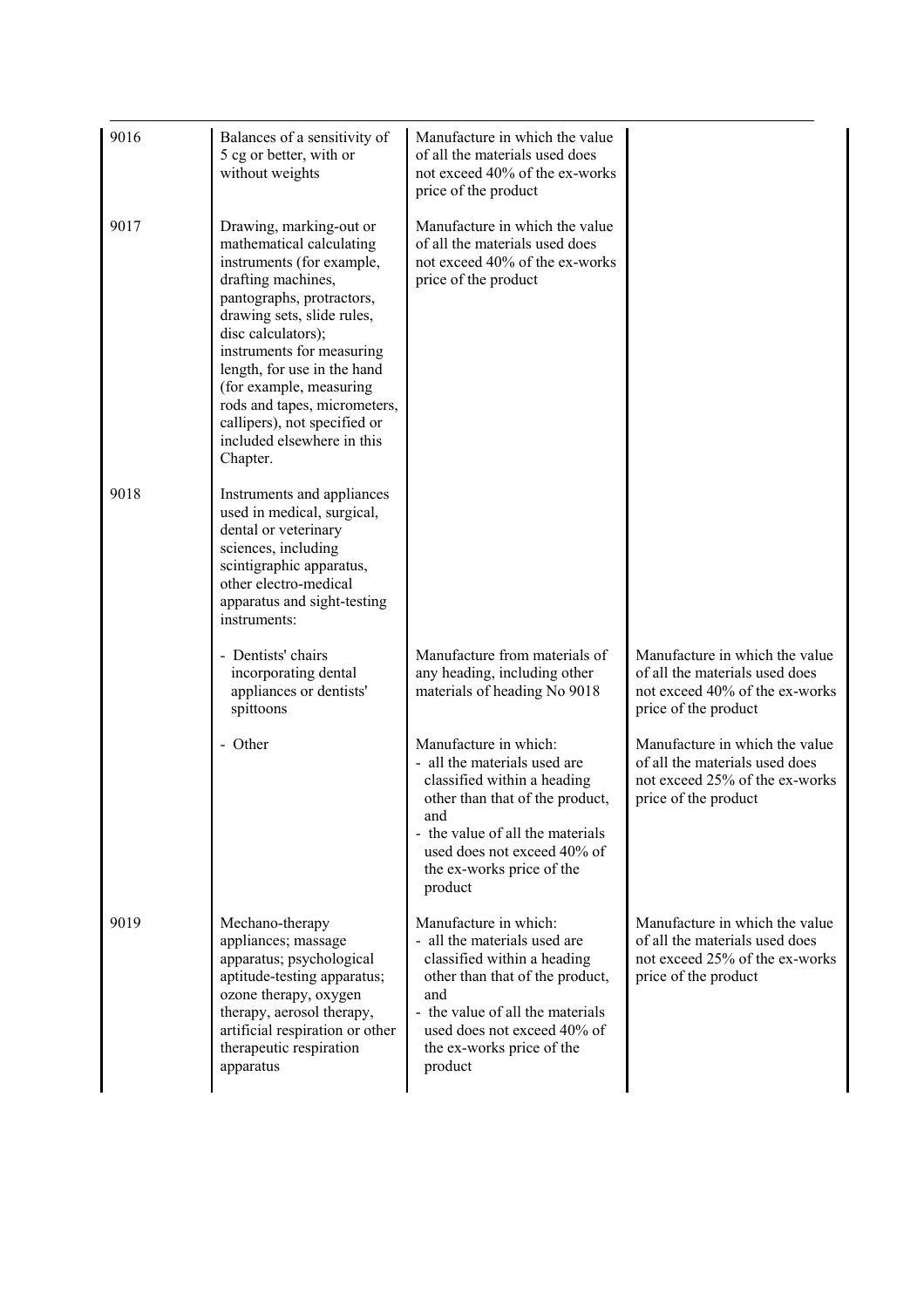| | | | |
|---|---|---|---|
| 9016 | Balances of a sensitivity of 5 cg or better, with or without weights | Manufacture in which the value of all the materials used does not exceed 40% of the ex-works price of the product | |
| 9017 | Drawing, marking-out or mathematical calculating instruments (for example, drafting machines, pantographs, protractors, drawing sets, slide rules, disc calculators); instruments for measuring length, for use in the hand (for example, measuring rods and tapes, micrometers, callipers), not specified or included elsewhere in this Chapter. | Manufacture in which the value of all the materials used does not exceed 40% of the ex-works price of the product | |
| 9018 | Instruments and appliances used in medical, surgical, dental or veterinary sciences, including scintigraphic apparatus, other electro-medical apparatus and sight-testing instruments: | | |
| | - Dentists' chairs incorporating dental appliances or dentists' spittoons | Manufacture from materials of any heading, including other materials of heading No 9018 | Manufacture in which the value of all the materials used does not exceed 40% of the ex-works price of the product |
| | - Other | Manufacture in which:<br>- all the materials used are classified within a heading other than that of the product, and<br>- the value of all the materials used does not exceed 40% of the ex-works price of the product | Manufacture in which the value of all the materials used does not exceed 25% of the ex-works price of the product |
| 9019 | Mechano-therapy appliances; massage apparatus; psychological aptitude-testing apparatus; ozone therapy, oxygen therapy, aerosol therapy, artificial respiration or other therapeutic respiration apparatus | Manufacture in which:<br>- all the materials used are classified within a heading other than that of the product, and<br>- the value of all the materials used does not exceed 40% of the ex-works price of the product | Manufacture in which the value of all the materials used does not exceed 25% of the ex-works price of the product |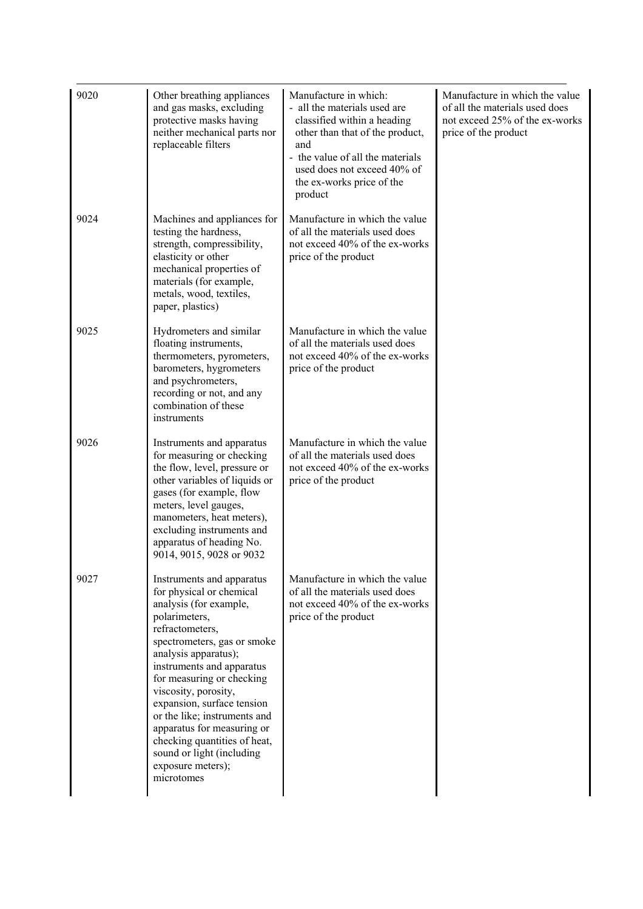| | | | |
|---|---|---|---|
| 9020 | Other breathing appliances and gas masks, excluding protective masks having neither mechanical parts nor replaceable filters | Manufacture in which:<br>- all the materials used are classified within a heading other than that of the product, and<br>- the value of all the materials used does not exceed 40% of the ex-works price of the product | Manufacture in which the value of all the materials used does not exceed 25% of the ex-works price of the product |
| 9024 | Machines and appliances for testing the hardness, strength, compressibility, elasticity or other mechanical properties of materials (for example, metals, wood, textiles, paper, plastics) | Manufacture in which the value of all the materials used does not exceed 40% of the ex-works price of the product | |
| 9025 | Hydrometers and similar floating instruments, thermometers, pyrometers, barometers, hygrometers and psychrometers, recording or not, and any combination of these instruments | Manufacture in which the value of all the materials used does not exceed 40% of the ex-works price of the product | |
| 9026 | Instruments and apparatus for measuring or checking the flow, level, pressure or other variables of liquids or gases (for example, flow meters, level gauges, manometers, heat meters), excluding instruments and apparatus of heading No. 9014, 9015, 9028 or 9032 | Manufacture in which the value of all the materials used does not exceed 40% of the ex-works price of the product | |
| 9027 | Instruments and apparatus for physical or chemical analysis (for example, polarimeters, refractometers, spectrometers, gas or smoke analysis apparatus); instruments and apparatus for measuring or checking viscosity, porosity, expansion, surface tension or the like; instruments and apparatus for measuring or checking quantities of heat, sound or light (including exposure meters); microtomes | Manufacture in which the value of all the materials used does not exceed 40% of the ex-works price of the product | |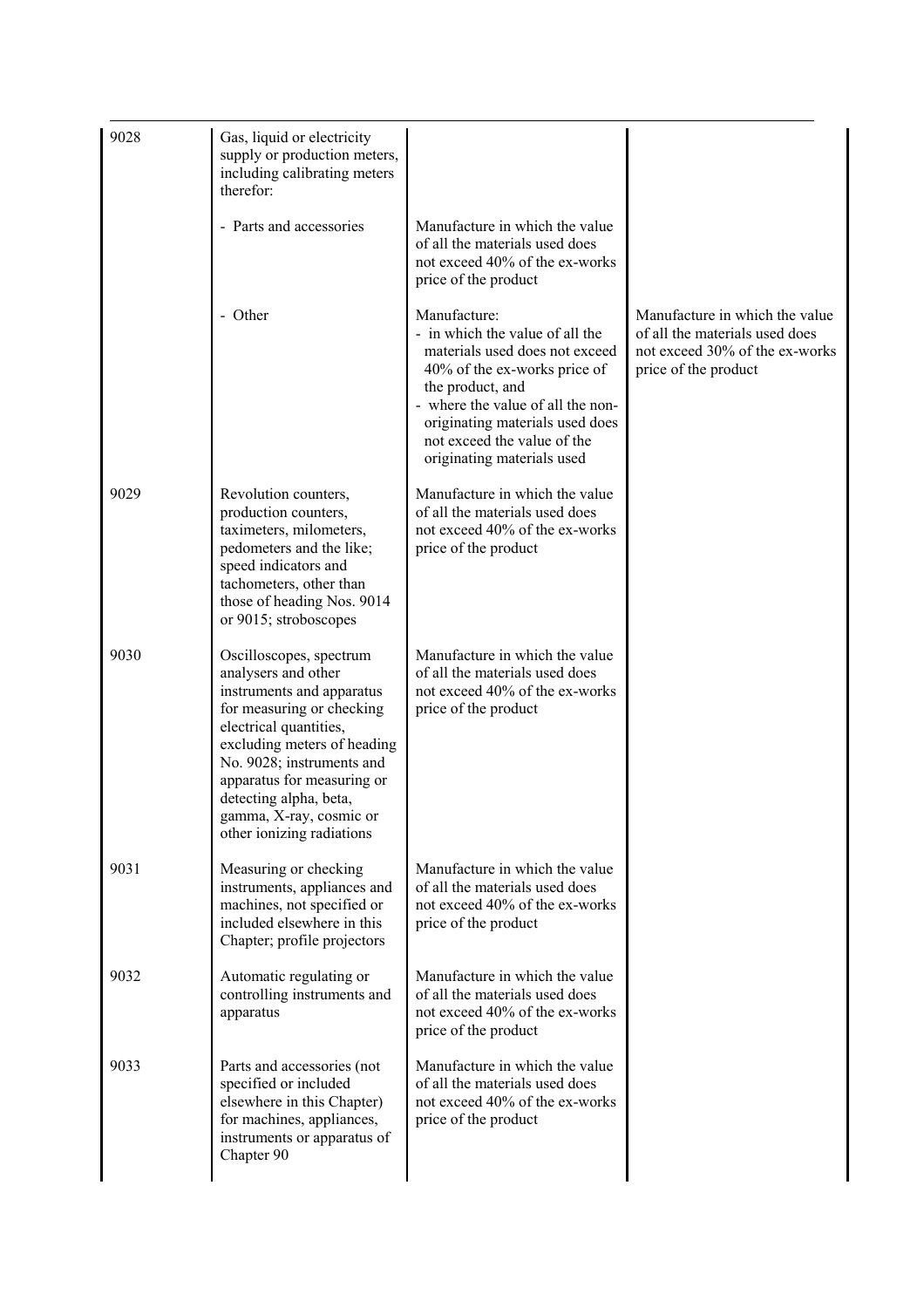| | | | |
|---|---|---|---|
| 9028 | Gas, liquid or electricity supply or production meters, including calibrating meters therefor: | | |
| | - Parts and accessories | Manufacture in which the value of all the materials used does not exceed 40% of the ex-works price of the product | |
| | - Other | Manufacture:<br>- in which the value of all the materials used does not exceed 40% of the ex-works price of the product, and<br>- where the value of all the non-originating materials used does not exceed the value of the originating materials used | Manufacture in which the value of all the materials used does not exceed 30% of the ex-works price of the product |
| 9029 | Revolution counters, production counters, taximeters, milometers, pedometers and the like; speed indicators and tachometers, other than those of heading Nos. 9014 or 9015; stroboscopes | Manufacture in which the value of all the materials used does not exceed 40% of the ex-works price of the product | |
| 9030 | Oscilloscopes, spectrum analysers and other instruments and apparatus for measuring or checking electrical quantities, excluding meters of heading No. 9028; instruments and apparatus for measuring or detecting alpha, beta, gamma, X-ray, cosmic or other ionizing radiations | Manufacture in which the value of all the materials used does not exceed 40% of the ex-works price of the product | |
| 9031 | Measuring or checking instruments, appliances and machines, not specified or included elsewhere in this Chapter; profile projectors | Manufacture in which the value of all the materials used does not exceed 40% of the ex-works price of the product | |
| 9032 | Automatic regulating or controlling instruments and apparatus | Manufacture in which the value of all the materials used does not exceed 40% of the ex-works price of the product | |
| 9033 | Parts and accessories (not specified or included elsewhere in this Chapter) for machines, appliances, instruments or apparatus of Chapter 90 | Manufacture in which the value of all the materials used does not exceed 40% of the ex-works price of the product | |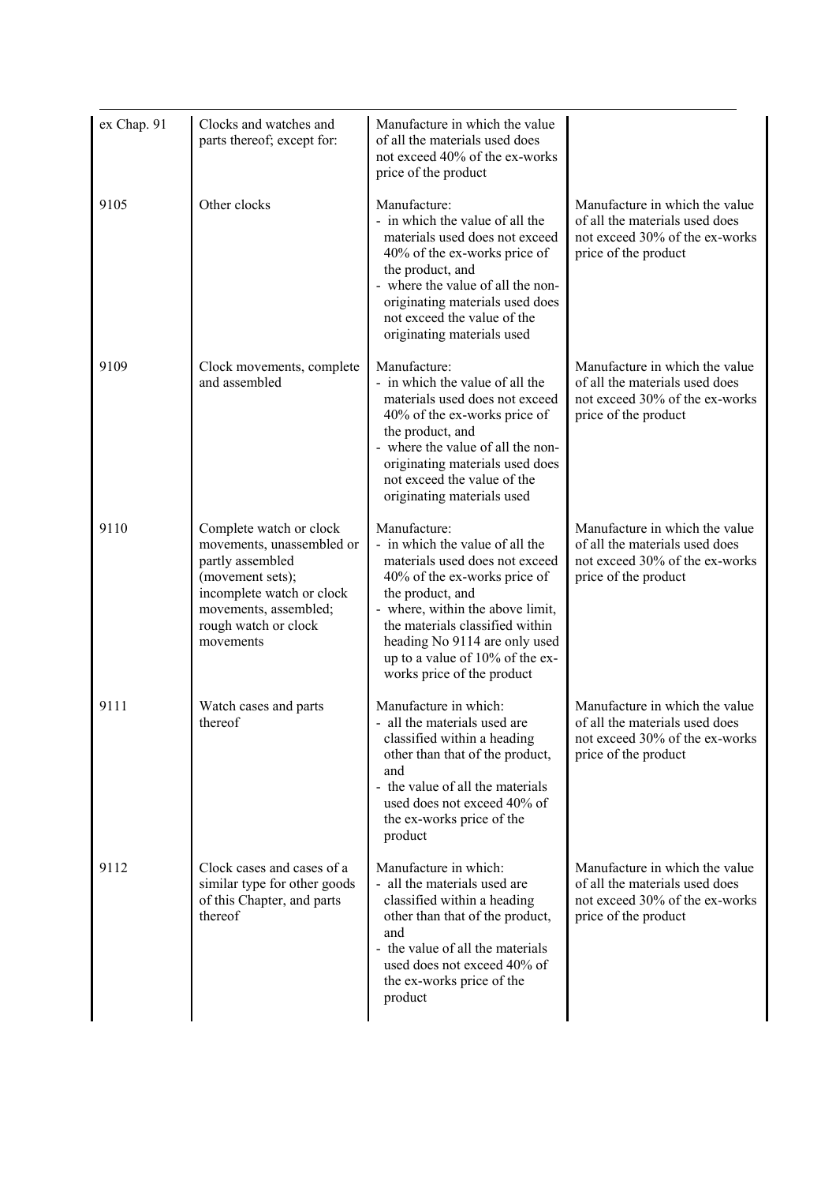| | | | |
|---|---|---|---|
| ex Chap. 91 | Clocks and watches and parts thereof; except for: | Manufacture in which the value of all the materials used does not exceed 40% of the ex-works price of the product | |
| 9105 | Other clocks | Manufacture:<br>- in which the value of all the materials used does not exceed 40% of the ex-works price of the product, and<br>- where the value of all the non-originating materials used does not exceed the value of the originating materials used | Manufacture in which the value of all the materials used does not exceed 30% of the ex-works price of the product |
| 9109 | Clock movements, complete and assembled | Manufacture:<br>- in which the value of all the materials used does not exceed 40% of the ex-works price of the product, and<br>- where the value of all the non-originating materials used does not exceed the value of the originating materials used | Manufacture in which the value of all the materials used does not exceed 30% of the ex-works price of the product |
| 9110 | Complete watch or clock movements, unassembled or partly assembled (movement sets); incomplete watch or clock movements, assembled; rough watch or clock movements | Manufacture:<br>- in which the value of all the materials used does not exceed 40% of the ex-works price of the product, and<br>- where, within the above limit, the materials classified within heading No 9114 are only used up to a value of 10% of the ex-works price of the product | Manufacture in which the value of all the materials used does not exceed 30% of the ex-works price of the product |
| 9111 | Watch cases and parts thereof | Manufacture in which:<br>- all the materials used are classified within a heading other than that of the product, and<br>- the value of all the materials used does not exceed 40% of the ex-works price of the product | Manufacture in which the value of all the materials used does not exceed 30% of the ex-works price of the product |
| 9112 | Clock cases and cases of a similar type for other goods of this Chapter, and parts thereof | Manufacture in which:<br>- all the materials used are classified within a heading other than that of the product, and<br>- the value of all the materials used does not exceed 40% of the ex-works price of the product | Manufacture in which the value of all the materials used does not exceed 30% of the ex-works price of the product |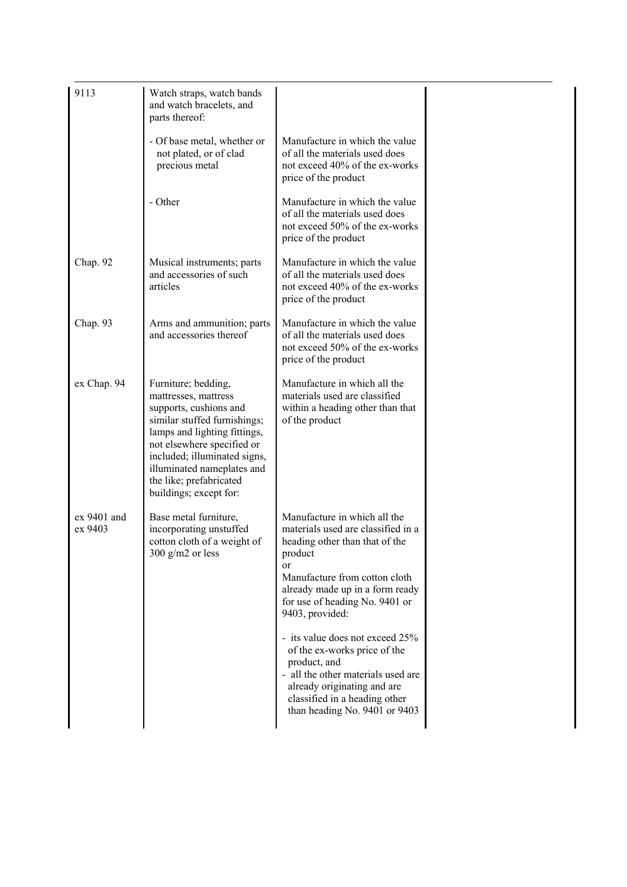| | | | |
|---|---|---|---|
| 9113 | Watch straps, watch bands and watch bracelets, and parts thereof: | | |
| | - Of base metal, whether or not plated, or of clad precious metal | Manufacture in which the value of all the materials used does not exceed 40% of the ex-works price of the product | |
| | - Other | Manufacture in which the value of all the materials used does not exceed 50% of the ex-works price of the product | |
| Chap. 92 | Musical instruments; parts and accessories of such articles | Manufacture in which the value of all the materials used does not exceed 40% of the ex-works price of the product | |
| Chap. 93 | Arms and ammunition; parts and accessories thereof | Manufacture in which the value of all the materials used does not exceed 50% of the ex-works price of the product | |
| ex Chap. 94 | Furniture; bedding, mattresses, mattress supports, cushions and similar stuffed furnishings; lamps and lighting fittings, not elsewhere specified or included; illuminated signs, illuminated nameplates and the like; prefabricated buildings; except for: | Manufacture in which all the materials used are classified within a heading other than that of the product | |
| ex 9401 and ex 9403 | Base metal furniture, incorporating unstuffed cotton cloth of a weight of 300 g/m2 or less | Manufacture in which all the materials used are classified in a heading other than that of the product<br>or<br>Manufacture from cotton cloth already made up in a form ready for use of heading No. 9401 or 9403, provided:<br><br>- its value does not exceed 25% of the ex-works price of the product, and<br>- all the other materials used are already originating and are classified in a heading other than heading No. 9401 or 9403 | |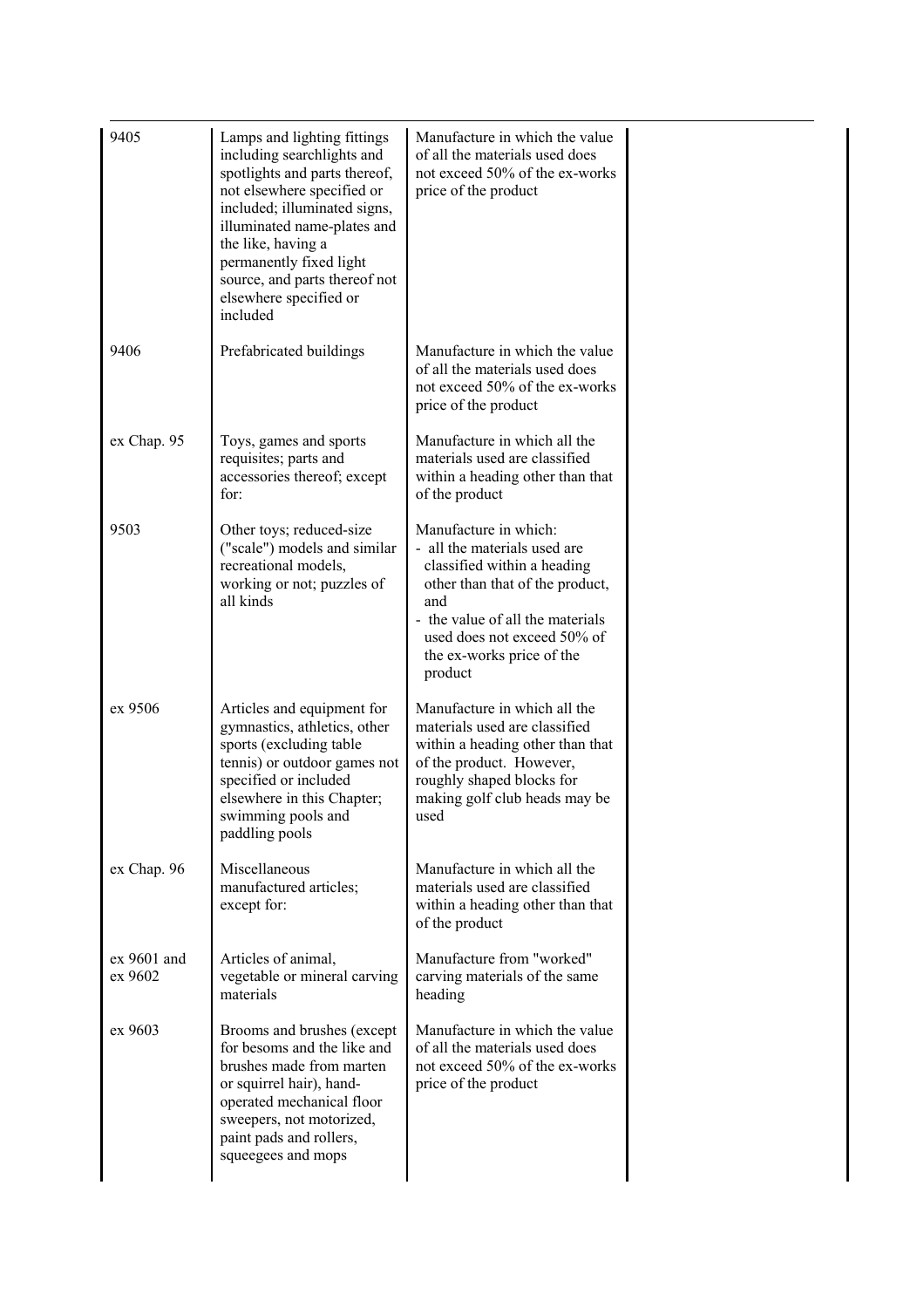| | | | |
|---|---|---|---|
| 9405 | Lamps and lighting fittings including searchlights and spotlights and parts thereof, not elsewhere specified or included; illuminated signs, illuminated name-plates and the like, having a permanently fixed light source, and parts thereof not elsewhere specified or included | Manufacture in which the value of all the materials used does not exceed 50% of the ex-works price of the product | |
| 9406 | Prefabricated buildings | Manufacture in which the value of all the materials used does not exceed 50% of the ex-works price of the product | |
| ex Chap. 95 | Toys, games and sports requisites; parts and accessories thereof; except for: | Manufacture in which all the materials used are classified within a heading other than that of the product | |
| 9503 | Other toys; reduced-size ("scale") models and similar recreational models, working or not; puzzles of all kinds | Manufacture in which:<br>- all the materials used are classified within a heading other than that of the product, and<br>- the value of all the materials used does not exceed 50% of the ex-works price of the product | |
| ex 9506 | Articles and equipment for gymnastics, athletics, other sports (excluding table tennis) or outdoor games not specified or included elsewhere in this Chapter; swimming pools and paddling pools | Manufacture in which all the materials used are classified within a heading other than that of the product. However, roughly shaped blocks for making golf club heads may be used | |
| ex Chap. 96 | Miscellaneous manufactured articles; except for: | Manufacture in which all the materials used are classified within a heading other than that of the product | |
| ex 9601 and ex 9602 | Articles of animal, vegetable or mineral carving materials | Manufacture from "worked" carving materials of the same heading | |
| ex 9603 | Brooms and brushes (except for besoms and the like and brushes made from marten or squirrel hair), hand-operated mechanical floor sweepers, not motorized, paint pads and rollers, squeegees and mops | Manufacture in which the value of all the materials used does not exceed 50% of the ex-works price of the product | |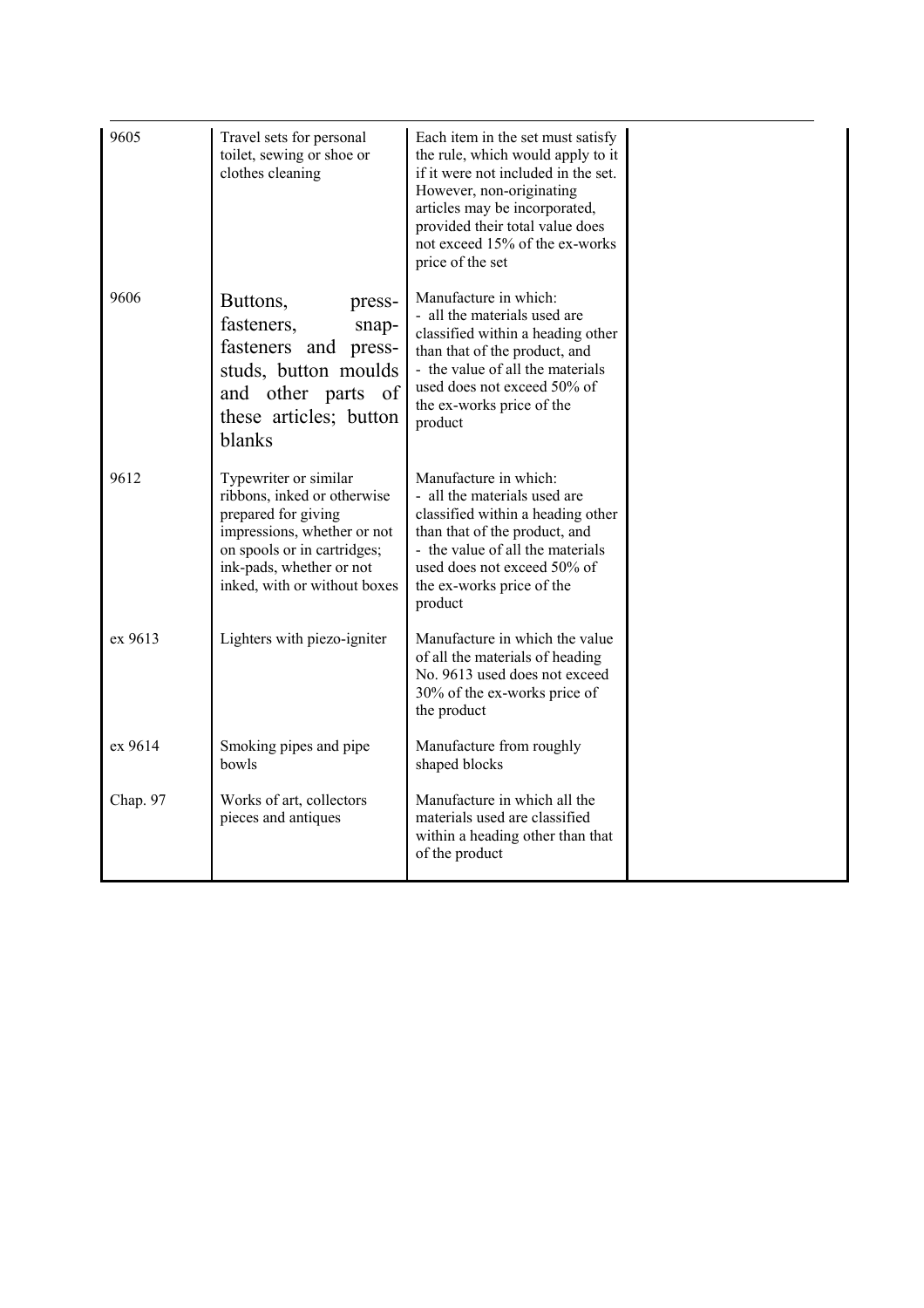| | | | |
|---|---|---|---|
| 9605 | Travel sets for personal toilet, sewing or shoe or clothes cleaning | Each item in the set must satisfy the rule, which would apply to it if it were not included in the set. However, non-originating articles may be incorporated, provided their total value does not exceed 15% of the ex-works price of the set | |
| 9606 | Buttons, press-fasteners, snap-fasteners and press-studs, button moulds and other parts of these articles; button blanks | Manufacture in which:<br>- all the materials used are classified within a heading other than that of the product, and<br>- the value of all the materials used does not exceed 50% of the ex-works price of the product | |
| 9612 | Typewriter or similar ribbons, inked or otherwise prepared for giving impressions, whether or not on spools or in cartridges; ink-pads, whether or not inked, with or without boxes | Manufacture in which:<br>- all the materials used are classified within a heading other than that of the product, and<br>- the value of all the materials used does not exceed 50% of the ex-works price of the product | |
| ex 9613 | Lighters with piezo-igniter | Manufacture in which the value of all the materials of heading No. 9613 used does not exceed 30% of the ex-works price of the product | |
| ex 9614 | Smoking pipes and pipe bowls | Manufacture from roughly shaped blocks | |
| Chap. 97 | Works of art, collectors pieces and antiques | Manufacture in which all the materials used are classified within a heading other than that of the product | |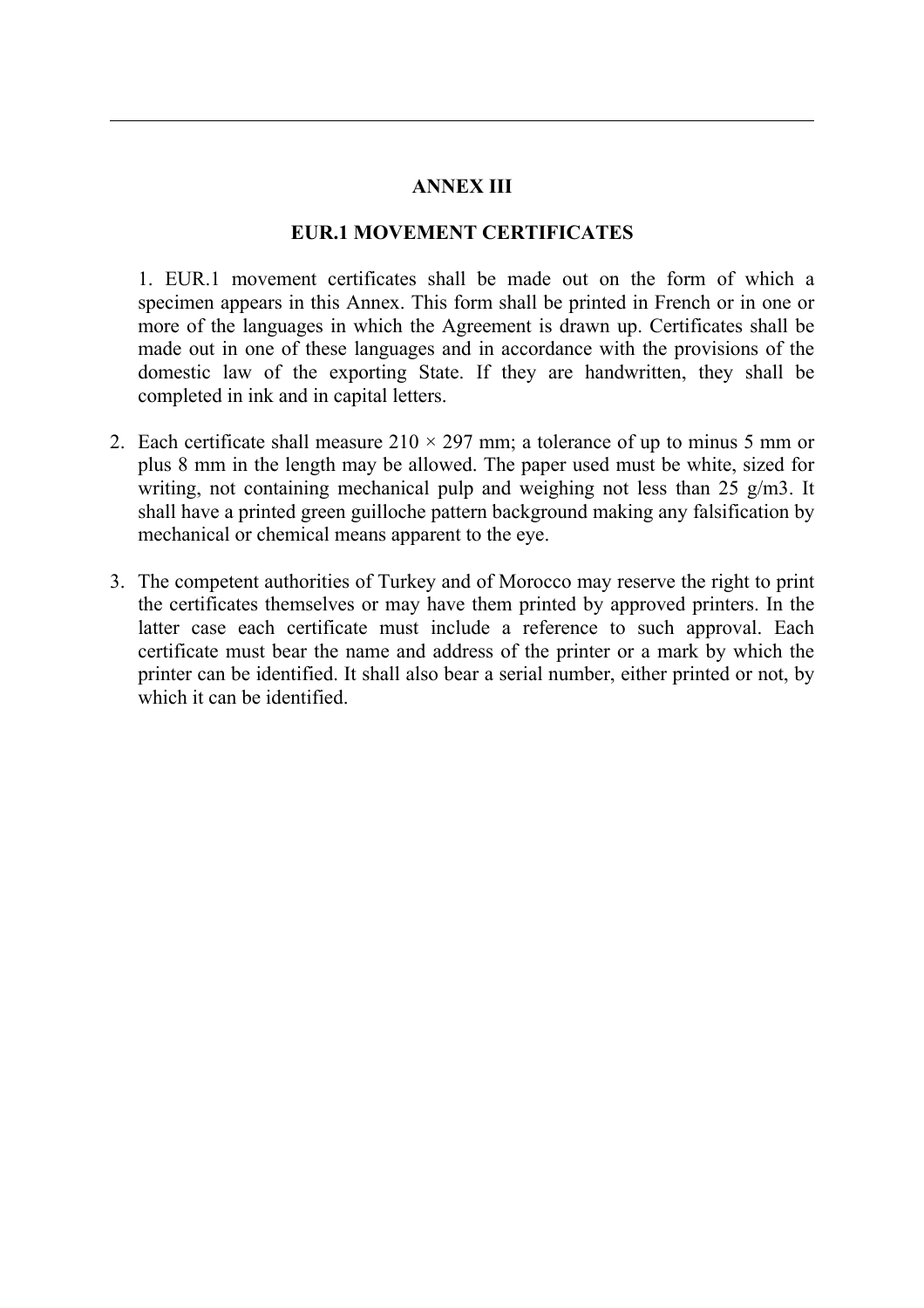## ANNEX III

## EUR.1 MOVEMENT CERTIFICATES

1. EUR.1 movement certificates shall be made out on the form of which a specimen appears in this Annex. This form shall be printed in French or in one or more of the languages in which the Agreement is drawn up. Certificates shall be made out in one of these languages and in accordance with the provisions of the domestic law of the exporting State. If they are handwritten, they shall be completed in ink and in capital letters.

2. Each certificate shall measure 210 × 297 mm; a tolerance of up to minus 5 mm or plus 8 mm in the length may be allowed. The paper used must be white, sized for writing, not containing mechanical pulp and weighing not less than 25 g/m3. It shall have a printed green guilloche pattern background making any falsification by mechanical or chemical means apparent to the eye.

3. The competent authorities of Turkey and of Morocco may reserve the right to print the certificates themselves or may have them printed by approved printers. In the latter case each certificate must include a reference to such approval. Each certificate must bear the name and address of the printer or a mark by which the printer can be identified. It shall also bear a serial number, either printed or not, by which it can be identified.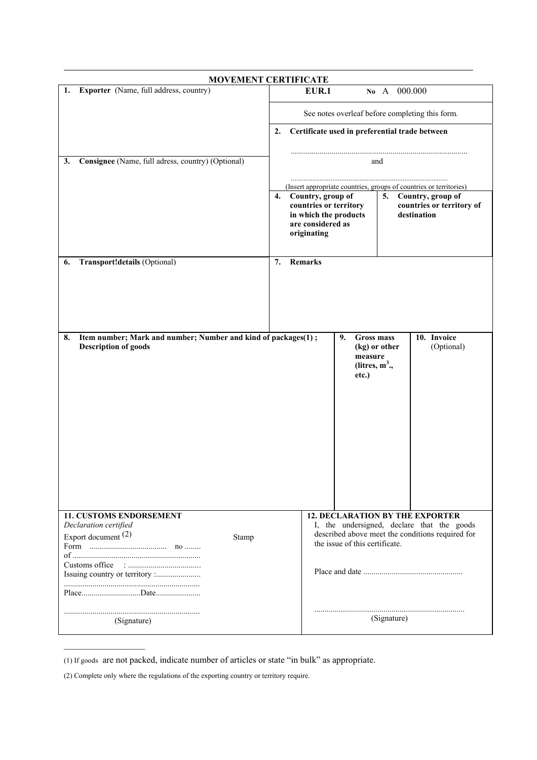## MOVEMENT CERTIFICATE

| 1. **Exporter** (Name, full address, country) | **EUR.1** No A 000.000 | |
|---|---|---|
| | See notes overleaf before completing this form. | |
| | 2. **Certificate used in preferential trade between** | |
| | ........................................................................................ | |
| **3. Consignee** (Name, full adress, country) (Optional) | and | |
| | ........................................................................................ | |
| | (Insert appropriate countries, groups of countries or territories) | |
| | 4. **Country, group of countries or territory in which the products are considered as originating** | 5. **Country, group of countries or territory of destination** |
| 6. **Transport!details** (Optional) | 7. **Remarks** | |

| 8. **Item number; Mark and number; Number and kind of packages(1) ; Description of goods** | 9. **Gross mass (kg) or other measure (litres, m$^3$., etc.)** | 10. **Invoice** (Optional) |
|---|---|---|
| | | |

| **11. CUSTOMS ENDORSEMENT** | **12. DECLARATION BY THE EXPORTER** |
|---|---|
| *Declaration certified* | I, the undersigned, declare that the goods described above meet the conditions required for the issue of this certificate. |
| Export document (2) Stamp | |
| Form ..................................... no ........ | |
| of .............................................................. | |
| Customs office : ................................... | Place and date ................................................ |
| Issuing country or territory :...................... | |
| .................................................................. | |
| Place............................Date...................... | |
| .................................................................. | ......................................................................... |
| (Signature) | (Signature) |

---

(1) If goods are not packed, indicate number of articles or state "in bulk" as appropriate.

(2) Complete only where the regulations of the exporting country or territory require.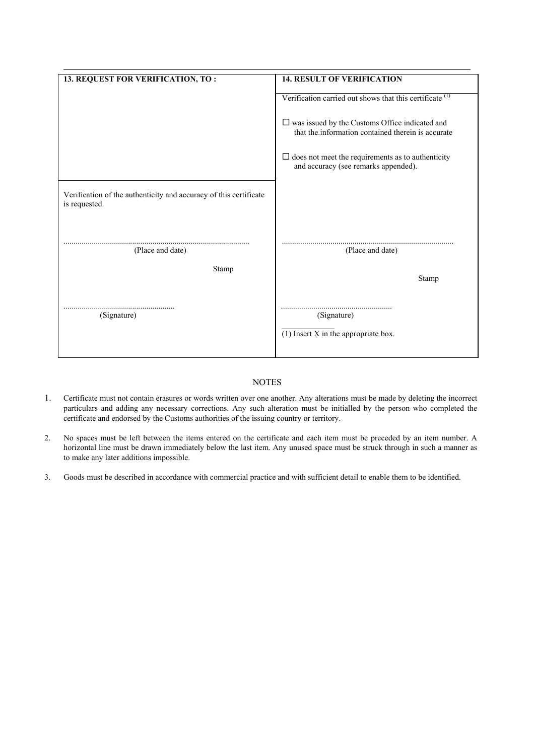| 13. REQUEST FOR VERIFICATION, TO : | 14. RESULT OF VERIFICATION |
| --- | --- |
| | Verification carried out shows that this certificate [(1)]<br><br>☐ was issued by the Customs Office indicated and that the.information contained therein is accurate<br><br>☐ does not meet the requirements as to authenticity and accuracy (see remarks appended). |
| Verification of the authenticity and accuracy of this certificate is requested.<br><br>..........................................................................................<br>(Place and date)<br><br>Stamp<br><br>......................................................<br>(Signature) | ....................................................................................<br>(Place and date)<br><br>Stamp<br><br>......................................................<br>(Signature)<br><br>(1) Insert X in the appropriate box. |

NOTES

1. Certificate must not contain erasures or words written over one another. Any alterations must be made by deleting the incorrect particulars and adding any necessary corrections. Any such alteration must be initialled by the person who completed the certificate and endorsed by the Customs authorities of the issuing country or territory.

2. No spaces must be left between the items entered on the certificate and each item must be preceded by an item number. A horizontal line must be drawn immediately below the last item. Any unused space must be struck through in such a manner as to make any later additions impossible.

3. Goods must be described in accordance with commercial practice and with sufficient detail to enable them to be identified.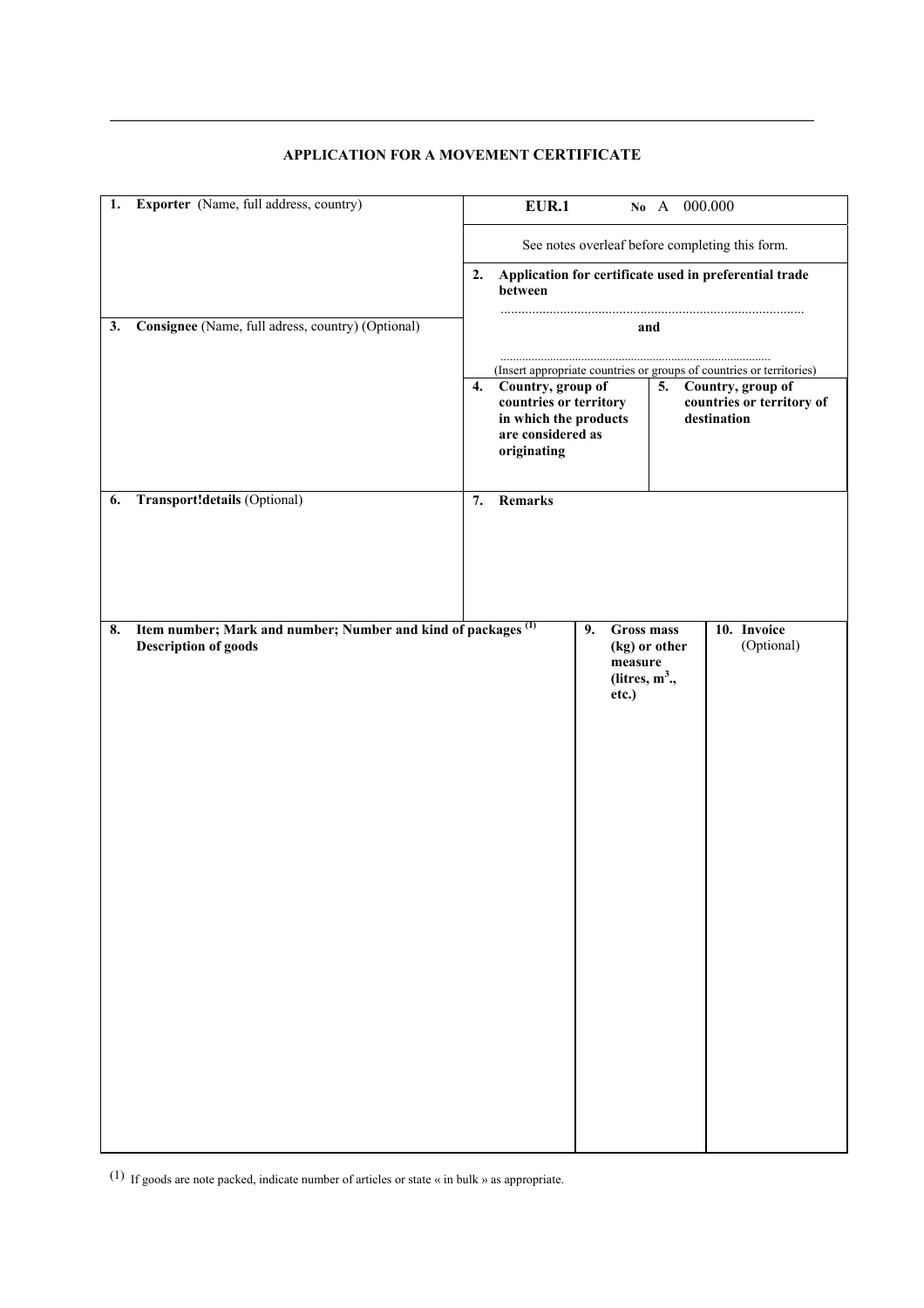## APPLICATION FOR A MOVEMENT CERTIFICATE

| | | |
|---|---|---|
| **1. Exporter** (Name, full address, country) | **EUR.1** **No** A 000.000 | |
| | See notes overleaf before completing this form. | |
| | **2. Application for certificate used in preferential trade between** ........................................................................................ **and** ........................................................................................ (Insert appropriate countries or groups of countries or territories) | |
| **3. Consignee** (Name, full adress, country) (Optional) | **4. Country, group of countries or territory in which the products are considered as originating** | **5. Country, group of countries or territory of destination** |
| **6. Transport!details** (Optional) | **7. Remarks** | |

| **8. Item number; Mark and number; Number and kind of packages** [(1)] **Description of goods** | **9. Gross mass (kg) or other measure (litres, m$^3$., etc.)** | **10. Invoice** (Optional) |
|---|---|---|
| | | |

(1) If goods are note packed, indicate number of articles or state « in bulk » as appropriate.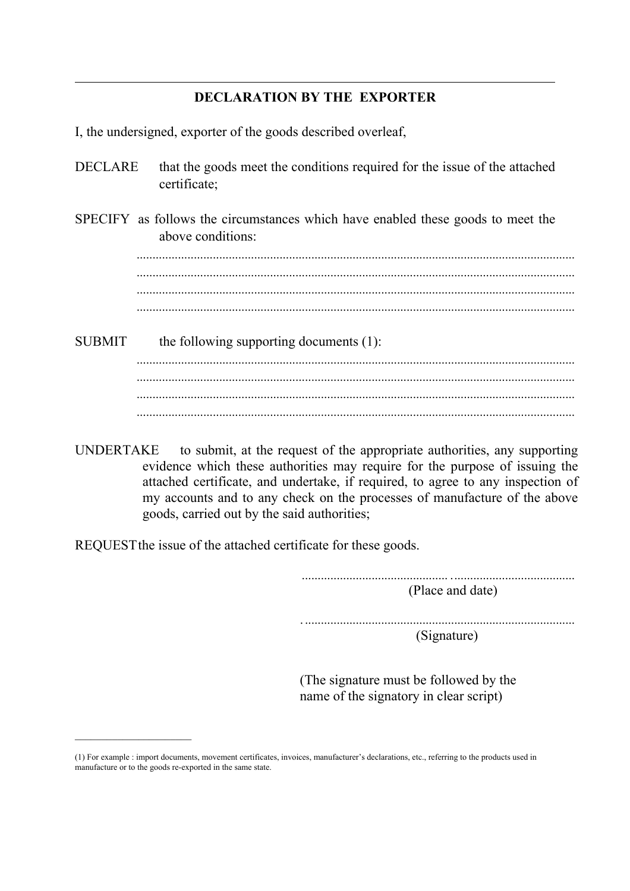---

## DECLARATION BY THE EXPORTER

I, the undersigned, exporter of the goods described overleaf,

DECLARE that the goods meet the conditions required for the issue of the attached certificate;

SPECIFY as follows the circumstances which have enabled these goods to meet the above conditions:

.......................................................................................................................................
.......................................................................................................................................
.......................................................................................................................................
.......................................................................................................................................

SUBMIT the following supporting documents (1):

.......................................................................................................................................
.......................................................................................................................................
.......................................................................................................................................
.......................................................................................................................................

UNDERTAKE to submit, at the request of the appropriate authorities, any supporting evidence which these authorities may require for the purpose of issuing the attached certificate, and undertake, if required, to agree to any inspection of my accounts and to any check on the processes of manufacture of the above goods, carried out by the said authorities;

REQUEST the issue of the attached certificate for these goods.

..............................................................................................
(Place and date)

..............................................................................................
(Signature)

(The signature must be followed by the name of the signatory in clear script)

---

(1) For example : import documents, movement certificates, invoices, manufacturer's declarations, etc., referring to the products used in manufacture or to the goods re-exported in the same state.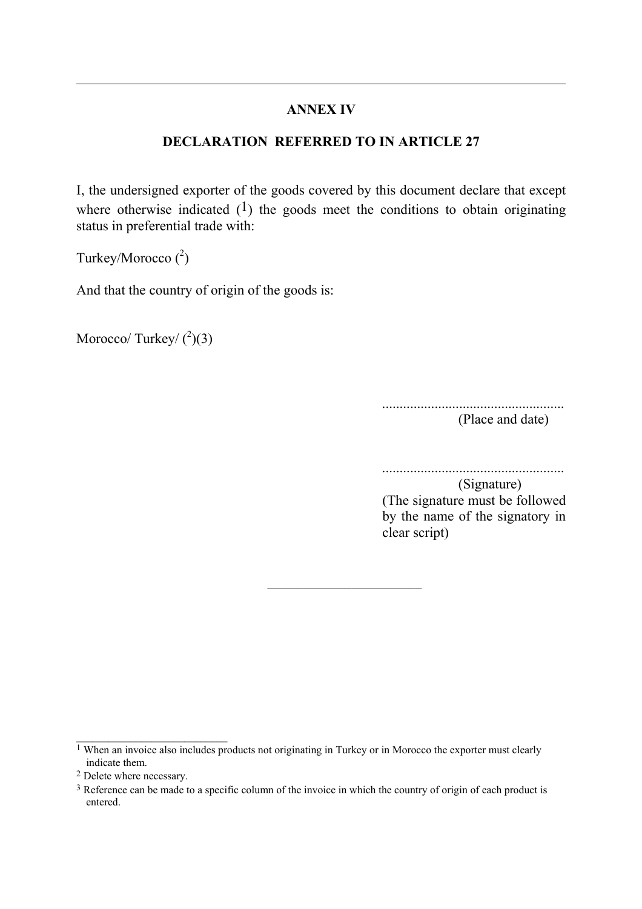**ANNEX IV**

**DECLARATION REFERRED TO IN ARTICLE 27**

I, the undersigned exporter of the goods covered by this document declare that except where otherwise indicated ([1]) the goods meet the conditions to obtain originating status in preferential trade with:

Turkey/Morocco ([2])

And that the country of origin of the goods is:

Morocco/ Turkey/ ([2])(3)

....................................................
(Place and date)

....................................................
(Signature)
(The signature must be followed by the name of the signatory in clear script)

---

[1] When an invoice also includes products not originating in Turkey or in Morocco the exporter must clearly indicate them.

[2] Delete where necessary.

[3] Reference can be made to a specific column of the invoice in which the country of origin of each product is entered.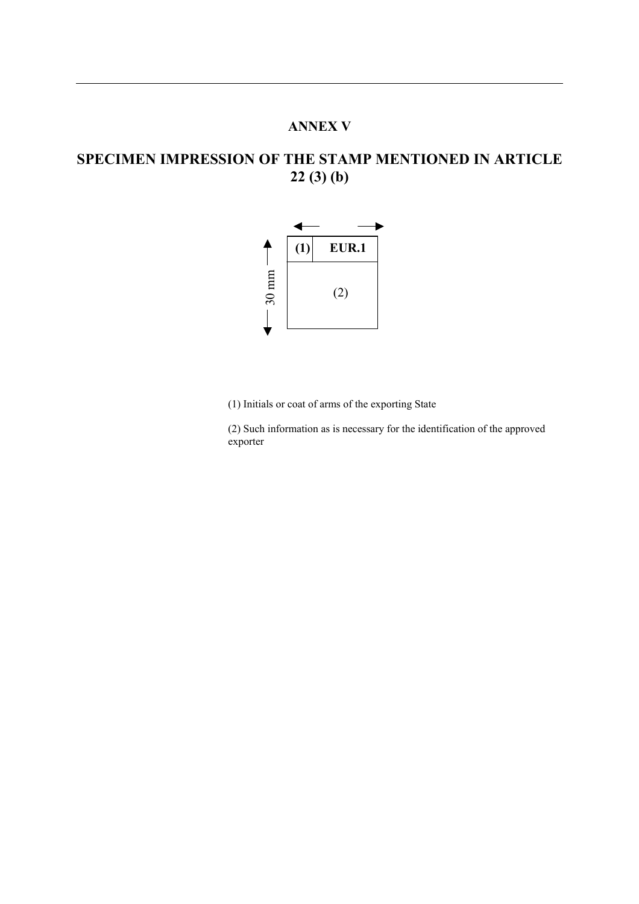# ANNEX V

## SPECIMEN IMPRESSION OF THE STAMP MENTIONED IN ARTICLE 22 (3) (b)

| (1) | EUR.1 |
| --- | --- |
| (2) | |

30 mm

(1) Initials or coat of arms of the exporting State

(2) Such information as is necessary for the identification of the approved exporter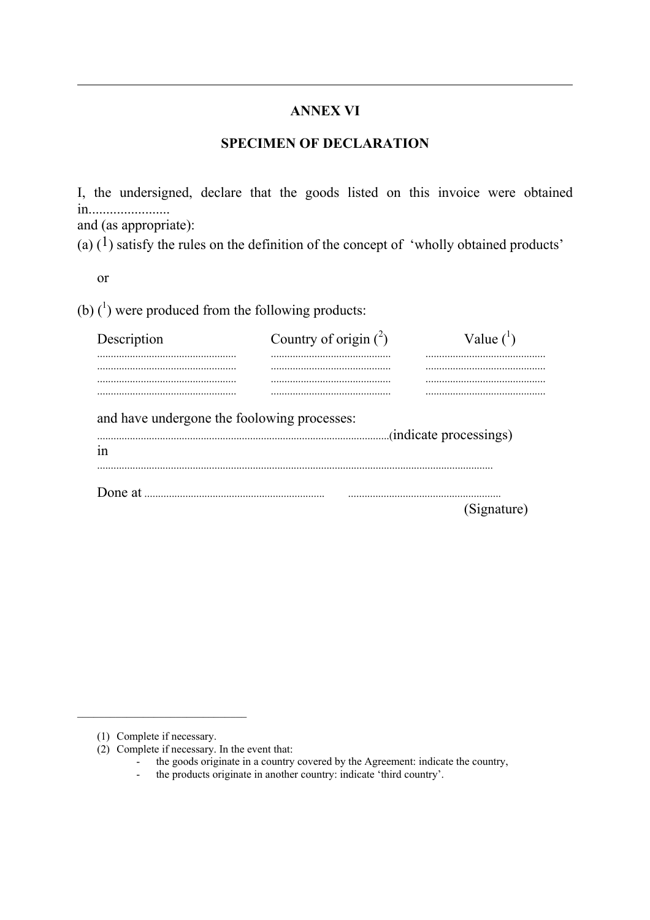## ANNEX VI

## SPECIMEN OF DECLARATION

I, the undersigned, declare that the goods listed on this invoice were obtained in.......................
and (as appropriate):

(a) ([1]) satisfy the rules on the definition of the concept of 'wholly obtained products'

or

(b) ([1]) were produced from the following products:

| Description | Country of origin ([2]) | Value ([1]) |
|---|---|---|
| .................................................. | ............................................ | ............................................ |
| .................................................. | ............................................ | ............................................ |
| .................................................. | ............................................ | ............................................ |
| .................................................. | ............................................ | ............................................ |

and have undergone the foolowing processes:

..........................................................................................................(indicate processings)

in

.................................................................................................................................................

Done at .................................................................. ........................................................

(Signature)

---

(1) Complete if necessary.

(2) Complete if necessary. In the event that:

- the goods originate in a country covered by the Agreement: indicate the country,
- the products originate in another country: indicate 'third country'.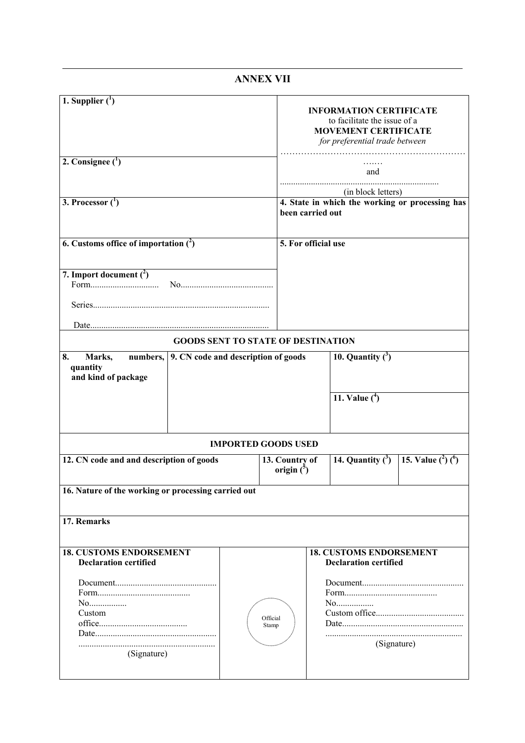## ANNEX VII

| | |
|---|---|
| **1. Supplier** ([1]) | **INFORMATION CERTIFICATE** to facilitate the issue of a **MOVEMENT CERTIFICATE** *for preferential trade between* ……………………………………………………… …… and ...................................................................... (in block letters) |
| **2. Consignee** ([1]) | |
| **3. Processor** ([1]) | **4. State in which the working or processing has been carried out** |
| **6. Customs office of importation** ([2]) | **5. For official use** |
| **7. Import document** ([2]) Form.............................. No.......................................... Series.............................................................................. Date................................................................................ | |

| **GOODS SENT TO STATE OF DESTINATION** | | |
|---|---|---|
| **8. Marks, numbers, quantity and kind of package** | **9. CN code and description of goods** | **10. Quantity** ([3]) |
| | | **11. Value** ([4]) |

| **IMPORTED GOODS USED** | | | |
|---|---|---|---|
| **12. CN code and and description of goods** | **13. Country of origin** ([5]) | **14. Quantity** ([3]) | **15. Value** ([2]) ([6]) |

**16. Nature of the working or processing carried out**

**17. Remarks**

| **18. CUSTOMS ENDORSEMENT** | | **18. CUSTOMS ENDORSEMENT** |
|---|---|---|
| **Declaration certified** Document............................................. Form......................................... No................. Custom office....................................... Date...................................................... ............................................................ (Signature) | Official Stamp | **Declaration certified** Document............................................. Form......................................... No................. Custom office....................................... Date...................................................... ............................................................ (Signature) |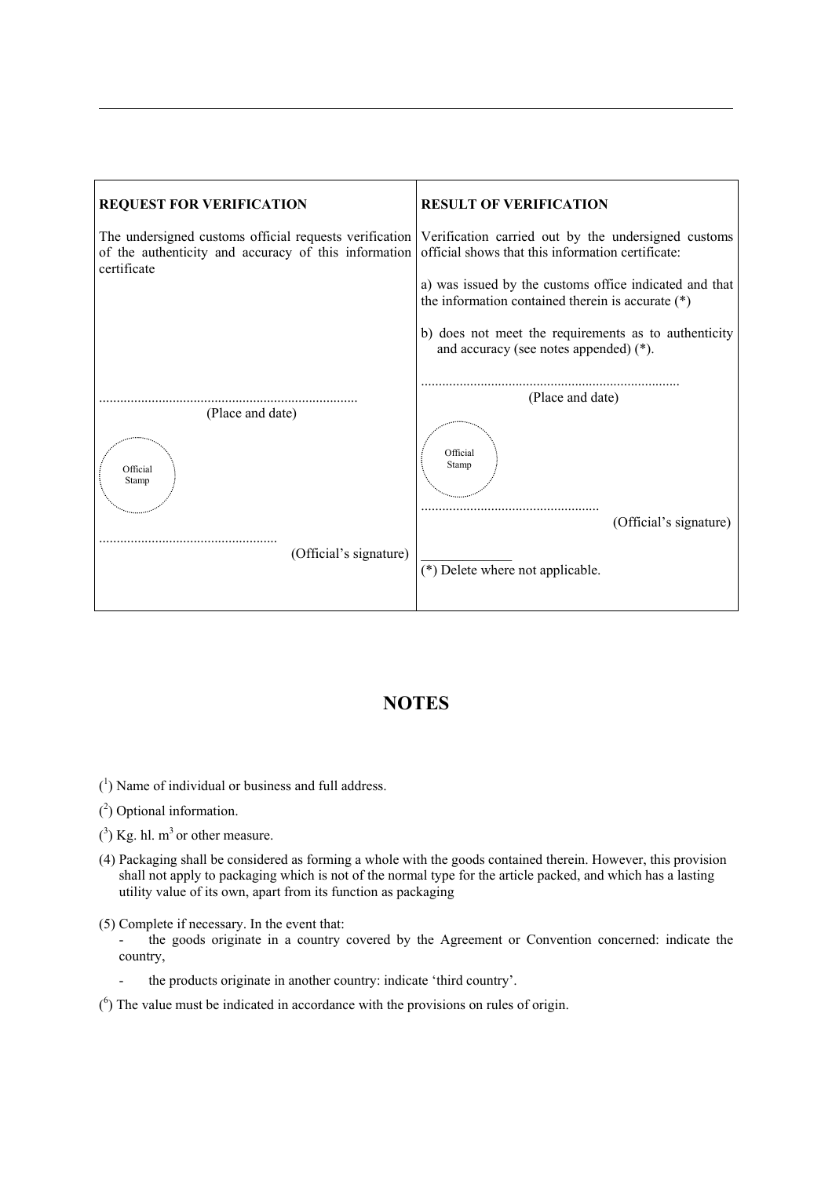| **REQUEST FOR VERIFICATION** | **RESULT OF VERIFICATION** |
| --- | --- |
| The undersigned customs official requests verification of the authenticity and accuracy of this information certificate<br><br>.........................................................................<br>(Place and date)<br><br>Official Stamp<br><br>..................................................<br>(Official's signature) | Verification carried out by the undersigned customs official shows that this information certificate:<br><br>a) was issued by the customs office indicated and that the information contained therein is accurate (*)<br><br>b) does not meet the requirements as to authenticity and accuracy (see notes appended) (*).<br><br>.........................................................................<br>(Place and date)<br><br>Official Stamp<br><br>..................................................<br>(Official's signature)<br><br>(*) Delete where not applicable. |

## NOTES

(1) Name of individual or business and full address.

(2) Optional information.

(3) Kg. hl. $m^3$ or other measure.

(4) Packaging shall be considered as forming a whole with the goods contained therein. However, this provision shall not apply to packaging which is not of the normal type for the article packed, and which has a lasting utility value of its own, apart from its function as packaging

(5) Complete if necessary. In the event that:

- the goods originate in a country covered by the Agreement or Convention concerned: indicate the country,
- the products originate in another country: indicate 'third country'.

(6) The value must be indicated in accordance with the provisions on rules of origin.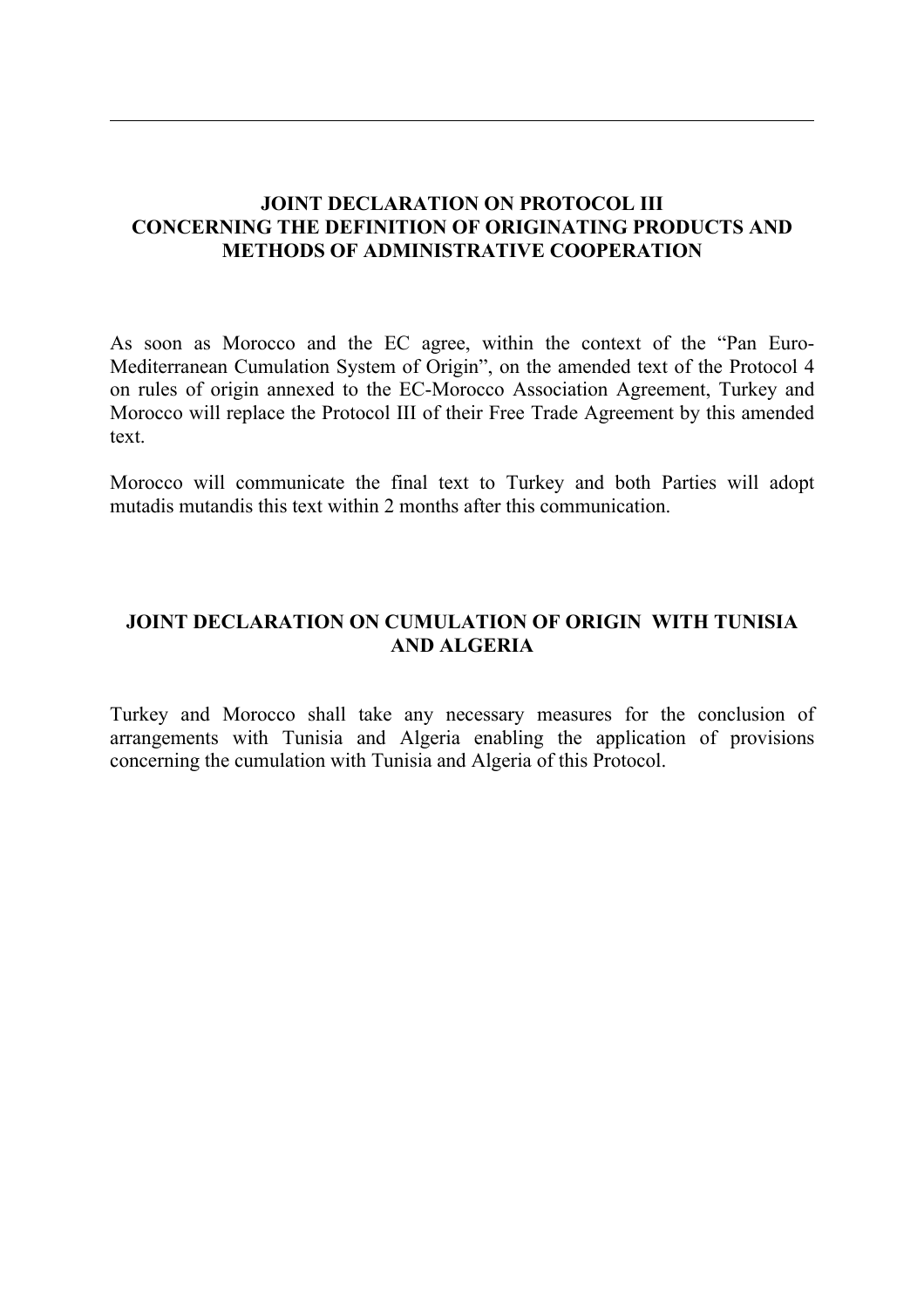## JOINT DECLARATION ON PROTOCOL III CONCERNING THE DEFINITION OF ORIGINATING PRODUCTS AND METHODS OF ADMINISTRATIVE COOPERATION

As soon as Morocco and the EC agree, within the context of the "Pan Euro-Mediterranean Cumulation System of Origin", on the amended text of the Protocol 4 on rules of origin annexed to the EC-Morocco Association Agreement, Turkey and Morocco will replace the Protocol III of their Free Trade Agreement by this amended text.

Morocco will communicate the final text to Turkey and both Parties will adopt mutadis mutandis this text within 2 months after this communication.

## JOINT DECLARATION ON CUMULATION OF ORIGIN WITH TUNISIA AND ALGERIA

Turkey and Morocco shall take any necessary measures for the conclusion of arrangements with Tunisia and Algeria enabling the application of provisions concerning the cumulation with Tunisia and Algeria of this Protocol.